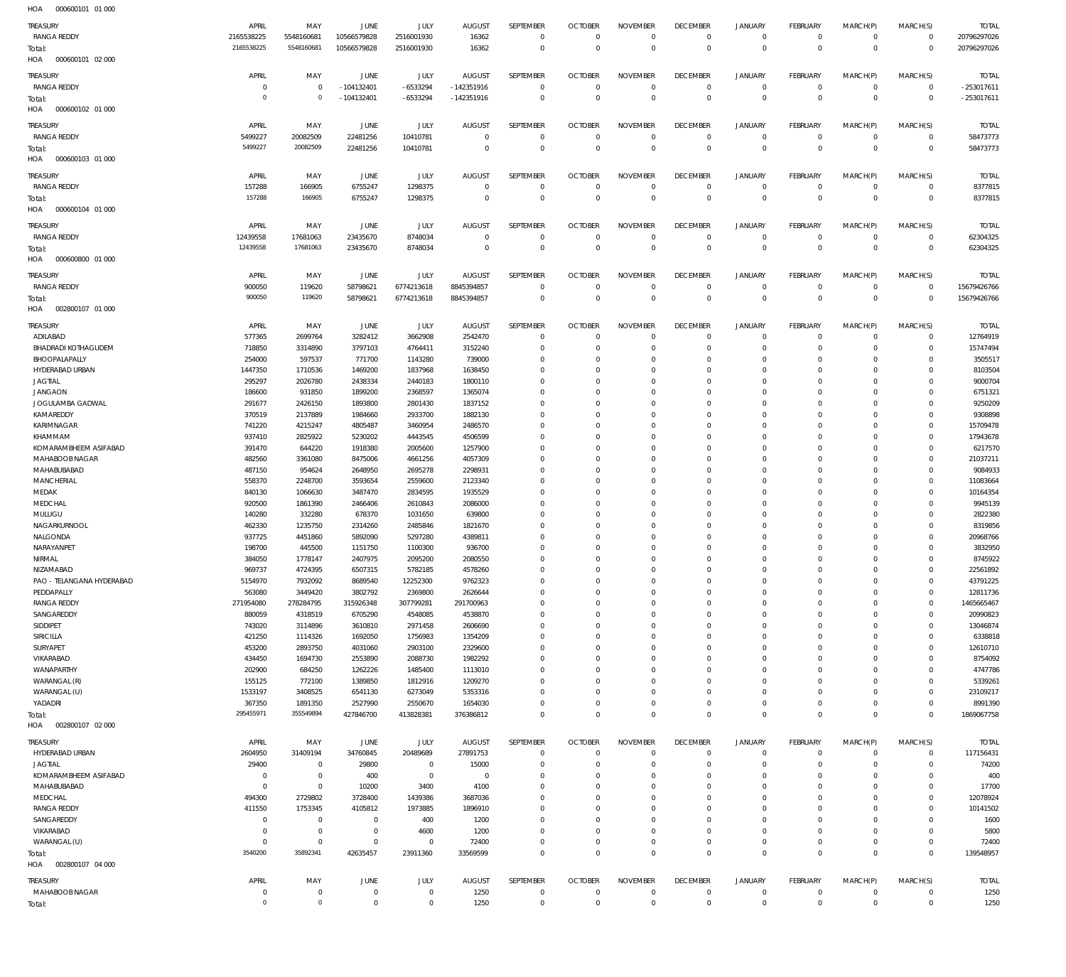HOA 000600101 01 000

| TREASURY | APRIL | MAY | JUNE | JULY | AUGUST | SEPTEMBER | OCTOBER | NOVEMBER | DECEMBER | JANUARY | FEBRUARY | MARCH(P) | MARCH(S) | TOTAL |
|---|---|---|---|---|---|---|---|---|---|---|---|---|---|---|
| RANGA REDDY | 2165538225 | 5548160681 | 10566579828 | 2516001930 | 16362 | 0 | 0 | 0 | 0 | 0 | 0 | 0 | 0 | 20796297026 |
| Total: | 2165538225 | 5548160681 | 10566579828 | 2516001930 | 16362 | 0 | 0 | 0 | 0 | 0 | 0 | 0 | 0 | 20796297026 |

HOA 000600101 02 000

| TREASURY | APRIL | MAY | JUNE | JULY | AUGUST | SEPTEMBER | OCTOBER | NOVEMBER | DECEMBER | JANUARY | FEBRUARY | MARCH(P) | MARCH(S) | TOTAL |
|---|---|---|---|---|---|---|---|---|---|---|---|---|---|---|
| RANGA REDDY | 0 | 0 | -104132401 | -6533294 | -142351916 | 0 | 0 | 0 | 0 | 0 | 0 | 0 | 0 | -253017611 |
| Total: | 0 | 0 | -104132401 | -6533294 | -142351916 | 0 | 0 | 0 | 0 | 0 | 0 | 0 | 0 | -253017611 |

HOA 000600102 01 000

| TREASURY | APRIL | MAY | JUNE | JULY | AUGUST | SEPTEMBER | OCTOBER | NOVEMBER | DECEMBER | JANUARY | FEBRUARY | MARCH(P) | MARCH(S) | TOTAL |
|---|---|---|---|---|---|---|---|---|---|---|---|---|---|---|
| RANGA REDDY | 5499227 | 20082509 | 22481256 | 10410781 | 0 | 0 | 0 | 0 | 0 | 0 | 0 | 0 | 0 | 58473773 |
| Total: | 5499227 | 20082509 | 22481256 | 10410781 | 0 | 0 | 0 | 0 | 0 | 0 | 0 | 0 | 0 | 58473773 |

HOA 000600103 01 000

| TREASURY | APRIL | MAY | JUNE | JULY | AUGUST | SEPTEMBER | OCTOBER | NOVEMBER | DECEMBER | JANUARY | FEBRUARY | MARCH(P) | MARCH(S) | TOTAL |
|---|---|---|---|---|---|---|---|---|---|---|---|---|---|---|
| RANGA REDDY | 157288 | 166905 | 6755247 | 1298375 | 0 | 0 | 0 | 0 | 0 | 0 | 0 | 0 | 0 | 8377815 |
| Total: | 157288 | 166905 | 6755247 | 1298375 | 0 | 0 | 0 | 0 | 0 | 0 | 0 | 0 | 0 | 8377815 |

HOA 000600104 01 000

| TREASURY | APRIL | MAY | JUNE | JULY | AUGUST | SEPTEMBER | OCTOBER | NOVEMBER | DECEMBER | JANUARY | FEBRUARY | MARCH(P) | MARCH(S) | TOTAL |
|---|---|---|---|---|---|---|---|---|---|---|---|---|---|---|
| RANGA REDDY | 12439558 | 17681063 | 23435670 | 8748034 | 0 | 0 | 0 | 0 | 0 | 0 | 0 | 0 | 0 | 62304325 |
| Total: | 12439558 | 17681063 | 23435670 | 8748034 | 0 | 0 | 0 | 0 | 0 | 0 | 0 | 0 | 0 | 62304325 |

HOA 000600800 01 000

| TREASURY | APRIL | MAY | JUNE | JULY | AUGUST | SEPTEMBER | OCTOBER | NOVEMBER | DECEMBER | JANUARY | FEBRUARY | MARCH(P) | MARCH(S) | TOTAL |
|---|---|---|---|---|---|---|---|---|---|---|---|---|---|---|
| RANGA REDDY | 900050 | 119620 | 58798621 | 6774213618 | 8845394857 | 0 | 0 | 0 | 0 | 0 | 0 | 0 | 0 | 15679426766 |
| Total: | 900050 | 119620 | 58798621 | 6774213618 | 8845394857 | 0 | 0 | 0 | 0 | 0 | 0 | 0 | 0 | 15679426766 |

HOA 002800107 01 000

| TREASURY | APRIL | MAY | JUNE | JULY | AUGUST | SEPTEMBER | OCTOBER | NOVEMBER | DECEMBER | JANUARY | FEBRUARY | MARCH(P) | MARCH(S) | TOTAL |
|---|---|---|---|---|---|---|---|---|---|---|---|---|---|---|
| ADILABAD | 577365 | 2699764 | 3282412 | 3662908 | 2542470 | 0 | 0 | 0 | 0 | 0 | 0 | 0 | 0 | 12764919 |
| BHADRADI KOTHAGUDEM | 718850 | 3314890 | 3797103 | 4764411 | 3152240 | 0 | 0 | 0 | 0 | 0 | 0 | 0 | 0 | 15747494 |
| BHOOPALAPALLY | 254000 | 597537 | 771700 | 1143280 | 739000 | 0 | 0 | 0 | 0 | 0 | 0 | 0 | 0 | 3505517 |
| HYDERABAD URBAN | 1447350 | 1710536 | 1469200 | 1837968 | 1638450 | 0 | 0 | 0 | 0 | 0 | 0 | 0 | 0 | 8103504 |
| JAGTIAL | 295297 | 2026780 | 2438334 | 2440183 | 1800110 | 0 | 0 | 0 | 0 | 0 | 0 | 0 | 0 | 9000704 |
| JANGAON | 186600 | 931850 | 1899200 | 2368597 | 1365074 | 0 | 0 | 0 | 0 | 0 | 0 | 0 | 0 | 6751321 |
| JOGULAMBA GADWAL | 291677 | 2426150 | 1893800 | 2801430 | 1837152 | 0 | 0 | 0 | 0 | 0 | 0 | 0 | 0 | 9250209 |
| KAMAREDDY | 370519 | 2137889 | 1984660 | 2933700 | 1882130 | 0 | 0 | 0 | 0 | 0 | 0 | 0 | 0 | 9308898 |
| KARIMNAGAR | 741220 | 4215247 | 4805487 | 3460954 | 2486570 | 0 | 0 | 0 | 0 | 0 | 0 | 0 | 0 | 15709478 |
| KHAMMAM | 937410 | 2825922 | 5230202 | 4443545 | 4506599 | 0 | 0 | 0 | 0 | 0 | 0 | 0 | 0 | 17943678 |
| KOMARAMBHEEM ASIFABAD | 391470 | 644220 | 1918380 | 2005600 | 1257900 | 0 | 0 | 0 | 0 | 0 | 0 | 0 | 0 | 6217570 |
| MAHABOOBNAGAR | 482560 | 3361080 | 8475006 | 4661256 | 4057309 | 0 | 0 | 0 | 0 | 0 | 0 | 0 | 0 | 21037211 |
| MAHABUBABAD | 487150 | 954624 | 2648950 | 2695278 | 2298931 | 0 | 0 | 0 | 0 | 0 | 0 | 0 | 0 | 9084933 |
| MANCHERIAL | 558370 | 2248700 | 3593654 | 2559600 | 2123340 | 0 | 0 | 0 | 0 | 0 | 0 | 0 | 0 | 11083664 |
| MEDAK | 840130 | 1066630 | 3487470 | 2834595 | 1935529 | 0 | 0 | 0 | 0 | 0 | 0 | 0 | 0 | 10164354 |
| MEDCHAL | 920500 | 1861390 | 2466406 | 2610843 | 2086000 | 0 | 0 | 0 | 0 | 0 | 0 | 0 | 0 | 9945139 |
| MULUGU | 140280 | 332280 | 678370 | 1031650 | 639800 | 0 | 0 | 0 | 0 | 0 | 0 | 0 | 0 | 2822380 |
| NAGARKURNOOL | 462330 | 1235750 | 2314260 | 2485846 | 1821670 | 0 | 0 | 0 | 0 | 0 | 0 | 0 | 0 | 8319856 |
| NALGONDA | 937725 | 4451860 | 5892090 | 5297280 | 4389811 | 0 | 0 | 0 | 0 | 0 | 0 | 0 | 0 | 20968766 |
| NARAYANPET | 198700 | 445500 | 1151750 | 1100300 | 936700 | 0 | 0 | 0 | 0 | 0 | 0 | 0 | 0 | 3832950 |
| NIRMAL | 384050 | 1778147 | 2407975 | 2095200 | 2080550 | 0 | 0 | 0 | 0 | 0 | 0 | 0 | 0 | 8745922 |
| NIZAMABAD | 969737 | 4724395 | 6507315 | 5782185 | 4578260 | 0 | 0 | 0 | 0 | 0 | 0 | 0 | 0 | 22561892 |
| PAO - TELANGANA HYDERABAD | 5154970 | 7932092 | 8689540 | 12252300 | 9762323 | 0 | 0 | 0 | 0 | 0 | 0 | 0 | 0 | 43791225 |
| PEDDAPALLY | 563080 | 3449420 | 3802792 | 2369800 | 2626644 | 0 | 0 | 0 | 0 | 0 | 0 | 0 | 0 | 12811736 |
| RANGA REDDY | 271954080 | 278284795 | 315926348 | 307799281 | 291700963 | 0 | 0 | 0 | 0 | 0 | 0 | 0 | 0 | 1465665467 |
| SANGAREDDY | 880059 | 4318519 | 6705290 | 4548085 | 4538870 | 0 | 0 | 0 | 0 | 0 | 0 | 0 | 0 | 20990823 |
| SIDDIPET | 743020 | 3114896 | 3610810 | 2971458 | 2606690 | 0 | 0 | 0 | 0 | 0 | 0 | 0 | 0 | 13046874 |
| SIRICILLA | 421250 | 1114326 | 1692050 | 1756983 | 1354209 | 0 | 0 | 0 | 0 | 0 | 0 | 0 | 0 | 6338818 |
| SURYAPET | 453200 | 2893750 | 4031060 | 2903100 | 2329600 | 0 | 0 | 0 | 0 | 0 | 0 | 0 | 0 | 12610710 |
| VIKARABAD | 434450 | 1694730 | 2553890 | 2088730 | 1982292 | 0 | 0 | 0 | 0 | 0 | 0 | 0 | 0 | 8754092 |
| WANAPARTHY | 202900 | 684250 | 1262226 | 1485400 | 1113010 | 0 | 0 | 0 | 0 | 0 | 0 | 0 | 0 | 4747786 |
| WARANGAL (R) | 155125 | 772100 | 1389850 | 1812916 | 1209270 | 0 | 0 | 0 | 0 | 0 | 0 | 0 | 0 | 5339261 |
| WARANGAL (U) | 1533197 | 3408525 | 6541130 | 6273049 | 5353316 | 0 | 0 | 0 | 0 | 0 | 0 | 0 | 0 | 23109217 |
| YADADRI | 367350 | 1891350 | 2527990 | 2550670 | 1654030 | 0 | 0 | 0 | 0 | 0 | 0 | 0 | 0 | 8991390 |
| Total: | 295455971 | 355549894 | 427846700 | 413828381 | 376386812 | 0 | 0 | 0 | 0 | 0 | 0 | 0 | 0 | 1869067758 |

HOA 002800107 02 000

| TREASURY | APRIL | MAY | JUNE | JULY | AUGUST | SEPTEMBER | OCTOBER | NOVEMBER | DECEMBER | JANUARY | FEBRUARY | MARCH(P) | MARCH(S) | TOTAL |
|---|---|---|---|---|---|---|---|---|---|---|---|---|---|---|
| HYDERABAD URBAN | 2604950 | 31409194 | 34760845 | 20489689 | 27891753 | 0 | 0 | 0 | 0 | 0 | 0 | 0 | 0 | 117156431 |
| JAGTIAL | 29400 | 0 | 29800 | 0 | 15000 | 0 | 0 | 0 | 0 | 0 | 0 | 0 | 0 | 74200 |
| KOMARAMBHEEM ASIFABAD | 0 | 0 | 400 | 0 | 0 | 0 | 0 | 0 | 0 | 0 | 0 | 0 | 0 | 400 |
| MAHABUBABAD | 0 | 0 | 10200 | 3400 | 4100 | 0 | 0 | 0 | 0 | 0 | 0 | 0 | 0 | 17700 |
| MEDCHAL | 494300 | 2729802 | 3728400 | 1439386 | 3687036 | 0 | 0 | 0 | 0 | 0 | 0 | 0 | 0 | 12078924 |
| RANGA REDDY | 411550 | 1753345 | 4105812 | 1973885 | 1896910 | 0 | 0 | 0 | 0 | 0 | 0 | 0 | 0 | 10141502 |
| SANGAREDDY | 0 | 0 | 0 | 400 | 1200 | 0 | 0 | 0 | 0 | 0 | 0 | 0 | 0 | 1600 |
| VIKARABAD | 0 | 0 | 0 | 4600 | 1200 | 0 | 0 | 0 | 0 | 0 | 0 | 0 | 0 | 5800 |
| WARANGAL (U) | 0 | 0 | 0 | 0 | 72400 | 0 | 0 | 0 | 0 | 0 | 0 | 0 | 0 | 72400 |
| Total: | 3540200 | 35892341 | 42635457 | 23911360 | 33569599 | 0 | 0 | 0 | 0 | 0 | 0 | 0 | 0 | 139548957 |

HOA 002800107 04 000

| TREASURY | APRIL | MAY | JUNE | JULY | AUGUST | SEPTEMBER | OCTOBER | NOVEMBER | DECEMBER | JANUARY | FEBRUARY | MARCH(P) | MARCH(S) | TOTAL |
|---|---|---|---|---|---|---|---|---|---|---|---|---|---|---|
| MAHABOOBNAGAR | 0 | 0 | 0 | 0 | 1250 | 0 | 0 | 0 | 0 | 0 | 0 | 0 | 0 | 1250 |
| Total: | 0 | 0 | 0 | 0 | 1250 | 0 | 0 | 0 | 0 | 0 | 0 | 0 | 0 | 1250 |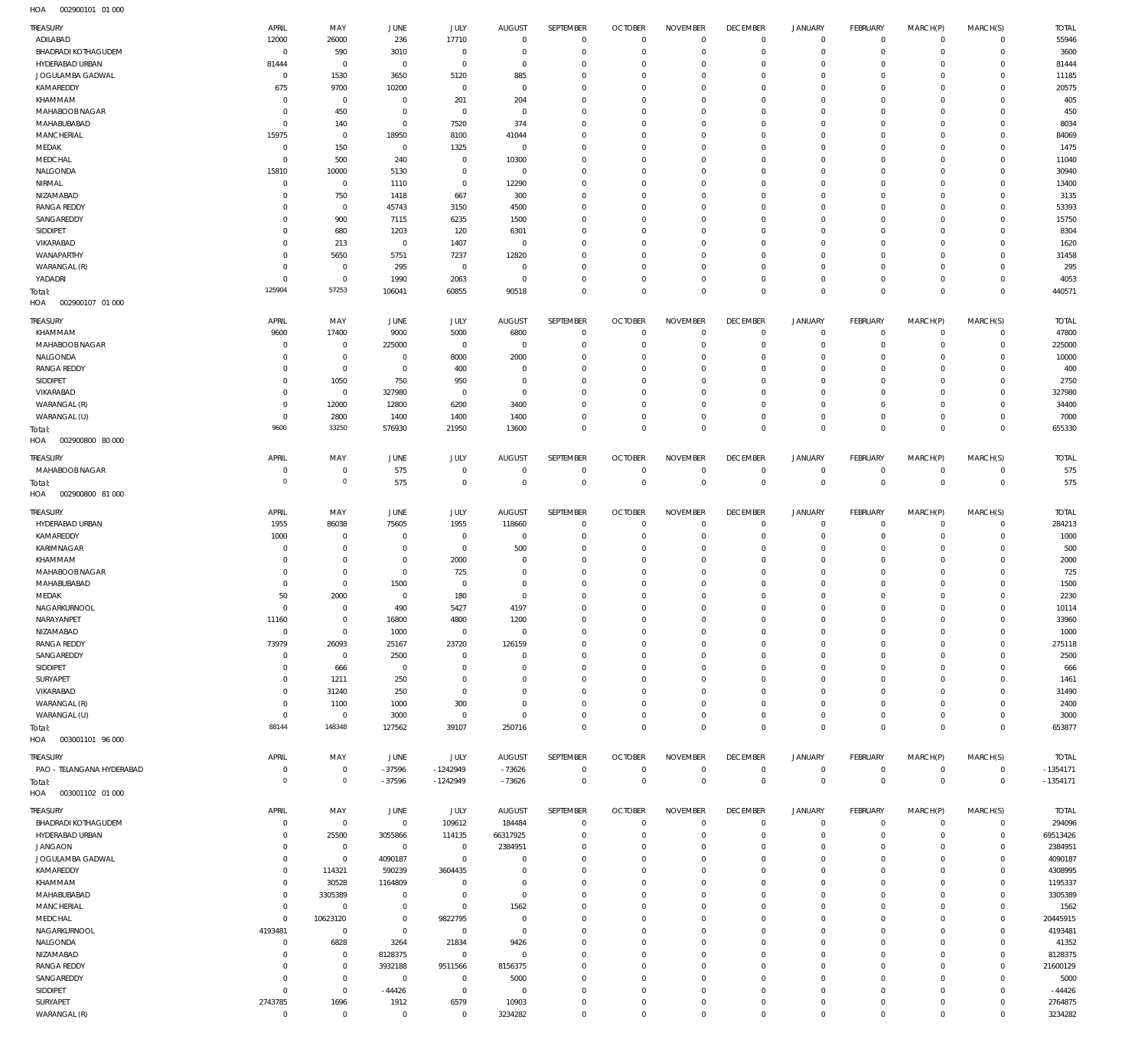HOA 002900101 01 000

| TREASURY | APRIL | MAY | JUNE | JULY | AUGUST | SEPTEMBER | OCTOBER | NOVEMBER | DECEMBER | JANUARY | FEBRUARY | MARCH(P) | MARCH(S) | TOTAL |
|---|---|---|---|---|---|---|---|---|---|---|---|---|---|---|
| ADILABAD | 12000 | 26000 | 236 | 17710 | 0 | 0 | 0 | 0 | 0 | 0 | 0 | 0 | 0 | 55946 |
| BHADRADI KOTHAGUDEM | 0 | 590 | 3010 | 0 | 0 | 0 | 0 | 0 | 0 | 0 | 0 | 0 | 0 | 3600 |
| HYDERABAD URBAN | 81444 | 0 | 0 | 0 | 0 | 0 | 0 | 0 | 0 | 0 | 0 | 0 | 0 | 81444 |
| JOGULAMBA GADWAL | 0 | 1530 | 3650 | 5120 | 885 | 0 | 0 | 0 | 0 | 0 | 0 | 0 | 0 | 11185 |
| KAMAREDDY | 675 | 9700 | 10200 | 0 | 0 | 0 | 0 | 0 | 0 | 0 | 0 | 0 | 0 | 20575 |
| KHAMMAM | 0 | 0 | 0 | 201 | 204 | 0 | 0 | 0 | 0 | 0 | 0 | 0 | 0 | 405 |
| MAHABOOB NAGAR | 0 | 450 | 0 | 0 | 0 | 0 | 0 | 0 | 0 | 0 | 0 | 0 | 0 | 450 |
| MAHABUBABAD | 0 | 140 | 0 | 7520 | 374 | 0 | 0 | 0 | 0 | 0 | 0 | 0 | 0 | 8034 |
| MANCHERIAL | 15975 | 0 | 18950 | 8100 | 41044 | 0 | 0 | 0 | 0 | 0 | 0 | 0 | 0 | 84069 |
| MEDAK | 0 | 150 | 0 | 1325 | 0 | 0 | 0 | 0 | 0 | 0 | 0 | 0 | 0 | 1475 |
| MEDCHAL | 0 | 500 | 240 | 0 | 10300 | 0 | 0 | 0 | 0 | 0 | 0 | 0 | 0 | 11040 |
| NALGONDA | 15810 | 10000 | 5130 | 0 | 0 | 0 | 0 | 0 | 0 | 0 | 0 | 0 | 0 | 30940 |
| NIRMAL | 0 | 0 | 1110 | 0 | 12290 | 0 | 0 | 0 | 0 | 0 | 0 | 0 | 0 | 13400 |
| NIZAMABAD | 0 | 750 | 1418 | 667 | 300 | 0 | 0 | 0 | 0 | 0 | 0 | 0 | 0 | 3135 |
| RANGA REDDY | 0 | 0 | 45743 | 3150 | 4500 | 0 | 0 | 0 | 0 | 0 | 0 | 0 | 0 | 53393 |
| SANGAREDDY | 0 | 900 | 7115 | 6235 | 1500 | 0 | 0 | 0 | 0 | 0 | 0 | 0 | 0 | 15750 |
| SIDDIPET | 0 | 680 | 1203 | 120 | 6301 | 0 | 0 | 0 | 0 | 0 | 0 | 0 | 0 | 8304 |
| VIKARABAD | 0 | 213 | 0 | 1407 | 0 | 0 | 0 | 0 | 0 | 0 | 0 | 0 | 0 | 1620 |
| WANAPARTHY | 0 | 5650 | 5751 | 7237 | 12820 | 0 | 0 | 0 | 0 | 0 | 0 | 0 | 0 | 31458 |
| WARANGAL (R) | 0 | 0 | 295 | 0 | 0 | 0 | 0 | 0 | 0 | 0 | 0 | 0 | 0 | 295 |
| YADADRI | 0 | 0 | 1990 | 2063 | 0 | 0 | 0 | 0 | 0 | 0 | 0 | 0 | 0 | 4053 |
| Total: | 125904 | 57253 | 106041 | 60855 | 90518 | 0 | 0 | 0 | 0 | 0 | 0 | 0 | 0 | 440571 |

HOA 002900107 01 000

| TREASURY | APRIL | MAY | JUNE | JULY | AUGUST | SEPTEMBER | OCTOBER | NOVEMBER | DECEMBER | JANUARY | FEBRUARY | MARCH(P) | MARCH(S) | TOTAL |
|---|---|---|---|---|---|---|---|---|---|---|---|---|---|---|
| KHAMMAM | 9600 | 17400 | 9000 | 5000 | 6800 | 0 | 0 | 0 | 0 | 0 | 0 | 0 | 0 | 47800 |
| MAHABOOB NAGAR | 0 | 0 | 225000 | 0 | 0 | 0 | 0 | 0 | 0 | 0 | 0 | 0 | 0 | 225000 |
| NALGONDA | 0 | 0 | 0 | 8000 | 2000 | 0 | 0 | 0 | 0 | 0 | 0 | 0 | 0 | 10000 |
| RANGA REDDY | 0 | 0 | 0 | 400 | 0 | 0 | 0 | 0 | 0 | 0 | 0 | 0 | 0 | 400 |
| SIDDIPET | 0 | 1050 | 750 | 950 | 0 | 0 | 0 | 0 | 0 | 0 | 0 | 0 | 0 | 2750 |
| VIKARABAD | 0 | 0 | 327980 | 0 | 0 | 0 | 0 | 0 | 0 | 0 | 0 | 0 | 0 | 327980 |
| WARANGAL (R) | 0 | 12000 | 12800 | 6200 | 3400 | 0 | 0 | 0 | 0 | 0 | 0 | 0 | 0 | 34400 |
| WARANGAL (U) | 0 | 2800 | 1400 | 1400 | 1400 | 0 | 0 | 0 | 0 | 0 | 0 | 0 | 0 | 7000 |
| Total: | 9600 | 33250 | 576930 | 21950 | 13600 | 0 | 0 | 0 | 0 | 0 | 0 | 0 | 0 | 655330 |

HOA 002900800 80 000

| TREASURY | APRIL | MAY | JUNE | JULY | AUGUST | SEPTEMBER | OCTOBER | NOVEMBER | DECEMBER | JANUARY | FEBRUARY | MARCH(P) | MARCH(S) | TOTAL |
|---|---|---|---|---|---|---|---|---|---|---|---|---|---|---|
| MAHABOOB NAGAR | 0 | 0 | 575 | 0 | 0 | 0 | 0 | 0 | 0 | 0 | 0 | 0 | 0 | 575 |
| Total: | 0 | 0 | 575 | 0 | 0 | 0 | 0 | 0 | 0 | 0 | 0 | 0 | 0 | 575 |

HOA 002900800 81 000

| TREASURY | APRIL | MAY | JUNE | JULY | AUGUST | SEPTEMBER | OCTOBER | NOVEMBER | DECEMBER | JANUARY | FEBRUARY | MARCH(P) | MARCH(S) | TOTAL |
|---|---|---|---|---|---|---|---|---|---|---|---|---|---|---|
| HYDERABAD URBAN | 1955 | 86038 | 75605 | 1955 | 118660 | 0 | 0 | 0 | 0 | 0 | 0 | 0 | 0 | 284213 |
| KAMAREDDY | 1000 | 0 | 0 | 0 | 0 | 0 | 0 | 0 | 0 | 0 | 0 | 0 | 0 | 1000 |
| KARIMNAGAR | 0 | 0 | 0 | 0 | 500 | 0 | 0 | 0 | 0 | 0 | 0 | 0 | 0 | 500 |
| KHAMMAM | 0 | 0 | 0 | 2000 | 0 | 0 | 0 | 0 | 0 | 0 | 0 | 0 | 0 | 2000 |
| MAHABOOB NAGAR | 0 | 0 | 0 | 725 | 0 | 0 | 0 | 0 | 0 | 0 | 0 | 0 | 0 | 725 |
| MAHABUBABAD | 0 | 0 | 1500 | 0 | 0 | 0 | 0 | 0 | 0 | 0 | 0 | 0 | 0 | 1500 |
| MEDAK | 50 | 2000 | 0 | 180 | 0 | 0 | 0 | 0 | 0 | 0 | 0 | 0 | 0 | 2230 |
| NAGARKURNOOL | 0 | 0 | 490 | 5427 | 4197 | 0 | 0 | 0 | 0 | 0 | 0 | 0 | 0 | 10114 |
| NARAYANPET | 11160 | 0 | 16800 | 4800 | 1200 | 0 | 0 | 0 | 0 | 0 | 0 | 0 | 0 | 33960 |
| NIZAMABAD | 0 | 0 | 1000 | 0 | 0 | 0 | 0 | 0 | 0 | 0 | 0 | 0 | 0 | 1000 |
| RANGA REDDY | 73979 | 26093 | 25167 | 23720 | 126159 | 0 | 0 | 0 | 0 | 0 | 0 | 0 | 0 | 275118 |
| SANGAREDDY | 0 | 0 | 2500 | 0 | 0 | 0 | 0 | 0 | 0 | 0 | 0 | 0 | 0 | 2500 |
| SIDDIPET | 0 | 666 | 0 | 0 | 0 | 0 | 0 | 0 | 0 | 0 | 0 | 0 | 0 | 666 |
| SURYAPET | 0 | 1211 | 250 | 0 | 0 | 0 | 0 | 0 | 0 | 0 | 0 | 0 | 0 | 1461 |
| VIKARABAD | 0 | 31240 | 250 | 0 | 0 | 0 | 0 | 0 | 0 | 0 | 0 | 0 | 0 | 31490 |
| WARANGAL (R) | 0 | 1100 | 1000 | 300 | 0 | 0 | 0 | 0 | 0 | 0 | 0 | 0 | 0 | 2400 |
| WARANGAL (U) | 0 | 0 | 3000 | 0 | 0 | 0 | 0 | 0 | 0 | 0 | 0 | 0 | 0 | 3000 |
| Total: | 88144 | 148348 | 127562 | 39107 | 250716 | 0 | 0 | 0 | 0 | 0 | 0 | 0 | 0 | 653877 |

HOA 003001101 96 000

| TREASURY | APRIL | MAY | JUNE | JULY | AUGUST | SEPTEMBER | OCTOBER | NOVEMBER | DECEMBER | JANUARY | FEBRUARY | MARCH(P) | MARCH(S) | TOTAL |
|---|---|---|---|---|---|---|---|---|---|---|---|---|---|---|
| PAO - TELANGANA HYDERABAD | 0 | 0 | -37596 | -1242949 | -73626 | 0 | 0 | 0 | 0 | 0 | 0 | 0 | 0 | -1354171 |
| Total: | 0 | 0 | -37596 | -1242949 | -73626 | 0 | 0 | 0 | 0 | 0 | 0 | 0 | 0 | -1354171 |

HOA 003001102 01 000

| TREASURY | APRIL | MAY | JUNE | JULY | AUGUST | SEPTEMBER | OCTOBER | NOVEMBER | DECEMBER | JANUARY | FEBRUARY | MARCH(P) | MARCH(S) | TOTAL |
|---|---|---|---|---|---|---|---|---|---|---|---|---|---|---|
| BHADRADI KOTHAGUDEM | 0 | 0 | 0 | 109612 | 184484 | 0 | 0 | 0 | 0 | 0 | 0 | 0 | 0 | 294096 |
| HYDERABAD URBAN | 0 | 25500 | 3055866 | 114135 | 66317925 | 0 | 0 | 0 | 0 | 0 | 0 | 0 | 0 | 69513426 |
| JANGAON | 0 | 0 | 0 | 0 | 2384951 | 0 | 0 | 0 | 0 | 0 | 0 | 0 | 0 | 2384951 |
| JOGULAMBA GADWAL | 0 | 0 | 4090187 | 0 | 0 | 0 | 0 | 0 | 0 | 0 | 0 | 0 | 0 | 4090187 |
| KAMAREDDY | 0 | 114321 | 590239 | 3604435 | 0 | 0 | 0 | 0 | 0 | 0 | 0 | 0 | 0 | 4308995 |
| KHAMMAM | 0 | 30528 | 1164809 | 0 | 0 | 0 | 0 | 0 | 0 | 0 | 0 | 0 | 0 | 1195337 |
| MAHABUBABAD | 0 | 3305389 | 0 | 0 | 0 | 0 | 0 | 0 | 0 | 0 | 0 | 0 | 0 | 3305389 |
| MANCHERIAL | 0 | 0 | 0 | 0 | 1562 | 0 | 0 | 0 | 0 | 0 | 0 | 0 | 0 | 1562 |
| MEDCHAL | 0 | 10623120 | 0 | 9822795 | 0 | 0 | 0 | 0 | 0 | 0 | 0 | 0 | 0 | 20445915 |
| NAGARKURNOOL | 4193481 | 0 | 0 | 0 | 0 | 0 | 0 | 0 | 0 | 0 | 0 | 0 | 0 | 4193481 |
| NALGONDA | 0 | 6828 | 3264 | 21834 | 9426 | 0 | 0 | 0 | 0 | 0 | 0 | 0 | 0 | 41352 |
| NIZAMABAD | 0 | 0 | 8128375 | 0 | 0 | 0 | 0 | 0 | 0 | 0 | 0 | 0 | 0 | 8128375 |
| RANGA REDDY | 0 | 0 | 3932188 | 9511566 | 8156375 | 0 | 0 | 0 | 0 | 0 | 0 | 0 | 0 | 21600129 |
| SANGAREDDY | 0 | 0 | 0 | 0 | 5000 | 0 | 0 | 0 | 0 | 0 | 0 | 0 | 0 | 5000 |
| SIDDIPET | 0 | 0 | -44426 | 0 | 0 | 0 | 0 | 0 | 0 | 0 | 0 | 0 | 0 | -44426 |
| SURYAPET | 2743785 | 1696 | 1912 | 6579 | 10903 | 0 | 0 | 0 | 0 | 0 | 0 | 0 | 0 | 2764875 |
| WARANGAL (R) | 0 | 0 | 0 | 0 | 3234282 | 0 | 0 | 0 | 0 | 0 | 0 | 0 | 0 | 3234282 |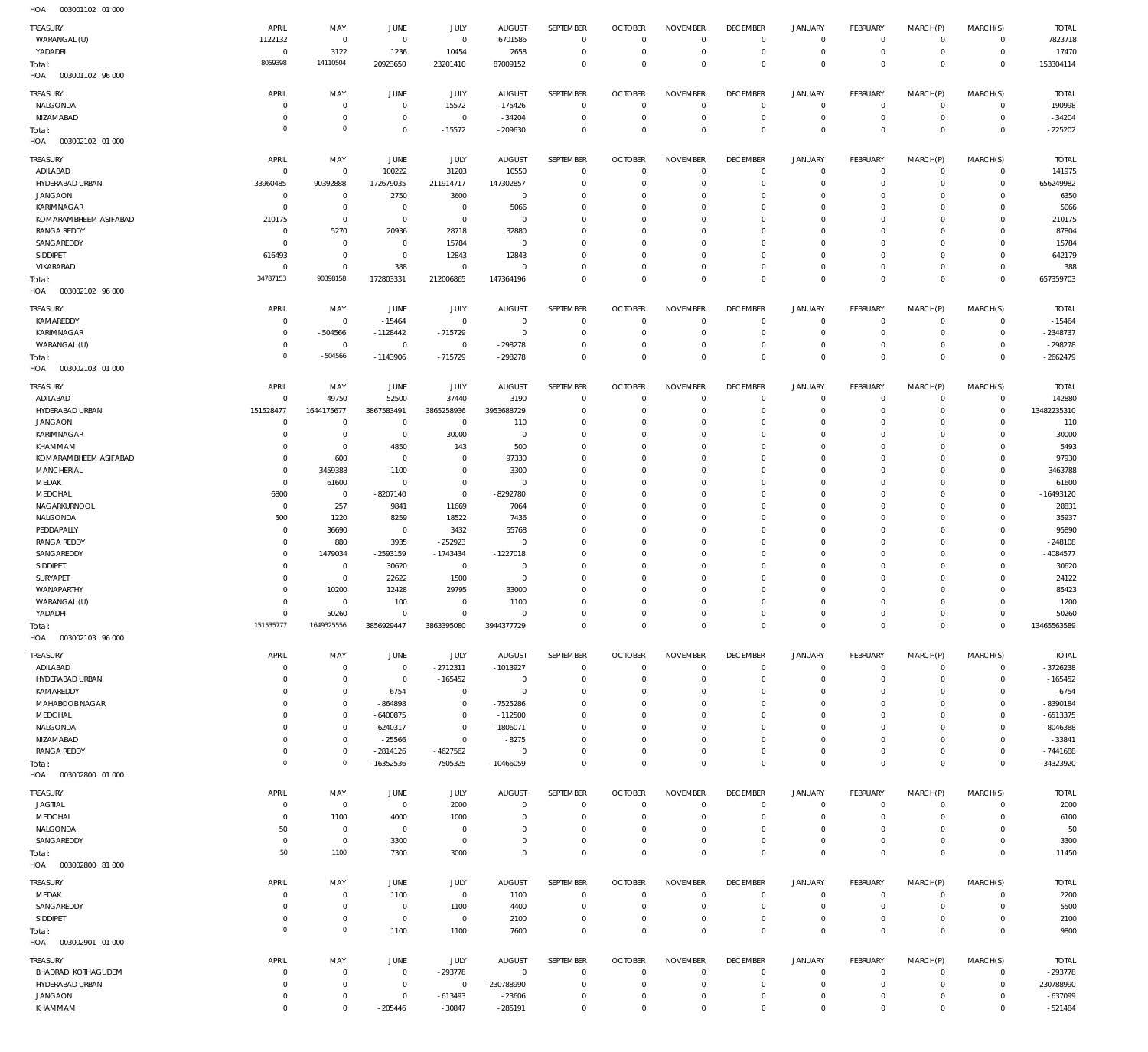HOA 003001102 01 000

| TREASURY | APRIL | MAY | JUNE | JULY | AUGUST | SEPTEMBER | OCTOBER | NOVEMBER | DECEMBER | JANUARY | FEBRUARY | MARCH(P) | MARCH(S) | TOTAL |
|---|---|---|---|---|---|---|---|---|---|---|---|---|---|---|
| WARANGAL (U) | 1122132 | 0 | 0 | 0 | 6701586 | 0 | 0 | 0 | 0 | 0 | 0 | 0 | 0 | 7823718 |
| YADADRI | 0 | 3122 | 1236 | 10454 | 2658 | 0 | 0 | 0 | 0 | 0 | 0 | 0 | 0 | 17470 |
| Total: | 8059398 | 14110504 | 20923650 | 23201410 | 87009152 | 0 | 0 | 0 | 0 | 0 | 0 | 0 | 0 | 153304114 |

HOA 003001102 96 000

| TREASURY | APRIL | MAY | JUNE | JULY | AUGUST | SEPTEMBER | OCTOBER | NOVEMBER | DECEMBER | JANUARY | FEBRUARY | MARCH(P) | MARCH(S) | TOTAL |
|---|---|---|---|---|---|---|---|---|---|---|---|---|---|---|
| NALGONDA | 0 | 0 | 0 | -15572 | -175426 | 0 | 0 | 0 | 0 | 0 | 0 | 0 | 0 | -190998 |
| NIZAMABAD | 0 | 0 | 0 | 0 | -34204 | 0 | 0 | 0 | 0 | 0 | 0 | 0 | 0 | -34204 |
| Total: | 0 | 0 | 0 | -15572 | -209630 | 0 | 0 | 0 | 0 | 0 | 0 | 0 | 0 | -225202 |

HOA 003002102 01 000

| TREASURY | APRIL | MAY | JUNE | JULY | AUGUST | SEPTEMBER | OCTOBER | NOVEMBER | DECEMBER | JANUARY | FEBRUARY | MARCH(P) | MARCH(S) | TOTAL |
|---|---|---|---|---|---|---|---|---|---|---|---|---|---|---|
| ADILABAD | 0 | 0 | 100222 | 31203 | 10550 | 0 | 0 | 0 | 0 | 0 | 0 | 0 | 0 | 141975 |
| HYDERABAD URBAN | 33960485 | 90392888 | 172679035 | 211914717 | 147302857 | 0 | 0 | 0 | 0 | 0 | 0 | 0 | 0 | 656249982 |
| JANGAON | 0 | 0 | 2750 | 3600 | 0 | 0 | 0 | 0 | 0 | 0 | 0 | 0 | 0 | 6350 |
| KARIMNAGAR | 0 | 0 | 0 | 0 | 5066 | 0 | 0 | 0 | 0 | 0 | 0 | 0 | 0 | 5066 |
| KOMARAMBHEEM ASIFABAD | 210175 | 0 | 0 | 0 | 0 | 0 | 0 | 0 | 0 | 0 | 0 | 0 | 0 | 210175 |
| RANGA REDDY | 0 | 5270 | 20936 | 28718 | 32880 | 0 | 0 | 0 | 0 | 0 | 0 | 0 | 0 | 87804 |
| SANGAREDDY | 0 | 0 | 0 | 15784 | 0 | 0 | 0 | 0 | 0 | 0 | 0 | 0 | 0 | 15784 |
| SIDDIPET | 616493 | 0 | 0 | 12843 | 12843 | 0 | 0 | 0 | 0 | 0 | 0 | 0 | 0 | 642179 |
| VIKARABAD | 0 | 0 | 388 | 0 | 0 | 0 | 0 | 0 | 0 | 0 | 0 | 0 | 0 | 388 |
| Total: | 34787153 | 90398158 | 172803331 | 212006865 | 147364196 | 0 | 0 | 0 | 0 | 0 | 0 | 0 | 0 | 657359703 |

HOA 003002102 96 000

| TREASURY | APRIL | MAY | JUNE | JULY | AUGUST | SEPTEMBER | OCTOBER | NOVEMBER | DECEMBER | JANUARY | FEBRUARY | MARCH(P) | MARCH(S) | TOTAL |
|---|---|---|---|---|---|---|---|---|---|---|---|---|---|---|
| KAMAREDDY | 0 | 0 | -15464 | 0 | 0 | 0 | 0 | 0 | 0 | 0 | 0 | 0 | 0 | -15464 |
| KARIMNAGAR | 0 | -504566 | -1128442 | -715729 | 0 | 0 | 0 | 0 | 0 | 0 | 0 | 0 | 0 | -2348737 |
| WARANGAL (U) | 0 | 0 | 0 | 0 | -298278 | 0 | 0 | 0 | 0 | 0 | 0 | 0 | 0 | -298278 |
| Total: | 0 | -504566 | -1143906 | -715729 | -298278 | 0 | 0 | 0 | 0 | 0 | 0 | 0 | 0 | -2662479 |

HOA 003002103 01 000

| TREASURY | APRIL | MAY | JUNE | JULY | AUGUST | SEPTEMBER | OCTOBER | NOVEMBER | DECEMBER | JANUARY | FEBRUARY | MARCH(P) | MARCH(S) | TOTAL |
|---|---|---|---|---|---|---|---|---|---|---|---|---|---|---|
| ADILABAD | 0 | 49750 | 52500 | 37440 | 3190 | 0 | 0 | 0 | 0 | 0 | 0 | 0 | 0 | 142880 |
| HYDERABAD URBAN | 151528477 | 1644175677 | 3867583491 | 3865258936 | 3953688729 | 0 | 0 | 0 | 0 | 0 | 0 | 0 | 0 | 13482235310 |
| JANGAON | 0 | 0 | 0 | 0 | 110 | 0 | 0 | 0 | 0 | 0 | 0 | 0 | 0 | 110 |
| KARIMNAGAR | 0 | 0 | 0 | 30000 | 0 | 0 | 0 | 0 | 0 | 0 | 0 | 0 | 0 | 30000 |
| KHAMMAM | 0 | 0 | 4850 | 143 | 500 | 0 | 0 | 0 | 0 | 0 | 0 | 0 | 0 | 5493 |
| KOMARAMBHEEM ASIFABAD | 0 | 600 | 0 | 0 | 97330 | 0 | 0 | 0 | 0 | 0 | 0 | 0 | 0 | 97930 |
| MANCHERIAL | 0 | 3459388 | 1100 | 0 | 3300 | 0 | 0 | 0 | 0 | 0 | 0 | 0 | 0 | 3463788 |
| MEDAK | 0 | 61600 | 0 | 0 | 0 | 0 | 0 | 0 | 0 | 0 | 0 | 0 | 0 | 61600 |
| MEDCHAL | 6800 | 0 | -8207140 | 0 | -8292780 | 0 | 0 | 0 | 0 | 0 | 0 | 0 | 0 | -16493120 |
| NAGARKURNOOL | 0 | 257 | 9841 | 11669 | 7064 | 0 | 0 | 0 | 0 | 0 | 0 | 0 | 0 | 28831 |
| NALGONDA | 500 | 1220 | 8259 | 18522 | 7436 | 0 | 0 | 0 | 0 | 0 | 0 | 0 | 0 | 35937 |
| PEDDAPALLY | 0 | 36690 | 0 | 3432 | 55768 | 0 | 0 | 0 | 0 | 0 | 0 | 0 | 0 | 95890 |
| RANGA REDDY | 0 | 880 | 3935 | -252923 | 0 | 0 | 0 | 0 | 0 | 0 | 0 | 0 | 0 | -248108 |
| SANGAREDDY | 0 | 1479034 | -2593159 | -1743434 | -1227018 | 0 | 0 | 0 | 0 | 0 | 0 | 0 | 0 | -4084577 |
| SIDDIPET | 0 | 0 | 30620 | 0 | 0 | 0 | 0 | 0 | 0 | 0 | 0 | 0 | 0 | 30620 |
| SURYAPET | 0 | 0 | 22622 | 1500 | 0 | 0 | 0 | 0 | 0 | 0 | 0 | 0 | 0 | 24122 |
| WANAPARTHY | 0 | 10200 | 12428 | 29795 | 33000 | 0 | 0 | 0 | 0 | 0 | 0 | 0 | 0 | 85423 |
| WARANGAL (U) | 0 | 0 | 100 | 0 | 1100 | 0 | 0 | 0 | 0 | 0 | 0 | 0 | 0 | 1200 |
| YADADRI | 0 | 50260 | 0 | 0 | 0 | 0 | 0 | 0 | 0 | 0 | 0 | 0 | 0 | 50260 |
| Total: | 151535777 | 1649325556 | 3856929447 | 3863395080 | 3944377729 | 0 | 0 | 0 | 0 | 0 | 0 | 0 | 0 | 13465563589 |

HOA 003002103 96 000

| TREASURY | APRIL | MAY | JUNE | JULY | AUGUST | SEPTEMBER | OCTOBER | NOVEMBER | DECEMBER | JANUARY | FEBRUARY | MARCH(P) | MARCH(S) | TOTAL |
|---|---|---|---|---|---|---|---|---|---|---|---|---|---|---|
| ADILABAD | 0 | 0 | 0 | -2712311 | -1013927 | 0 | 0 | 0 | 0 | 0 | 0 | 0 | 0 | -3726238 |
| HYDERABAD URBAN | 0 | 0 | 0 | -165452 | 0 | 0 | 0 | 0 | 0 | 0 | 0 | 0 | 0 | -165452 |
| KAMAREDDY | 0 | 0 | -6754 | 0 | 0 | 0 | 0 | 0 | 0 | 0 | 0 | 0 | 0 | -6754 |
| MAHABOOBNAGAR | 0 | 0 | -864898 | 0 | -7525286 | 0 | 0 | 0 | 0 | 0 | 0 | 0 | 0 | -8390184 |
| MEDCHAL | 0 | 0 | -6400875 | 0 | -112500 | 0 | 0 | 0 | 0 | 0 | 0 | 0 | 0 | -6513375 |
| NALGONDA | 0 | 0 | -6240317 | 0 | -1806071 | 0 | 0 | 0 | 0 | 0 | 0 | 0 | 0 | -8046388 |
| NIZAMABAD | 0 | 0 | -25566 | 0 | -8275 | 0 | 0 | 0 | 0 | 0 | 0 | 0 | 0 | -33841 |
| RANGA REDDY | 0 | 0 | -2814126 | -4627562 | 0 | 0 | 0 | 0 | 0 | 0 | 0 | 0 | 0 | -7441688 |
| Total: | 0 | 0 | -16352536 | -7505325 | -10466059 | 0 | 0 | 0 | 0 | 0 | 0 | 0 | 0 | -34323920 |

HOA 003002800 01 000

| TREASURY | APRIL | MAY | JUNE | JULY | AUGUST | SEPTEMBER | OCTOBER | NOVEMBER | DECEMBER | JANUARY | FEBRUARY | MARCH(P) | MARCH(S) | TOTAL |
|---|---|---|---|---|---|---|---|---|---|---|---|---|---|---|
| JAGTIAL | 0 | 0 | 0 | 2000 | 0 | 0 | 0 | 0 | 0 | 0 | 0 | 0 | 0 | 2000 |
| MEDCHAL | 0 | 1100 | 4000 | 1000 | 0 | 0 | 0 | 0 | 0 | 0 | 0 | 0 | 0 | 6100 |
| NALGONDA | 50 | 0 | 0 | 0 | 0 | 0 | 0 | 0 | 0 | 0 | 0 | 0 | 0 | 50 |
| SANGAREDDY | 0 | 0 | 3300 | 0 | 0 | 0 | 0 | 0 | 0 | 0 | 0 | 0 | 0 | 3300 |
| Total: | 50 | 1100 | 7300 | 3000 | 0 | 0 | 0 | 0 | 0 | 0 | 0 | 0 | 0 | 11450 |

HOA 003002800 81 000

| TREASURY | APRIL | MAY | JUNE | JULY | AUGUST | SEPTEMBER | OCTOBER | NOVEMBER | DECEMBER | JANUARY | FEBRUARY | MARCH(P) | MARCH(S) | TOTAL |
|---|---|---|---|---|---|---|---|---|---|---|---|---|---|---|
| MEDAK | 0 | 0 | 1100 | 0 | 1100 | 0 | 0 | 0 | 0 | 0 | 0 | 0 | 0 | 2200 |
| SANGAREDDY | 0 | 0 | 0 | 1100 | 4400 | 0 | 0 | 0 | 0 | 0 | 0 | 0 | 0 | 5500 |
| SIDDIPET | 0 | 0 | 0 | 0 | 2100 | 0 | 0 | 0 | 0 | 0 | 0 | 0 | 0 | 2100 |
| Total: | 0 | 0 | 1100 | 1100 | 7600 | 0 | 0 | 0 | 0 | 0 | 0 | 0 | 0 | 9800 |

HOA 003002901 01 000

| TREASURY | APRIL | MAY | JUNE | JULY | AUGUST | SEPTEMBER | OCTOBER | NOVEMBER | DECEMBER | JANUARY | FEBRUARY | MARCH(P) | MARCH(S) | TOTAL |
|---|---|---|---|---|---|---|---|---|---|---|---|---|---|---|
| BHADRADI KOTHAGUDEM | 0 | 0 | 0 | -293778 | 0 | 0 | 0 | 0 | 0 | 0 | 0 | 0 | 0 | -293778 |
| HYDERABAD URBAN | 0 | 0 | 0 | 0 | -230788990 | 0 | 0 | 0 | 0 | 0 | 0 | 0 | 0 | -230788990 |
| JANGAON | 0 | 0 | 0 | -613493 | -23606 | 0 | 0 | 0 | 0 | 0 | 0 | 0 | 0 | -637099 |
| KHAMMAM | 0 | 0 | -205446 | -30847 | -285191 | 0 | 0 | 0 | 0 | 0 | 0 | 0 | 0 | -521484 |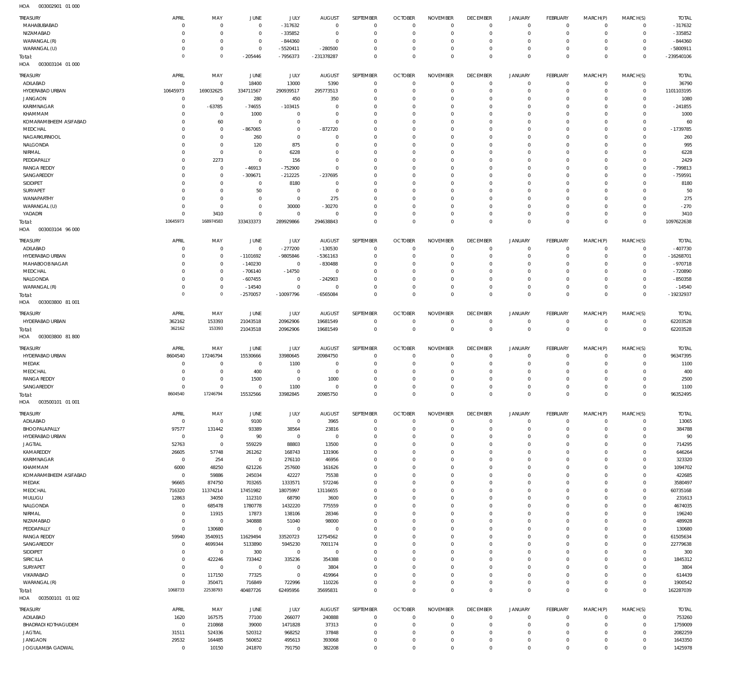HOA 003002901 01 000

| TREASURY | APRIL | MAY | JUNE | JULY | AUGUST | SEPTEMBER | OCTOBER | NOVEMBER | DECEMBER | JANUARY | FEBRUARY | MARCH(P) | MARCH(S) | TOTAL |
|---|---|---|---|---|---|---|---|---|---|---|---|---|---|---|
| MAHABUBABAD | 0 | 0 | 0 | - 317632 | 0 | 0 | 0 | 0 | 0 | 0 | 0 | 0 | 0 | - 317632 |
| NIZAMABAD | 0 | 0 | 0 | - 335852 | 0 | 0 | 0 | 0 | 0 | 0 | 0 | 0 | 0 | - 335852 |
| WARANGAL (R) | 0 | 0 | 0 | - 844360 | 0 | 0 | 0 | 0 | 0 | 0 | 0 | 0 | 0 | - 844360 |
| WARANGAL (U) | 0 | 0 | 0 | - 5520411 | - 280500 | 0 | 0 | 0 | 0 | 0 | 0 | 0 | 0 | - 5800911 |
| Total: | 0 | 0 | - 205446 | - 7956373 | - 231378287 | 0 | 0 | 0 | 0 | 0 | 0 | 0 | 0 | - 239540106 |

HOA 003003104 01 000

| TREASURY | APRIL | MAY | JUNE | JULY | AUGUST | SEPTEMBER | OCTOBER | NOVEMBER | DECEMBER | JANUARY | FEBRUARY | MARCH(P) | MARCH(S) | TOTAL |
|---|---|---|---|---|---|---|---|---|---|---|---|---|---|---|
| ADILABAD | 0 | 0 | 18400 | 13000 | 5390 | 0 | 0 | 0 | 0 | 0 | 0 | 0 | 0 | 36790 |
| HYDERABAD URBAN | 10645973 | 169032625 | 334711567 | 290939517 | 295773513 | 0 | 0 | 0 | 0 | 0 | 0 | 0 | 0 | 1101103195 |
| JANGAON | 0 | 0 | 280 | 450 | 350 | 0 | 0 | 0 | 0 | 0 | 0 | 0 | 0 | 1080 |
| KARIMNAGAR | 0 | - 63785 | - 74655 | - 103415 | 0 | 0 | 0 | 0 | 0 | 0 | 0 | 0 | 0 | - 241855 |
| KHAMMAM | 0 | 0 | 1000 | 0 | 0 | 0 | 0 | 0 | 0 | 0 | 0 | 0 | 0 | 1000 |
| KOMARAMBHEEM ASIFABAD | 0 | 60 | 0 | 0 | 0 | 0 | 0 | 0 | 0 | 0 | 0 | 0 | 0 | 60 |
| MEDCHAL | 0 | 0 | - 867065 | 0 | - 872720 | 0 | 0 | 0 | 0 | 0 | 0 | 0 | 0 | - 1739785 |
| NAGARKURNOOL | 0 | 0 | 260 | 0 | 0 | 0 | 0 | 0 | 0 | 0 | 0 | 0 | 0 | 260 |
| NALGONDA | 0 | 0 | 120 | 875 | 0 | 0 | 0 | 0 | 0 | 0 | 0 | 0 | 0 | 995 |
| NIRMAL | 0 | 0 | 0 | 6228 | 0 | 0 | 0 | 0 | 0 | 0 | 0 | 0 | 0 | 6228 |
| PEDDAPALLY | 0 | 2273 | 0 | 156 | 0 | 0 | 0 | 0 | 0 | 0 | 0 | 0 | 0 | 2429 |
| RANGA REDDY | 0 | 0 | - 46913 | - 752900 | 0 | 0 | 0 | 0 | 0 | 0 | 0 | 0 | 0 | - 799813 |
| SANGAREDDY | 0 | 0 | - 309671 | - 212225 | - 237695 | 0 | 0 | 0 | 0 | 0 | 0 | 0 | 0 | - 759591 |
| SIDDIPET | 0 | 0 | 0 | 8180 | 0 | 0 | 0 | 0 | 0 | 0 | 0 | 0 | 0 | 8180 |
| SURYAPET | 0 | 0 | 50 | 0 | 0 | 0 | 0 | 0 | 0 | 0 | 0 | 0 | 0 | 50 |
| WANAPARTHY | 0 | 0 | 0 | 0 | 275 | 0 | 0 | 0 | 0 | 0 | 0 | 0 | 0 | 275 |
| WARANGAL (U) | 0 | 0 | 0 | 30000 | - 30270 | 0 | 0 | 0 | 0 | 0 | 0 | 0 | 0 | - 270 |
| YADADRI | 0 | 3410 | 0 | 0 | 0 | 0 | 0 | 0 | 0 | 0 | 0 | 0 | 0 | 3410 |
| Total: | 10645973 | 168974583 | 333433373 | 289929866 | 294638843 | 0 | 0 | 0 | 0 | 0 | 0 | 0 | 0 | 1097622638 |

HOA 003003104 96 000

| TREASURY | APRIL | MAY | JUNE | JULY | AUGUST | SEPTEMBER | OCTOBER | NOVEMBER | DECEMBER | JANUARY | FEBRUARY | MARCH(P) | MARCH(S) | TOTAL |
|---|---|---|---|---|---|---|---|---|---|---|---|---|---|---|
| ADILABAD | 0 | 0 | 0 | - 277200 | - 130530 | 0 | 0 | 0 | 0 | 0 | 0 | 0 | 0 | - 407730 |
| HYDERABAD URBAN | 0 | 0 | - 1101692 | - 9805846 | - 5361163 | 0 | 0 | 0 | 0 | 0 | 0 | 0 | 0 | - 16268701 |
| MAHABOOBNAGAR | 0 | 0 | - 140230 | 0 | - 830488 | 0 | 0 | 0 | 0 | 0 | 0 | 0 | 0 | - 970718 |
| MEDCHAL | 0 | 0 | - 706140 | - 14750 | 0 | 0 | 0 | 0 | 0 | 0 | 0 | 0 | 0 | - 720890 |
| NALGONDA | 0 | 0 | - 607455 | 0 | - 242903 | 0 | 0 | 0 | 0 | 0 | 0 | 0 | 0 | - 850358 |
| WARANGAL (R) | 0 | 0 | - 14540 | 0 | 0 | 0 | 0 | 0 | 0 | 0 | 0 | 0 | 0 | - 14540 |
| Total: | 0 | 0 | - 2570057 | - 10097796 | - 6565084 | 0 | 0 | 0 | 0 | 0 | 0 | 0 | 0 | - 19232937 |

HOA 003003800 81 001

| TREASURY | APRIL | MAY | JUNE | JULY | AUGUST | SEPTEMBER | OCTOBER | NOVEMBER | DECEMBER | JANUARY | FEBRUARY | MARCH(P) | MARCH(S) | TOTAL |
|---|---|---|---|---|---|---|---|---|---|---|---|---|---|---|
| HYDERABAD URBAN | 362162 | 153393 | 21043518 | 20962906 | 19681549 | 0 | 0 | 0 | 0 | 0 | 0 | 0 | 0 | 62203528 |
| Total: | 362162 | 153393 | 21043518 | 20962906 | 19681549 | 0 | 0 | 0 | 0 | 0 | 0 | 0 | 0 | 62203528 |

HOA 003003800 81 800

| TREASURY | APRIL | MAY | JUNE | JULY | AUGUST | SEPTEMBER | OCTOBER | NOVEMBER | DECEMBER | JANUARY | FEBRUARY | MARCH(P) | MARCH(S) | TOTAL |
|---|---|---|---|---|---|---|---|---|---|---|---|---|---|---|
| HYDERABAD URBAN | 8604540 | 17246794 | 15530666 | 33980645 | 20984750 | 0 | 0 | 0 | 0 | 0 | 0 | 0 | 0 | 96347395 |
| MEDAK | 0 | 0 | 0 | 1100 | 0 | 0 | 0 | 0 | 0 | 0 | 0 | 0 | 0 | 1100 |
| MEDCHAL | 0 | 0 | 400 | 0 | 0 | 0 | 0 | 0 | 0 | 0 | 0 | 0 | 0 | 400 |
| RANGA REDDY | 0 | 0 | 1500 | 0 | 1000 | 0 | 0 | 0 | 0 | 0 | 0 | 0 | 0 | 2500 |
| SANGAREDDY | 0 | 0 | 0 | 1100 | 0 | 0 | 0 | 0 | 0 | 0 | 0 | 0 | 0 | 1100 |
| Total: | 8604540 | 17246794 | 15532566 | 33982845 | 20985750 | 0 | 0 | 0 | 0 | 0 | 0 | 0 | 0 | 96352495 |

HOA 003500101 01 001

| TREASURY | APRIL | MAY | JUNE | JULY | AUGUST | SEPTEMBER | OCTOBER | NOVEMBER | DECEMBER | JANUARY | FEBRUARY | MARCH(P) | MARCH(S) | TOTAL |
|---|---|---|---|---|---|---|---|---|---|---|---|---|---|---|
| ADILABAD | 0 | 0 | 9100 | 0 | 3965 | 0 | 0 | 0 | 0 | 0 | 0 | 0 | 0 | 13065 |
| BHOOPALAPALLY | 97577 | 131442 | 93389 | 38564 | 23816 | 0 | 0 | 0 | 0 | 0 | 0 | 0 | 0 | 384788 |
| HYDERABAD URBAN | 0 | 0 | 90 | 0 | 0 | 0 | 0 | 0 | 0 | 0 | 0 | 0 | 0 | 90 |
| JAGTIAL | 52763 | 0 | 559229 | 88803 | 13500 | 0 | 0 | 0 | 0 | 0 | 0 | 0 | 0 | 714295 |
| KAMAREDDY | 26605 | 57748 | 261262 | 168743 | 131906 | 0 | 0 | 0 | 0 | 0 | 0 | 0 | 0 | 646264 |
| KARIMNAGAR | 0 | 254 | 0 | 276110 | 46956 | 0 | 0 | 0 | 0 | 0 | 0 | 0 | 0 | 323320 |
| KHAMMAM | 6000 | 48250 | 621226 | 257600 | 161626 | 0 | 0 | 0 | 0 | 0 | 0 | 0 | 0 | 1094702 |
| KOMARAMBHEEM ASIFABAD | 0 | 59886 | 245034 | 42227 | 75538 | 0 | 0 | 0 | 0 | 0 | 0 | 0 | 0 | 422685 |
| MEDAK | 96665 | 874750 | 703265 | 1333571 | 572246 | 0 | 0 | 0 | 0 | 0 | 0 | 0 | 0 | 3580497 |
| MEDCHAL | 716320 | 11374214 | 17451982 | 18075997 | 13116655 | 0 | 0 | 0 | 0 | 0 | 0 | 0 | 0 | 60735168 |
| MULUGU | 12863 | 34050 | 112310 | 68790 | 3600 | 0 | 0 | 0 | 0 | 0 | 0 | 0 | 0 | 231613 |
| NALGONDA | 0 | 685478 | 1780778 | 1432220 | 775559 | 0 | 0 | 0 | 0 | 0 | 0 | 0 | 0 | 4674035 |
| NIRMAL | 0 | 11915 | 17873 | 138106 | 28346 | 0 | 0 | 0 | 0 | 0 | 0 | 0 | 0 | 196240 |
| NIZAMABAD | 0 | 0 | 340888 | 51040 | 98000 | 0 | 0 | 0 | 0 | 0 | 0 | 0 | 0 | 489928 |
| PEDDAPALLY | 0 | 130680 | 0 | 0 | 0 | 0 | 0 | 0 | 0 | 0 | 0 | 0 | 0 | 130680 |
| RANGA REDDY | 59940 | 3540915 | 11629494 | 33520723 | 12754562 | 0 | 0 | 0 | 0 | 0 | 0 | 0 | 0 | 61505634 |
| SANGAREDDY | 0 | 4699344 | 5133890 | 5945230 | 7001174 | 0 | 0 | 0 | 0 | 0 | 0 | 0 | 0 | 22779638 |
| SIDDIPET | 0 | 0 | 300 | 0 | 0 | 0 | 0 | 0 | 0 | 0 | 0 | 0 | 0 | 300 |
| SIRICILLA | 0 | 422246 | 733442 | 335236 | 354388 | 0 | 0 | 0 | 0 | 0 | 0 | 0 | 0 | 1845312 |
| SURYAPET | 0 | 0 | 0 | 0 | 3804 | 0 | 0 | 0 | 0 | 0 | 0 | 0 | 0 | 3804 |
| VIKARABAD | 0 | 117150 | 77325 | 0 | 419964 | 0 | 0 | 0 | 0 | 0 | 0 | 0 | 0 | 614439 |
| WARANGAL (R) | 0 | 350471 | 716849 | 722996 | 110226 | 0 | 0 | 0 | 0 | 0 | 0 | 0 | 0 | 1900542 |
| Total: | 1068733 | 22538793 | 40487726 | 62495956 | 35695831 | 0 | 0 | 0 | 0 | 0 | 0 | 0 | 0 | 162287039 |

HOA 003500101 01 002

| TREASURY | APRIL | MAY | JUNE | JULY | AUGUST | SEPTEMBER | OCTOBER | NOVEMBER | DECEMBER | JANUARY | FEBRUARY | MARCH(P) | MARCH(S) | TOTAL |
|---|---|---|---|---|---|---|---|---|---|---|---|---|---|---|
| ADILABAD | 1620 | 167575 | 77100 | 266077 | 240888 | 0 | 0 | 0 | 0 | 0 | 0 | 0 | 0 | 753260 |
| BHADRADI KOTHAGUDEM | 0 | 210868 | 39000 | 1471828 | 37313 | 0 | 0 | 0 | 0 | 0 | 0 | 0 | 0 | 1759009 |
| JAGTIAL | 31511 | 524336 | 520312 | 968252 | 37848 | 0 | 0 | 0 | 0 | 0 | 0 | 0 | 0 | 2082259 |
| JANGAON | 29532 | 164485 | 560652 | 495613 | 393068 | 0 | 0 | 0 | 0 | 0 | 0 | 0 | 0 | 1643350 |
| JOGULAMBA GADWAL | 0 | 10150 | 241870 | 791750 | 382208 | 0 | 0 | 0 | 0 | 0 | 0 | 0 | 0 | 1425978 |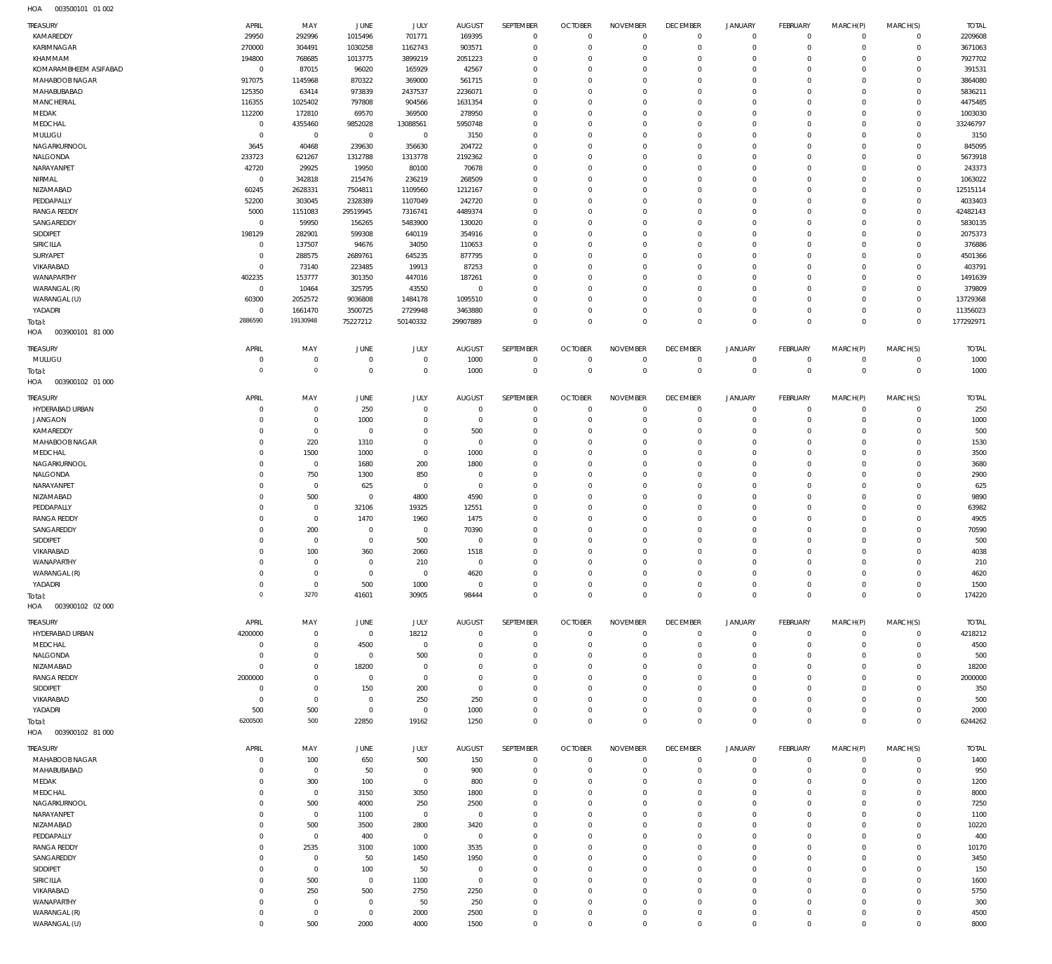HOA 003500101 01 002

| TREASURY | APRIL | MAY | JUNE | JULY | AUGUST | SEPTEMBER | OCTOBER | NOVEMBER | DECEMBER | JANUARY | FEBRUARY | MARCH(P) | MARCH(S) | TOTAL |
|---|---|---|---|---|---|---|---|---|---|---|---|---|---|---|
| KAMAREDDY | 29950 | 292996 | 1015496 | 701771 | 169395 | 0 | 0 | 0 | 0 | 0 | 0 | 0 | 0 | 2209608 |
| KARIMNAGAR | 270000 | 304491 | 1030258 | 1162743 | 903571 | 0 | 0 | 0 | 0 | 0 | 0 | 0 | 0 | 3671063 |
| KHAMMAM | 194800 | 768685 | 1013775 | 3899219 | 2051223 | 0 | 0 | 0 | 0 | 0 | 0 | 0 | 0 | 7927702 |
| KOMARAMBHEEM ASIFABAD | 0 | 87015 | 96020 | 165929 | 42567 | 0 | 0 | 0 | 0 | 0 | 0 | 0 | 0 | 391531 |
| MAHABOOB NAGAR | 917075 | 1145968 | 870322 | 369000 | 561715 | 0 | 0 | 0 | 0 | 0 | 0 | 0 | 0 | 3864080 |
| MAHABUBABAD | 125350 | 63414 | 973839 | 2437537 | 2236071 | 0 | 0 | 0 | 0 | 0 | 0 | 0 | 0 | 5836211 |
| MANCHERIAL | 116355 | 1025402 | 797808 | 904566 | 1631354 | 0 | 0 | 0 | 0 | 0 | 0 | 0 | 0 | 4475485 |
| MEDAK | 112200 | 172810 | 69570 | 369500 | 278950 | 0 | 0 | 0 | 0 | 0 | 0 | 0 | 0 | 1003030 |
| MEDCHAL | 0 | 4355460 | 9852028 | 13088561 | 5950748 | 0 | 0 | 0 | 0 | 0 | 0 | 0 | 0 | 33246797 |
| MULUGU | 0 | 0 | 0 | 0 | 3150 | 0 | 0 | 0 | 0 | 0 | 0 | 0 | 0 | 3150 |
| NAGARKURNOOL | 3645 | 40468 | 239630 | 356630 | 204722 | 0 | 0 | 0 | 0 | 0 | 0 | 0 | 0 | 845095 |
| NALGONDA | 233723 | 621267 | 1312788 | 1313778 | 2192362 | 0 | 0 | 0 | 0 | 0 | 0 | 0 | 0 | 5673918 |
| NARAYANPET | 42720 | 29925 | 19950 | 80100 | 70678 | 0 | 0 | 0 | 0 | 0 | 0 | 0 | 0 | 243373 |
| NIRMAL | 0 | 342818 | 215476 | 236219 | 268509 | 0 | 0 | 0 | 0 | 0 | 0 | 0 | 0 | 1063022 |
| NIZAMABAD | 60245 | 2628331 | 7504811 | 1109560 | 1212167 | 0 | 0 | 0 | 0 | 0 | 0 | 0 | 0 | 12515114 |
| PEDDAPALLY | 52200 | 303045 | 2328389 | 1107049 | 242720 | 0 | 0 | 0 | 0 | 0 | 0 | 0 | 0 | 4033403 |
| RANGA REDDY | 5000 | 1151083 | 29519945 | 7316741 | 4489374 | 0 | 0 | 0 | 0 | 0 | 0 | 0 | 0 | 42482143 |
| SANGAREDDY | 0 | 59950 | 156265 | 5483900 | 130020 | 0 | 0 | 0 | 0 | 0 | 0 | 0 | 0 | 5830135 |
| SIDDIPET | 198129 | 282901 | 599308 | 640119 | 354916 | 0 | 0 | 0 | 0 | 0 | 0 | 0 | 0 | 2075373 |
| SIRICILLA | 0 | 137507 | 94676 | 34050 | 110653 | 0 | 0 | 0 | 0 | 0 | 0 | 0 | 0 | 376886 |
| SURYAPET | 0 | 288575 | 2689761 | 645235 | 877795 | 0 | 0 | 0 | 0 | 0 | 0 | 0 | 0 | 4501366 |
| VIKARABAD | 0 | 73140 | 223485 | 19913 | 87253 | 0 | 0 | 0 | 0 | 0 | 0 | 0 | 0 | 403791 |
| WANAPARTHY | 402235 | 153777 | 301350 | 447016 | 187261 | 0 | 0 | 0 | 0 | 0 | 0 | 0 | 0 | 1491639 |
| WARANGAL (R) | 0 | 10464 | 325795 | 43550 | 0 | 0 | 0 | 0 | 0 | 0 | 0 | 0 | 0 | 379809 |
| WARANGAL (U) | 60300 | 2052572 | 9036808 | 1484178 | 1095510 | 0 | 0 | 0 | 0 | 0 | 0 | 0 | 0 | 13729368 |
| YADADRI | 0 | 1661470 | 3500725 | 2729948 | 3463880 | 0 | 0 | 0 | 0 | 0 | 0 | 0 | 0 | 11356023 |
| Total: | 2886590 | 19130948 | 75227212 | 50140332 | 29907889 | 0 | 0 | 0 | 0 | 0 | 0 | 0 | 0 | 177292971 |

HOA 003900101 81 000

| TREASURY | APRIL | MAY | JUNE | JULY | AUGUST | SEPTEMBER | OCTOBER | NOVEMBER | DECEMBER | JANUARY | FEBRUARY | MARCH(P) | MARCH(S) | TOTAL |
|---|---|---|---|---|---|---|---|---|---|---|---|---|---|---|
| MULUGU | 0 | 0 | 0 | 0 | 1000 | 0 | 0 | 0 | 0 | 0 | 0 | 0 | 0 | 1000 |
| Total: | 0 | 0 | 0 | 0 | 1000 | 0 | 0 | 0 | 0 | 0 | 0 | 0 | 0 | 1000 |

HOA 003900102 01 000

| TREASURY | APRIL | MAY | JUNE | JULY | AUGUST | SEPTEMBER | OCTOBER | NOVEMBER | DECEMBER | JANUARY | FEBRUARY | MARCH(P) | MARCH(S) | TOTAL |
|---|---|---|---|---|---|---|---|---|---|---|---|---|---|---|
| HYDERABAD URBAN | 0 | 0 | 250 | 0 | 0 | 0 | 0 | 0 | 0 | 0 | 0 | 0 | 0 | 250 |
| JANGAON | 0 | 0 | 1000 | 0 | 0 | 0 | 0 | 0 | 0 | 0 | 0 | 0 | 0 | 1000 |
| KAMAREDDY | 0 | 0 | 0 | 0 | 500 | 0 | 0 | 0 | 0 | 0 | 0 | 0 | 0 | 500 |
| MAHABOOB NAGAR | 0 | 220 | 1310 | 0 | 0 | 0 | 0 | 0 | 0 | 0 | 0 | 0 | 0 | 1530 |
| MEDCHAL | 0 | 1500 | 1000 | 0 | 1000 | 0 | 0 | 0 | 0 | 0 | 0 | 0 | 0 | 3500 |
| NAGARKURNOOL | 0 | 0 | 1680 | 200 | 1800 | 0 | 0 | 0 | 0 | 0 | 0 | 0 | 0 | 3680 |
| NALGONDA | 0 | 750 | 1300 | 850 | 0 | 0 | 0 | 0 | 0 | 0 | 0 | 0 | 0 | 2900 |
| NARAYANPET | 0 | 0 | 625 | 0 | 0 | 0 | 0 | 0 | 0 | 0 | 0 | 0 | 0 | 625 |
| NIZAMABAD | 0 | 500 | 0 | 4800 | 4590 | 0 | 0 | 0 | 0 | 0 | 0 | 0 | 0 | 9890 |
| PEDDAPALLY | 0 | 0 | 32106 | 19325 | 12551 | 0 | 0 | 0 | 0 | 0 | 0 | 0 | 0 | 63982 |
| RANGA REDDY | 0 | 0 | 1470 | 1960 | 1475 | 0 | 0 | 0 | 0 | 0 | 0 | 0 | 0 | 4905 |
| SANGAREDDY | 0 | 200 | 0 | 0 | 70390 | 0 | 0 | 0 | 0 | 0 | 0 | 0 | 0 | 70590 |
| SIDDIPET | 0 | 0 | 0 | 500 | 0 | 0 | 0 | 0 | 0 | 0 | 0 | 0 | 0 | 500 |
| VIKARABAD | 0 | 100 | 360 | 2060 | 1518 | 0 | 0 | 0 | 0 | 0 | 0 | 0 | 0 | 4038 |
| WANAPARTHY | 0 | 0 | 0 | 210 | 0 | 0 | 0 | 0 | 0 | 0 | 0 | 0 | 0 | 210 |
| WARANGAL (R) | 0 | 0 | 0 | 0 | 4620 | 0 | 0 | 0 | 0 | 0 | 0 | 0 | 0 | 4620 |
| YADADRI | 0 | 0 | 500 | 1000 | 0 | 0 | 0 | 0 | 0 | 0 | 0 | 0 | 0 | 1500 |
| Total: | 0 | 3270 | 41601 | 30905 | 98444 | 0 | 0 | 0 | 0 | 0 | 0 | 0 | 0 | 174220 |

HOA 003900102 02 000

| TREASURY | APRIL | MAY | JUNE | JULY | AUGUST | SEPTEMBER | OCTOBER | NOVEMBER | DECEMBER | JANUARY | FEBRUARY | MARCH(P) | MARCH(S) | TOTAL |
|---|---|---|---|---|---|---|---|---|---|---|---|---|---|---|
| HYDERABAD URBAN | 4200000 | 0 | 0 | 18212 | 0 | 0 | 0 | 0 | 0 | 0 | 0 | 0 | 0 | 4218212 |
| MEDCHAL | 0 | 0 | 4500 | 0 | 0 | 0 | 0 | 0 | 0 | 0 | 0 | 0 | 0 | 4500 |
| NALGONDA | 0 | 0 | 0 | 500 | 0 | 0 | 0 | 0 | 0 | 0 | 0 | 0 | 0 | 500 |
| NIZAMABAD | 0 | 0 | 18200 | 0 | 0 | 0 | 0 | 0 | 0 | 0 | 0 | 0 | 0 | 18200 |
| RANGA REDDY | 2000000 | 0 | 0 | 0 | 0 | 0 | 0 | 0 | 0 | 0 | 0 | 0 | 0 | 2000000 |
| SIDDIPET | 0 | 0 | 150 | 200 | 0 | 0 | 0 | 0 | 0 | 0 | 0 | 0 | 0 | 350 |
| VIKARABAD | 0 | 0 | 0 | 250 | 250 | 0 | 0 | 0 | 0 | 0 | 0 | 0 | 0 | 500 |
| YADADRI | 500 | 500 | 0 | 0 | 1000 | 0 | 0 | 0 | 0 | 0 | 0 | 0 | 0 | 2000 |
| Total: | 6200500 | 500 | 22850 | 19162 | 1250 | 0 | 0 | 0 | 0 | 0 | 0 | 0 | 0 | 6244262 |

HOA 003900102 81 000

| TREASURY | APRIL | MAY | JUNE | JULY | AUGUST | SEPTEMBER | OCTOBER | NOVEMBER | DECEMBER | JANUARY | FEBRUARY | MARCH(P) | MARCH(S) | TOTAL |
|---|---|---|---|---|---|---|---|---|---|---|---|---|---|---|
| MAHABOOB NAGAR | 0 | 100 | 650 | 500 | 150 | 0 | 0 | 0 | 0 | 0 | 0 | 0 | 0 | 1400 |
| MAHABUBABAD | 0 | 0 | 50 | 0 | 900 | 0 | 0 | 0 | 0 | 0 | 0 | 0 | 0 | 950 |
| MEDAK | 0 | 300 | 100 | 0 | 800 | 0 | 0 | 0 | 0 | 0 | 0 | 0 | 0 | 1200 |
| MEDCHAL | 0 | 0 | 3150 | 3050 | 1800 | 0 | 0 | 0 | 0 | 0 | 0 | 0 | 0 | 8000 |
| NAGARKURNOOL | 0 | 500 | 4000 | 250 | 2500 | 0 | 0 | 0 | 0 | 0 | 0 | 0 | 0 | 7250 |
| NARAYANPET | 0 | 0 | 1100 | 0 | 0 | 0 | 0 | 0 | 0 | 0 | 0 | 0 | 0 | 1100 |
| NIZAMABAD | 0 | 500 | 3500 | 2800 | 3420 | 0 | 0 | 0 | 0 | 0 | 0 | 0 | 0 | 10220 |
| PEDDAPALLY | 0 | 0 | 400 | 0 | 0 | 0 | 0 | 0 | 0 | 0 | 0 | 0 | 0 | 400 |
| RANGA REDDY | 0 | 2535 | 3100 | 1000 | 3535 | 0 | 0 | 0 | 0 | 0 | 0 | 0 | 0 | 10170 |
| SANGAREDDY | 0 | 0 | 50 | 1450 | 1950 | 0 | 0 | 0 | 0 | 0 | 0 | 0 | 0 | 3450 |
| SIDDIPET | 0 | 0 | 100 | 50 | 0 | 0 | 0 | 0 | 0 | 0 | 0 | 0 | 0 | 150 |
| SIRICILLA | 0 | 500 | 0 | 1100 | 0 | 0 | 0 | 0 | 0 | 0 | 0 | 0 | 0 | 1600 |
| VIKARABAD | 0 | 250 | 500 | 2750 | 2250 | 0 | 0 | 0 | 0 | 0 | 0 | 0 | 0 | 5750 |
| WANAPARTHY | 0 | 0 | 0 | 50 | 250 | 0 | 0 | 0 | 0 | 0 | 0 | 0 | 0 | 300 |
| WARANGAL (R) | 0 | 0 | 0 | 2000 | 2500 | 0 | 0 | 0 | 0 | 0 | 0 | 0 | 0 | 4500 |
| WARANGAL (U) | 0 | 500 | 2000 | 4000 | 1500 | 0 | 0 | 0 | 0 | 0 | 0 | 0 | 0 | 8000 |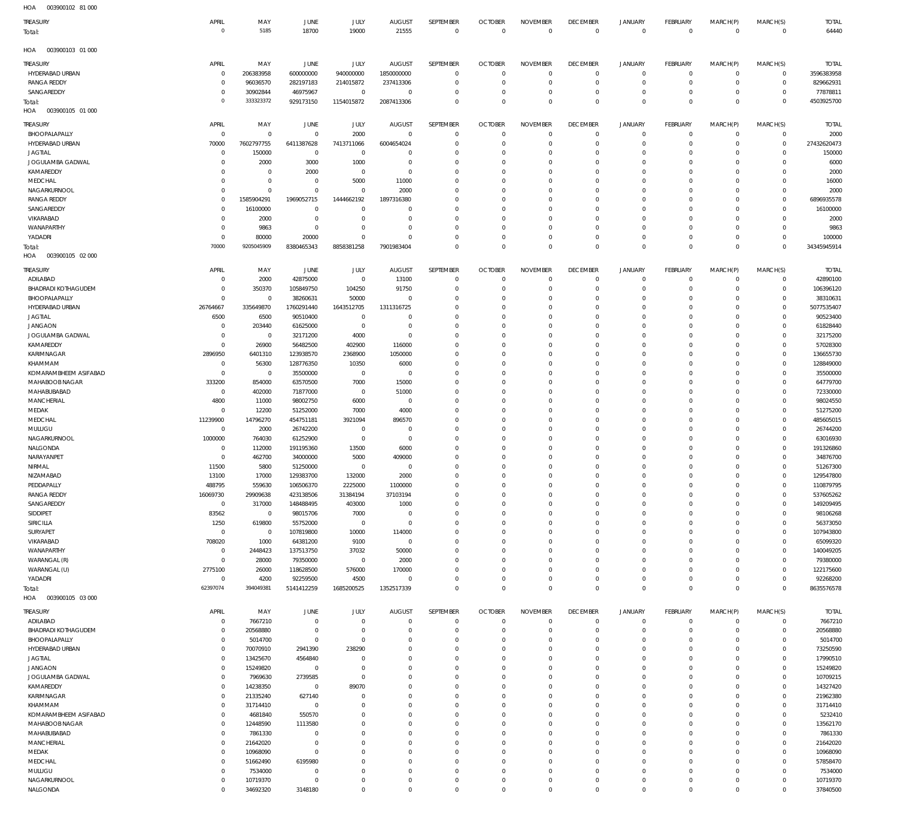HOA 003900102 81 000

| TREASURY | APRIL | MAY | JUNE | JULY | AUGUST | SEPTEMBER | OCTOBER | NOVEMBER | DECEMBER | JANUARY | FEBRUARY | MARCH(P) | MARCH(S) | TOTAL |
|---|---|---|---|---|---|---|---|---|---|---|---|---|---|---|
| Total: | 0 | 5185 | 18700 | 19000 | 21555 | 0 | 0 | 0 | 0 | 0 | 0 | 0 | 0 | 64440 |

HOA 003900103 01 000

| TREASURY | APRIL | MAY | JUNE | JULY | AUGUST | SEPTEMBER | OCTOBER | NOVEMBER | DECEMBER | JANUARY | FEBRUARY | MARCH(P) | MARCH(S) | TOTAL |
|---|---|---|---|---|---|---|---|---|---|---|---|---|---|---|
| HYDERABAD URBAN | 0 | 206383958 | 600000000 | 940000000 | 1850000000 | 0 | 0 | 0 | 0 | 0 | 0 | 0 | 0 | 3596383958 |
| RANGA REDDY | 0 | 96036570 | 282197183 | 214015872 | 237413306 | 0 | 0 | 0 | 0 | 0 | 0 | 0 | 0 | 829662931 |
| SANGAREDDY | 0 | 30902844 | 46975967 | 0 | 0 | 0 | 0 | 0 | 0 | 0 | 0 | 0 | 0 | 77878811 |
| Total: | 0 | 333323372 | 929173150 | 1154015872 | 2087413306 | 0 | 0 | 0 | 0 | 0 | 0 | 0 | 0 | 4503925700 |

HOA 003900105 01 000

| TREASURY | APRIL | MAY | JUNE | JULY | AUGUST | SEPTEMBER | OCTOBER | NOVEMBER | DECEMBER | JANUARY | FEBRUARY | MARCH(P) | MARCH(S) | TOTAL |
|---|---|---|---|---|---|---|---|---|---|---|---|---|---|---|
| BHOOPALAPALLY | 0 | 0 | 0 | 2000 | 0 | 0 | 0 | 0 | 0 | 0 | 0 | 0 | 0 | 2000 |
| HYDERABAD URBAN | 70000 | 7602797755 | 6411387628 | 7413711066 | 6004654024 | 0 | 0 | 0 | 0 | 0 | 0 | 0 | 0 | 27432620473 |
| JAGTIAL | 0 | 150000 | 0 | 0 | 0 | 0 | 0 | 0 | 0 | 0 | 0 | 0 | 0 | 150000 |
| JOGULAMBA GADWAL | 0 | 2000 | 3000 | 1000 | 0 | 0 | 0 | 0 | 0 | 0 | 0 | 0 | 0 | 6000 |
| KAMAREDDY | 0 | 0 | 2000 | 0 | 0 | 0 | 0 | 0 | 0 | 0 | 0 | 0 | 0 | 2000 |
| MEDCHAL | 0 | 0 | 0 | 5000 | 11000 | 0 | 0 | 0 | 0 | 0 | 0 | 0 | 0 | 16000 |
| NAGARKURNOOL | 0 | 0 | 0 | 0 | 2000 | 0 | 0 | 0 | 0 | 0 | 0 | 0 | 0 | 2000 |
| RANGA REDDY | 0 | 1585904291 | 1969052715 | 1444662192 | 1897316380 | 0 | 0 | 0 | 0 | 0 | 0 | 0 | 0 | 6896935578 |
| SANGAREDDY | 0 | 16100000 | 0 | 0 | 0 | 0 | 0 | 0 | 0 | 0 | 0 | 0 | 0 | 16100000 |
| VIKARABAD | 0 | 2000 | 0 | 0 | 0 | 0 | 0 | 0 | 0 | 0 | 0 | 0 | 0 | 2000 |
| WANAPARTHY | 0 | 9863 | 0 | 0 | 0 | 0 | 0 | 0 | 0 | 0 | 0 | 0 | 0 | 9863 |
| YADADRI | 0 | 80000 | 20000 | 0 | 0 | 0 | 0 | 0 | 0 | 0 | 0 | 0 | 0 | 100000 |
| Total: | 70000 | 9205045909 | 8380465343 | 8858381258 | 7901983404 | 0 | 0 | 0 | 0 | 0 | 0 | 0 | 0 | 34345945914 |

HOA 003900105 02 000

| TREASURY | APRIL | MAY | JUNE | JULY | AUGUST | SEPTEMBER | OCTOBER | NOVEMBER | DECEMBER | JANUARY | FEBRUARY | MARCH(P) | MARCH(S) | TOTAL |
|---|---|---|---|---|---|---|---|---|---|---|---|---|---|---|
| ADILABAD | 0 | 2000 | 42875000 | 0 | 13100 | 0 | 0 | 0 | 0 | 0 | 0 | 0 | 0 | 42890100 |
| BHADRADI KOTHAGUDEM | 0 | 350370 | 105849750 | 104250 | 91750 | 0 | 0 | 0 | 0 | 0 | 0 | 0 | 0 | 106396120 |
| BHOOPALAPALLY | 0 | 0 | 38260631 | 50000 | 0 | 0 | 0 | 0 | 0 | 0 | 0 | 0 | 0 | 38310631 |
| HYDERABAD URBAN | 26764667 | 335649870 | 1760291440 | 1643512705 | 1311316725 | 0 | 0 | 0 | 0 | 0 | 0 | 0 | 0 | 5077535407 |
| JAGTIAL | 6500 | 6500 | 90510400 | 0 | 0 | 0 | 0 | 0 | 0 | 0 | 0 | 0 | 0 | 90523400 |
| JANGAON | 0 | 203440 | 61625000 | 0 | 0 | 0 | 0 | 0 | 0 | 0 | 0 | 0 | 0 | 61828440 |
| JOGULAMBA GADWAL | 0 | 0 | 32171200 | 4000 | 0 | 0 | 0 | 0 | 0 | 0 | 0 | 0 | 0 | 32175200 |
| KAMAREDDY | 0 | 26900 | 56482500 | 402900 | 116000 | 0 | 0 | 0 | 0 | 0 | 0 | 0 | 0 | 57028300 |
| KARIMNAGAR | 2896950 | 6401310 | 123938570 | 2368900 | 1050000 | 0 | 0 | 0 | 0 | 0 | 0 | 0 | 0 | 136655730 |
| KHAMMAM | 0 | 56300 | 128776350 | 10350 | 6000 | 0 | 0 | 0 | 0 | 0 | 0 | 0 | 0 | 128849000 |
| KOMARAMBHEEM ASIFABAD | 0 | 0 | 35500000 | 0 | 0 | 0 | 0 | 0 | 0 | 0 | 0 | 0 | 0 | 35500000 |
| MAHABOOBNAGAR | 333200 | 854000 | 63570500 | 7000 | 15000 | 0 | 0 | 0 | 0 | 0 | 0 | 0 | 0 | 64779700 |
| MAHABUBABAD | 0 | 402000 | 71877000 | 0 | 51000 | 0 | 0 | 0 | 0 | 0 | 0 | 0 | 0 | 72330000 |
| MANCHERIAL | 4800 | 11000 | 98002750 | 6000 | 0 | 0 | 0 | 0 | 0 | 0 | 0 | 0 | 0 | 98024550 |
| MEDAK | 0 | 12200 | 51252000 | 7000 | 4000 | 0 | 0 | 0 | 0 | 0 | 0 | 0 | 0 | 51275200 |
| MEDCHAL | 11239900 | 14796270 | 454751181 | 3921094 | 896570 | 0 | 0 | 0 | 0 | 0 | 0 | 0 | 0 | 485605015 |
| MULUGU | 0 | 2000 | 26742200 | 0 | 0 | 0 | 0 | 0 | 0 | 0 | 0 | 0 | 0 | 26744200 |
| NAGARKURNOOL | 1000000 | 764030 | 61252900 | 0 | 0 | 0 | 0 | 0 | 0 | 0 | 0 | 0 | 0 | 63016930 |
| NALGONDA | 0 | 112000 | 191195360 | 13500 | 6000 | 0 | 0 | 0 | 0 | 0 | 0 | 0 | 0 | 191326860 |
| NARAYANPET | 0 | 462700 | 34000000 | 5000 | 409000 | 0 | 0 | 0 | 0 | 0 | 0 | 0 | 0 | 34876700 |
| NIRMAL | 11500 | 5800 | 51250000 | 0 | 0 | 0 | 0 | 0 | 0 | 0 | 0 | 0 | 0 | 51267300 |
| NIZAMABAD | 13100 | 17000 | 129383700 | 132000 | 2000 | 0 | 0 | 0 | 0 | 0 | 0 | 0 | 0 | 129547800 |
| PEDDAPALLY | 488795 | 559630 | 106506370 | 2225000 | 1100000 | 0 | 0 | 0 | 0 | 0 | 0 | 0 | 0 | 110879795 |
| RANGA REDDY | 16069730 | 29909638 | 423138506 | 31384194 | 37103194 | 0 | 0 | 0 | 0 | 0 | 0 | 0 | 0 | 537605262 |
| SANGAREDDY | 0 | 317000 | 148488495 | 403000 | 1000 | 0 | 0 | 0 | 0 | 0 | 0 | 0 | 0 | 149209495 |
| SIDDIPET | 83562 | 0 | 98015706 | 7000 | 0 | 0 | 0 | 0 | 0 | 0 | 0 | 0 | 0 | 98106268 |
| SIRICILLA | 1250 | 619800 | 55752000 | 0 | 0 | 0 | 0 | 0 | 0 | 0 | 0 | 0 | 0 | 56373050 |
| SURYAPET | 0 | 0 | 107819800 | 10000 | 114000 | 0 | 0 | 0 | 0 | 0 | 0 | 0 | 0 | 107943800 |
| VIKARABAD | 708020 | 1000 | 64381200 | 9100 | 0 | 0 | 0 | 0 | 0 | 0 | 0 | 0 | 0 | 65099320 |
| WANAPARTHY | 0 | 2448423 | 137513750 | 37032 | 50000 | 0 | 0 | 0 | 0 | 0 | 0 | 0 | 0 | 140049205 |
| WARANGAL (R) | 0 | 28000 | 79350000 | 0 | 2000 | 0 | 0 | 0 | 0 | 0 | 0 | 0 | 0 | 79380000 |
| WARANGAL (U) | 2775100 | 26000 | 118628500 | 576000 | 170000 | 0 | 0 | 0 | 0 | 0 | 0 | 0 | 0 | 122175600 |
| YADADRI | 0 | 4200 | 92259500 | 4500 | 0 | 0 | 0 | 0 | 0 | 0 | 0 | 0 | 0 | 92268200 |
| Total: | 62397074 | 394049381 | 5141412259 | 1685200525 | 1352517339 | 0 | 0 | 0 | 0 | 0 | 0 | 0 | 0 | 8635576578 |

HOA 003900105 03 000

| TREASURY | APRIL | MAY | JUNE | JULY | AUGUST | SEPTEMBER | OCTOBER | NOVEMBER | DECEMBER | JANUARY | FEBRUARY | MARCH(P) | MARCH(S) | TOTAL |
|---|---|---|---|---|---|---|---|---|---|---|---|---|---|---|
| ADILABAD | 0 | 7667210 | 0 | 0 | 0 | 0 | 0 | 0 | 0 | 0 | 0 | 0 | 0 | 7667210 |
| BHADRADI KOTHAGUDEM | 0 | 20568880 | 0 | 0 | 0 | 0 | 0 | 0 | 0 | 0 | 0 | 0 | 0 | 20568880 |
| BHOOPALAPALLY | 0 | 5014700 | 0 | 0 | 0 | 0 | 0 | 0 | 0 | 0 | 0 | 0 | 0 | 5014700 |
| HYDERABAD URBAN | 0 | 70070910 | 2941390 | 238290 | 0 | 0 | 0 | 0 | 0 | 0 | 0 | 0 | 0 | 73250590 |
| JAGTIAL | 0 | 13425670 | 4564840 | 0 | 0 | 0 | 0 | 0 | 0 | 0 | 0 | 0 | 0 | 17990510 |
| JANGAON | 0 | 15249820 | 0 | 0 | 0 | 0 | 0 | 0 | 0 | 0 | 0 | 0 | 0 | 15249820 |
| JOGULAMBA GADWAL | 0 | 7969630 | 2739585 | 0 | 0 | 0 | 0 | 0 | 0 | 0 | 0 | 0 | 0 | 10709215 |
| KAMAREDDY | 0 | 14238350 | 0 | 89070 | 0 | 0 | 0 | 0 | 0 | 0 | 0 | 0 | 0 | 14327420 |
| KARIMNAGAR | 0 | 21335240 | 627140 | 0 | 0 | 0 | 0 | 0 | 0 | 0 | 0 | 0 | 0 | 21962380 |
| KHAMMAM | 0 | 31714410 | 0 | 0 | 0 | 0 | 0 | 0 | 0 | 0 | 0 | 0 | 0 | 31714410 |
| KOMARAMBHEEM ASIFABAD | 0 | 4681840 | 550570 | 0 | 0 | 0 | 0 | 0 | 0 | 0 | 0 | 0 | 0 | 5232410 |
| MAHABOOBNAGAR | 0 | 12448590 | 1113580 | 0 | 0 | 0 | 0 | 0 | 0 | 0 | 0 | 0 | 0 | 13562170 |
| MAHABUBABAD | 0 | 7861330 | 0 | 0 | 0 | 0 | 0 | 0 | 0 | 0 | 0 | 0 | 0 | 7861330 |
| MANCHERIAL | 0 | 21642020 | 0 | 0 | 0 | 0 | 0 | 0 | 0 | 0 | 0 | 0 | 0 | 21642020 |
| MEDAK | 0 | 10968090 | 0 | 0 | 0 | 0 | 0 | 0 | 0 | 0 | 0 | 0 | 0 | 10968090 |
| MEDCHAL | 0 | 51662490 | 6195980 | 0 | 0 | 0 | 0 | 0 | 0 | 0 | 0 | 0 | 0 | 57858470 |
| MULUGU | 0 | 7534000 | 0 | 0 | 0 | 0 | 0 | 0 | 0 | 0 | 0 | 0 | 0 | 7534000 |
| NAGARKURNOOL | 0 | 10719370 | 0 | 0 | 0 | 0 | 0 | 0 | 0 | 0 | 0 | 0 | 0 | 10719370 |
| NALGONDA | 0 | 34692320 | 3148180 | 0 | 0 | 0 | 0 | 0 | 0 | 0 | 0 | 0 | 0 | 37840500 |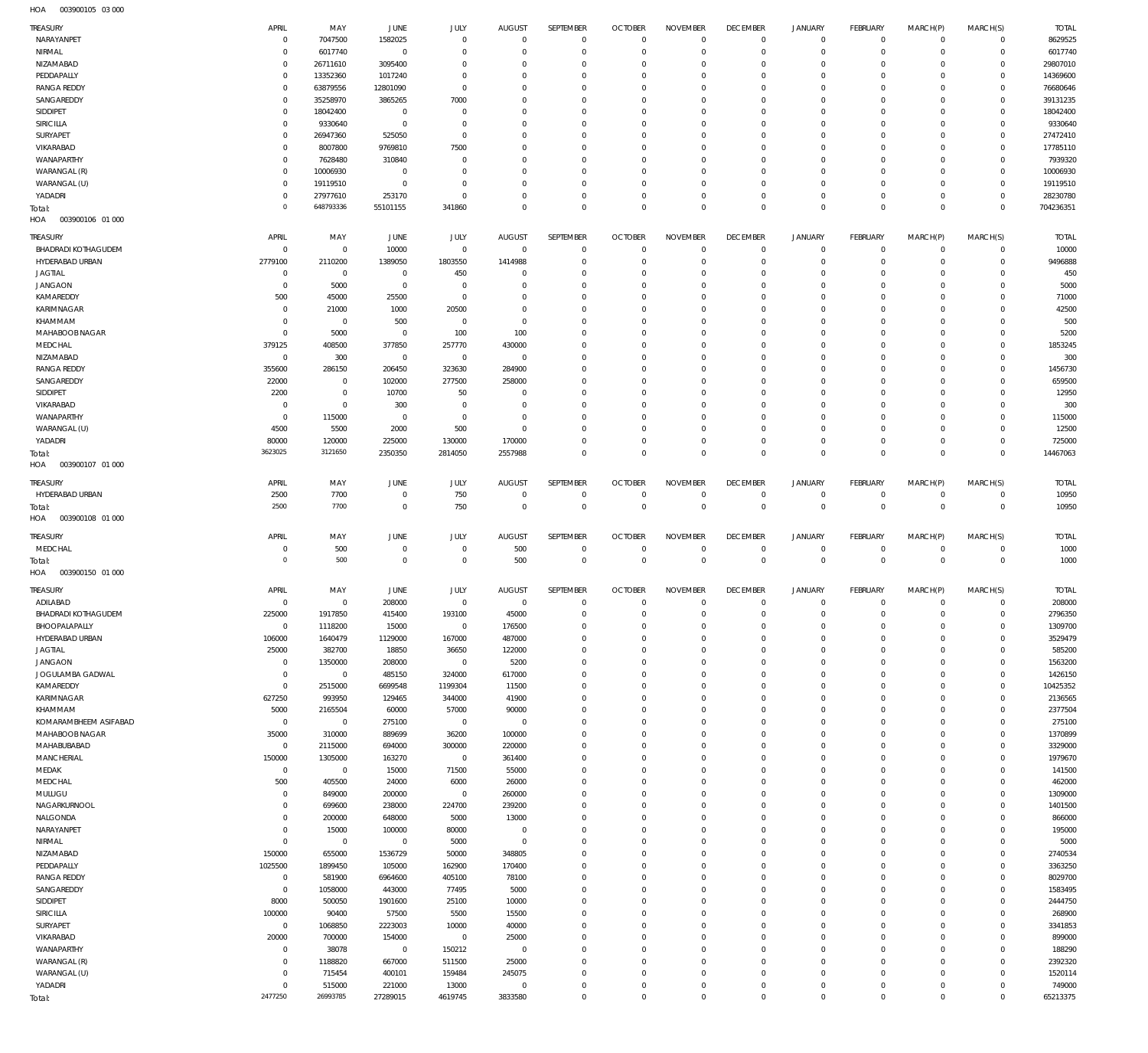HOA 003900105 03 000

| TREASURY | APRIL | MAY | JUNE | JULY | AUGUST | SEPTEMBER | OCTOBER | NOVEMBER | DECEMBER | JANUARY | FEBRUARY | MARCH(P) | MARCH(S) | TOTAL |
|---|---|---|---|---|---|---|---|---|---|---|---|---|---|---|
| NARAYANPET | 0 | 7047500 | 1582025 | 0 | 0 | 0 | 0 | 0 | 0 | 0 | 0 | 0 | 0 | 8629525 |
| NIRMAL | 0 | 6017740 | 0 | 0 | 0 | 0 | 0 | 0 | 0 | 0 | 0 | 0 | 0 | 6017740 |
| NIZAMABAD | 0 | 26711610 | 3095400 | 0 | 0 | 0 | 0 | 0 | 0 | 0 | 0 | 0 | 0 | 29807010 |
| PEDDAPALLY | 0 | 13352360 | 1017240 | 0 | 0 | 0 | 0 | 0 | 0 | 0 | 0 | 0 | 0 | 14369600 |
| RANGA REDDY | 0 | 63879556 | 12801090 | 0 | 0 | 0 | 0 | 0 | 0 | 0 | 0 | 0 | 0 | 76680646 |
| SANGAREDDY | 0 | 35258970 | 3865265 | 7000 | 0 | 0 | 0 | 0 | 0 | 0 | 0 | 0 | 0 | 39131235 |
| SIDDIPET | 0 | 18042400 | 0 | 0 | 0 | 0 | 0 | 0 | 0 | 0 | 0 | 0 | 0 | 18042400 |
| SIRICILLA | 0 | 9330640 | 0 | 0 | 0 | 0 | 0 | 0 | 0 | 0 | 0 | 0 | 0 | 9330640 |
| SURYAPET | 0 | 26947360 | 525050 | 0 | 0 | 0 | 0 | 0 | 0 | 0 | 0 | 0 | 0 | 27472410 |
| VIKARABAD | 0 | 8007800 | 9769810 | 7500 | 0 | 0 | 0 | 0 | 0 | 0 | 0 | 0 | 0 | 17785110 |
| WANAPARTHY | 0 | 7628480 | 310840 | 0 | 0 | 0 | 0 | 0 | 0 | 0 | 0 | 0 | 0 | 7939320 |
| WARANGAL (R) | 0 | 10006930 | 0 | 0 | 0 | 0 | 0 | 0 | 0 | 0 | 0 | 0 | 0 | 10006930 |
| WARANGAL (U) | 0 | 19119510 | 0 | 0 | 0 | 0 | 0 | 0 | 0 | 0 | 0 | 0 | 0 | 19119510 |
| YADADRI | 0 | 27977610 | 253170 | 0 | 0 | 0 | 0 | 0 | 0 | 0 | 0 | 0 | 0 | 28230780 |
| Total: | 0 | 648793336 | 55101155 | 341860 | 0 | 0 | 0 | 0 | 0 | 0 | 0 | 0 | 0 | 704236351 |

HOA 003900106 01 000

| TREASURY | APRIL | MAY | JUNE | JULY | AUGUST | SEPTEMBER | OCTOBER | NOVEMBER | DECEMBER | JANUARY | FEBRUARY | MARCH(P) | MARCH(S) | TOTAL |
|---|---|---|---|---|---|---|---|---|---|---|---|---|---|---|
| BHADRADI KOTHAGUDEM | 0 | 0 | 10000 | 0 | 0 | 0 | 0 | 0 | 0 | 0 | 0 | 0 | 0 | 10000 |
| HYDERABAD URBAN | 2779100 | 2110200 | 1389050 | 1803550 | 1414988 | 0 | 0 | 0 | 0 | 0 | 0 | 0 | 0 | 9496888 |
| JAGTIAL | 0 | 0 | 0 | 450 | 0 | 0 | 0 | 0 | 0 | 0 | 0 | 0 | 0 | 450 |
| JANGAON | 0 | 5000 | 0 | 0 | 0 | 0 | 0 | 0 | 0 | 0 | 0 | 0 | 0 | 5000 |
| KAMAREDDY | 500 | 45000 | 25500 | 0 | 0 | 0 | 0 | 0 | 0 | 0 | 0 | 0 | 0 | 71000 |
| KARIMNAGAR | 0 | 21000 | 1000 | 20500 | 0 | 0 | 0 | 0 | 0 | 0 | 0 | 0 | 0 | 42500 |
| KHAMMAM | 0 | 0 | 500 | 0 | 0 | 0 | 0 | 0 | 0 | 0 | 0 | 0 | 0 | 500 |
| MAHABOOB NAGAR | 0 | 5000 | 0 | 100 | 100 | 0 | 0 | 0 | 0 | 0 | 0 | 0 | 0 | 5200 |
| MEDCHAL | 379125 | 408500 | 377850 | 257770 | 430000 | 0 | 0 | 0 | 0 | 0 | 0 | 0 | 0 | 1853245 |
| NIZAMABAD | 0 | 300 | 0 | 0 | 0 | 0 | 0 | 0 | 0 | 0 | 0 | 0 | 0 | 300 |
| RANGA REDDY | 355600 | 286150 | 206450 | 323630 | 284900 | 0 | 0 | 0 | 0 | 0 | 0 | 0 | 0 | 1456730 |
| SANGAREDDY | 22000 | 0 | 102000 | 277500 | 258000 | 0 | 0 | 0 | 0 | 0 | 0 | 0 | 0 | 659500 |
| SIDDIPET | 2200 | 0 | 10700 | 50 | 0 | 0 | 0 | 0 | 0 | 0 | 0 | 0 | 0 | 12950 |
| VIKARABAD | 0 | 0 | 300 | 0 | 0 | 0 | 0 | 0 | 0 | 0 | 0 | 0 | 0 | 300 |
| WANAPARTHY | 0 | 115000 | 0 | 0 | 0 | 0 | 0 | 0 | 0 | 0 | 0 | 0 | 0 | 115000 |
| WARANGAL (U) | 4500 | 5500 | 2000 | 500 | 0 | 0 | 0 | 0 | 0 | 0 | 0 | 0 | 0 | 12500 |
| YADADRI | 80000 | 120000 | 225000 | 130000 | 170000 | 0 | 0 | 0 | 0 | 0 | 0 | 0 | 0 | 725000 |
| Total: | 3623025 | 3121650 | 2350350 | 2814050 | 2557988 | 0 | 0 | 0 | 0 | 0 | 0 | 0 | 0 | 14467063 |

HOA 003900107 01 000

| TREASURY | APRIL | MAY | JUNE | JULY | AUGUST | SEPTEMBER | OCTOBER | NOVEMBER | DECEMBER | JANUARY | FEBRUARY | MARCH(P) | MARCH(S) | TOTAL |
|---|---|---|---|---|---|---|---|---|---|---|---|---|---|---|
| HYDERABAD URBAN | 2500 | 7700 | 0 | 750 | 0 | 0 | 0 | 0 | 0 | 0 | 0 | 0 | 0 | 10950 |
| Total: | 2500 | 7700 | 0 | 750 | 0 | 0 | 0 | 0 | 0 | 0 | 0 | 0 | 0 | 10950 |

HOA 003900108 01 000

| TREASURY | APRIL | MAY | JUNE | JULY | AUGUST | SEPTEMBER | OCTOBER | NOVEMBER | DECEMBER | JANUARY | FEBRUARY | MARCH(P) | MARCH(S) | TOTAL |
|---|---|---|---|---|---|---|---|---|---|---|---|---|---|---|
| MEDCHAL | 0 | 500 | 0 | 0 | 500 | 0 | 0 | 0 | 0 | 0 | 0 | 0 | 0 | 1000 |
| Total: | 0 | 500 | 0 | 0 | 500 | 0 | 0 | 0 | 0 | 0 | 0 | 0 | 0 | 1000 |

HOA 003900150 01 000

| TREASURY | APRIL | MAY | JUNE | JULY | AUGUST | SEPTEMBER | OCTOBER | NOVEMBER | DECEMBER | JANUARY | FEBRUARY | MARCH(P) | MARCH(S) | TOTAL |
|---|---|---|---|---|---|---|---|---|---|---|---|---|---|---|
| ADILABAD | 0 | 0 | 208000 | 0 | 0 | 0 | 0 | 0 | 0 | 0 | 0 | 0 | 0 | 208000 |
| BHADRADI KOTHAGUDEM | 225000 | 1917850 | 415400 | 193100 | 45000 | 0 | 0 | 0 | 0 | 0 | 0 | 0 | 0 | 2796350 |
| BHOOPALAPALLY | 0 | 1118200 | 15000 | 0 | 176500 | 0 | 0 | 0 | 0 | 0 | 0 | 0 | 0 | 1309700 |
| HYDERABAD URBAN | 106000 | 1640479 | 1129000 | 167000 | 487000 | 0 | 0 | 0 | 0 | 0 | 0 | 0 | 0 | 3529479 |
| JAGTIAL | 25000 | 382700 | 18850 | 36650 | 122000 | 0 | 0 | 0 | 0 | 0 | 0 | 0 | 0 | 585200 |
| JANGAON | 0 | 1350000 | 208000 | 0 | 5200 | 0 | 0 | 0 | 0 | 0 | 0 | 0 | 0 | 1563200 |
| JOGULAMBA GADWAL | 0 | 0 | 485150 | 324000 | 617000 | 0 | 0 | 0 | 0 | 0 | 0 | 0 | 0 | 1426150 |
| KAMAREDDY | 0 | 2515000 | 6699548 | 1199304 | 11500 | 0 | 0 | 0 | 0 | 0 | 0 | 0 | 0 | 10425352 |
| KARIMNAGAR | 627250 | 993950 | 129465 | 344000 | 41900 | 0 | 0 | 0 | 0 | 0 | 0 | 0 | 0 | 2136565 |
| KHAMMAM | 5000 | 2165504 | 60000 | 57000 | 90000 | 0 | 0 | 0 | 0 | 0 | 0 | 0 | 0 | 2377504 |
| KOMARAMBHEEM ASIFABAD | 0 | 0 | 275100 | 0 | 0 | 0 | 0 | 0 | 0 | 0 | 0 | 0 | 0 | 275100 |
| MAHABOOB NAGAR | 35000 | 310000 | 889699 | 36200 | 100000 | 0 | 0 | 0 | 0 | 0 | 0 | 0 | 0 | 1370899 |
| MAHABUBABAD | 0 | 2115000 | 694000 | 300000 | 220000 | 0 | 0 | 0 | 0 | 0 | 0 | 0 | 0 | 3329000 |
| MANCHERIAL | 150000 | 1305000 | 163270 | 0 | 361400 | 0 | 0 | 0 | 0 | 0 | 0 | 0 | 0 | 1979670 |
| MEDAK | 0 | 0 | 15000 | 71500 | 55000 | 0 | 0 | 0 | 0 | 0 | 0 | 0 | 0 | 141500 |
| MEDCHAL | 500 | 405500 | 24000 | 6000 | 26000 | 0 | 0 | 0 | 0 | 0 | 0 | 0 | 0 | 462000 |
| MULUGU | 0 | 849000 | 200000 | 0 | 260000 | 0 | 0 | 0 | 0 | 0 | 0 | 0 | 0 | 1309000 |
| NAGARKURNOOL | 0 | 699600 | 238000 | 224700 | 239200 | 0 | 0 | 0 | 0 | 0 | 0 | 0 | 0 | 1401500 |
| NALGONDA | 0 | 200000 | 648000 | 5000 | 13000 | 0 | 0 | 0 | 0 | 0 | 0 | 0 | 0 | 866000 |
| NARAYANPET | 0 | 15000 | 100000 | 80000 | 0 | 0 | 0 | 0 | 0 | 0 | 0 | 0 | 0 | 195000 |
| NIRMAL | 0 | 0 | 0 | 5000 | 0 | 0 | 0 | 0 | 0 | 0 | 0 | 0 | 0 | 5000 |
| NIZAMABAD | 150000 | 655000 | 1536729 | 50000 | 348805 | 0 | 0 | 0 | 0 | 0 | 0 | 0 | 0 | 2740534 |
| PEDDAPALLY | 1025500 | 1899450 | 105000 | 162900 | 170400 | 0 | 0 | 0 | 0 | 0 | 0 | 0 | 0 | 3363250 |
| RANGA REDDY | 0 | 581900 | 6964600 | 405100 | 78100 | 0 | 0 | 0 | 0 | 0 | 0 | 0 | 0 | 8029700 |
| SANGAREDDY | 0 | 1058000 | 443000 | 77495 | 5000 | 0 | 0 | 0 | 0 | 0 | 0 | 0 | 0 | 1583495 |
| SIDDIPET | 8000 | 500050 | 1901600 | 25100 | 10000 | 0 | 0 | 0 | 0 | 0 | 0 | 0 | 0 | 2444750 |
| SIRICILLA | 100000 | 90400 | 57500 | 5500 | 15500 | 0 | 0 | 0 | 0 | 0 | 0 | 0 | 0 | 268900 |
| SURYAPET | 0 | 1068850 | 2223003 | 10000 | 40000 | 0 | 0 | 0 | 0 | 0 | 0 | 0 | 0 | 3341853 |
| VIKARABAD | 20000 | 700000 | 154000 | 0 | 25000 | 0 | 0 | 0 | 0 | 0 | 0 | 0 | 0 | 899000 |
| WANAPARTHY | 0 | 38078 | 0 | 150212 | 0 | 0 | 0 | 0 | 0 | 0 | 0 | 0 | 0 | 188290 |
| WARANGAL (R) | 0 | 1188820 | 667000 | 511500 | 25000 | 0 | 0 | 0 | 0 | 0 | 0 | 0 | 0 | 2392320 |
| WARANGAL (U) | 0 | 715454 | 400101 | 159484 | 245075 | 0 | 0 | 0 | 0 | 0 | 0 | 0 | 0 | 1520114 |
| YADADRI | 0 | 515000 | 221000 | 13000 | 0 | 0 | 0 | 0 | 0 | 0 | 0 | 0 | 0 | 749000 |
| Total: | 2477250 | 26993785 | 27289015 | 4619745 | 3833580 | 0 | 0 | 0 | 0 | 0 | 0 | 0 | 0 | 65213375 |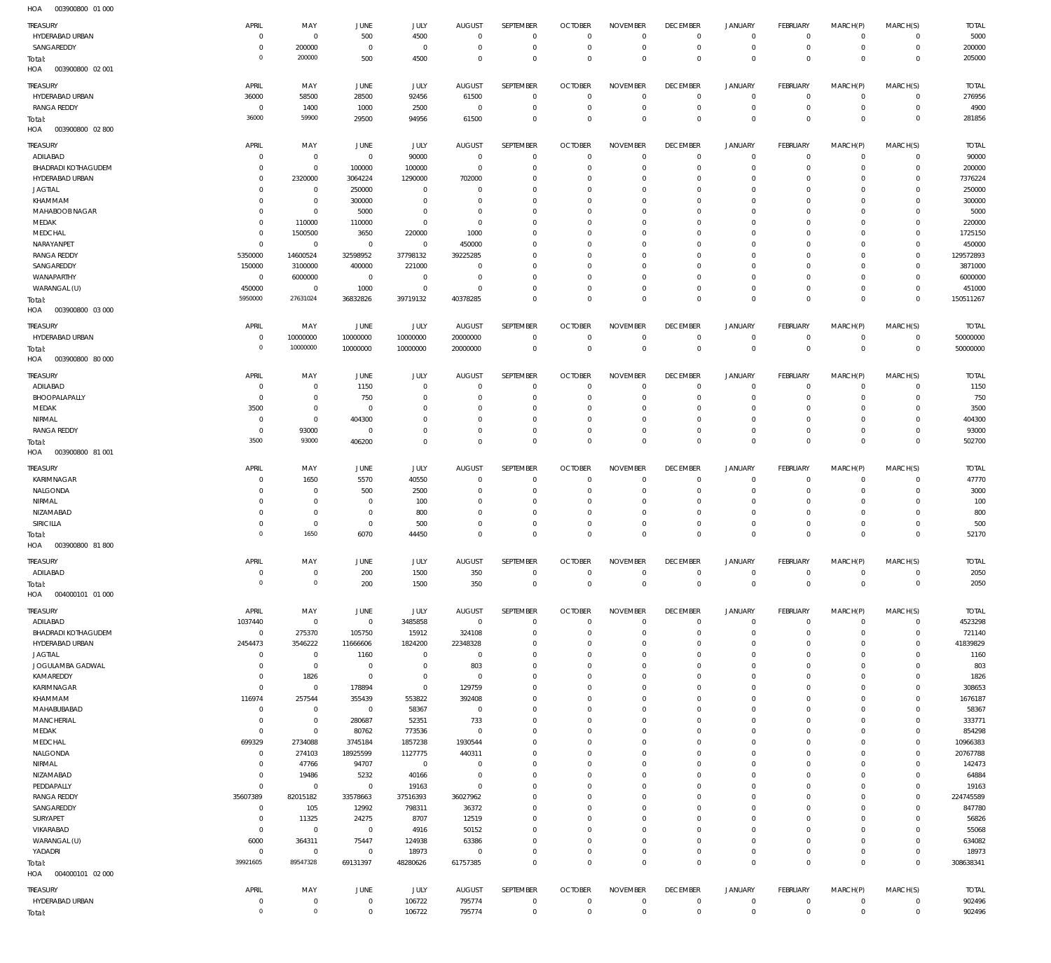HOA 003900800 01 000

| TREASURY | APRIL | MAY | JUNE | JULY | AUGUST | SEPTEMBER | OCTOBER | NOVEMBER | DECEMBER | JANUARY | FEBRUARY | MARCH(P) | MARCH(S) | TOTAL |
|---|---|---|---|---|---|---|---|---|---|---|---|---|---|---|
| HYDERABAD URBAN | 0 | 0 | 500 | 4500 | 0 | 0 | 0 | 0 | 0 | 0 | 0 | 0 | 0 | 5000 |
| SANGAREDDY | 0 | 200000 | 0 | 0 | 0 | 0 | 0 | 0 | 0 | 0 | 0 | 0 | 0 | 200000 |
| Total: | 0 | 200000 | 500 | 4500 | 0 | 0 | 0 | 0 | 0 | 0 | 0 | 0 | 0 | 205000 |

HOA 003900800 02 001

| TREASURY | APRIL | MAY | JUNE | JULY | AUGUST | SEPTEMBER | OCTOBER | NOVEMBER | DECEMBER | JANUARY | FEBRUARY | MARCH(P) | MARCH(S) | TOTAL |
|---|---|---|---|---|---|---|---|---|---|---|---|---|---|---|
| HYDERABAD URBAN | 36000 | 58500 | 28500 | 92456 | 61500 | 0 | 0 | 0 | 0 | 0 | 0 | 0 | 0 | 276956 |
| RANGA REDDY | 0 | 1400 | 1000 | 2500 | 0 | 0 | 0 | 0 | 0 | 0 | 0 | 0 | 0 | 4900 |
| Total: | 36000 | 59900 | 29500 | 94956 | 61500 | 0 | 0 | 0 | 0 | 0 | 0 | 0 | 0 | 281856 |

HOA 003900800 02 800

| TREASURY | APRIL | MAY | JUNE | JULY | AUGUST | SEPTEMBER | OCTOBER | NOVEMBER | DECEMBER | JANUARY | FEBRUARY | MARCH(P) | MARCH(S) | TOTAL |
|---|---|---|---|---|---|---|---|---|---|---|---|---|---|---|
| ADILABAD | 0 | 0 | 0 | 90000 | 0 | 0 | 0 | 0 | 0 | 0 | 0 | 0 | 0 | 90000 |
| BHADRADI KOTHAGUDEM | 0 | 0 | 100000 | 100000 | 0 | 0 | 0 | 0 | 0 | 0 | 0 | 0 | 0 | 200000 |
| HYDERABAD URBAN | 0 | 2320000 | 3064224 | 1290000 | 702000 | 0 | 0 | 0 | 0 | 0 | 0 | 0 | 0 | 7376224 |
| JAGTIAL | 0 | 0 | 250000 | 0 | 0 | 0 | 0 | 0 | 0 | 0 | 0 | 0 | 0 | 250000 |
| KHAMMAM | 0 | 0 | 300000 | 0 | 0 | 0 | 0 | 0 | 0 | 0 | 0 | 0 | 0 | 300000 |
| MAHABOOB NAGAR | 0 | 0 | 5000 | 0 | 0 | 0 | 0 | 0 | 0 | 0 | 0 | 0 | 0 | 5000 |
| MEDAK | 0 | 110000 | 110000 | 0 | 0 | 0 | 0 | 0 | 0 | 0 | 0 | 0 | 0 | 220000 |
| MEDCHAL | 0 | 1500500 | 3650 | 220000 | 1000 | 0 | 0 | 0 | 0 | 0 | 0 | 0 | 0 | 1725150 |
| NARAYANPET | 0 | 0 | 0 | 0 | 450000 | 0 | 0 | 0 | 0 | 0 | 0 | 0 | 0 | 450000 |
| RANGA REDDY | 5350000 | 14600524 | 32598952 | 37798132 | 39225285 | 0 | 0 | 0 | 0 | 0 | 0 | 0 | 0 | 129572893 |
| SANGAREDDY | 150000 | 3100000 | 400000 | 221000 | 0 | 0 | 0 | 0 | 0 | 0 | 0 | 0 | 0 | 3871000 |
| WANAPARTHY | 0 | 6000000 | 0 | 0 | 0 | 0 | 0 | 0 | 0 | 0 | 0 | 0 | 0 | 6000000 |
| WARANGAL (U) | 450000 | 0 | 1000 | 0 | 0 | 0 | 0 | 0 | 0 | 0 | 0 | 0 | 0 | 451000 |
| Total: | 5950000 | 27631024 | 36832826 | 39719132 | 40378285 | 0 | 0 | 0 | 0 | 0 | 0 | 0 | 0 | 150511267 |

HOA 003900800 03 000

| TREASURY | APRIL | MAY | JUNE | JULY | AUGUST | SEPTEMBER | OCTOBER | NOVEMBER | DECEMBER | JANUARY | FEBRUARY | MARCH(P) | MARCH(S) | TOTAL |
|---|---|---|---|---|---|---|---|---|---|---|---|---|---|---|
| HYDERABAD URBAN | 0 | 10000000 | 10000000 | 10000000 | 20000000 | 0 | 0 | 0 | 0 | 0 | 0 | 0 | 0 | 50000000 |
| Total: | 0 | 10000000 | 10000000 | 10000000 | 20000000 | 0 | 0 | 0 | 0 | 0 | 0 | 0 | 0 | 50000000 |

HOA 003900800 80 000

| TREASURY | APRIL | MAY | JUNE | JULY | AUGUST | SEPTEMBER | OCTOBER | NOVEMBER | DECEMBER | JANUARY | FEBRUARY | MARCH(P) | MARCH(S) | TOTAL |
|---|---|---|---|---|---|---|---|---|---|---|---|---|---|---|
| ADILABAD | 0 | 0 | 1150 | 0 | 0 | 0 | 0 | 0 | 0 | 0 | 0 | 0 | 0 | 1150 |
| BHOOPALAPALLY | 0 | 0 | 750 | 0 | 0 | 0 | 0 | 0 | 0 | 0 | 0 | 0 | 0 | 750 |
| MEDAK | 3500 | 0 | 0 | 0 | 0 | 0 | 0 | 0 | 0 | 0 | 0 | 0 | 0 | 3500 |
| NIRMAL | 0 | 0 | 404300 | 0 | 0 | 0 | 0 | 0 | 0 | 0 | 0 | 0 | 0 | 404300 |
| RANGA REDDY | 0 | 93000 | 0 | 0 | 0 | 0 | 0 | 0 | 0 | 0 | 0 | 0 | 0 | 93000 |
| Total: | 3500 | 93000 | 406200 | 0 | 0 | 0 | 0 | 0 | 0 | 0 | 0 | 0 | 0 | 502700 |

HOA 003900800 81 001

| TREASURY | APRIL | MAY | JUNE | JULY | AUGUST | SEPTEMBER | OCTOBER | NOVEMBER | DECEMBER | JANUARY | FEBRUARY | MARCH(P) | MARCH(S) | TOTAL |
|---|---|---|---|---|---|---|---|---|---|---|---|---|---|---|
| KARIMNAGAR | 0 | 1650 | 5570 | 40550 | 0 | 0 | 0 | 0 | 0 | 0 | 0 | 0 | 0 | 47770 |
| NALGONDA | 0 | 0 | 500 | 2500 | 0 | 0 | 0 | 0 | 0 | 0 | 0 | 0 | 0 | 3000 |
| NIRMAL | 0 | 0 | 0 | 100 | 0 | 0 | 0 | 0 | 0 | 0 | 0 | 0 | 0 | 100 |
| NIZAMABAD | 0 | 0 | 0 | 800 | 0 | 0 | 0 | 0 | 0 | 0 | 0 | 0 | 0 | 800 |
| SIRICILLA | 0 | 0 | 0 | 500 | 0 | 0 | 0 | 0 | 0 | 0 | 0 | 0 | 0 | 500 |
| Total: | 0 | 1650 | 6070 | 44450 | 0 | 0 | 0 | 0 | 0 | 0 | 0 | 0 | 0 | 52170 |

HOA 003900800 81 800

| TREASURY | APRIL | MAY | JUNE | JULY | AUGUST | SEPTEMBER | OCTOBER | NOVEMBER | DECEMBER | JANUARY | FEBRUARY | MARCH(P) | MARCH(S) | TOTAL |
|---|---|---|---|---|---|---|---|---|---|---|---|---|---|---|
| ADILABAD | 0 | 0 | 200 | 1500 | 350 | 0 | 0 | 0 | 0 | 0 | 0 | 0 | 0 | 2050 |
| Total: | 0 | 0 | 200 | 1500 | 350 | 0 | 0 | 0 | 0 | 0 | 0 | 0 | 0 | 2050 |

HOA 004000101 01 000

| TREASURY | APRIL | MAY | JUNE | JULY | AUGUST | SEPTEMBER | OCTOBER | NOVEMBER | DECEMBER | JANUARY | FEBRUARY | MARCH(P) | MARCH(S) | TOTAL |
|---|---|---|---|---|---|---|---|---|---|---|---|---|---|---|
| ADILABAD | 1037440 | 0 | 0 | 3485858 | 0 | 0 | 0 | 0 | 0 | 0 | 0 | 0 | 0 | 4523298 |
| BHADRADI KOTHAGUDEM | 0 | 275370 | 105750 | 15912 | 324108 | 0 | 0 | 0 | 0 | 0 | 0 | 0 | 0 | 721140 |
| HYDERABAD URBAN | 2454473 | 3546222 | 11666606 | 1824200 | 22348328 | 0 | 0 | 0 | 0 | 0 | 0 | 0 | 0 | 41839829 |
| JAGTIAL | 0 | 0 | 1160 | 0 | 0 | 0 | 0 | 0 | 0 | 0 | 0 | 0 | 0 | 1160 |
| JOGULAMBA GADWAL | 0 | 0 | 0 | 0 | 803 | 0 | 0 | 0 | 0 | 0 | 0 | 0 | 0 | 803 |
| KAMAREDDY | 0 | 1826 | 0 | 0 | 0 | 0 | 0 | 0 | 0 | 0 | 0 | 0 | 0 | 1826 |
| KARIMNAGAR | 0 | 0 | 178894 | 0 | 129759 | 0 | 0 | 0 | 0 | 0 | 0 | 0 | 0 | 308653 |
| KHAMMAM | 116974 | 257544 | 355439 | 553822 | 392408 | 0 | 0 | 0 | 0 | 0 | 0 | 0 | 0 | 1676187 |
| MAHABUBABAD | 0 | 0 | 0 | 58367 | 0 | 0 | 0 | 0 | 0 | 0 | 0 | 0 | 0 | 58367 |
| MANCHERIAL | 0 | 0 | 280687 | 52351 | 733 | 0 | 0 | 0 | 0 | 0 | 0 | 0 | 0 | 333771 |
| MEDAK | 0 | 0 | 80762 | 773536 | 0 | 0 | 0 | 0 | 0 | 0 | 0 | 0 | 0 | 854298 |
| MEDCHAL | 699329 | 2734088 | 3745184 | 1857238 | 1930544 | 0 | 0 | 0 | 0 | 0 | 0 | 0 | 0 | 10966383 |
| NALGONDA | 0 | 274103 | 18925599 | 1127775 | 440311 | 0 | 0 | 0 | 0 | 0 | 0 | 0 | 0 | 20767788 |
| NIRMAL | 0 | 47766 | 94707 | 0 | 0 | 0 | 0 | 0 | 0 | 0 | 0 | 0 | 0 | 142473 |
| NIZAMABAD | 0 | 19486 | 5232 | 40166 | 0 | 0 | 0 | 0 | 0 | 0 | 0 | 0 | 0 | 64884 |
| PEDDAPALLY | 0 | 0 | 0 | 19163 | 0 | 0 | 0 | 0 | 0 | 0 | 0 | 0 | 0 | 19163 |
| RANGA REDDY | 35607389 | 82015182 | 33578663 | 37516393 | 36027962 | 0 | 0 | 0 | 0 | 0 | 0 | 0 | 0 | 224745589 |
| SANGAREDDY | 0 | 105 | 12992 | 798311 | 36372 | 0 | 0 | 0 | 0 | 0 | 0 | 0 | 0 | 847780 |
| SURYAPET | 0 | 11325 | 24275 | 8707 | 12519 | 0 | 0 | 0 | 0 | 0 | 0 | 0 | 0 | 56826 |
| VIKARABAD | 0 | 0 | 0 | 4916 | 50152 | 0 | 0 | 0 | 0 | 0 | 0 | 0 | 0 | 55068 |
| WARANGAL (U) | 6000 | 364311 | 75447 | 124938 | 63386 | 0 | 0 | 0 | 0 | 0 | 0 | 0 | 0 | 634082 |
| YADADRI | 0 | 0 | 0 | 18973 | 0 | 0 | 0 | 0 | 0 | 0 | 0 | 0 | 0 | 18973 |
| Total: | 39921605 | 89547328 | 69131397 | 48280626 | 61757385 | 0 | 0 | 0 | 0 | 0 | 0 | 0 | 0 | 308638341 |

HOA 004000101 02 000

| TREASURY | APRIL | MAY | JUNE | JULY | AUGUST | SEPTEMBER | OCTOBER | NOVEMBER | DECEMBER | JANUARY | FEBRUARY | MARCH(P) | MARCH(S) | TOTAL |
|---|---|---|---|---|---|---|---|---|---|---|---|---|---|---|
| HYDERABAD URBAN | 0 | 0 | 0 | 106722 | 795774 | 0 | 0 | 0 | 0 | 0 | 0 | 0 | 0 | 902496 |
| Total: | 0 | 0 | 0 | 106722 | 795774 | 0 | 0 | 0 | 0 | 0 | 0 | 0 | 0 | 902496 |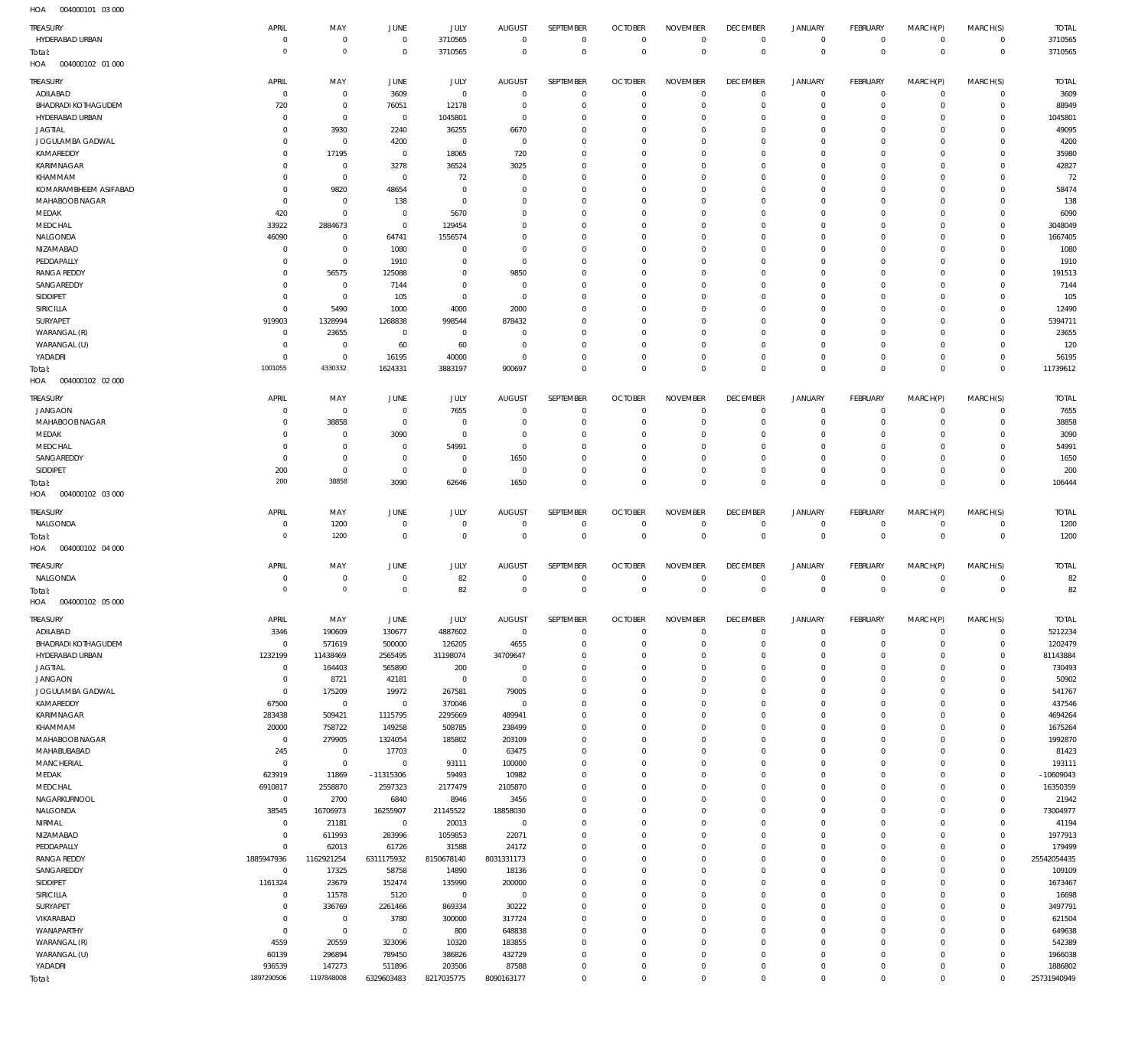HOA 004000101 03 000

| TREASURY | APRIL | MAY | JUNE | JULY | AUGUST | SEPTEMBER | OCTOBER | NOVEMBER | DECEMBER | JANUARY | FEBRUARY | MARCH(P) | MARCH(S) | TOTAL |
|---|---|---|---|---|---|---|---|---|---|---|---|---|---|---|
| HYDERABAD URBAN | 0 | 0 | 0 | 3710565 | 0 | 0 | 0 | 0 | 0 | 0 | 0 | 0 | 0 | 3710565 |
| Total: | 0 | 0 | 0 | 3710565 | 0 | 0 | 0 | 0 | 0 | 0 | 0 | 0 | 0 | 3710565 |

HOA 004000102 01 000

| TREASURY | APRIL | MAY | JUNE | JULY | AUGUST | SEPTEMBER | OCTOBER | NOVEMBER | DECEMBER | JANUARY | FEBRUARY | MARCH(P) | MARCH(S) | TOTAL |
|---|---|---|---|---|---|---|---|---|---|---|---|---|---|---|
| ADILABAD | 0 | 0 | 3609 | 0 | 0 | 0 | 0 | 0 | 0 | 0 | 0 | 0 | 0 | 3609 |
| BHADRADI KOTHAGUDEM | 720 | 0 | 76051 | 12178 | 0 | 0 | 0 | 0 | 0 | 0 | 0 | 0 | 0 | 88949 |
| HYDERABAD URBAN | 0 | 0 | 0 | 1045801 | 0 | 0 | 0 | 0 | 0 | 0 | 0 | 0 | 0 | 1045801 |
| JAGTIAL | 0 | 3930 | 2240 | 36255 | 6670 | 0 | 0 | 0 | 0 | 0 | 0 | 0 | 0 | 49095 |
| JOGULAMBA GADWAL | 0 | 0 | 4200 | 0 | 0 | 0 | 0 | 0 | 0 | 0 | 0 | 0 | 0 | 4200 |
| KAMAREDDY | 0 | 17195 | 0 | 18065 | 720 | 0 | 0 | 0 | 0 | 0 | 0 | 0 | 0 | 35980 |
| KARIMNAGAR | 0 | 0 | 3278 | 36524 | 3025 | 0 | 0 | 0 | 0 | 0 | 0 | 0 | 0 | 42827 |
| KHAMMAM | 0 | 0 | 0 | 72 | 0 | 0 | 0 | 0 | 0 | 0 | 0 | 0 | 0 | 72 |
| KOMARAMBHEEM ASIFABAD | 0 | 9820 | 48654 | 0 | 0 | 0 | 0 | 0 | 0 | 0 | 0 | 0 | 0 | 58474 |
| MAHABOOBNAGAR | 0 | 0 | 138 | 0 | 0 | 0 | 0 | 0 | 0 | 0 | 0 | 0 | 0 | 138 |
| MEDAK | 420 | 0 | 0 | 5670 | 0 | 0 | 0 | 0 | 0 | 0 | 0 | 0 | 0 | 6090 |
| MEDCHAL | 33922 | 2884673 | 0 | 129454 | 0 | 0 | 0 | 0 | 0 | 0 | 0 | 0 | 0 | 3048049 |
| NALGONDA | 46090 | 0 | 64741 | 1556574 | 0 | 0 | 0 | 0 | 0 | 0 | 0 | 0 | 0 | 1667405 |
| NIZAMABAD | 0 | 0 | 1080 | 0 | 0 | 0 | 0 | 0 | 0 | 0 | 0 | 0 | 0 | 1080 |
| PEDDAPALLY | 0 | 0 | 1910 | 0 | 0 | 0 | 0 | 0 | 0 | 0 | 0 | 0 | 0 | 1910 |
| RANGA REDDY | 0 | 56575 | 125088 | 0 | 9850 | 0 | 0 | 0 | 0 | 0 | 0 | 0 | 0 | 191513 |
| SANGAREDDY | 0 | 0 | 7144 | 0 | 0 | 0 | 0 | 0 | 0 | 0 | 0 | 0 | 0 | 7144 |
| SIDDIPET | 0 | 0 | 105 | 0 | 0 | 0 | 0 | 0 | 0 | 0 | 0 | 0 | 0 | 105 |
| SIRICILLA | 0 | 5490 | 1000 | 4000 | 2000 | 0 | 0 | 0 | 0 | 0 | 0 | 0 | 0 | 12490 |
| SURYAPET | 919903 | 1328994 | 1268838 | 998544 | 878432 | 0 | 0 | 0 | 0 | 0 | 0 | 0 | 0 | 5394711 |
| WARANGAL (R) | 0 | 23655 | 0 | 0 | 0 | 0 | 0 | 0 | 0 | 0 | 0 | 0 | 0 | 23655 |
| WARANGAL (U) | 0 | 0 | 60 | 60 | 0 | 0 | 0 | 0 | 0 | 0 | 0 | 0 | 0 | 120 |
| YADADRI | 0 | 0 | 16195 | 40000 | 0 | 0 | 0 | 0 | 0 | 0 | 0 | 0 | 0 | 56195 |
| Total: | 1001055 | 4330332 | 1624331 | 3883197 | 900697 | 0 | 0 | 0 | 0 | 0 | 0 | 0 | 0 | 11739612 |

HOA 004000102 02 000

| TREASURY | APRIL | MAY | JUNE | JULY | AUGUST | SEPTEMBER | OCTOBER | NOVEMBER | DECEMBER | JANUARY | FEBRUARY | MARCH(P) | MARCH(S) | TOTAL |
|---|---|---|---|---|---|---|---|---|---|---|---|---|---|---|
| JANGAON | 0 | 0 | 0 | 7655 | 0 | 0 | 0 | 0 | 0 | 0 | 0 | 0 | 0 | 7655 |
| MAHABOOBNAGAR | 0 | 38858 | 0 | 0 | 0 | 0 | 0 | 0 | 0 | 0 | 0 | 0 | 0 | 38858 |
| MEDAK | 0 | 0 | 3090 | 0 | 0 | 0 | 0 | 0 | 0 | 0 | 0 | 0 | 0 | 3090 |
| MEDCHAL | 0 | 0 | 0 | 54991 | 0 | 0 | 0 | 0 | 0 | 0 | 0 | 0 | 0 | 54991 |
| SANGAREDDY | 0 | 0 | 0 | 0 | 1650 | 0 | 0 | 0 | 0 | 0 | 0 | 0 | 0 | 1650 |
| SIDDIPET | 200 | 0 | 0 | 0 | 0 | 0 | 0 | 0 | 0 | 0 | 0 | 0 | 0 | 200 |
| Total: | 200 | 38858 | 3090 | 62646 | 1650 | 0 | 0 | 0 | 0 | 0 | 0 | 0 | 0 | 106444 |

HOA 004000102 03 000

| TREASURY | APRIL | MAY | JUNE | JULY | AUGUST | SEPTEMBER | OCTOBER | NOVEMBER | DECEMBER | JANUARY | FEBRUARY | MARCH(P) | MARCH(S) | TOTAL |
|---|---|---|---|---|---|---|---|---|---|---|---|---|---|---|
| NALGONDA | 0 | 1200 | 0 | 0 | 0 | 0 | 0 | 0 | 0 | 0 | 0 | 0 | 0 | 1200 |
| Total: | 0 | 1200 | 0 | 0 | 0 | 0 | 0 | 0 | 0 | 0 | 0 | 0 | 0 | 1200 |

HOA 004000102 04 000

| TREASURY | APRIL | MAY | JUNE | JULY | AUGUST | SEPTEMBER | OCTOBER | NOVEMBER | DECEMBER | JANUARY | FEBRUARY | MARCH(P) | MARCH(S) | TOTAL |
|---|---|---|---|---|---|---|---|---|---|---|---|---|---|---|
| NALGONDA | 0 | 0 | 0 | 82 | 0 | 0 | 0 | 0 | 0 | 0 | 0 | 0 | 0 | 82 |
| Total: | 0 | 0 | 0 | 82 | 0 | 0 | 0 | 0 | 0 | 0 | 0 | 0 | 0 | 82 |

HOA 004000102 05 000

| TREASURY | APRIL | MAY | JUNE | JULY | AUGUST | SEPTEMBER | OCTOBER | NOVEMBER | DECEMBER | JANUARY | FEBRUARY | MARCH(P) | MARCH(S) | TOTAL |
|---|---|---|---|---|---|---|---|---|---|---|---|---|---|---|
| ADILABAD | 3346 | 190609 | 130677 | 4887602 | 0 | 0 | 0 | 0 | 0 | 0 | 0 | 0 | 0 | 5212234 |
| BHADRADI KOTHAGUDEM | 0 | 571619 | 500000 | 126205 | 4655 | 0 | 0 | 0 | 0 | 0 | 0 | 0 | 0 | 1202479 |
| HYDERABAD URBAN | 1232199 | 11438469 | 2565495 | 31198074 | 34709647 | 0 | 0 | 0 | 0 | 0 | 0 | 0 | 0 | 81143884 |
| JAGTIAL | 0 | 164403 | 565890 | 200 | 0 | 0 | 0 | 0 | 0 | 0 | 0 | 0 | 0 | 730493 |
| JANGAON | 0 | 8721 | 42181 | 0 | 0 | 0 | 0 | 0 | 0 | 0 | 0 | 0 | 0 | 50902 |
| JOGULAMBA GADWAL | 0 | 175209 | 19972 | 267581 | 79005 | 0 | 0 | 0 | 0 | 0 | 0 | 0 | 0 | 541767 |
| KAMAREDDY | 67500 | 0 | 0 | 370046 | 0 | 0 | 0 | 0 | 0 | 0 | 0 | 0 | 0 | 437546 |
| KARIMNAGAR | 283438 | 509421 | 1115795 | 2295669 | 489941 | 0 | 0 | 0 | 0 | 0 | 0 | 0 | 0 | 4694264 |
| KHAMMAM | 20000 | 758722 | 149258 | 508785 | 238499 | 0 | 0 | 0 | 0 | 0 | 0 | 0 | 0 | 1675264 |
| MAHABOOBNAGAR | 0 | 279905 | 1324054 | 185802 | 203109 | 0 | 0 | 0 | 0 | 0 | 0 | 0 | 0 | 1992870 |
| MAHABUBABAD | 245 | 0 | 17703 | 0 | 63475 | 0 | 0 | 0 | 0 | 0 | 0 | 0 | 0 | 81423 |
| MANCHERIAL | 0 | 0 | 0 | 93111 | 100000 | 0 | 0 | 0 | 0 | 0 | 0 | 0 | 0 | 193111 |
| MEDAK | 623919 | 11869 | -11315306 | 59493 | 10982 | 0 | 0 | 0 | 0 | 0 | 0 | 0 | 0 | -10609043 |
| MEDCHAL | 6910817 | 2558870 | 2597323 | 2177479 | 2105870 | 0 | 0 | 0 | 0 | 0 | 0 | 0 | 0 | 16350359 |
| NAGARKURNOOL | 0 | 2700 | 6840 | 8946 | 3456 | 0 | 0 | 0 | 0 | 0 | 0 | 0 | 0 | 21942 |
| NALGONDA | 38545 | 16706973 | 16255907 | 21145522 | 18858030 | 0 | 0 | 0 | 0 | 0 | 0 | 0 | 0 | 73004977 |
| NIRMAL | 0 | 21181 | 0 | 20013 | 0 | 0 | 0 | 0 | 0 | 0 | 0 | 0 | 0 | 41194 |
| NIZAMABAD | 0 | 611993 | 283996 | 1059853 | 22071 | 0 | 0 | 0 | 0 | 0 | 0 | 0 | 0 | 1977913 |
| PEDDAPALLY | 0 | 62013 | 61726 | 31588 | 24172 | 0 | 0 | 0 | 0 | 0 | 0 | 0 | 0 | 179499 |
| RANGA REDDY | 1885947936 | 1162921254 | 6311175932 | 8150678140 | 8031331173 | 0 | 0 | 0 | 0 | 0 | 0 | 0 | 0 | 25542054435 |
| SANGAREDDY | 0 | 17325 | 58758 | 14890 | 18136 | 0 | 0 | 0 | 0 | 0 | 0 | 0 | 0 | 109109 |
| SIDDIPET | 1161324 | 23679 | 152474 | 135990 | 200000 | 0 | 0 | 0 | 0 | 0 | 0 | 0 | 0 | 1673467 |
| SIRICILLA | 0 | 11578 | 5120 | 0 | 0 | 0 | 0 | 0 | 0 | 0 | 0 | 0 | 0 | 16698 |
| SURYAPET | 0 | 336769 | 2261466 | 869334 | 30222 | 0 | 0 | 0 | 0 | 0 | 0 | 0 | 0 | 3497791 |
| VIKARABAD | 0 | 0 | 3780 | 300000 | 317724 | 0 | 0 | 0 | 0 | 0 | 0 | 0 | 0 | 621504 |
| WANAPARTHY | 0 | 0 | 0 | 800 | 648838 | 0 | 0 | 0 | 0 | 0 | 0 | 0 | 0 | 649638 |
| WARANGAL (R) | 4559 | 20559 | 323096 | 10320 | 183855 | 0 | 0 | 0 | 0 | 0 | 0 | 0 | 0 | 542389 |
| WARANGAL (U) | 60139 | 296894 | 789450 | 386826 | 432729 | 0 | 0 | 0 | 0 | 0 | 0 | 0 | 0 | 1966038 |
| YADADRI | 936539 | 147273 | 511896 | 203506 | 87588 | 0 | 0 | 0 | 0 | 0 | 0 | 0 | 0 | 1886802 |
| Total: | 1897290506 | 1197848008 | 6329603483 | 8217035775 | 8090163177 | 0 | 0 | 0 | 0 | 0 | 0 | 0 | 0 | 25731940949 |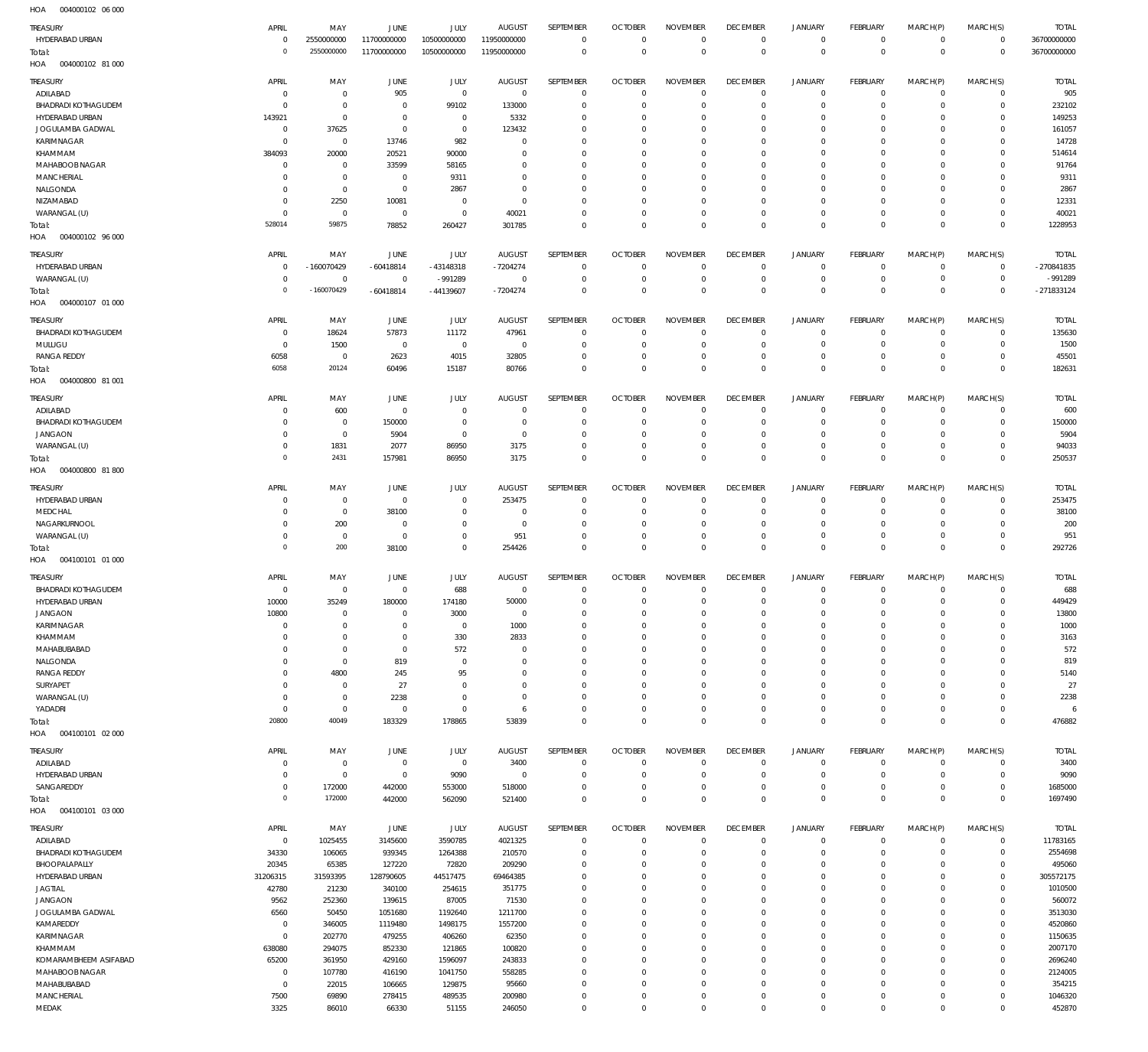HOA 004000102 06 000

| TREASURY | APRIL | MAY | JUNE | JULY | AUGUST | SEPTEMBER | OCTOBER | NOVEMBER | DECEMBER | JANUARY | FEBRUARY | MARCH(P) | MARCH(S) | TOTAL |
|---|---|---|---|---|---|---|---|---|---|---|---|---|---|---|
| HYDERABAD URBAN | 0 | 2550000000 | 11700000000 | 10500000000 | 11950000000 | 0 | 0 | 0 | 0 | 0 | 0 | 0 | 0 | 36700000000 |
| Total: | 0 | 2550000000 | 11700000000 | 10500000000 | 11950000000 | 0 | 0 | 0 | 0 | 0 | 0 | 0 | 0 | 36700000000 |

HOA 004000102 81 000

| TREASURY | APRIL | MAY | JUNE | JULY | AUGUST | SEPTEMBER | OCTOBER | NOVEMBER | DECEMBER | JANUARY | FEBRUARY | MARCH(P) | MARCH(S) | TOTAL |
|---|---|---|---|---|---|---|---|---|---|---|---|---|---|---|
| ADILABAD | 0 | 0 | 905 | 0 | 0 | 0 | 0 | 0 | 0 | 0 | 0 | 0 | 0 | 905 |
| BHADRADI KOTHAGUDEM | 0 | 0 | 0 | 99102 | 133000 | 0 | 0 | 0 | 0 | 0 | 0 | 0 | 0 | 232102 |
| HYDERABAD URBAN | 143921 | 0 | 0 | 0 | 5332 | 0 | 0 | 0 | 0 | 0 | 0 | 0 | 0 | 149253 |
| JOGULAMBA GADWAL | 0 | 37625 | 0 | 0 | 123432 | 0 | 0 | 0 | 0 | 0 | 0 | 0 | 0 | 161057 |
| KARIMNAGAR | 0 | 0 | 13746 | 982 | 0 | 0 | 0 | 0 | 0 | 0 | 0 | 0 | 0 | 14728 |
| KHAMMAM | 384093 | 20000 | 20521 | 90000 | 0 | 0 | 0 | 0 | 0 | 0 | 0 | 0 | 0 | 514614 |
| MAHABOOB NAGAR | 0 | 0 | 33599 | 58165 | 0 | 0 | 0 | 0 | 0 | 0 | 0 | 0 | 0 | 91764 |
| MANCHERIAL | 0 | 0 | 0 | 9311 | 0 | 0 | 0 | 0 | 0 | 0 | 0 | 0 | 0 | 9311 |
| NALGONDA | 0 | 0 | 0 | 2867 | 0 | 0 | 0 | 0 | 0 | 0 | 0 | 0 | 0 | 2867 |
| NIZAMABAD | 0 | 2250 | 10081 | 0 | 0 | 0 | 0 | 0 | 0 | 0 | 0 | 0 | 0 | 12331 |
| WARANGAL (U) | 0 | 0 | 0 | 0 | 40021 | 0 | 0 | 0 | 0 | 0 | 0 | 0 | 0 | 40021 |
| Total: | 528014 | 59875 | 78852 | 260427 | 301785 | 0 | 0 | 0 | 0 | 0 | 0 | 0 | 0 | 1228953 |

HOA 004000102 96 000

| TREASURY | APRIL | MAY | JUNE | JULY | AUGUST | SEPTEMBER | OCTOBER | NOVEMBER | DECEMBER | JANUARY | FEBRUARY | MARCH(P) | MARCH(S) | TOTAL |
|---|---|---|---|---|---|---|---|---|---|---|---|---|---|---|
| HYDERABAD URBAN | 0 | -160070429 | -60418814 | -43148318 | -7204274 | 0 | 0 | 0 | 0 | 0 | 0 | 0 | 0 | -270841835 |
| WARANGAL (U) | 0 | 0 | 0 | -991289 | 0 | 0 | 0 | 0 | 0 | 0 | 0 | 0 | 0 | -991289 |
| Total: | 0 | -160070429 | -60418814 | -44139607 | -7204274 | 0 | 0 | 0 | 0 | 0 | 0 | 0 | 0 | -271833124 |

HOA 004000107 01 000

| TREASURY | APRIL | MAY | JUNE | JULY | AUGUST | SEPTEMBER | OCTOBER | NOVEMBER | DECEMBER | JANUARY | FEBRUARY | MARCH(P) | MARCH(S) | TOTAL |
|---|---|---|---|---|---|---|---|---|---|---|---|---|---|---|
| BHADRADI KOTHAGUDEM | 0 | 18624 | 57873 | 11172 | 47961 | 0 | 0 | 0 | 0 | 0 | 0 | 0 | 0 | 135630 |
| MULUGU | 0 | 1500 | 0 | 0 | 0 | 0 | 0 | 0 | 0 | 0 | 0 | 0 | 0 | 1500 |
| RANGA REDDY | 6058 | 0 | 2623 | 4015 | 32805 | 0 | 0 | 0 | 0 | 0 | 0 | 0 | 0 | 45501 |
| Total: | 6058 | 20124 | 60496 | 15187 | 80766 | 0 | 0 | 0 | 0 | 0 | 0 | 0 | 0 | 182631 |

HOA 004000800 81 001

| TREASURY | APRIL | MAY | JUNE | JULY | AUGUST | SEPTEMBER | OCTOBER | NOVEMBER | DECEMBER | JANUARY | FEBRUARY | MARCH(P) | MARCH(S) | TOTAL |
|---|---|---|---|---|---|---|---|---|---|---|---|---|---|---|
| ADILABAD | 0 | 600 | 0 | 0 | 0 | 0 | 0 | 0 | 0 | 0 | 0 | 0 | 0 | 600 |
| BHADRADI KOTHAGUDEM | 0 | 0 | 150000 | 0 | 0 | 0 | 0 | 0 | 0 | 0 | 0 | 0 | 0 | 150000 |
| JANGAON | 0 | 0 | 5904 | 0 | 0 | 0 | 0 | 0 | 0 | 0 | 0 | 0 | 0 | 5904 |
| WARANGAL (U) | 0 | 1831 | 2077 | 86950 | 3175 | 0 | 0 | 0 | 0 | 0 | 0 | 0 | 0 | 94033 |
| Total: | 0 | 2431 | 157981 | 86950 | 3175 | 0 | 0 | 0 | 0 | 0 | 0 | 0 | 0 | 250537 |

HOA 004000800 81 800

| TREASURY | APRIL | MAY | JUNE | JULY | AUGUST | SEPTEMBER | OCTOBER | NOVEMBER | DECEMBER | JANUARY | FEBRUARY | MARCH(P) | MARCH(S) | TOTAL |
|---|---|---|---|---|---|---|---|---|---|---|---|---|---|---|
| HYDERABAD URBAN | 0 | 0 | 0 | 0 | 253475 | 0 | 0 | 0 | 0 | 0 | 0 | 0 | 0 | 253475 |
| MEDCHAL | 0 | 0 | 38100 | 0 | 0 | 0 | 0 | 0 | 0 | 0 | 0 | 0 | 0 | 38100 |
| NAGARKURNOOL | 0 | 200 | 0 | 0 | 0 | 0 | 0 | 0 | 0 | 0 | 0 | 0 | 0 | 200 |
| WARANGAL (U) | 0 | 0 | 0 | 0 | 951 | 0 | 0 | 0 | 0 | 0 | 0 | 0 | 0 | 951 |
| Total: | 0 | 200 | 38100 | 0 | 254426 | 0 | 0 | 0 | 0 | 0 | 0 | 0 | 0 | 292726 |

HOA 004100101 01 000

| TREASURY | APRIL | MAY | JUNE | JULY | AUGUST | SEPTEMBER | OCTOBER | NOVEMBER | DECEMBER | JANUARY | FEBRUARY | MARCH(P) | MARCH(S) | TOTAL |
|---|---|---|---|---|---|---|---|---|---|---|---|---|---|---|
| BHADRADI KOTHAGUDEM | 0 | 0 | 0 | 688 | 0 | 0 | 0 | 0 | 0 | 0 | 0 | 0 | 0 | 688 |
| HYDERABAD URBAN | 10000 | 35249 | 180000 | 174180 | 50000 | 0 | 0 | 0 | 0 | 0 | 0 | 0 | 0 | 449429 |
| JANGAON | 10800 | 0 | 0 | 3000 | 0 | 0 | 0 | 0 | 0 | 0 | 0 | 0 | 0 | 13800 |
| KARIMNAGAR | 0 | 0 | 0 | 0 | 1000 | 0 | 0 | 0 | 0 | 0 | 0 | 0 | 0 | 1000 |
| KHAMMAM | 0 | 0 | 0 | 330 | 2833 | 0 | 0 | 0 | 0 | 0 | 0 | 0 | 0 | 3163 |
| MAHABUBABAD | 0 | 0 | 0 | 572 | 0 | 0 | 0 | 0 | 0 | 0 | 0 | 0 | 0 | 572 |
| NALGONDA | 0 | 0 | 819 | 0 | 0 | 0 | 0 | 0 | 0 | 0 | 0 | 0 | 0 | 819 |
| RANGA REDDY | 0 | 4800 | 245 | 95 | 0 | 0 | 0 | 0 | 0 | 0 | 0 | 0 | 0 | 5140 |
| SURYAPET | 0 | 0 | 27 | 0 | 0 | 0 | 0 | 0 | 0 | 0 | 0 | 0 | 0 | 27 |
| WARANGAL (U) | 0 | 0 | 2238 | 0 | 0 | 0 | 0 | 0 | 0 | 0 | 0 | 0 | 0 | 2238 |
| YADADRI | 0 | 0 | 0 | 0 | 6 | 0 | 0 | 0 | 0 | 0 | 0 | 0 | 0 | 6 |
| Total: | 20800 | 40049 | 183329 | 178865 | 53839 | 0 | 0 | 0 | 0 | 0 | 0 | 0 | 0 | 476882 |

HOA 004100101 02 000

| TREASURY | APRIL | MAY | JUNE | JULY | AUGUST | SEPTEMBER | OCTOBER | NOVEMBER | DECEMBER | JANUARY | FEBRUARY | MARCH(P) | MARCH(S) | TOTAL |
|---|---|---|---|---|---|---|---|---|---|---|---|---|---|---|
| ADILABAD | 0 | 0 | 0 | 0 | 3400 | 0 | 0 | 0 | 0 | 0 | 0 | 0 | 0 | 3400 |
| HYDERABAD URBAN | 0 | 0 | 0 | 9090 | 0 | 0 | 0 | 0 | 0 | 0 | 0 | 0 | 0 | 9090 |
| SANGAREDDY | 0 | 172000 | 442000 | 553000 | 518000 | 0 | 0 | 0 | 0 | 0 | 0 | 0 | 0 | 1685000 |
| Total: | 0 | 172000 | 442000 | 562090 | 521400 | 0 | 0 | 0 | 0 | 0 | 0 | 0 | 0 | 1697490 |

HOA 004100101 03 000

| TREASURY | APRIL | MAY | JUNE | JULY | AUGUST | SEPTEMBER | OCTOBER | NOVEMBER | DECEMBER | JANUARY | FEBRUARY | MARCH(P) | MARCH(S) | TOTAL |
|---|---|---|---|---|---|---|---|---|---|---|---|---|---|---|
| ADILABAD | 0 | 1025455 | 3145600 | 3590785 | 4021325 | 0 | 0 | 0 | 0 | 0 | 0 | 0 | 0 | 11783165 |
| BHADRADI KOTHAGUDEM | 34330 | 106065 | 939345 | 1264388 | 210570 | 0 | 0 | 0 | 0 | 0 | 0 | 0 | 0 | 2554698 |
| BHOOPALAPALLY | 20345 | 65385 | 127220 | 72820 | 209290 | 0 | 0 | 0 | 0 | 0 | 0 | 0 | 0 | 495060 |
| HYDERABAD URBAN | 31206315 | 31593395 | 128790605 | 44517475 | 69464385 | 0 | 0 | 0 | 0 | 0 | 0 | 0 | 0 | 305572175 |
| JAGTIAL | 42780 | 21230 | 340100 | 254615 | 351775 | 0 | 0 | 0 | 0 | 0 | 0 | 0 | 0 | 1010500 |
| JANGAON | 9562 | 252360 | 139615 | 87005 | 71530 | 0 | 0 | 0 | 0 | 0 | 0 | 0 | 0 | 560072 |
| JOGULAMBA GADWAL | 6560 | 50450 | 1051680 | 1192640 | 1211700 | 0 | 0 | 0 | 0 | 0 | 0 | 0 | 0 | 3513030 |
| KAMAREDDY | 0 | 346005 | 1119480 | 1498175 | 1557200 | 0 | 0 | 0 | 0 | 0 | 0 | 0 | 0 | 4520860 |
| KARIMNAGAR | 0 | 202770 | 479255 | 406260 | 62350 | 0 | 0 | 0 | 0 | 0 | 0 | 0 | 0 | 1150635 |
| KHAMMAM | 638080 | 294075 | 852330 | 121865 | 100820 | 0 | 0 | 0 | 0 | 0 | 0 | 0 | 0 | 2007170 |
| KOMARAMBHEEM ASIFABAD | 65200 | 361950 | 429160 | 1596097 | 243833 | 0 | 0 | 0 | 0 | 0 | 0 | 0 | 0 | 2696240 |
| MAHABOOB NAGAR | 0 | 107780 | 416190 | 1041750 | 558285 | 0 | 0 | 0 | 0 | 0 | 0 | 0 | 0 | 2124005 |
| MAHABUBABAD | 0 | 22015 | 106665 | 129875 | 95660 | 0 | 0 | 0 | 0 | 0 | 0 | 0 | 0 | 354215 |
| MANCHERIAL | 7500 | 69890 | 278415 | 489535 | 200980 | 0 | 0 | 0 | 0 | 0 | 0 | 0 | 0 | 1046320 |
| MEDAK | 3325 | 86010 | 66330 | 51155 | 246050 | 0 | 0 | 0 | 0 | 0 | 0 | 0 | 0 | 452870 |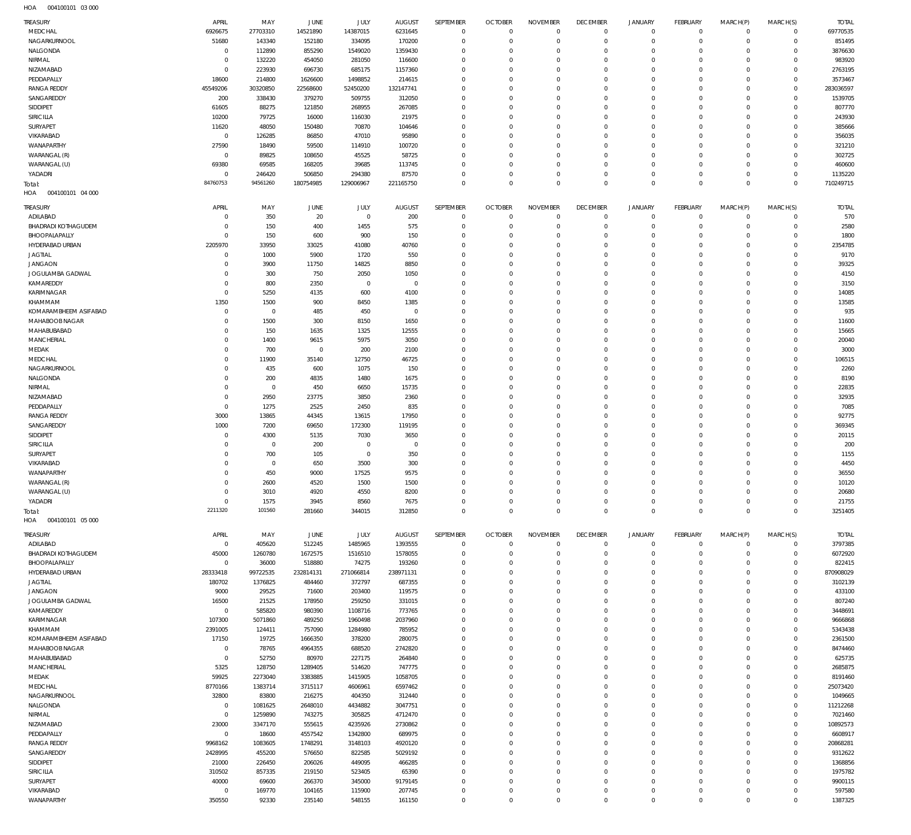HOA 004100101 03 000

| TREASURY | APRIL | MAY | JUNE | JULY | AUGUST | SEPTEMBER | OCTOBER | NOVEMBER | DECEMBER | JANUARY | FEBRUARY | MARCH(P) | MARCH(S) | TOTAL |
|---|---|---|---|---|---|---|---|---|---|---|---|---|---|---|
| MEDCHAL | 6926675 | 27703310 | 14521890 | 14387015 | 6231645 | 0 | 0 | 0 | 0 | 0 | 0 | 0 | 0 | 69770535 |
| NAGARKURNOOL | 51680 | 143340 | 152180 | 334095 | 170200 | 0 | 0 | 0 | 0 | 0 | 0 | 0 | 0 | 851495 |
| NALGONDA | 0 | 112890 | 855290 | 1549020 | 1359430 | 0 | 0 | 0 | 0 | 0 | 0 | 0 | 0 | 3876630 |
| NIRMAL | 0 | 132220 | 454050 | 281050 | 116600 | 0 | 0 | 0 | 0 | 0 | 0 | 0 | 0 | 983920 |
| NIZAMABAD | 0 | 223930 | 696730 | 685175 | 1157360 | 0 | 0 | 0 | 0 | 0 | 0 | 0 | 0 | 2763195 |
| PEDDAPALLY | 18600 | 214800 | 1626600 | 1498852 | 214615 | 0 | 0 | 0 | 0 | 0 | 0 | 0 | 0 | 3573467 |
| RANGA REDDY | 45549206 | 30320850 | 22568600 | 52450200 | 132147741 | 0 | 0 | 0 | 0 | 0 | 0 | 0 | 0 | 283036597 |
| SANGAREDDY | 200 | 338430 | 379270 | 509755 | 312050 | 0 | 0 | 0 | 0 | 0 | 0 | 0 | 0 | 1539705 |
| SIDDIPET | 61605 | 88275 | 121850 | 268955 | 267085 | 0 | 0 | 0 | 0 | 0 | 0 | 0 | 0 | 807770 |
| SIRICILLA | 10200 | 79725 | 16000 | 116030 | 21975 | 0 | 0 | 0 | 0 | 0 | 0 | 0 | 0 | 243930 |
| SURYAPET | 11620 | 48050 | 150480 | 70870 | 104646 | 0 | 0 | 0 | 0 | 0 | 0 | 0 | 0 | 385666 |
| VIKARABAD | 0 | 126285 | 86850 | 47010 | 95890 | 0 | 0 | 0 | 0 | 0 | 0 | 0 | 0 | 356035 |
| WANAPARTHY | 27590 | 18490 | 59500 | 114910 | 100720 | 0 | 0 | 0 | 0 | 0 | 0 | 0 | 0 | 321210 |
| WARANGAL (R) | 0 | 89825 | 108650 | 45525 | 58725 | 0 | 0 | 0 | 0 | 0 | 0 | 0 | 0 | 302725 |
| WARANGAL (U) | 69380 | 69585 | 168205 | 39685 | 113745 | 0 | 0 | 0 | 0 | 0 | 0 | 0 | 0 | 460600 |
| YADADRI | 0 | 246420 | 506850 | 294380 | 87570 | 0 | 0 | 0 | 0 | 0 | 0 | 0 | 0 | 1135220 |
| Total: | 84760753 | 94561260 | 180754985 | 129006967 | 221165750 | 0 | 0 | 0 | 0 | 0 | 0 | 0 | 0 | 710249715 |

HOA 004100101 04 000

| TREASURY | APRIL | MAY | JUNE | JULY | AUGUST | SEPTEMBER | OCTOBER | NOVEMBER | DECEMBER | JANUARY | FEBRUARY | MARCH(P) | MARCH(S) | TOTAL |
|---|---|---|---|---|---|---|---|---|---|---|---|---|---|---|
| ADILABAD | 0 | 350 | 20 | 0 | 200 | 0 | 0 | 0 | 0 | 0 | 0 | 0 | 0 | 570 |
| BHADRADI KOTHAGUDEM | 0 | 150 | 400 | 1455 | 575 | 0 | 0 | 0 | 0 | 0 | 0 | 0 | 0 | 2580 |
| BHOOPALAPALLY | 0 | 150 | 600 | 900 | 150 | 0 | 0 | 0 | 0 | 0 | 0 | 0 | 0 | 1800 |
| HYDERABAD URBAN | 2205970 | 33950 | 33025 | 41080 | 40760 | 0 | 0 | 0 | 0 | 0 | 0 | 0 | 0 | 2354785 |
| JAGTIAL | 0 | 1000 | 5900 | 1720 | 550 | 0 | 0 | 0 | 0 | 0 | 0 | 0 | 0 | 9170 |
| JANGAON | 0 | 3900 | 11750 | 14825 | 8850 | 0 | 0 | 0 | 0 | 0 | 0 | 0 | 0 | 39325 |
| JOGULAMBA GADWAL | 0 | 300 | 750 | 2050 | 1050 | 0 | 0 | 0 | 0 | 0 | 0 | 0 | 0 | 4150 |
| KAMAREDDY | 0 | 800 | 2350 | 0 | 0 | 0 | 0 | 0 | 0 | 0 | 0 | 0 | 0 | 3150 |
| KARIMNAGAR | 0 | 5250 | 4135 | 600 | 4100 | 0 | 0 | 0 | 0 | 0 | 0 | 0 | 0 | 14085 |
| KHAMMAM | 1350 | 1500 | 900 | 8450 | 1385 | 0 | 0 | 0 | 0 | 0 | 0 | 0 | 0 | 13585 |
| KOMARAMBHEEM ASIFABAD | 0 | 0 | 485 | 450 | 0 | 0 | 0 | 0 | 0 | 0 | 0 | 0 | 0 | 935 |
| MAHABOOBNAGAR | 0 | 1500 | 300 | 8150 | 1650 | 0 | 0 | 0 | 0 | 0 | 0 | 0 | 0 | 11600 |
| MAHABUBABAD | 0 | 150 | 1635 | 1325 | 12555 | 0 | 0 | 0 | 0 | 0 | 0 | 0 | 0 | 15665 |
| MANCHERIAL | 0 | 1400 | 9615 | 5975 | 3050 | 0 | 0 | 0 | 0 | 0 | 0 | 0 | 0 | 20040 |
| MEDAK | 0 | 700 | 0 | 200 | 2100 | 0 | 0 | 0 | 0 | 0 | 0 | 0 | 0 | 3000 |
| MEDCHAL | 0 | 11900 | 35140 | 12750 | 46725 | 0 | 0 | 0 | 0 | 0 | 0 | 0 | 0 | 106515 |
| NAGARKURNOOL | 0 | 435 | 600 | 1075 | 150 | 0 | 0 | 0 | 0 | 0 | 0 | 0 | 0 | 2260 |
| NALGONDA | 0 | 200 | 4835 | 1480 | 1675 | 0 | 0 | 0 | 0 | 0 | 0 | 0 | 0 | 8190 |
| NIRMAL | 0 | 0 | 450 | 6650 | 15735 | 0 | 0 | 0 | 0 | 0 | 0 | 0 | 0 | 22835 |
| NIZAMABAD | 0 | 2950 | 23775 | 3850 | 2360 | 0 | 0 | 0 | 0 | 0 | 0 | 0 | 0 | 32935 |
| PEDDAPALLY | 0 | 1275 | 2525 | 2450 | 835 | 0 | 0 | 0 | 0 | 0 | 0 | 0 | 0 | 7085 |
| RANGA REDDY | 3000 | 13865 | 44345 | 13615 | 17950 | 0 | 0 | 0 | 0 | 0 | 0 | 0 | 0 | 92775 |
| SANGAREDDY | 1000 | 7200 | 69650 | 172300 | 119195 | 0 | 0 | 0 | 0 | 0 | 0 | 0 | 0 | 369345 |
| SIDDIPET | 0 | 4300 | 5135 | 7030 | 3650 | 0 | 0 | 0 | 0 | 0 | 0 | 0 | 0 | 20115 |
| SIRICILLA | 0 | 0 | 200 | 0 | 0 | 0 | 0 | 0 | 0 | 0 | 0 | 0 | 0 | 200 |
| SURYAPET | 0 | 700 | 105 | 0 | 350 | 0 | 0 | 0 | 0 | 0 | 0 | 0 | 0 | 1155 |
| VIKARABAD | 0 | 0 | 650 | 3500 | 300 | 0 | 0 | 0 | 0 | 0 | 0 | 0 | 0 | 4450 |
| WANAPARTHY | 0 | 450 | 9000 | 17525 | 9575 | 0 | 0 | 0 | 0 | 0 | 0 | 0 | 0 | 36550 |
| WARANGAL (R) | 0 | 2600 | 4520 | 1500 | 1500 | 0 | 0 | 0 | 0 | 0 | 0 | 0 | 0 | 10120 |
| WARANGAL (U) | 0 | 3010 | 4920 | 4550 | 8200 | 0 | 0 | 0 | 0 | 0 | 0 | 0 | 0 | 20680 |
| YADADRI | 0 | 1575 | 3945 | 8560 | 7675 | 0 | 0 | 0 | 0 | 0 | 0 | 0 | 0 | 21755 |
| Total: | 2211320 | 101560 | 281660 | 344015 | 312850 | 0 | 0 | 0 | 0 | 0 | 0 | 0 | 0 | 3251405 |

HOA 004100101 05 000

| TREASURY | APRIL | MAY | JUNE | JULY | AUGUST | SEPTEMBER | OCTOBER | NOVEMBER | DECEMBER | JANUARY | FEBRUARY | MARCH(P) | MARCH(S) | TOTAL |
|---|---|---|---|---|---|---|---|---|---|---|---|---|---|---|
| ADILABAD | 0 | 405620 | 512245 | 1485965 | 1393555 | 0 | 0 | 0 | 0 | 0 | 0 | 0 | 0 | 3797385 |
| BHADRADI KOTHAGUDEM | 45000 | 1260780 | 1672575 | 1516510 | 1578055 | 0 | 0 | 0 | 0 | 0 | 0 | 0 | 0 | 6072920 |
| BHOOPALAPALLY | 0 | 36000 | 518880 | 74275 | 193260 | 0 | 0 | 0 | 0 | 0 | 0 | 0 | 0 | 822415 |
| HYDERABAD URBAN | 28333418 | 99722535 | 232814131 | 271066814 | 238971131 | 0 | 0 | 0 | 0 | 0 | 0 | 0 | 0 | 870908029 |
| JAGTIAL | 180702 | 1376825 | 484460 | 372797 | 687355 | 0 | 0 | 0 | 0 | 0 | 0 | 0 | 0 | 3102139 |
| JANGAON | 9000 | 29525 | 71600 | 203400 | 119575 | 0 | 0 | 0 | 0 | 0 | 0 | 0 | 0 | 433100 |
| JOGULAMBA GADWAL | 16500 | 21525 | 178950 | 259250 | 331015 | 0 | 0 | 0 | 0 | 0 | 0 | 0 | 0 | 807240 |
| KAMAREDDY | 0 | 585820 | 980390 | 1108716 | 773765 | 0 | 0 | 0 | 0 | 0 | 0 | 0 | 0 | 3448691 |
| KARIMNAGAR | 107300 | 5071860 | 489250 | 1960498 | 2037960 | 0 | 0 | 0 | 0 | 0 | 0 | 0 | 0 | 9666868 |
| KHAMMAM | 2391005 | 124411 | 757090 | 1284980 | 785952 | 0 | 0 | 0 | 0 | 0 | 0 | 0 | 0 | 5343438 |
| KOMARAMBHEEM ASIFABAD | 17150 | 19725 | 1666350 | 378200 | 280075 | 0 | 0 | 0 | 0 | 0 | 0 | 0 | 0 | 2361500 |
| MAHABOOBNAGAR | 0 | 78765 | 4964355 | 688520 | 2742820 | 0 | 0 | 0 | 0 | 0 | 0 | 0 | 0 | 8474460 |
| MAHABUBABAD | 0 | 52750 | 80970 | 227175 | 264840 | 0 | 0 | 0 | 0 | 0 | 0 | 0 | 0 | 625735 |
| MANCHERIAL | 5325 | 128750 | 1289405 | 514620 | 747775 | 0 | 0 | 0 | 0 | 0 | 0 | 0 | 0 | 2685875 |
| MEDAK | 59925 | 2273040 | 3383885 | 1415905 | 1058705 | 0 | 0 | 0 | 0 | 0 | 0 | 0 | 0 | 8191460 |
| MEDCHAL | 8770166 | 1383714 | 3715117 | 4606961 | 6597462 | 0 | 0 | 0 | 0 | 0 | 0 | 0 | 0 | 25073420 |
| NAGARKURNOOL | 32800 | 83800 | 216275 | 404350 | 312440 | 0 | 0 | 0 | 0 | 0 | 0 | 0 | 0 | 1049665 |
| NALGONDA | 0 | 1081625 | 2648010 | 4434882 | 3047751 | 0 | 0 | 0 | 0 | 0 | 0 | 0 | 0 | 11212268 |
| NIRMAL | 0 | 1259890 | 743275 | 305825 | 4712470 | 0 | 0 | 0 | 0 | 0 | 0 | 0 | 0 | 7021460 |
| NIZAMABAD | 23000 | 3347170 | 555615 | 4235926 | 2730862 | 0 | 0 | 0 | 0 | 0 | 0 | 0 | 0 | 10892573 |
| PEDDAPALLY | 0 | 18600 | 4557542 | 1342800 | 689975 | 0 | 0 | 0 | 0 | 0 | 0 | 0 | 0 | 6608917 |
| RANGA REDDY | 9968162 | 1083605 | 1748291 | 3148103 | 4920120 | 0 | 0 | 0 | 0 | 0 | 0 | 0 | 0 | 20868281 |
| SANGAREDDY | 2428995 | 455200 | 576650 | 822585 | 5029192 | 0 | 0 | 0 | 0 | 0 | 0 | 0 | 0 | 9312622 |
| SIDDIPET | 21000 | 226450 | 206026 | 449095 | 466285 | 0 | 0 | 0 | 0 | 0 | 0 | 0 | 0 | 1368856 |
| SIRICILLA | 310502 | 857335 | 219150 | 523405 | 65390 | 0 | 0 | 0 | 0 | 0 | 0 | 0 | 0 | 1975782 |
| SURYAPET | 40000 | 69600 | 266370 | 345000 | 9179145 | 0 | 0 | 0 | 0 | 0 | 0 | 0 | 0 | 9900115 |
| VIKARABAD | 0 | 169770 | 104165 | 115900 | 207745 | 0 | 0 | 0 | 0 | 0 | 0 | 0 | 0 | 597580 |
| WANAPARTHY | 350550 | 92330 | 235140 | 548155 | 161150 | 0 | 0 | 0 | 0 | 0 | 0 | 0 | 0 | 1387325 |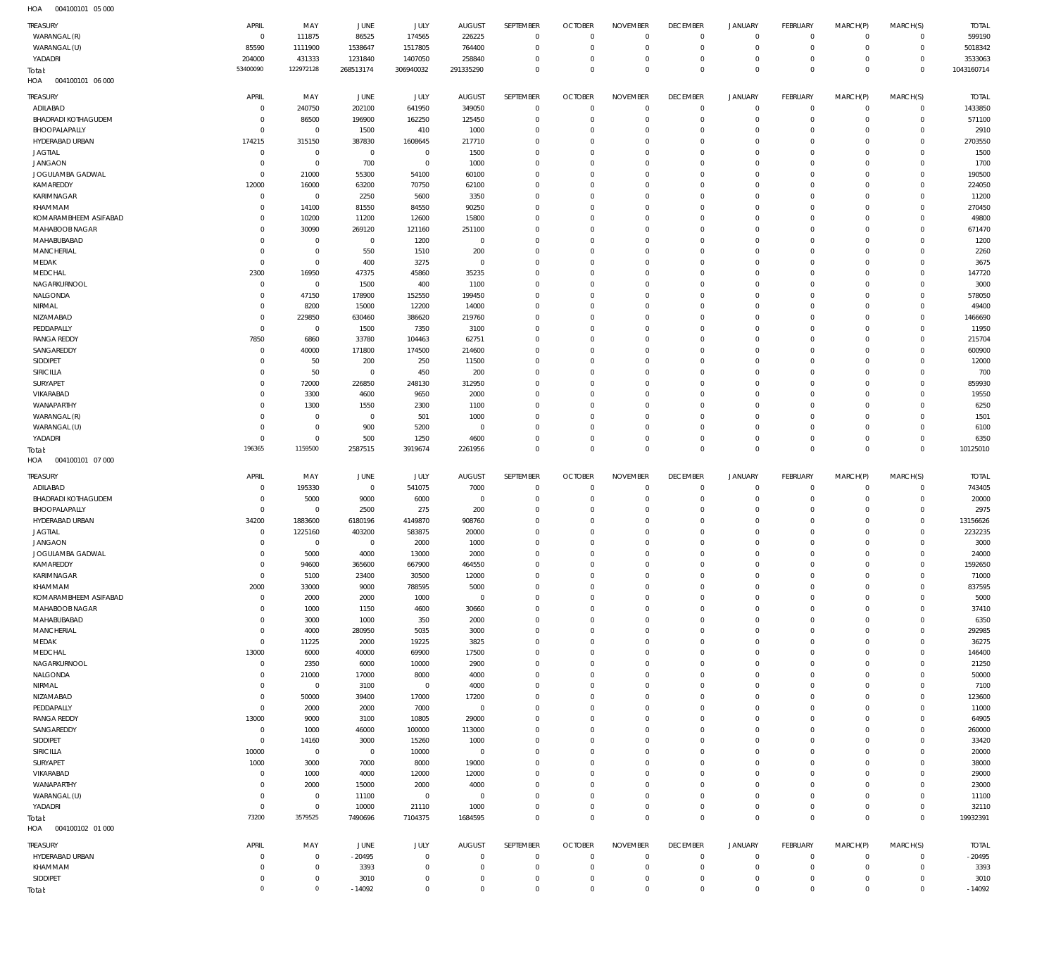HOA 004100101 05 000

| TREASURY | APRIL | MAY | JUNE | JULY | AUGUST | SEPTEMBER | OCTOBER | NOVEMBER | DECEMBER | JANUARY | FEBRUARY | MARCH(P) | MARCH(S) | TOTAL |
|---|---|---|---|---|---|---|---|---|---|---|---|---|---|---|
| WARANGAL (R) | 0 | 111875 | 86525 | 174565 | 226225 | 0 | 0 | 0 | 0 | 0 | 0 | 0 | 0 | 599190 |
| WARANGAL (U) | 85590 | 1111900 | 1538647 | 1517805 | 764400 | 0 | 0 | 0 | 0 | 0 | 0 | 0 | 0 | 5018342 |
| YADADRI | 204000 | 431333 | 1231840 | 1407050 | 258840 | 0 | 0 | 0 | 0 | 0 | 0 | 0 | 0 | 3533063 |
| Total: | 53400090 | 122972128 | 268513174 | 306940032 | 291335290 | 0 | 0 | 0 | 0 | 0 | 0 | 0 | 0 | 1043160714 |

HOA 004100101 06 000

| TREASURY | APRIL | MAY | JUNE | JULY | AUGUST | SEPTEMBER | OCTOBER | NOVEMBER | DECEMBER | JANUARY | FEBRUARY | MARCH(P) | MARCH(S) | TOTAL |
|---|---|---|---|---|---|---|---|---|---|---|---|---|---|---|
| ADILABAD | 0 | 240750 | 202100 | 641950 | 349050 | 0 | 0 | 0 | 0 | 0 | 0 | 0 | 0 | 1433850 |
| BHADRADI KOTHAGUDEM | 0 | 86500 | 196900 | 162250 | 125450 | 0 | 0 | 0 | 0 | 0 | 0 | 0 | 0 | 571100 |
| BHOOPALAPALLY | 0 | 0 | 1500 | 410 | 1000 | 0 | 0 | 0 | 0 | 0 | 0 | 0 | 0 | 2910 |
| HYDERABAD URBAN | 174215 | 315150 | 387830 | 1608645 | 217710 | 0 | 0 | 0 | 0 | 0 | 0 | 0 | 0 | 2703550 |
| JAGTIAL | 0 | 0 | 0 | 0 | 1500 | 0 | 0 | 0 | 0 | 0 | 0 | 0 | 0 | 1500 |
| JANGAON | 0 | 0 | 700 | 0 | 1000 | 0 | 0 | 0 | 0 | 0 | 0 | 0 | 0 | 1700 |
| JOGULAMBA GADWAL | 0 | 21000 | 55300 | 54100 | 60100 | 0 | 0 | 0 | 0 | 0 | 0 | 0 | 0 | 190500 |
| KAMAREDDY | 12000 | 16000 | 63200 | 70750 | 62100 | 0 | 0 | 0 | 0 | 0 | 0 | 0 | 0 | 224050 |
| KARIMNAGAR | 0 | 0 | 2250 | 5600 | 3350 | 0 | 0 | 0 | 0 | 0 | 0 | 0 | 0 | 11200 |
| KHAMMAM | 0 | 14100 | 81550 | 84550 | 90250 | 0 | 0 | 0 | 0 | 0 | 0 | 0 | 0 | 270450 |
| KOMARAMBHEEM ASIFABAD | 0 | 10200 | 11200 | 12600 | 15800 | 0 | 0 | 0 | 0 | 0 | 0 | 0 | 0 | 49800 |
| MAHABOOBNAGAR | 0 | 30090 | 269120 | 121160 | 251100 | 0 | 0 | 0 | 0 | 0 | 0 | 0 | 0 | 671470 |
| MAHABUBABAD | 0 | 0 | 0 | 1200 | 0 | 0 | 0 | 0 | 0 | 0 | 0 | 0 | 0 | 1200 |
| MANCHERIAL | 0 | 0 | 550 | 1510 | 200 | 0 | 0 | 0 | 0 | 0 | 0 | 0 | 0 | 2260 |
| MEDAK | 0 | 0 | 400 | 3275 | 0 | 0 | 0 | 0 | 0 | 0 | 0 | 0 | 0 | 3675 |
| MEDCHAL | 2300 | 16950 | 47375 | 45860 | 35235 | 0 | 0 | 0 | 0 | 0 | 0 | 0 | 0 | 147720 |
| NAGARKURNOOL | 0 | 0 | 1500 | 400 | 1100 | 0 | 0 | 0 | 0 | 0 | 0 | 0 | 0 | 3000 |
| NALGONDA | 0 | 47150 | 178900 | 152550 | 199450 | 0 | 0 | 0 | 0 | 0 | 0 | 0 | 0 | 578050 |
| NIRMAL | 0 | 8200 | 15000 | 12200 | 14000 | 0 | 0 | 0 | 0 | 0 | 0 | 0 | 0 | 49400 |
| NIZAMABAD | 0 | 229850 | 630460 | 386620 | 219760 | 0 | 0 | 0 | 0 | 0 | 0 | 0 | 0 | 1466690 |
| PEDDAPALLY | 0 | 0 | 1500 | 7350 | 3100 | 0 | 0 | 0 | 0 | 0 | 0 | 0 | 0 | 11950 |
| RANGA REDDY | 7850 | 6860 | 33780 | 104463 | 62751 | 0 | 0 | 0 | 0 | 0 | 0 | 0 | 0 | 215704 |
| SANGAREDDY | 0 | 40000 | 171800 | 174500 | 214600 | 0 | 0 | 0 | 0 | 0 | 0 | 0 | 0 | 600900 |
| SIDDIPET | 0 | 50 | 200 | 250 | 11500 | 0 | 0 | 0 | 0 | 0 | 0 | 0 | 0 | 12000 |
| SIRICILLA | 0 | 50 | 0 | 450 | 200 | 0 | 0 | 0 | 0 | 0 | 0 | 0 | 0 | 700 |
| SURYAPET | 0 | 72000 | 226850 | 248130 | 312950 | 0 | 0 | 0 | 0 | 0 | 0 | 0 | 0 | 859930 |
| VIKARABAD | 0 | 3300 | 4600 | 9650 | 2000 | 0 | 0 | 0 | 0 | 0 | 0 | 0 | 0 | 19550 |
| WANAPARTHY | 0 | 1300 | 1550 | 2300 | 1100 | 0 | 0 | 0 | 0 | 0 | 0 | 0 | 0 | 6250 |
| WARANGAL (R) | 0 | 0 | 0 | 501 | 1000 | 0 | 0 | 0 | 0 | 0 | 0 | 0 | 0 | 1501 |
| WARANGAL (U) | 0 | 0 | 900 | 5200 | 0 | 0 | 0 | 0 | 0 | 0 | 0 | 0 | 0 | 6100 |
| YADADRI | 0 | 0 | 500 | 1250 | 4600 | 0 | 0 | 0 | 0 | 0 | 0 | 0 | 0 | 6350 |
| Total: | 196365 | 1159500 | 2587515 | 3919674 | 2261956 | 0 | 0 | 0 | 0 | 0 | 0 | 0 | 0 | 10125010 |

HOA 004100101 07 000

| TREASURY | APRIL | MAY | JUNE | JULY | AUGUST | SEPTEMBER | OCTOBER | NOVEMBER | DECEMBER | JANUARY | FEBRUARY | MARCH(P) | MARCH(S) | TOTAL |
|---|---|---|---|---|---|---|---|---|---|---|---|---|---|---|
| ADILABAD | 0 | 195330 | 0 | 541075 | 7000 | 0 | 0 | 0 | 0 | 0 | 0 | 0 | 0 | 743405 |
| BHADRADI KOTHAGUDEM | 0 | 5000 | 9000 | 6000 | 0 | 0 | 0 | 0 | 0 | 0 | 0 | 0 | 0 | 20000 |
| BHOOPALAPALLY | 0 | 0 | 2500 | 275 | 200 | 0 | 0 | 0 | 0 | 0 | 0 | 0 | 0 | 2975 |
| HYDERABAD URBAN | 34200 | 1883600 | 6180196 | 4149870 | 908760 | 0 | 0 | 0 | 0 | 0 | 0 | 0 | 0 | 13156626 |
| JAGTIAL | 0 | 1225160 | 403200 | 583875 | 20000 | 0 | 0 | 0 | 0 | 0 | 0 | 0 | 0 | 2232235 |
| JANGAON | 0 | 0 | 0 | 2000 | 1000 | 0 | 0 | 0 | 0 | 0 | 0 | 0 | 0 | 3000 |
| JOGULAMBA GADWAL | 0 | 5000 | 4000 | 13000 | 2000 | 0 | 0 | 0 | 0 | 0 | 0 | 0 | 0 | 24000 |
| KAMAREDDY | 0 | 94600 | 365600 | 667900 | 464550 | 0 | 0 | 0 | 0 | 0 | 0 | 0 | 0 | 1592650 |
| KARIMNAGAR | 0 | 5100 | 23400 | 30500 | 12000 | 0 | 0 | 0 | 0 | 0 | 0 | 0 | 0 | 71000 |
| KHAMMAM | 2000 | 33000 | 9000 | 788595 | 5000 | 0 | 0 | 0 | 0 | 0 | 0 | 0 | 0 | 837595 |
| KOMARAMBHEEM ASIFABAD | 0 | 2000 | 2000 | 1000 | 0 | 0 | 0 | 0 | 0 | 0 | 0 | 0 | 0 | 5000 |
| MAHABOOBNAGAR | 0 | 1000 | 1150 | 4600 | 30660 | 0 | 0 | 0 | 0 | 0 | 0 | 0 | 0 | 37410 |
| MAHABUBABAD | 0 | 3000 | 1000 | 350 | 2000 | 0 | 0 | 0 | 0 | 0 | 0 | 0 | 0 | 6350 |
| MANCHERIAL | 0 | 4000 | 280950 | 5035 | 3000 | 0 | 0 | 0 | 0 | 0 | 0 | 0 | 0 | 292985 |
| MEDAK | 0 | 11225 | 2000 | 19225 | 3825 | 0 | 0 | 0 | 0 | 0 | 0 | 0 | 0 | 36275 |
| MEDCHAL | 13000 | 6000 | 40000 | 69900 | 17500 | 0 | 0 | 0 | 0 | 0 | 0 | 0 | 0 | 146400 |
| NAGARKURNOOL | 0 | 2350 | 6000 | 10000 | 2900 | 0 | 0 | 0 | 0 | 0 | 0 | 0 | 0 | 21250 |
| NALGONDA | 0 | 21000 | 17000 | 8000 | 4000 | 0 | 0 | 0 | 0 | 0 | 0 | 0 | 0 | 50000 |
| NIRMAL | 0 | 0 | 3100 | 0 | 4000 | 0 | 0 | 0 | 0 | 0 | 0 | 0 | 0 | 7100 |
| NIZAMABAD | 0 | 50000 | 39400 | 17000 | 17200 | 0 | 0 | 0 | 0 | 0 | 0 | 0 | 0 | 123600 |
| PEDDAPALLY | 0 | 2000 | 2000 | 7000 | 0 | 0 | 0 | 0 | 0 | 0 | 0 | 0 | 0 | 11000 |
| RANGA REDDY | 13000 | 9000 | 3100 | 10805 | 29000 | 0 | 0 | 0 | 0 | 0 | 0 | 0 | 0 | 64905 |
| SANGAREDDY | 0 | 1000 | 46000 | 100000 | 113000 | 0 | 0 | 0 | 0 | 0 | 0 | 0 | 0 | 260000 |
| SIDDIPET | 0 | 14160 | 3000 | 15260 | 1000 | 0 | 0 | 0 | 0 | 0 | 0 | 0 | 0 | 33420 |
| SIRICILLA | 10000 | 0 | 0 | 10000 | 0 | 0 | 0 | 0 | 0 | 0 | 0 | 0 | 0 | 20000 |
| SURYAPET | 1000 | 3000 | 7000 | 8000 | 19000 | 0 | 0 | 0 | 0 | 0 | 0 | 0 | 0 | 38000 |
| VIKARABAD | 0 | 1000 | 4000 | 12000 | 12000 | 0 | 0 | 0 | 0 | 0 | 0 | 0 | 0 | 29000 |
| WANAPARTHY | 0 | 2000 | 15000 | 2000 | 4000 | 0 | 0 | 0 | 0 | 0 | 0 | 0 | 0 | 23000 |
| WARANGAL (U) | 0 | 0 | 11100 | 0 | 0 | 0 | 0 | 0 | 0 | 0 | 0 | 0 | 0 | 11100 |
| YADADRI | 0 | 0 | 10000 | 21110 | 1000 | 0 | 0 | 0 | 0 | 0 | 0 | 0 | 0 | 32110 |
| Total: | 73200 | 3579525 | 7490696 | 7104375 | 1684595 | 0 | 0 | 0 | 0 | 0 | 0 | 0 | 0 | 19932391 |

HOA 004100102 01 000

| TREASURY | APRIL | MAY | JUNE | JULY | AUGUST | SEPTEMBER | OCTOBER | NOVEMBER | DECEMBER | JANUARY | FEBRUARY | MARCH(P) | MARCH(S) | TOTAL |
|---|---|---|---|---|---|---|---|---|---|---|---|---|---|---|
| HYDERABAD URBAN | 0 | 0 | -20495 | 0 | 0 | 0 | 0 | 0 | 0 | 0 | 0 | 0 | 0 | -20495 |
| KHAMMAM | 0 | 0 | 3393 | 0 | 0 | 0 | 0 | 0 | 0 | 0 | 0 | 0 | 0 | 3393 |
| SIDDIPET | 0 | 0 | 3010 | 0 | 0 | 0 | 0 | 0 | 0 | 0 | 0 | 0 | 0 | 3010 |
| Total: | 0 | 0 | -14092 | 0 | 0 | 0 | 0 | 0 | 0 | 0 | 0 | 0 | 0 | -14092 |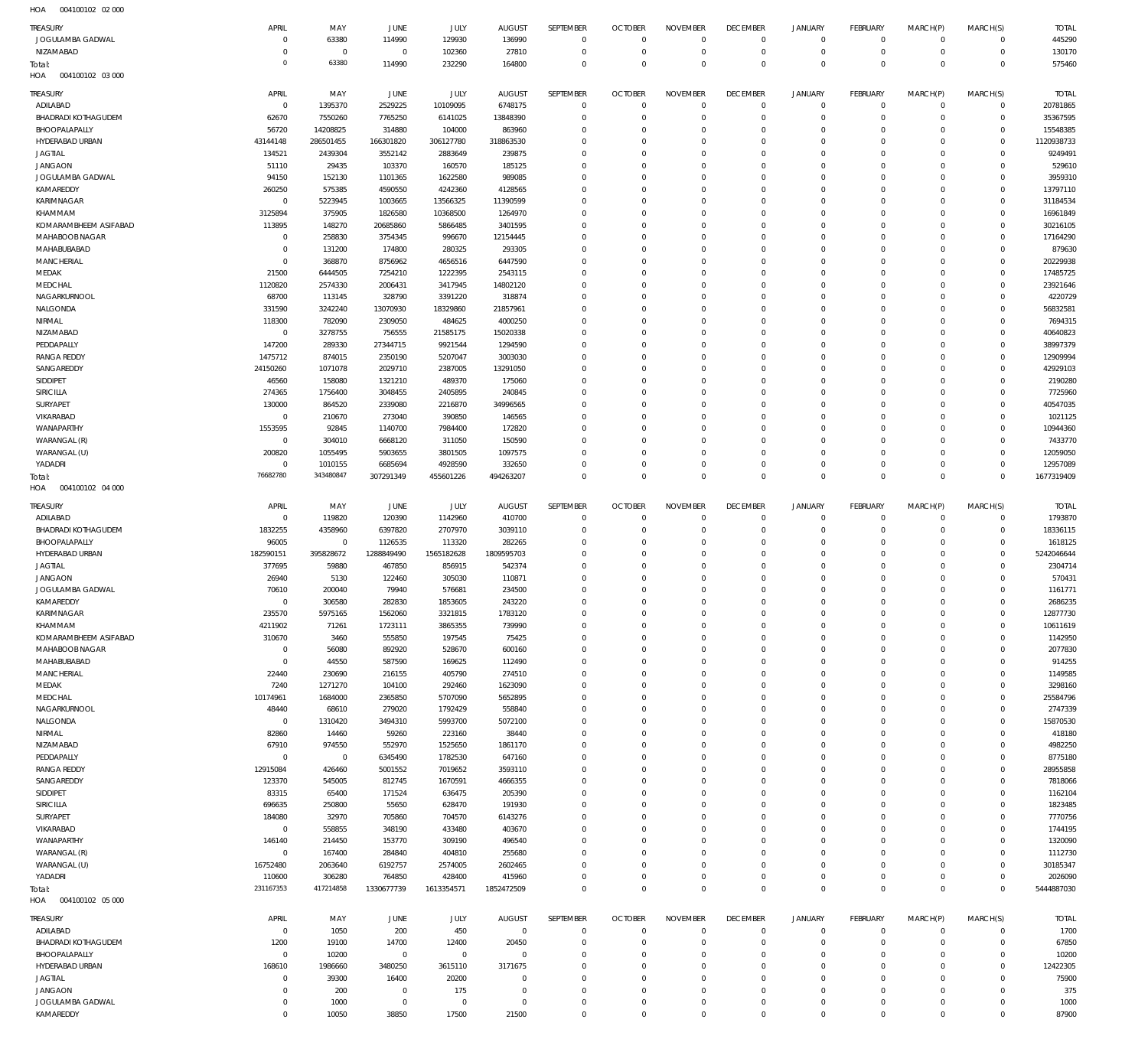HOA 004100102 02 000

| TREASURY | APRIL | MAY | JUNE | JULY | AUGUST | SEPTEMBER | OCTOBER | NOVEMBER | DECEMBER | JANUARY | FEBRUARY | MARCH(P) | MARCH(S) | TOTAL |
|---|---|---|---|---|---|---|---|---|---|---|---|---|---|---|
| JOGULAMBA GADWAL | 0 | 63380 | 114990 | 129930 | 136990 | 0 | 0 | 0 | 0 | 0 | 0 | 0 | 0 | 445290 |
| NIZAMABAD | 0 | 0 | 0 | 102360 | 27810 | 0 | 0 | 0 | 0 | 0 | 0 | 0 | 0 | 130170 |
| Total: | 0 | 63380 | 114990 | 232290 | 164800 | 0 | 0 | 0 | 0 | 0 | 0 | 0 | 0 | 575460 |

HOA 004100102 03 000

| TREASURY | APRIL | MAY | JUNE | JULY | AUGUST | SEPTEMBER | OCTOBER | NOVEMBER | DECEMBER | JANUARY | FEBRUARY | MARCH(P) | MARCH(S) | TOTAL |
|---|---|---|---|---|---|---|---|---|---|---|---|---|---|---|
| ADILABAD | 0 | 1395370 | 2529225 | 10109095 | 6748175 | 0 | 0 | 0 | 0 | 0 | 0 | 0 | 0 | 20781865 |
| BHADRADI KOTHAGUDEM | 62670 | 7550260 | 7765250 | 6141025 | 13848390 | 0 | 0 | 0 | 0 | 0 | 0 | 0 | 0 | 35367595 |
| BHOOPALAPALLY | 56720 | 14208825 | 314880 | 104000 | 863960 | 0 | 0 | 0 | 0 | 0 | 0 | 0 | 0 | 15548385 |
| HYDERABAD URBAN | 43144148 | 286501455 | 166301820 | 306127780 | 318863530 | 0 | 0 | 0 | 0 | 0 | 0 | 0 | 0 | 1120938733 |
| JAGTIAL | 134521 | 2439304 | 3552142 | 2883649 | 239875 | 0 | 0 | 0 | 0 | 0 | 0 | 0 | 0 | 9249491 |
| JANGAON | 51110 | 29435 | 103370 | 160570 | 185125 | 0 | 0 | 0 | 0 | 0 | 0 | 0 | 0 | 529610 |
| JOGULAMBA GADWAL | 94150 | 152130 | 1101365 | 1622580 | 989085 | 0 | 0 | 0 | 0 | 0 | 0 | 0 | 0 | 3959310 |
| KAMAREDDY | 260250 | 575385 | 4590550 | 4242360 | 4128565 | 0 | 0 | 0 | 0 | 0 | 0 | 0 | 0 | 13797110 |
| KARIMNAGAR | 0 | 5223945 | 1003665 | 13566325 | 11390599 | 0 | 0 | 0 | 0 | 0 | 0 | 0 | 0 | 31184534 |
| KHAMMAM | 3125894 | 375905 | 1826580 | 10368500 | 1264970 | 0 | 0 | 0 | 0 | 0 | 0 | 0 | 0 | 16961849 |
| KOMARAMBHEEM ASIFABAD | 113895 | 148270 | 20685860 | 5866485 | 3401595 | 0 | 0 | 0 | 0 | 0 | 0 | 0 | 0 | 30216105 |
| MAHABOOBNAGAR | 0 | 258830 | 3754345 | 996670 | 12154445 | 0 | 0 | 0 | 0 | 0 | 0 | 0 | 0 | 17164290 |
| MAHABUBABAD | 0 | 131200 | 174800 | 280325 | 293305 | 0 | 0 | 0 | 0 | 0 | 0 | 0 | 0 | 879630 |
| MANCHERIAL | 0 | 368870 | 8756962 | 4656516 | 6447590 | 0 | 0 | 0 | 0 | 0 | 0 | 0 | 0 | 20229938 |
| MEDAK | 21500 | 6444505 | 7254210 | 1222395 | 2543115 | 0 | 0 | 0 | 0 | 0 | 0 | 0 | 0 | 17485725 |
| MEDCHAL | 1120820 | 2574330 | 2006431 | 3417945 | 14802120 | 0 | 0 | 0 | 0 | 0 | 0 | 0 | 0 | 23921646 |
| NAGARKURNOOL | 68700 | 113145 | 328790 | 3391220 | 318874 | 0 | 0 | 0 | 0 | 0 | 0 | 0 | 0 | 4220729 |
| NALGONDA | 331590 | 3242240 | 13070930 | 18329860 | 21857961 | 0 | 0 | 0 | 0 | 0 | 0 | 0 | 0 | 56832581 |
| NIRMAL | 118300 | 782090 | 2309050 | 484625 | 4000250 | 0 | 0 | 0 | 0 | 0 | 0 | 0 | 0 | 7694315 |
| NIZAMABAD | 0 | 3278755 | 756555 | 21585175 | 15020338 | 0 | 0 | 0 | 0 | 0 | 0 | 0 | 0 | 40640823 |
| PEDDAPALLY | 147200 | 289330 | 27344715 | 9921544 | 1294590 | 0 | 0 | 0 | 0 | 0 | 0 | 0 | 0 | 38997379 |
| RANGA REDDY | 1475712 | 874015 | 2350190 | 5207047 | 3003030 | 0 | 0 | 0 | 0 | 0 | 0 | 0 | 0 | 12909994 |
| SANGAREDDY | 24150260 | 1071078 | 2029710 | 2387005 | 13291050 | 0 | 0 | 0 | 0 | 0 | 0 | 0 | 0 | 42929103 |
| SIDDIPET | 46560 | 158080 | 1321210 | 489370 | 175060 | 0 | 0 | 0 | 0 | 0 | 0 | 0 | 0 | 2190280 |
| SIRICILLA | 274365 | 1756400 | 3048455 | 2405895 | 240845 | 0 | 0 | 0 | 0 | 0 | 0 | 0 | 0 | 7725960 |
| SURYAPET | 130000 | 864520 | 2339080 | 2216870 | 34996565 | 0 | 0 | 0 | 0 | 0 | 0 | 0 | 0 | 40547035 |
| VIKARABAD | 0 | 210670 | 273040 | 390850 | 146565 | 0 | 0 | 0 | 0 | 0 | 0 | 0 | 0 | 1021125 |
| WANAPARTHY | 1553595 | 92845 | 1140700 | 7984000 | 172820 | 0 | 0 | 0 | 0 | 0 | 0 | 0 | 0 | 10944360 |
| WARANGAL (R) | 0 | 304010 | 6668120 | 311050 | 150590 | 0 | 0 | 0 | 0 | 0 | 0 | 0 | 0 | 7433770 |
| WARANGAL (U) | 200820 | 1055495 | 5903655 | 3801505 | 1097575 | 0 | 0 | 0 | 0 | 0 | 0 | 0 | 0 | 12059050 |
| YADADRI | 0 | 1010155 | 6685694 | 4928590 | 332650 | 0 | 0 | 0 | 0 | 0 | 0 | 0 | 0 | 12957089 |
| Total: | 76682780 | 343480847 | 307291349 | 455601226 | 494263207 | 0 | 0 | 0 | 0 | 0 | 0 | 0 | 0 | 1677319409 |

HOA 004100102 04 000

| TREASURY | APRIL | MAY | JUNE | JULY | AUGUST | SEPTEMBER | OCTOBER | NOVEMBER | DECEMBER | JANUARY | FEBRUARY | MARCH(P) | MARCH(S) | TOTAL |
|---|---|---|---|---|---|---|---|---|---|---|---|---|---|---|
| ADILABAD | 0 | 119820 | 120390 | 1142960 | 410700 | 0 | 0 | 0 | 0 | 0 | 0 | 0 | 0 | 1793870 |
| BHADRADI KOTHAGUDEM | 1832255 | 4358960 | 6397820 | 2707970 | 3039110 | 0 | 0 | 0 | 0 | 0 | 0 | 0 | 0 | 18336115 |
| BHOOPALAPALLY | 96005 | 0 | 1126535 | 113320 | 282265 | 0 | 0 | 0 | 0 | 0 | 0 | 0 | 0 | 1618125 |
| HYDERABAD URBAN | 182590151 | 395828672 | 1288849490 | 1565182628 | 1809595703 | 0 | 0 | 0 | 0 | 0 | 0 | 0 | 0 | 5242046644 |
| JAGTIAL | 377695 | 59880 | 467850 | 856915 | 542374 | 0 | 0 | 0 | 0 | 0 | 0 | 0 | 0 | 2304714 |
| JANGAON | 26940 | 5130 | 122460 | 305030 | 110871 | 0 | 0 | 0 | 0 | 0 | 0 | 0 | 0 | 570431 |
| JOGULAMBA GADWAL | 70610 | 200040 | 79940 | 576681 | 234500 | 0 | 0 | 0 | 0 | 0 | 0 | 0 | 0 | 1161771 |
| KAMAREDDY | 0 | 306580 | 282830 | 1853605 | 243220 | 0 | 0 | 0 | 0 | 0 | 0 | 0 | 0 | 2686235 |
| KARIMNAGAR | 235570 | 5975165 | 1562060 | 3321815 | 1783120 | 0 | 0 | 0 | 0 | 0 | 0 | 0 | 0 | 12877730 |
| KHAMMAM | 4211902 | 71261 | 1723111 | 3865355 | 739990 | 0 | 0 | 0 | 0 | 0 | 0 | 0 | 0 | 10611619 |
| KOMARAMBHEEM ASIFABAD | 310670 | 3460 | 555850 | 197545 | 75425 | 0 | 0 | 0 | 0 | 0 | 0 | 0 | 0 | 1142950 |
| MAHABOOBNAGAR | 0 | 56080 | 892920 | 528670 | 600160 | 0 | 0 | 0 | 0 | 0 | 0 | 0 | 0 | 2077830 |
| MAHABUBABAD | 0 | 44550 | 587590 | 169625 | 112490 | 0 | 0 | 0 | 0 | 0 | 0 | 0 | 0 | 914255 |
| MANCHERIAL | 22440 | 230690 | 216155 | 405790 | 274510 | 0 | 0 | 0 | 0 | 0 | 0 | 0 | 0 | 1149585 |
| MEDAK | 7240 | 1271270 | 104100 | 292460 | 1623090 | 0 | 0 | 0 | 0 | 0 | 0 | 0 | 0 | 3298160 |
| MEDCHAL | 10174961 | 1684000 | 2365850 | 5707090 | 5652895 | 0 | 0 | 0 | 0 | 0 | 0 | 0 | 0 | 25584796 |
| NAGARKURNOOL | 48440 | 68610 | 279020 | 1792429 | 558840 | 0 | 0 | 0 | 0 | 0 | 0 | 0 | 0 | 2747339 |
| NALGONDA | 0 | 1310420 | 3494310 | 5993700 | 5072100 | 0 | 0 | 0 | 0 | 0 | 0 | 0 | 0 | 15870530 |
| NIRMAL | 82860 | 14460 | 59260 | 223160 | 38440 | 0 | 0 | 0 | 0 | 0 | 0 | 0 | 0 | 418180 |
| NIZAMABAD | 67910 | 974550 | 552970 | 1525650 | 1861170 | 0 | 0 | 0 | 0 | 0 | 0 | 0 | 0 | 4982250 |
| PEDDAPALLY | 0 | 0 | 6345490 | 1782530 | 647160 | 0 | 0 | 0 | 0 | 0 | 0 | 0 | 0 | 8775180 |
| RANGA REDDY | 12915084 | 426460 | 5001552 | 7019652 | 3593110 | 0 | 0 | 0 | 0 | 0 | 0 | 0 | 0 | 28955858 |
| SANGAREDDY | 123370 | 545005 | 812745 | 1670591 | 4666355 | 0 | 0 | 0 | 0 | 0 | 0 | 0 | 0 | 7818066 |
| SIDDIPET | 83315 | 65400 | 171524 | 636475 | 205390 | 0 | 0 | 0 | 0 | 0 | 0 | 0 | 0 | 1162104 |
| SIRICILLA | 696635 | 250800 | 55650 | 628470 | 191930 | 0 | 0 | 0 | 0 | 0 | 0 | 0 | 0 | 1823485 |
| SURYAPET | 184080 | 32970 | 705860 | 704570 | 6143276 | 0 | 0 | 0 | 0 | 0 | 0 | 0 | 0 | 7770756 |
| VIKARABAD | 0 | 558855 | 348190 | 433480 | 403670 | 0 | 0 | 0 | 0 | 0 | 0 | 0 | 0 | 1744195 |
| WANAPARTHY | 146140 | 214450 | 153770 | 309190 | 496540 | 0 | 0 | 0 | 0 | 0 | 0 | 0 | 0 | 1320090 |
| WARANGAL (R) | 0 | 167400 | 284840 | 404810 | 255680 | 0 | 0 | 0 | 0 | 0 | 0 | 0 | 0 | 1112730 |
| WARANGAL (U) | 16752480 | 2063640 | 6192757 | 2574005 | 2602465 | 0 | 0 | 0 | 0 | 0 | 0 | 0 | 0 | 30185347 |
| YADADRI | 110600 | 306280 | 764850 | 428400 | 415960 | 0 | 0 | 0 | 0 | 0 | 0 | 0 | 0 | 2026090 |
| Total: | 231167353 | 417214858 | 1330677739 | 1613354571 | 1852472509 | 0 | 0 | 0 | 0 | 0 | 0 | 0 | 0 | 5444887030 |

HOA 004100102 05 000

| TREASURY | APRIL | MAY | JUNE | JULY | AUGUST | SEPTEMBER | OCTOBER | NOVEMBER | DECEMBER | JANUARY | FEBRUARY | MARCH(P) | MARCH(S) | TOTAL |
|---|---|---|---|---|---|---|---|---|---|---|---|---|---|---|
| ADILABAD | 0 | 1050 | 200 | 450 | 0 | 0 | 0 | 0 | 0 | 0 | 0 | 0 | 0 | 1700 |
| BHADRADI KOTHAGUDEM | 1200 | 19100 | 14700 | 12400 | 20450 | 0 | 0 | 0 | 0 | 0 | 0 | 0 | 0 | 67850 |
| BHOOPALAPALLY | 0 | 10200 | 0 | 0 | 0 | 0 | 0 | 0 | 0 | 0 | 0 | 0 | 0 | 10200 |
| HYDERABAD URBAN | 168610 | 1986660 | 3480250 | 3615110 | 3171675 | 0 | 0 | 0 | 0 | 0 | 0 | 0 | 0 | 12422305 |
| JAGTIAL | 0 | 39300 | 16400 | 20200 | 0 | 0 | 0 | 0 | 0 | 0 | 0 | 0 | 0 | 75900 |
| JANGAON | 0 | 200 | 0 | 175 | 0 | 0 | 0 | 0 | 0 | 0 | 0 | 0 | 0 | 375 |
| JOGULAMBA GADWAL | 0 | 1000 | 0 | 0 | 0 | 0 | 0 | 0 | 0 | 0 | 0 | 0 | 0 | 1000 |
| KAMAREDDY | 0 | 10050 | 38850 | 17500 | 21500 | 0 | 0 | 0 | 0 | 0 | 0 | 0 | 0 | 87900 |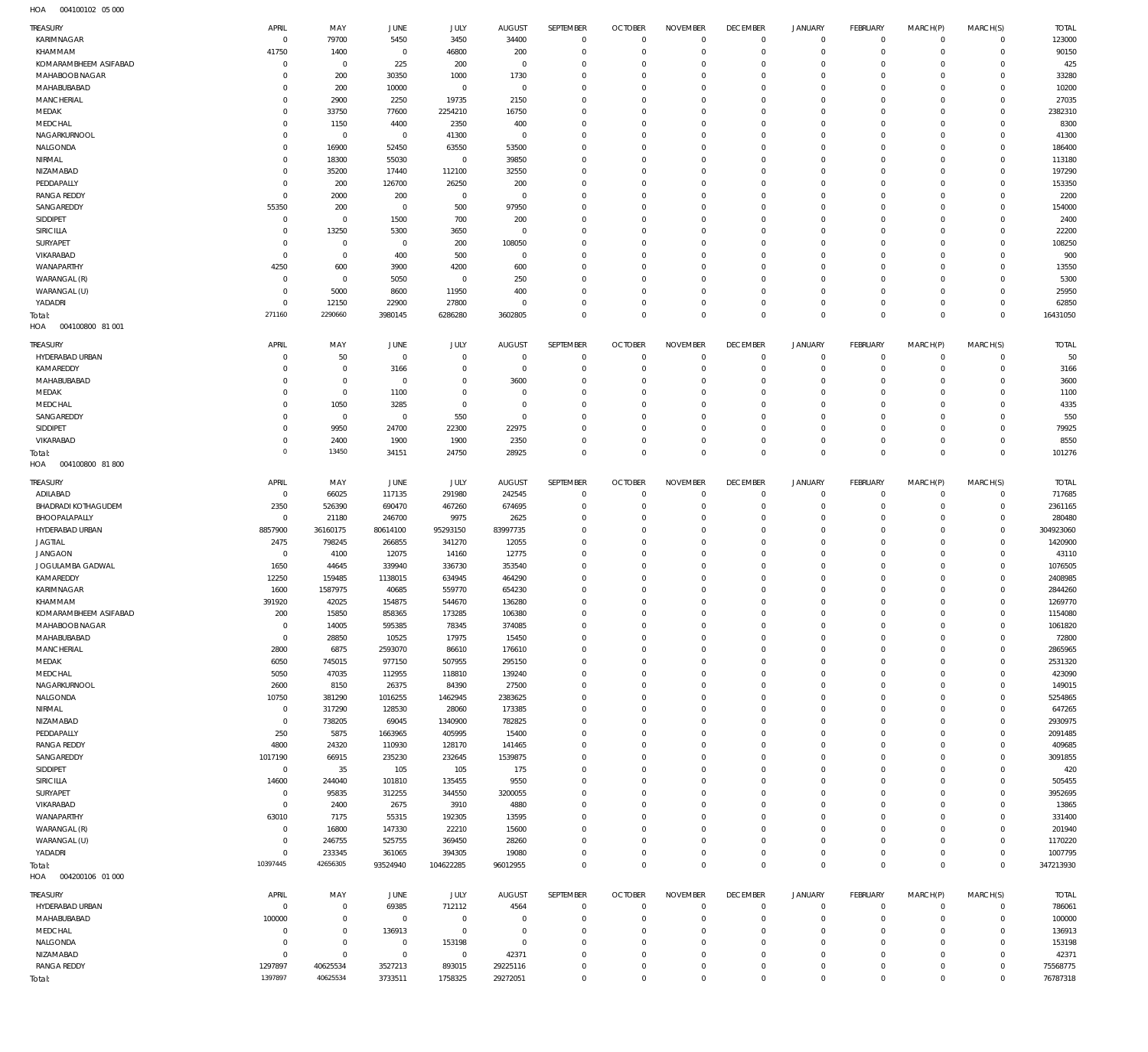HOA 004100102 05 000

| TREASURY | APRIL | MAY | JUNE | JULY | AUGUST | SEPTEMBER | OCTOBER | NOVEMBER | DECEMBER | JANUARY | FEBRUARY | MARCH(P) | MARCH(S) | TOTAL |
|---|---|---|---|---|---|---|---|---|---|---|---|---|---|---|
| KARIMNAGAR | 0 | 79700 | 5450 | 3450 | 34400 | 0 | 0 | 0 | 0 | 0 | 0 | 0 | 0 | 123000 |
| KHAMMAM | 41750 | 1400 | 0 | 46800 | 200 | 0 | 0 | 0 | 0 | 0 | 0 | 0 | 0 | 90150 |
| KOMARAMBHEEM ASIFABAD | 0 | 0 | 225 | 200 | 0 | 0 | 0 | 0 | 0 | 0 | 0 | 0 | 0 | 425 |
| MAHABOOB NAGAR | 0 | 200 | 30350 | 1000 | 1730 | 0 | 0 | 0 | 0 | 0 | 0 | 0 | 0 | 33280 |
| MAHABUBABAD | 0 | 200 | 10000 | 0 | 0 | 0 | 0 | 0 | 0 | 0 | 0 | 0 | 0 | 10200 |
| MANCHERIAL | 0 | 2900 | 2250 | 19735 | 2150 | 0 | 0 | 0 | 0 | 0 | 0 | 0 | 0 | 27035 |
| MEDAK | 0 | 33750 | 77600 | 2254210 | 16750 | 0 | 0 | 0 | 0 | 0 | 0 | 0 | 0 | 2382310 |
| MEDCHAL | 0 | 1150 | 4400 | 2350 | 400 | 0 | 0 | 0 | 0 | 0 | 0 | 0 | 0 | 8300 |
| NAGARKURNOOL | 0 | 0 | 0 | 41300 | 0 | 0 | 0 | 0 | 0 | 0 | 0 | 0 | 0 | 41300 |
| NALGONDA | 0 | 16900 | 52450 | 63550 | 53500 | 0 | 0 | 0 | 0 | 0 | 0 | 0 | 0 | 186400 |
| NIRMAL | 0 | 18300 | 55030 | 0 | 39850 | 0 | 0 | 0 | 0 | 0 | 0 | 0 | 0 | 113180 |
| NIZAMABAD | 0 | 35200 | 17440 | 112100 | 32550 | 0 | 0 | 0 | 0 | 0 | 0 | 0 | 0 | 197290 |
| PEDDAPALLY | 0 | 200 | 126700 | 26250 | 200 | 0 | 0 | 0 | 0 | 0 | 0 | 0 | 0 | 153350 |
| RANGA REDDY | 0 | 2000 | 200 | 0 | 0 | 0 | 0 | 0 | 0 | 0 | 0 | 0 | 0 | 2200 |
| SANGAREDDY | 55350 | 200 | 0 | 500 | 97950 | 0 | 0 | 0 | 0 | 0 | 0 | 0 | 0 | 154000 |
| SIDDIPET | 0 | 0 | 1500 | 700 | 200 | 0 | 0 | 0 | 0 | 0 | 0 | 0 | 0 | 2400 |
| SIRICILLA | 0 | 13250 | 5300 | 3650 | 0 | 0 | 0 | 0 | 0 | 0 | 0 | 0 | 0 | 22200 |
| SURYAPET | 0 | 0 | 0 | 200 | 108050 | 0 | 0 | 0 | 0 | 0 | 0 | 0 | 0 | 108250 |
| VIKARABAD | 0 | 0 | 400 | 500 | 0 | 0 | 0 | 0 | 0 | 0 | 0 | 0 | 0 | 900 |
| WANAPARTHY | 4250 | 600 | 3900 | 4200 | 600 | 0 | 0 | 0 | 0 | 0 | 0 | 0 | 0 | 13550 |
| WARANGAL (R) | 0 | 0 | 5050 | 0 | 250 | 0 | 0 | 0 | 0 | 0 | 0 | 0 | 0 | 5300 |
| WARANGAL (U) | 0 | 5000 | 8600 | 11950 | 400 | 0 | 0 | 0 | 0 | 0 | 0 | 0 | 0 | 25950 |
| YADADRI | 0 | 12150 | 22900 | 27800 | 0 | 0 | 0 | 0 | 0 | 0 | 0 | 0 | 0 | 62850 |
| Total: | 271160 | 2290660 | 3980145 | 6286280 | 3602805 | 0 | 0 | 0 | 0 | 0 | 0 | 0 | 0 | 16431050 |

HOA 004100800 81 001

| TREASURY | APRIL | MAY | JUNE | JULY | AUGUST | SEPTEMBER | OCTOBER | NOVEMBER | DECEMBER | JANUARY | FEBRUARY | MARCH(P) | MARCH(S) | TOTAL |
|---|---|---|---|---|---|---|---|---|---|---|---|---|---|---|
| HYDERABAD URBAN | 0 | 50 | 0 | 0 | 0 | 0 | 0 | 0 | 0 | 0 | 0 | 0 | 0 | 50 |
| KAMAREDDY | 0 | 0 | 3166 | 0 | 0 | 0 | 0 | 0 | 0 | 0 | 0 | 0 | 0 | 3166 |
| MAHABUBABAD | 0 | 0 | 0 | 0 | 3600 | 0 | 0 | 0 | 0 | 0 | 0 | 0 | 0 | 3600 |
| MEDAK | 0 | 0 | 1100 | 0 | 0 | 0 | 0 | 0 | 0 | 0 | 0 | 0 | 0 | 1100 |
| MEDCHAL | 0 | 1050 | 3285 | 0 | 0 | 0 | 0 | 0 | 0 | 0 | 0 | 0 | 0 | 4335 |
| SANGAREDDY | 0 | 0 | 0 | 550 | 0 | 0 | 0 | 0 | 0 | 0 | 0 | 0 | 0 | 550 |
| SIDDIPET | 0 | 9950 | 24700 | 22300 | 22975 | 0 | 0 | 0 | 0 | 0 | 0 | 0 | 0 | 79925 |
| VIKARABAD | 0 | 2400 | 1900 | 1900 | 2350 | 0 | 0 | 0 | 0 | 0 | 0 | 0 | 0 | 8550 |
| Total: | 0 | 13450 | 34151 | 24750 | 28925 | 0 | 0 | 0 | 0 | 0 | 0 | 0 | 0 | 101276 |

HOA 004100800 81 800

| TREASURY | APRIL | MAY | JUNE | JULY | AUGUST | SEPTEMBER | OCTOBER | NOVEMBER | DECEMBER | JANUARY | FEBRUARY | MARCH(P) | MARCH(S) | TOTAL |
|---|---|---|---|---|---|---|---|---|---|---|---|---|---|---|
| ADILABAD | 0 | 66025 | 117135 | 291980 | 242545 | 0 | 0 | 0 | 0 | 0 | 0 | 0 | 0 | 717685 |
| BHADRADI KOTHAGUDEM | 2350 | 526390 | 690470 | 467260 | 674695 | 0 | 0 | 0 | 0 | 0 | 0 | 0 | 0 | 2361165 |
| BHOOPALAPALLY | 0 | 21180 | 246700 | 9975 | 2625 | 0 | 0 | 0 | 0 | 0 | 0 | 0 | 0 | 280480 |
| HYDERABAD URBAN | 8857900 | 36160175 | 80614100 | 95293150 | 83997735 | 0 | 0 | 0 | 0 | 0 | 0 | 0 | 0 | 304923060 |
| JAGTIAL | 2475 | 798245 | 266855 | 341270 | 12055 | 0 | 0 | 0 | 0 | 0 | 0 | 0 | 0 | 1420900 |
| JANGAON | 0 | 4100 | 12075 | 14160 | 12775 | 0 | 0 | 0 | 0 | 0 | 0 | 0 | 0 | 43110 |
| JOGULAMBA GADWAL | 1650 | 44645 | 339940 | 336730 | 353540 | 0 | 0 | 0 | 0 | 0 | 0 | 0 | 0 | 1076505 |
| KAMAREDDY | 12250 | 159485 | 1138015 | 634945 | 464290 | 0 | 0 | 0 | 0 | 0 | 0 | 0 | 0 | 2408985 |
| KARIMNAGAR | 1600 | 1587975 | 40685 | 559770 | 654230 | 0 | 0 | 0 | 0 | 0 | 0 | 0 | 0 | 2844260 |
| KHAMMAM | 391920 | 42025 | 154875 | 544670 | 136280 | 0 | 0 | 0 | 0 | 0 | 0 | 0 | 0 | 1269770 |
| KOMARAMBHEEM ASIFABAD | 200 | 15850 | 858365 | 173285 | 106380 | 0 | 0 | 0 | 0 | 0 | 0 | 0 | 0 | 1154080 |
| MAHABOOB NAGAR | 0 | 14005 | 595385 | 78345 | 374085 | 0 | 0 | 0 | 0 | 0 | 0 | 0 | 0 | 1061820 |
| MAHABUBABAD | 0 | 28850 | 10525 | 17975 | 15450 | 0 | 0 | 0 | 0 | 0 | 0 | 0 | 0 | 72800 |
| MANCHERIAL | 2800 | 6875 | 2593070 | 86610 | 176610 | 0 | 0 | 0 | 0 | 0 | 0 | 0 | 0 | 2865965 |
| MEDAK | 6050 | 745015 | 977150 | 507955 | 295150 | 0 | 0 | 0 | 0 | 0 | 0 | 0 | 0 | 2531320 |
| MEDCHAL | 5050 | 47035 | 112955 | 118810 | 139240 | 0 | 0 | 0 | 0 | 0 | 0 | 0 | 0 | 423090 |
| NAGARKURNOOL | 2600 | 8150 | 26375 | 84390 | 27500 | 0 | 0 | 0 | 0 | 0 | 0 | 0 | 0 | 149015 |
| NALGONDA | 10750 | 381290 | 1016255 | 1462945 | 2383625 | 0 | 0 | 0 | 0 | 0 | 0 | 0 | 0 | 5254865 |
| NIRMAL | 0 | 317290 | 128530 | 28060 | 173385 | 0 | 0 | 0 | 0 | 0 | 0 | 0 | 0 | 647265 |
| NIZAMABAD | 0 | 738205 | 69045 | 1340900 | 782825 | 0 | 0 | 0 | 0 | 0 | 0 | 0 | 0 | 2930975 |
| PEDDAPALLY | 250 | 5875 | 1663965 | 405995 | 15400 | 0 | 0 | 0 | 0 | 0 | 0 | 0 | 0 | 2091485 |
| RANGA REDDY | 4800 | 24320 | 110930 | 128170 | 141465 | 0 | 0 | 0 | 0 | 0 | 0 | 0 | 0 | 409685 |
| SANGAREDDY | 1017190 | 66915 | 235230 | 232645 | 1539875 | 0 | 0 | 0 | 0 | 0 | 0 | 0 | 0 | 3091855 |
| SIDDIPET | 0 | 35 | 105 | 105 | 175 | 0 | 0 | 0 | 0 | 0 | 0 | 0 | 0 | 420 |
| SIRICILLA | 14600 | 244040 | 101810 | 135455 | 9550 | 0 | 0 | 0 | 0 | 0 | 0 | 0 | 0 | 505455 |
| SURYAPET | 0 | 95835 | 312255 | 344550 | 3200055 | 0 | 0 | 0 | 0 | 0 | 0 | 0 | 0 | 3952695 |
| VIKARABAD | 0 | 2400 | 2675 | 3910 | 4880 | 0 | 0 | 0 | 0 | 0 | 0 | 0 | 0 | 13865 |
| WANAPARTHY | 63010 | 7175 | 55315 | 192305 | 13595 | 0 | 0 | 0 | 0 | 0 | 0 | 0 | 0 | 331400 |
| WARANGAL (R) | 0 | 16800 | 147330 | 22210 | 15600 | 0 | 0 | 0 | 0 | 0 | 0 | 0 | 0 | 201940 |
| WARANGAL (U) | 0 | 246755 | 525755 | 369450 | 28260 | 0 | 0 | 0 | 0 | 0 | 0 | 0 | 0 | 1170220 |
| YADADRI | 0 | 233345 | 361065 | 394305 | 19080 | 0 | 0 | 0 | 0 | 0 | 0 | 0 | 0 | 1007795 |
| Total: | 10397445 | 42656305 | 93524940 | 104622285 | 96012955 | 0 | 0 | 0 | 0 | 0 | 0 | 0 | 0 | 347213930 |

HOA 004200106 01 000

| TREASURY | APRIL | MAY | JUNE | JULY | AUGUST | SEPTEMBER | OCTOBER | NOVEMBER | DECEMBER | JANUARY | FEBRUARY | MARCH(P) | MARCH(S) | TOTAL |
|---|---|---|---|---|---|---|---|---|---|---|---|---|---|---|
| HYDERABAD URBAN | 0 | 0 | 69385 | 712112 | 4564 | 0 | 0 | 0 | 0 | 0 | 0 | 0 | 0 | 786061 |
| MAHABUBABAD | 100000 | 0 | 0 | 0 | 0 | 0 | 0 | 0 | 0 | 0 | 0 | 0 | 0 | 100000 |
| MEDCHAL | 0 | 0 | 136913 | 0 | 0 | 0 | 0 | 0 | 0 | 0 | 0 | 0 | 0 | 136913 |
| NALGONDA | 0 | 0 | 0 | 153198 | 0 | 0 | 0 | 0 | 0 | 0 | 0 | 0 | 0 | 153198 |
| NIZAMABAD | 0 | 0 | 0 | 0 | 42371 | 0 | 0 | 0 | 0 | 0 | 0 | 0 | 0 | 42371 |
| RANGA REDDY | 1297897 | 40625534 | 3527213 | 893015 | 29225116 | 0 | 0 | 0 | 0 | 0 | 0 | 0 | 0 | 75568775 |
| Total: | 1397897 | 40625534 | 3733511 | 1758325 | 29272051 | 0 | 0 | 0 | 0 | 0 | 0 | 0 | 0 | 76787318 |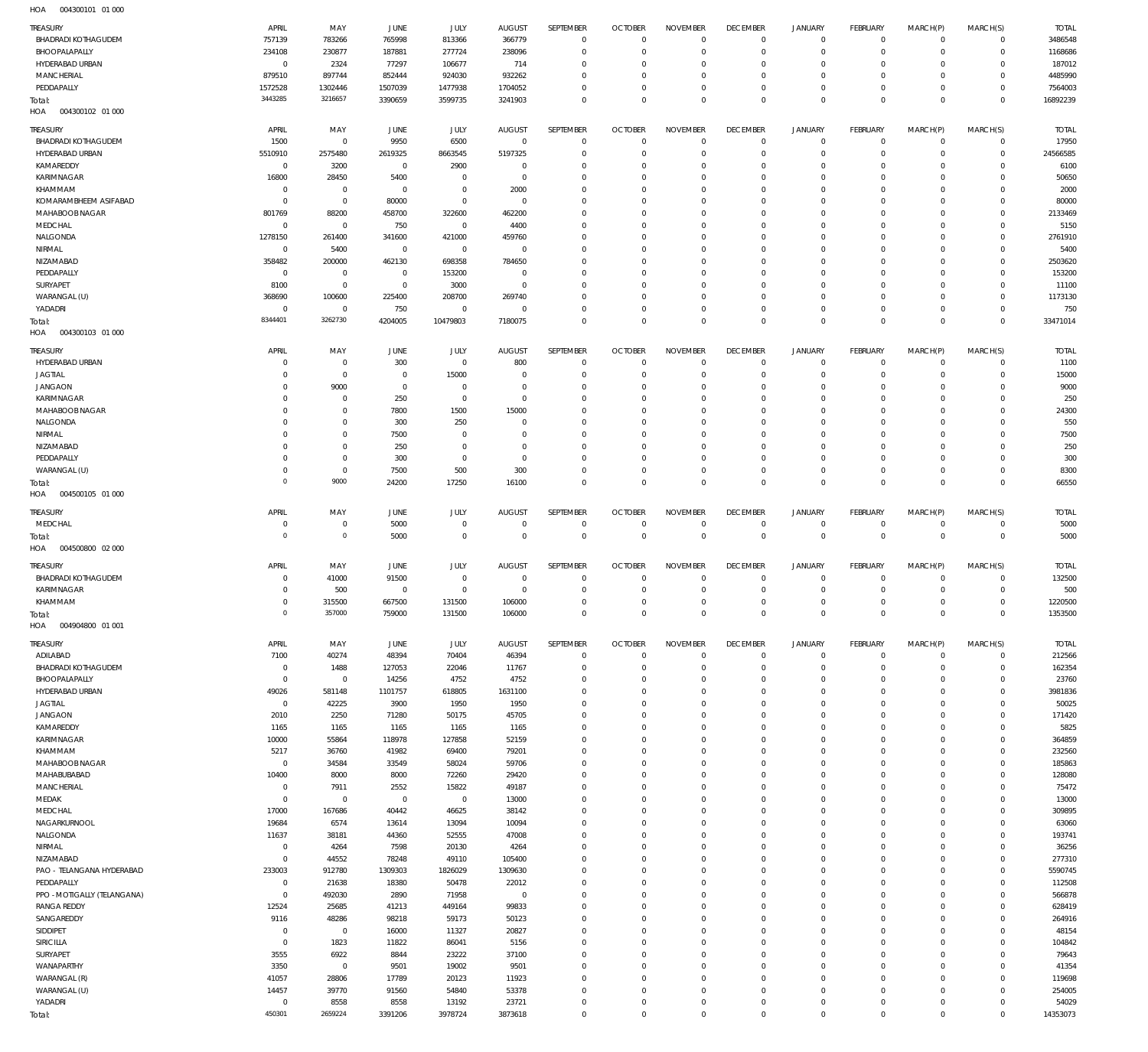HOA 004300101 01 000

| TREASURY | APRIL | MAY | JUNE | JULY | AUGUST | SEPTEMBER | OCTOBER | NOVEMBER | DECEMBER | JANUARY | FEBRUARY | MARCH(P) | MARCH(S) | TOTAL |
|---|---|---|---|---|---|---|---|---|---|---|---|---|---|---|
| BHADRADI KOTHAGUDEM | 757139 | 783266 | 765998 | 813366 | 366779 | 0 | 0 | 0 | 0 | 0 | 0 | 0 | 0 | 3486548 |
| BHOOPALAPALLY | 234108 | 230877 | 187881 | 277724 | 238096 | 0 | 0 | 0 | 0 | 0 | 0 | 0 | 0 | 1168686 |
| HYDERABAD URBAN | 0 | 2324 | 77297 | 106677 | 714 | 0 | 0 | 0 | 0 | 0 | 0 | 0 | 0 | 187012 |
| MANCHERIAL | 879510 | 897744 | 852444 | 924030 | 932262 | 0 | 0 | 0 | 0 | 0 | 0 | 0 | 0 | 4485990 |
| PEDDAPALLY | 1572528 | 1302446 | 1507039 | 1477938 | 1704052 | 0 | 0 | 0 | 0 | 0 | 0 | 0 | 0 | 7564003 |
| Total: | 3443285 | 3216657 | 3390659 | 3599735 | 3241903 | 0 | 0 | 0 | 0 | 0 | 0 | 0 | 0 | 16892239 |

HOA 004300102 01 000

| TREASURY | APRIL | MAY | JUNE | JULY | AUGUST | SEPTEMBER | OCTOBER | NOVEMBER | DECEMBER | JANUARY | FEBRUARY | MARCH(P) | MARCH(S) | TOTAL |
|---|---|---|---|---|---|---|---|---|---|---|---|---|---|---|
| BHADRADI KOTHAGUDEM | 1500 | 0 | 9950 | 6500 | 0 | 0 | 0 | 0 | 0 | 0 | 0 | 0 | 0 | 17950 |
| HYDERABAD URBAN | 5510910 | 2575480 | 2619325 | 8663545 | 5197325 | 0 | 0 | 0 | 0 | 0 | 0 | 0 | 0 | 24566585 |
| KAMAREDDY | 0 | 3200 | 0 | 2900 | 0 | 0 | 0 | 0 | 0 | 0 | 0 | 0 | 0 | 6100 |
| KARIMNAGAR | 16800 | 28450 | 5400 | 0 | 0 | 0 | 0 | 0 | 0 | 0 | 0 | 0 | 0 | 50650 |
| KHAMMAM | 0 | 0 | 0 | 0 | 2000 | 0 | 0 | 0 | 0 | 0 | 0 | 0 | 0 | 2000 |
| KOMARAMBHEEM ASIFABAD | 0 | 0 | 80000 | 0 | 0 | 0 | 0 | 0 | 0 | 0 | 0 | 0 | 0 | 80000 |
| MAHABOOBNAGAR | 801769 | 88200 | 458700 | 322600 | 462200 | 0 | 0 | 0 | 0 | 0 | 0 | 0 | 0 | 2133469 |
| MEDCHAL | 0 | 0 | 750 | 0 | 4400 | 0 | 0 | 0 | 0 | 0 | 0 | 0 | 0 | 5150 |
| NALGONDA | 1278150 | 261400 | 341600 | 421000 | 459760 | 0 | 0 | 0 | 0 | 0 | 0 | 0 | 0 | 2761910 |
| NIRMAL | 0 | 5400 | 0 | 0 | 0 | 0 | 0 | 0 | 0 | 0 | 0 | 0 | 0 | 5400 |
| NIZAMABAD | 358482 | 200000 | 462130 | 698358 | 784650 | 0 | 0 | 0 | 0 | 0 | 0 | 0 | 0 | 2503620 |
| PEDDAPALLY | 0 | 0 | 0 | 153200 | 0 | 0 | 0 | 0 | 0 | 0 | 0 | 0 | 0 | 153200 |
| SURYAPET | 8100 | 0 | 0 | 3000 | 0 | 0 | 0 | 0 | 0 | 0 | 0 | 0 | 0 | 11100 |
| WARANGAL (U) | 368690 | 100600 | 225400 | 208700 | 269740 | 0 | 0 | 0 | 0 | 0 | 0 | 0 | 0 | 1173130 |
| YADADRI | 0 | 0 | 750 | 0 | 0 | 0 | 0 | 0 | 0 | 0 | 0 | 0 | 0 | 750 |
| Total: | 8344401 | 3262730 | 4204005 | 10479803 | 7180075 | 0 | 0 | 0 | 0 | 0 | 0 | 0 | 0 | 33471014 |

HOA 004300103 01 000

| TREASURY | APRIL | MAY | JUNE | JULY | AUGUST | SEPTEMBER | OCTOBER | NOVEMBER | DECEMBER | JANUARY | FEBRUARY | MARCH(P) | MARCH(S) | TOTAL |
|---|---|---|---|---|---|---|---|---|---|---|---|---|---|---|
| HYDERABAD URBAN | 0 | 0 | 300 | 0 | 800 | 0 | 0 | 0 | 0 | 0 | 0 | 0 | 0 | 1100 |
| JAGTIAL | 0 | 0 | 0 | 15000 | 0 | 0 | 0 | 0 | 0 | 0 | 0 | 0 | 0 | 15000 |
| JANGAON | 0 | 9000 | 0 | 0 | 0 | 0 | 0 | 0 | 0 | 0 | 0 | 0 | 0 | 9000 |
| KARIMNAGAR | 0 | 0 | 250 | 0 | 0 | 0 | 0 | 0 | 0 | 0 | 0 | 0 | 0 | 250 |
| MAHABOOBNAGAR | 0 | 0 | 7800 | 1500 | 15000 | 0 | 0 | 0 | 0 | 0 | 0 | 0 | 0 | 24300 |
| NALGONDA | 0 | 0 | 300 | 250 | 0 | 0 | 0 | 0 | 0 | 0 | 0 | 0 | 0 | 550 |
| NIRMAL | 0 | 0 | 7500 | 0 | 0 | 0 | 0 | 0 | 0 | 0 | 0 | 0 | 0 | 7500 |
| NIZAMABAD | 0 | 0 | 250 | 0 | 0 | 0 | 0 | 0 | 0 | 0 | 0 | 0 | 0 | 250 |
| PEDDAPALLY | 0 | 0 | 300 | 0 | 0 | 0 | 0 | 0 | 0 | 0 | 0 | 0 | 0 | 300 |
| WARANGAL (U) | 0 | 0 | 7500 | 500 | 300 | 0 | 0 | 0 | 0 | 0 | 0 | 0 | 0 | 8300 |
| Total: | 0 | 9000 | 24200 | 17250 | 16100 | 0 | 0 | 0 | 0 | 0 | 0 | 0 | 0 | 66550 |

HOA 004500105 01 000

| TREASURY | APRIL | MAY | JUNE | JULY | AUGUST | SEPTEMBER | OCTOBER | NOVEMBER | DECEMBER | JANUARY | FEBRUARY | MARCH(P) | MARCH(S) | TOTAL |
|---|---|---|---|---|---|---|---|---|---|---|---|---|---|---|
| MEDCHAL | 0 | 0 | 5000 | 0 | 0 | 0 | 0 | 0 | 0 | 0 | 0 | 0 | 0 | 5000 |
| Total: | 0 | 0 | 5000 | 0 | 0 | 0 | 0 | 0 | 0 | 0 | 0 | 0 | 0 | 5000 |

HOA 004500800 02 000

| TREASURY | APRIL | MAY | JUNE | JULY | AUGUST | SEPTEMBER | OCTOBER | NOVEMBER | DECEMBER | JANUARY | FEBRUARY | MARCH(P) | MARCH(S) | TOTAL |
|---|---|---|---|---|---|---|---|---|---|---|---|---|---|---|
| BHADRADI KOTHAGUDEM | 0 | 41000 | 91500 | 0 | 0 | 0 | 0 | 0 | 0 | 0 | 0 | 0 | 0 | 132500 |
| KARIMNAGAR | 0 | 500 | 0 | 0 | 0 | 0 | 0 | 0 | 0 | 0 | 0 | 0 | 0 | 500 |
| KHAMMAM | 0 | 315500 | 667500 | 131500 | 106000 | 0 | 0 | 0 | 0 | 0 | 0 | 0 | 0 | 1220500 |
| Total: | 0 | 357000 | 759000 | 131500 | 106000 | 0 | 0 | 0 | 0 | 0 | 0 | 0 | 0 | 1353500 |

HOA 004904800 01 001

| TREASURY | APRIL | MAY | JUNE | JULY | AUGUST | SEPTEMBER | OCTOBER | NOVEMBER | DECEMBER | JANUARY | FEBRUARY | MARCH(P) | MARCH(S) | TOTAL |
|---|---|---|---|---|---|---|---|---|---|---|---|---|---|---|
| ADILABAD | 7100 | 40274 | 48394 | 70404 | 46394 | 0 | 0 | 0 | 0 | 0 | 0 | 0 | 0 | 212566 |
| BHADRADI KOTHAGUDEM | 0 | 1488 | 127053 | 22046 | 11767 | 0 | 0 | 0 | 0 | 0 | 0 | 0 | 0 | 162354 |
| BHOOPALAPALLY | 0 | 0 | 14256 | 4752 | 4752 | 0 | 0 | 0 | 0 | 0 | 0 | 0 | 0 | 23760 |
| HYDERABAD URBAN | 49026 | 581148 | 1101757 | 618805 | 1631100 | 0 | 0 | 0 | 0 | 0 | 0 | 0 | 0 | 3981836 |
| JAGTIAL | 0 | 42225 | 3900 | 1950 | 1950 | 0 | 0 | 0 | 0 | 0 | 0 | 0 | 0 | 50025 |
| JANGAON | 2010 | 2250 | 71280 | 50175 | 45705 | 0 | 0 | 0 | 0 | 0 | 0 | 0 | 0 | 171420 |
| KAMAREDDY | 1165 | 1165 | 1165 | 1165 | 1165 | 0 | 0 | 0 | 0 | 0 | 0 | 0 | 0 | 5825 |
| KARIMNAGAR | 10000 | 55864 | 118978 | 127858 | 52159 | 0 | 0 | 0 | 0 | 0 | 0 | 0 | 0 | 364859 |
| KHAMMAM | 5217 | 36760 | 41982 | 69400 | 79201 | 0 | 0 | 0 | 0 | 0 | 0 | 0 | 0 | 232560 |
| MAHABOOBNAGAR | 0 | 34584 | 33549 | 58024 | 59706 | 0 | 0 | 0 | 0 | 0 | 0 | 0 | 0 | 185863 |
| MAHABUBABAD | 10400 | 8000 | 8000 | 72260 | 29420 | 0 | 0 | 0 | 0 | 0 | 0 | 0 | 0 | 128080 |
| MANCHERIAL | 0 | 7911 | 2552 | 15822 | 49187 | 0 | 0 | 0 | 0 | 0 | 0 | 0 | 0 | 75472 |
| MEDAK | 0 | 0 | 0 | 0 | 13000 | 0 | 0 | 0 | 0 | 0 | 0 | 0 | 0 | 13000 |
| MEDCHAL | 17000 | 167686 | 40442 | 46625 | 38142 | 0 | 0 | 0 | 0 | 0 | 0 | 0 | 0 | 309895 |
| NAGARKURNOOL | 19684 | 6574 | 13614 | 13094 | 10094 | 0 | 0 | 0 | 0 | 0 | 0 | 0 | 0 | 63060 |
| NALGONDA | 11637 | 38181 | 44360 | 52555 | 47008 | 0 | 0 | 0 | 0 | 0 | 0 | 0 | 0 | 193741 |
| NIRMAL | 0 | 4264 | 7598 | 20130 | 4264 | 0 | 0 | 0 | 0 | 0 | 0 | 0 | 0 | 36256 |
| NIZAMABAD | 0 | 44552 | 78248 | 49110 | 105400 | 0 | 0 | 0 | 0 | 0 | 0 | 0 | 0 | 277310 |
| PAO - TELANGANA HYDERABAD | 233003 | 912780 | 1309303 | 1826029 | 1309630 | 0 | 0 | 0 | 0 | 0 | 0 | 0 | 0 | 5590745 |
| PEDDAPALLY | 0 | 21638 | 18380 | 50478 | 22012 | 0 | 0 | 0 | 0 | 0 | 0 | 0 | 0 | 112508 |
| PPO - MOTIGALLY (TELANGANA) | 0 | 492030 | 2890 | 71958 | 0 | 0 | 0 | 0 | 0 | 0 | 0 | 0 | 0 | 566878 |
| RANGA REDDY | 12524 | 25685 | 41213 | 449164 | 99833 | 0 | 0 | 0 | 0 | 0 | 0 | 0 | 0 | 628419 |
| SANGAREDDY | 9116 | 48286 | 98218 | 59173 | 50123 | 0 | 0 | 0 | 0 | 0 | 0 | 0 | 0 | 264916 |
| SIDDIPET | 0 | 0 | 16000 | 11327 | 20827 | 0 | 0 | 0 | 0 | 0 | 0 | 0 | 0 | 48154 |
| SIRICILLA | 0 | 1823 | 11822 | 86041 | 5156 | 0 | 0 | 0 | 0 | 0 | 0 | 0 | 0 | 104842 |
| SURYAPET | 3555 | 6922 | 8844 | 23222 | 37100 | 0 | 0 | 0 | 0 | 0 | 0 | 0 | 0 | 79643 |
| WANAPARTHY | 3350 | 0 | 9501 | 19002 | 9501 | 0 | 0 | 0 | 0 | 0 | 0 | 0 | 0 | 41354 |
| WARANGAL (R) | 41057 | 28806 | 17789 | 20123 | 11923 | 0 | 0 | 0 | 0 | 0 | 0 | 0 | 0 | 119698 |
| WARANGAL (U) | 14457 | 39770 | 91560 | 54840 | 53378 | 0 | 0 | 0 | 0 | 0 | 0 | 0 | 0 | 254005 |
| YADADRI | 0 | 8558 | 8558 | 13192 | 23721 | 0 | 0 | 0 | 0 | 0 | 0 | 0 | 0 | 54029 |
| Total: | 450301 | 2659224 | 3391206 | 3978724 | 3873618 | 0 | 0 | 0 | 0 | 0 | 0 | 0 | 0 | 14353073 |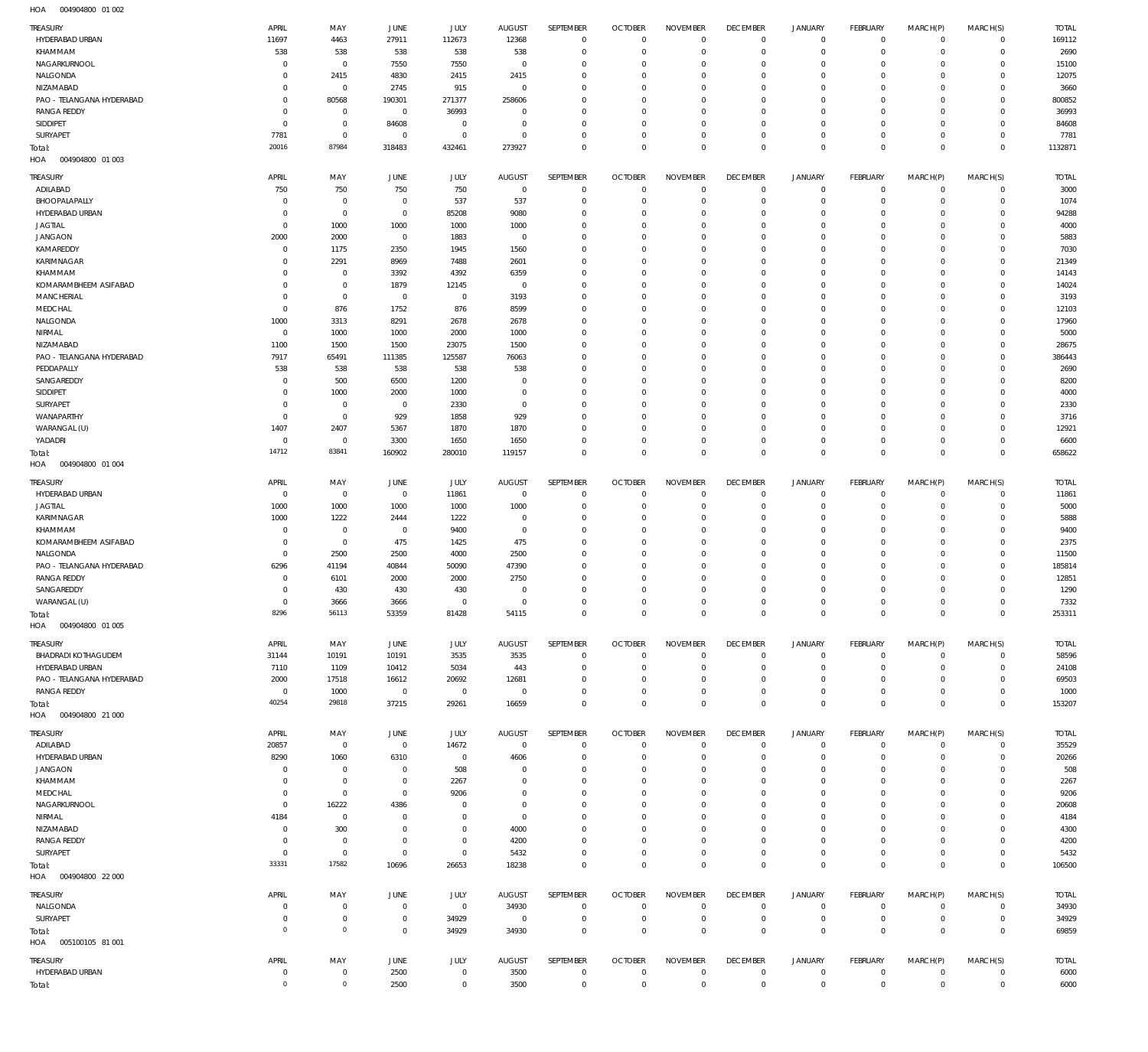HOA 004904800 01 002

| TREASURY | APRIL | MAY | JUNE | JULY | AUGUST | SEPTEMBER | OCTOBER | NOVEMBER | DECEMBER | JANUARY | FEBRUARY | MARCH(P) | MARCH(S) | TOTAL |
|---|---|---|---|---|---|---|---|---|---|---|---|---|---|---|
| HYDERABAD URBAN | 11697 | 4463 | 27911 | 112673 | 12368 | 0 | 0 | 0 | 0 | 0 | 0 | 0 | 0 | 169112 |
| KHAMMAM | 538 | 538 | 538 | 538 | 538 | 0 | 0 | 0 | 0 | 0 | 0 | 0 | 0 | 2690 |
| NAGARKURNOOL | 0 | 0 | 7550 | 7550 | 0 | 0 | 0 | 0 | 0 | 0 | 0 | 0 | 0 | 15100 |
| NALGONDA | 0 | 2415 | 4830 | 2415 | 2415 | 0 | 0 | 0 | 0 | 0 | 0 | 0 | 0 | 12075 |
| NIZAMABAD | 0 | 0 | 2745 | 915 | 0 | 0 | 0 | 0 | 0 | 0 | 0 | 0 | 0 | 3660 |
| PAO - TELANGANA HYDERABAD | 0 | 80568 | 190301 | 271377 | 258606 | 0 | 0 | 0 | 0 | 0 | 0 | 0 | 0 | 800852 |
| RANGA REDDY | 0 | 0 | 0 | 36993 | 0 | 0 | 0 | 0 | 0 | 0 | 0 | 0 | 0 | 36993 |
| SIDDIPET | 0 | 0 | 84608 | 0 | 0 | 0 | 0 | 0 | 0 | 0 | 0 | 0 | 0 | 84608 |
| SURYAPET | 7781 | 0 | 0 | 0 | 0 | 0 | 0 | 0 | 0 | 0 | 0 | 0 | 0 | 7781 |
| Total: | 20016 | 87984 | 318483 | 432461 | 273927 | 0 | 0 | 0 | 0 | 0 | 0 | 0 | 0 | 1132871 |

HOA 004904800 01 003

| TREASURY | APRIL | MAY | JUNE | JULY | AUGUST | SEPTEMBER | OCTOBER | NOVEMBER | DECEMBER | JANUARY | FEBRUARY | MARCH(P) | MARCH(S) | TOTAL |
|---|---|---|---|---|---|---|---|---|---|---|---|---|---|---|
| ADILABAD | 750 | 750 | 750 | 750 | 0 | 0 | 0 | 0 | 0 | 0 | 0 | 0 | 0 | 3000 |
| BHOOPALAPALLY | 0 | 0 | 0 | 537 | 537 | 0 | 0 | 0 | 0 | 0 | 0 | 0 | 0 | 1074 |
| HYDERABAD URBAN | 0 | 0 | 0 | 85208 | 9080 | 0 | 0 | 0 | 0 | 0 | 0 | 0 | 0 | 94288 |
| JAGTIAL | 0 | 1000 | 1000 | 1000 | 1000 | 0 | 0 | 0 | 0 | 0 | 0 | 0 | 0 | 4000 |
| JANGAON | 2000 | 2000 | 0 | 1883 | 0 | 0 | 0 | 0 | 0 | 0 | 0 | 0 | 0 | 5883 |
| KAMAREDDY | 0 | 1175 | 2350 | 1945 | 1560 | 0 | 0 | 0 | 0 | 0 | 0 | 0 | 0 | 7030 |
| KARIMNAGAR | 0 | 2291 | 8969 | 7488 | 2601 | 0 | 0 | 0 | 0 | 0 | 0 | 0 | 0 | 21349 |
| KHAMMAM | 0 | 0 | 3392 | 4392 | 6359 | 0 | 0 | 0 | 0 | 0 | 0 | 0 | 0 | 14143 |
| KOMARAMBHEEM ASIFABAD | 0 | 0 | 1879 | 12145 | 0 | 0 | 0 | 0 | 0 | 0 | 0 | 0 | 0 | 14024 |
| MANCHERIAL | 0 | 0 | 0 | 0 | 3193 | 0 | 0 | 0 | 0 | 0 | 0 | 0 | 0 | 3193 |
| MEDCHAL | 0 | 876 | 1752 | 876 | 8599 | 0 | 0 | 0 | 0 | 0 | 0 | 0 | 0 | 12103 |
| NALGONDA | 1000 | 3313 | 8291 | 2678 | 2678 | 0 | 0 | 0 | 0 | 0 | 0 | 0 | 0 | 17960 |
| NIRMAL | 0 | 1000 | 1000 | 2000 | 1000 | 0 | 0 | 0 | 0 | 0 | 0 | 0 | 0 | 5000 |
| NIZAMABAD | 1100 | 1500 | 1500 | 23075 | 1500 | 0 | 0 | 0 | 0 | 0 | 0 | 0 | 0 | 28675 |
| PAO - TELANGANA HYDERABAD | 7917 | 65491 | 111385 | 125587 | 76063 | 0 | 0 | 0 | 0 | 0 | 0 | 0 | 0 | 386443 |
| PEDDAPALLY | 538 | 538 | 538 | 538 | 538 | 0 | 0 | 0 | 0 | 0 | 0 | 0 | 0 | 2690 |
| SANGAREDDY | 0 | 500 | 6500 | 1200 | 0 | 0 | 0 | 0 | 0 | 0 | 0 | 0 | 0 | 8200 |
| SIDDIPET | 0 | 1000 | 2000 | 1000 | 0 | 0 | 0 | 0 | 0 | 0 | 0 | 0 | 0 | 4000 |
| SURYAPET | 0 | 0 | 0 | 2330 | 0 | 0 | 0 | 0 | 0 | 0 | 0 | 0 | 0 | 2330 |
| WANAPARTHY | 0 | 0 | 929 | 1858 | 929 | 0 | 0 | 0 | 0 | 0 | 0 | 0 | 0 | 3716 |
| WARANGAL (U) | 1407 | 2407 | 5367 | 1870 | 1870 | 0 | 0 | 0 | 0 | 0 | 0 | 0 | 0 | 12921 |
| YADADRI | 0 | 0 | 3300 | 1650 | 1650 | 0 | 0 | 0 | 0 | 0 | 0 | 0 | 0 | 6600 |
| Total: | 14712 | 83841 | 160902 | 280010 | 119157 | 0 | 0 | 0 | 0 | 0 | 0 | 0 | 0 | 658622 |

HOA 004904800 01 004

| TREASURY | APRIL | MAY | JUNE | JULY | AUGUST | SEPTEMBER | OCTOBER | NOVEMBER | DECEMBER | JANUARY | FEBRUARY | MARCH(P) | MARCH(S) | TOTAL |
|---|---|---|---|---|---|---|---|---|---|---|---|---|---|---|
| HYDERABAD URBAN | 0 | 0 | 0 | 11861 | 0 | 0 | 0 | 0 | 0 | 0 | 0 | 0 | 0 | 11861 |
| JAGTIAL | 1000 | 1000 | 1000 | 1000 | 1000 | 0 | 0 | 0 | 0 | 0 | 0 | 0 | 0 | 5000 |
| KARIMNAGAR | 1000 | 1222 | 2444 | 1222 | 0 | 0 | 0 | 0 | 0 | 0 | 0 | 0 | 0 | 5888 |
| KHAMMAM | 0 | 0 | 0 | 9400 | 0 | 0 | 0 | 0 | 0 | 0 | 0 | 0 | 0 | 9400 |
| KOMARAMBHEEM ASIFABAD | 0 | 0 | 475 | 1425 | 475 | 0 | 0 | 0 | 0 | 0 | 0 | 0 | 0 | 2375 |
| NALGONDA | 0 | 2500 | 2500 | 4000 | 2500 | 0 | 0 | 0 | 0 | 0 | 0 | 0 | 0 | 11500 |
| PAO - TELANGANA HYDERABAD | 6296 | 41194 | 40844 | 50090 | 47390 | 0 | 0 | 0 | 0 | 0 | 0 | 0 | 0 | 185814 |
| RANGA REDDY | 0 | 6101 | 2000 | 2000 | 2750 | 0 | 0 | 0 | 0 | 0 | 0 | 0 | 0 | 12851 |
| SANGAREDDY | 0 | 430 | 430 | 430 | 0 | 0 | 0 | 0 | 0 | 0 | 0 | 0 | 0 | 1290 |
| WARANGAL (U) | 0 | 3666 | 3666 | 0 | 0 | 0 | 0 | 0 | 0 | 0 | 0 | 0 | 0 | 7332 |
| Total: | 8296 | 56113 | 53359 | 81428 | 54115 | 0 | 0 | 0 | 0 | 0 | 0 | 0 | 0 | 253311 |

HOA 004904800 01 005

| TREASURY | APRIL | MAY | JUNE | JULY | AUGUST | SEPTEMBER | OCTOBER | NOVEMBER | DECEMBER | JANUARY | FEBRUARY | MARCH(P) | MARCH(S) | TOTAL |
|---|---|---|---|---|---|---|---|---|---|---|---|---|---|---|
| BHADRADI KOTHAGUDEM | 31144 | 10191 | 10191 | 3535 | 3535 | 0 | 0 | 0 | 0 | 0 | 0 | 0 | 0 | 58596 |
| HYDERABAD URBAN | 7110 | 1109 | 10412 | 5034 | 443 | 0 | 0 | 0 | 0 | 0 | 0 | 0 | 0 | 24108 |
| PAO - TELANGANA HYDERABAD | 2000 | 17518 | 16612 | 20692 | 12681 | 0 | 0 | 0 | 0 | 0 | 0 | 0 | 0 | 69503 |
| RANGA REDDY | 0 | 1000 | 0 | 0 | 0 | 0 | 0 | 0 | 0 | 0 | 0 | 0 | 0 | 1000 |
| Total: | 40254 | 29818 | 37215 | 29261 | 16659 | 0 | 0 | 0 | 0 | 0 | 0 | 0 | 0 | 153207 |

HOA 004904800 21 000

| TREASURY | APRIL | MAY | JUNE | JULY | AUGUST | SEPTEMBER | OCTOBER | NOVEMBER | DECEMBER | JANUARY | FEBRUARY | MARCH(P) | MARCH(S) | TOTAL |
|---|---|---|---|---|---|---|---|---|---|---|---|---|---|---|
| ADILABAD | 20857 | 0 | 0 | 14672 | 0 | 0 | 0 | 0 | 0 | 0 | 0 | 0 | 0 | 35529 |
| HYDERABAD URBAN | 8290 | 1060 | 6310 | 0 | 4606 | 0 | 0 | 0 | 0 | 0 | 0 | 0 | 0 | 20266 |
| JANGAON | 0 | 0 | 0 | 508 | 0 | 0 | 0 | 0 | 0 | 0 | 0 | 0 | 0 | 508 |
| KHAMMAM | 0 | 0 | 0 | 2267 | 0 | 0 | 0 | 0 | 0 | 0 | 0 | 0 | 0 | 2267 |
| MEDCHAL | 0 | 0 | 0 | 9206 | 0 | 0 | 0 | 0 | 0 | 0 | 0 | 0 | 0 | 9206 |
| NAGARKURNOOL | 0 | 16222 | 4386 | 0 | 0 | 0 | 0 | 0 | 0 | 0 | 0 | 0 | 0 | 20608 |
| NIRMAL | 4184 | 0 | 0 | 0 | 0 | 0 | 0 | 0 | 0 | 0 | 0 | 0 | 0 | 4184 |
| NIZAMABAD | 0 | 300 | 0 | 0 | 4000 | 0 | 0 | 0 | 0 | 0 | 0 | 0 | 0 | 4300 |
| RANGA REDDY | 0 | 0 | 0 | 0 | 4200 | 0 | 0 | 0 | 0 | 0 | 0 | 0 | 0 | 4200 |
| SURYAPET | 0 | 0 | 0 | 0 | 5432 | 0 | 0 | 0 | 0 | 0 | 0 | 0 | 0 | 5432 |
| Total: | 33331 | 17582 | 10696 | 26653 | 18238 | 0 | 0 | 0 | 0 | 0 | 0 | 0 | 0 | 106500 |

HOA 004904800 22 000

| TREASURY | APRIL | MAY | JUNE | JULY | AUGUST | SEPTEMBER | OCTOBER | NOVEMBER | DECEMBER | JANUARY | FEBRUARY | MARCH(P) | MARCH(S) | TOTAL |
|---|---|---|---|---|---|---|---|---|---|---|---|---|---|---|
| NALGONDA | 0 | 0 | 0 | 0 | 34930 | 0 | 0 | 0 | 0 | 0 | 0 | 0 | 0 | 34930 |
| SURYAPET | 0 | 0 | 0 | 34929 | 0 | 0 | 0 | 0 | 0 | 0 | 0 | 0 | 0 | 34929 |
| Total: | 0 | 0 | 0 | 34929 | 34930 | 0 | 0 | 0 | 0 | 0 | 0 | 0 | 0 | 69859 |

HOA 005100105 81 001

| TREASURY | APRIL | MAY | JUNE | JULY | AUGUST | SEPTEMBER | OCTOBER | NOVEMBER | DECEMBER | JANUARY | FEBRUARY | MARCH(P) | MARCH(S) | TOTAL |
|---|---|---|---|---|---|---|---|---|---|---|---|---|---|---|
| HYDERABAD URBAN | 0 | 0 | 2500 | 0 | 3500 | 0 | 0 | 0 | 0 | 0 | 0 | 0 | 0 | 6000 |
| Total: | 0 | 0 | 2500 | 0 | 3500 | 0 | 0 | 0 | 0 | 0 | 0 | 0 | 0 | 6000 |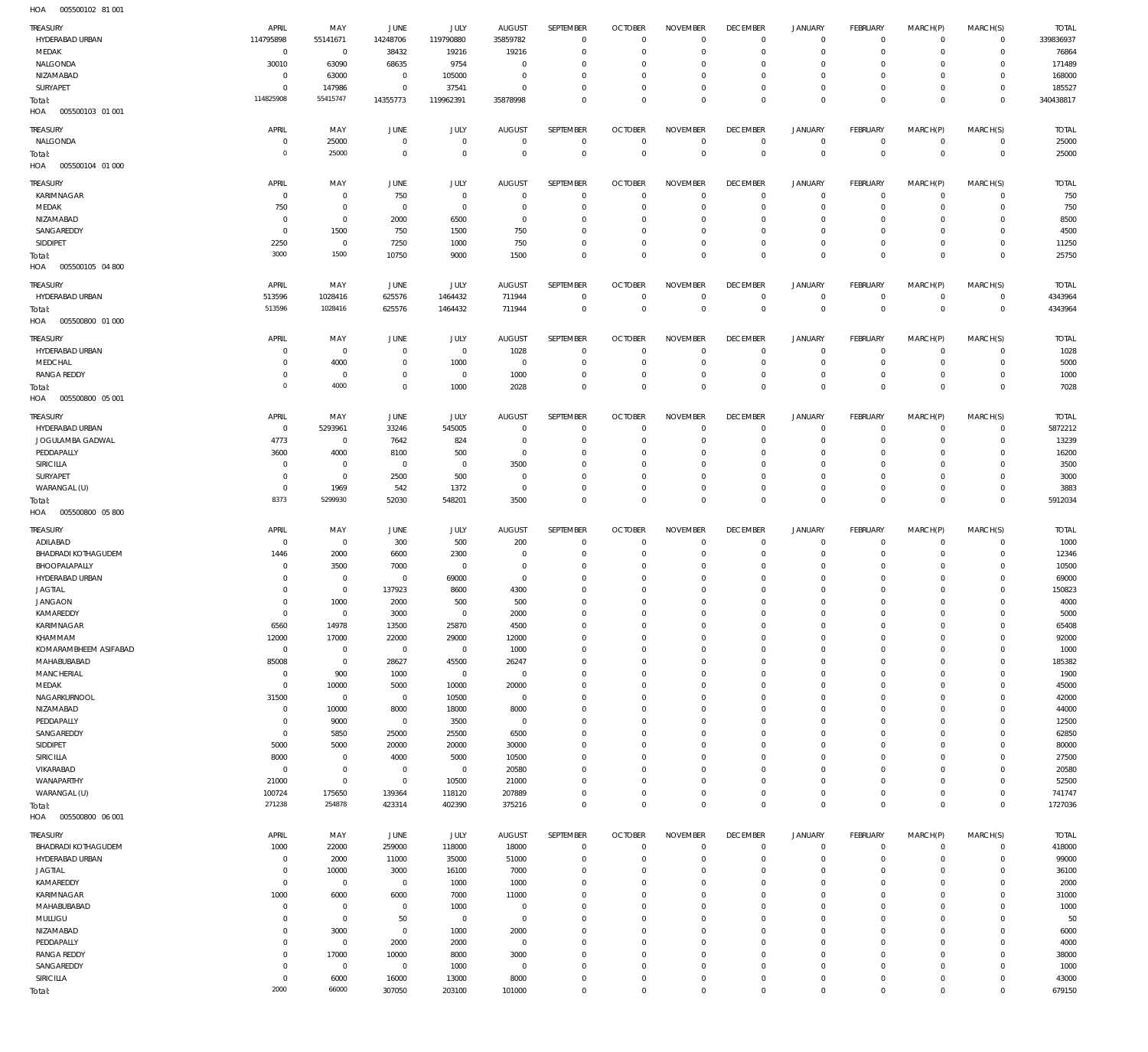HOA 005500102 81 001

| TREASURY | APRIL | MAY | JUNE | JULY | AUGUST | SEPTEMBER | OCTOBER | NOVEMBER | DECEMBER | JANUARY | FEBRUARY | MARCH(P) | MARCH(S) | TOTAL |
|---|---|---|---|---|---|---|---|---|---|---|---|---|---|---|
| HYDERABAD URBAN | 114795898 | 55141671 | 14248706 | 119790880 | 35859782 | 0 | 0 | 0 | 0 | 0 | 0 | 0 | 0 | 339836937 |
| MEDAK | 0 | 0 | 38432 | 19216 | 19216 | 0 | 0 | 0 | 0 | 0 | 0 | 0 | 0 | 76864 |
| NALGONDA | 30010 | 63090 | 68635 | 9754 | 0 | 0 | 0 | 0 | 0 | 0 | 0 | 0 | 0 | 171489 |
| NIZAMABAD | 0 | 63000 | 0 | 105000 | 0 | 0 | 0 | 0 | 0 | 0 | 0 | 0 | 0 | 168000 |
| SURYAPET | 0 | 147986 | 0 | 37541 | 0 | 0 | 0 | 0 | 0 | 0 | 0 | 0 | 0 | 185527 |
| Total: | 114825908 | 55415747 | 14355773 | 119962391 | 35878998 | 0 | 0 | 0 | 0 | 0 | 0 | 0 | 0 | 340438817 |

HOA 005500103 01 001

| TREASURY | APRIL | MAY | JUNE | JULY | AUGUST | SEPTEMBER | OCTOBER | NOVEMBER | DECEMBER | JANUARY | FEBRUARY | MARCH(P) | MARCH(S) | TOTAL |
|---|---|---|---|---|---|---|---|---|---|---|---|---|---|---|
| NALGONDA | 0 | 25000 | 0 | 0 | 0 | 0 | 0 | 0 | 0 | 0 | 0 | 0 | 0 | 25000 |
| Total: | 0 | 25000 | 0 | 0 | 0 | 0 | 0 | 0 | 0 | 0 | 0 | 0 | 0 | 25000 |

HOA 005500104 01 000

| TREASURY | APRIL | MAY | JUNE | JULY | AUGUST | SEPTEMBER | OCTOBER | NOVEMBER | DECEMBER | JANUARY | FEBRUARY | MARCH(P) | MARCH(S) | TOTAL |
|---|---|---|---|---|---|---|---|---|---|---|---|---|---|---|
| KARIMNAGAR | 0 | 0 | 750 | 0 | 0 | 0 | 0 | 0 | 0 | 0 | 0 | 0 | 0 | 750 |
| MEDAK | 750 | 0 | 0 | 0 | 0 | 0 | 0 | 0 | 0 | 0 | 0 | 0 | 0 | 750 |
| NIZAMABAD | 0 | 0 | 2000 | 6500 | 0 | 0 | 0 | 0 | 0 | 0 | 0 | 0 | 0 | 8500 |
| SANGAREDDY | 0 | 1500 | 750 | 1500 | 750 | 0 | 0 | 0 | 0 | 0 | 0 | 0 | 0 | 4500 |
| SIDDIPET | 2250 | 0 | 7250 | 1000 | 750 | 0 | 0 | 0 | 0 | 0 | 0 | 0 | 0 | 11250 |
| Total: | 3000 | 1500 | 10750 | 9000 | 1500 | 0 | 0 | 0 | 0 | 0 | 0 | 0 | 0 | 25750 |

HOA 005500105 04 800

| TREASURY | APRIL | MAY | JUNE | JULY | AUGUST | SEPTEMBER | OCTOBER | NOVEMBER | DECEMBER | JANUARY | FEBRUARY | MARCH(P) | MARCH(S) | TOTAL |
|---|---|---|---|---|---|---|---|---|---|---|---|---|---|---|
| HYDERABAD URBAN | 513596 | 1028416 | 625576 | 1464432 | 711944 | 0 | 0 | 0 | 0 | 0 | 0 | 0 | 0 | 4343964 |
| Total: | 513596 | 1028416 | 625576 | 1464432 | 711944 | 0 | 0 | 0 | 0 | 0 | 0 | 0 | 0 | 4343964 |

HOA 005500800 01 000

| TREASURY | APRIL | MAY | JUNE | JULY | AUGUST | SEPTEMBER | OCTOBER | NOVEMBER | DECEMBER | JANUARY | FEBRUARY | MARCH(P) | MARCH(S) | TOTAL |
|---|---|---|---|---|---|---|---|---|---|---|---|---|---|---|
| HYDERABAD URBAN | 0 | 0 | 0 | 0 | 1028 | 0 | 0 | 0 | 0 | 0 | 0 | 0 | 0 | 1028 |
| MEDCHAL | 0 | 4000 | 0 | 1000 | 0 | 0 | 0 | 0 | 0 | 0 | 0 | 0 | 0 | 5000 |
| RANGA REDDY | 0 | 0 | 0 | 0 | 1000 | 0 | 0 | 0 | 0 | 0 | 0 | 0 | 0 | 1000 |
| Total: | 0 | 4000 | 0 | 1000 | 2028 | 0 | 0 | 0 | 0 | 0 | 0 | 0 | 0 | 7028 |

HOA 005500800 05 001

| TREASURY | APRIL | MAY | JUNE | JULY | AUGUST | SEPTEMBER | OCTOBER | NOVEMBER | DECEMBER | JANUARY | FEBRUARY | MARCH(P) | MARCH(S) | TOTAL |
|---|---|---|---|---|---|---|---|---|---|---|---|---|---|---|
| HYDERABAD URBAN | 0 | 5293961 | 33246 | 545005 | 0 | 0 | 0 | 0 | 0 | 0 | 0 | 0 | 0 | 5872212 |
| JOGULAMBA GADWAL | 4773 | 0 | 7642 | 824 | 0 | 0 | 0 | 0 | 0 | 0 | 0 | 0 | 0 | 13239 |
| PEDDAPALLY | 3600 | 4000 | 8100 | 500 | 0 | 0 | 0 | 0 | 0 | 0 | 0 | 0 | 0 | 16200 |
| SIRICILLA | 0 | 0 | 0 | 0 | 3500 | 0 | 0 | 0 | 0 | 0 | 0 | 0 | 0 | 3500 |
| SURYAPET | 0 | 0 | 2500 | 500 | 0 | 0 | 0 | 0 | 0 | 0 | 0 | 0 | 0 | 3000 |
| WARANGAL (U) | 0 | 1969 | 542 | 1372 | 0 | 0 | 0 | 0 | 0 | 0 | 0 | 0 | 0 | 3883 |
| Total: | 8373 | 5299930 | 52030 | 548201 | 3500 | 0 | 0 | 0 | 0 | 0 | 0 | 0 | 0 | 5912034 |

HOA 005500800 05 800

| TREASURY | APRIL | MAY | JUNE | JULY | AUGUST | SEPTEMBER | OCTOBER | NOVEMBER | DECEMBER | JANUARY | FEBRUARY | MARCH(P) | MARCH(S) | TOTAL |
|---|---|---|---|---|---|---|---|---|---|---|---|---|---|---|
| ADILABAD | 0 | 0 | 300 | 500 | 200 | 0 | 0 | 0 | 0 | 0 | 0 | 0 | 0 | 1000 |
| BHADRADI KOTHAGUDEM | 1446 | 2000 | 6600 | 2300 | 0 | 0 | 0 | 0 | 0 | 0 | 0 | 0 | 0 | 12346 |
| BHOOPALAPALLY | 0 | 3500 | 7000 | 0 | 0 | 0 | 0 | 0 | 0 | 0 | 0 | 0 | 0 | 10500 |
| HYDERABAD URBAN | 0 | 0 | 0 | 69000 | 0 | 0 | 0 | 0 | 0 | 0 | 0 | 0 | 0 | 69000 |
| JAGTIAL | 0 | 0 | 137923 | 8600 | 4300 | 0 | 0 | 0 | 0 | 0 | 0 | 0 | 0 | 150823 |
| JANGAON | 0 | 1000 | 2000 | 500 | 500 | 0 | 0 | 0 | 0 | 0 | 0 | 0 | 0 | 4000 |
| KAMAREDDY | 0 | 0 | 3000 | 0 | 2000 | 0 | 0 | 0 | 0 | 0 | 0 | 0 | 0 | 5000 |
| KARIMNAGAR | 6560 | 14978 | 13500 | 25870 | 4500 | 0 | 0 | 0 | 0 | 0 | 0 | 0 | 0 | 65408 |
| KHAMMAM | 12000 | 17000 | 22000 | 29000 | 12000 | 0 | 0 | 0 | 0 | 0 | 0 | 0 | 0 | 92000 |
| KOMARAMBHEEM ASIFABAD | 0 | 0 | 0 | 0 | 1000 | 0 | 0 | 0 | 0 | 0 | 0 | 0 | 0 | 1000 |
| MAHABUBABAD | 85008 | 0 | 28627 | 45500 | 26247 | 0 | 0 | 0 | 0 | 0 | 0 | 0 | 0 | 185382 |
| MANCHERIAL | 0 | 900 | 1000 | 0 | 0 | 0 | 0 | 0 | 0 | 0 | 0 | 0 | 0 | 1900 |
| MEDAK | 0 | 10000 | 5000 | 10000 | 20000 | 0 | 0 | 0 | 0 | 0 | 0 | 0 | 0 | 45000 |
| NAGARKURNOOL | 31500 | 0 | 0 | 10500 | 0 | 0 | 0 | 0 | 0 | 0 | 0 | 0 | 0 | 42000 |
| NIZAMABAD | 0 | 10000 | 8000 | 18000 | 8000 | 0 | 0 | 0 | 0 | 0 | 0 | 0 | 0 | 44000 |
| PEDDAPALLY | 0 | 9000 | 0 | 3500 | 0 | 0 | 0 | 0 | 0 | 0 | 0 | 0 | 0 | 12500 |
| SANGAREDDY | 0 | 5850 | 25000 | 25500 | 6500 | 0 | 0 | 0 | 0 | 0 | 0 | 0 | 0 | 62850 |
| SIDDIPET | 5000 | 5000 | 20000 | 20000 | 30000 | 0 | 0 | 0 | 0 | 0 | 0 | 0 | 0 | 80000 |
| SIRICILLA | 8000 | 0 | 4000 | 5000 | 10500 | 0 | 0 | 0 | 0 | 0 | 0 | 0 | 0 | 27500 |
| VIKARABAD | 0 | 0 | 0 | 0 | 20580 | 0 | 0 | 0 | 0 | 0 | 0 | 0 | 0 | 20580 |
| WANAPARTHY | 21000 | 0 | 0 | 10500 | 21000 | 0 | 0 | 0 | 0 | 0 | 0 | 0 | 0 | 52500 |
| WARANGAL (U) | 100724 | 175650 | 139364 | 118120 | 207889 | 0 | 0 | 0 | 0 | 0 | 0 | 0 | 0 | 741747 |
| Total: | 271238 | 254878 | 423314 | 402390 | 375216 | 0 | 0 | 0 | 0 | 0 | 0 | 0 | 0 | 1727036 |

HOA 005500800 06 001

| TREASURY | APRIL | MAY | JUNE | JULY | AUGUST | SEPTEMBER | OCTOBER | NOVEMBER | DECEMBER | JANUARY | FEBRUARY | MARCH(P) | MARCH(S) | TOTAL |
|---|---|---|---|---|---|---|---|---|---|---|---|---|---|---|
| BHADRADI KOTHAGUDEM | 1000 | 22000 | 259000 | 118000 | 18000 | 0 | 0 | 0 | 0 | 0 | 0 | 0 | 0 | 418000 |
| HYDERABAD URBAN | 0 | 2000 | 11000 | 35000 | 51000 | 0 | 0 | 0 | 0 | 0 | 0 | 0 | 0 | 99000 |
| JAGTIAL | 0 | 10000 | 3000 | 16100 | 7000 | 0 | 0 | 0 | 0 | 0 | 0 | 0 | 0 | 36100 |
| KAMAREDDY | 0 | 0 | 0 | 1000 | 1000 | 0 | 0 | 0 | 0 | 0 | 0 | 0 | 0 | 2000 |
| KARIMNAGAR | 1000 | 6000 | 6000 | 7000 | 11000 | 0 | 0 | 0 | 0 | 0 | 0 | 0 | 0 | 31000 |
| MAHABUBABAD | 0 | 0 | 0 | 1000 | 0 | 0 | 0 | 0 | 0 | 0 | 0 | 0 | 0 | 1000 |
| MULUGU | 0 | 0 | 50 | 0 | 0 | 0 | 0 | 0 | 0 | 0 | 0 | 0 | 0 | 50 |
| NIZAMABAD | 0 | 3000 | 0 | 1000 | 2000 | 0 | 0 | 0 | 0 | 0 | 0 | 0 | 0 | 6000 |
| PEDDAPALLY | 0 | 0 | 2000 | 2000 | 0 | 0 | 0 | 0 | 0 | 0 | 0 | 0 | 0 | 4000 |
| RANGA REDDY | 0 | 17000 | 10000 | 8000 | 3000 | 0 | 0 | 0 | 0 | 0 | 0 | 0 | 0 | 38000 |
| SANGAREDDY | 0 | 0 | 0 | 1000 | 0 | 0 | 0 | 0 | 0 | 0 | 0 | 0 | 0 | 1000 |
| SIRICILLA | 0 | 6000 | 16000 | 13000 | 8000 | 0 | 0 | 0 | 0 | 0 | 0 | 0 | 0 | 43000 |
| Total: | 2000 | 66000 | 307050 | 203100 | 101000 | 0 | 0 | 0 | 0 | 0 | 0 | 0 | 0 | 679150 |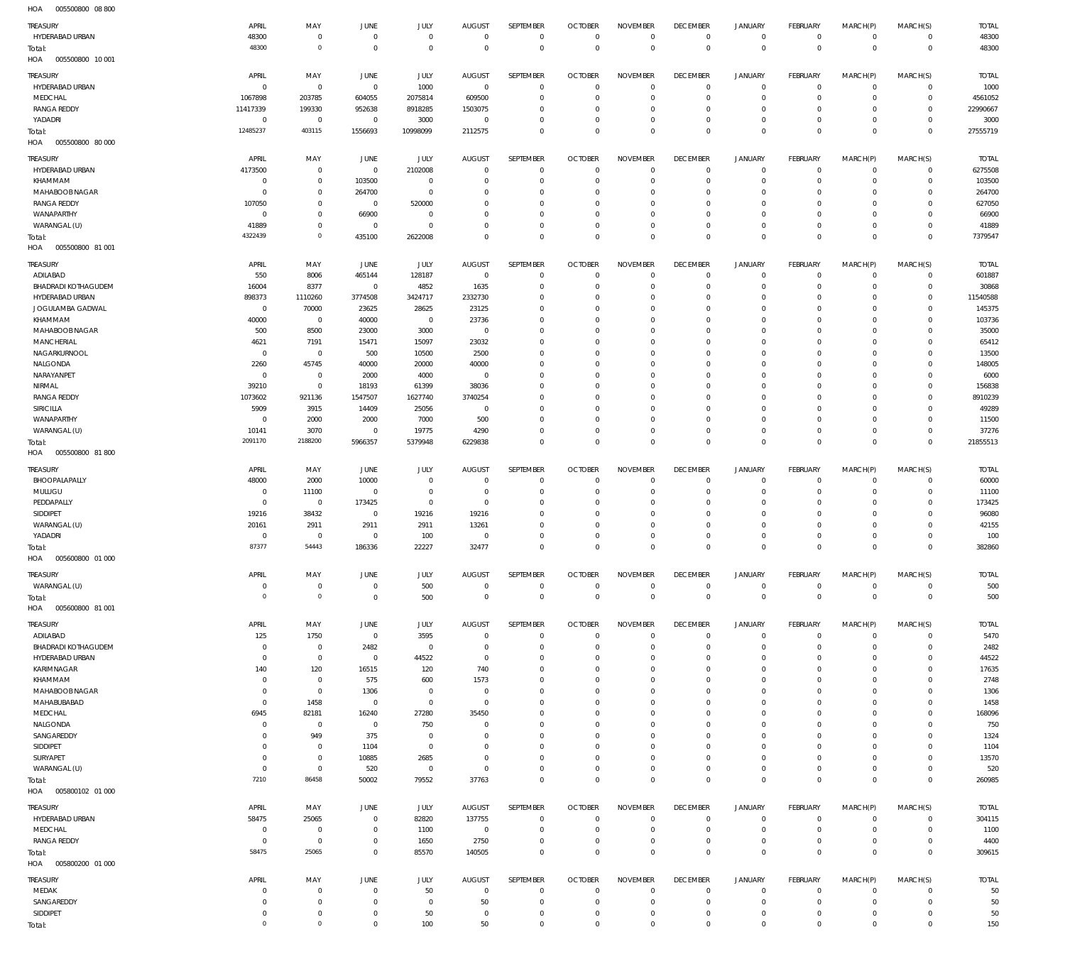HOA 005500800 08 800

| TREASURY | APRIL | MAY | JUNE | JULY | AUGUST | SEPTEMBER | OCTOBER | NOVEMBER | DECEMBER | JANUARY | FEBRUARY | MARCH(P) | MARCH(S) | TOTAL |
|---|---|---|---|---|---|---|---|---|---|---|---|---|---|---|
| HYDERABAD URBAN | 48300 | 0 | 0 | 0 | 0 | 0 | 0 | 0 | 0 | 0 | 0 | 0 | 0 | 48300 |
| Total: | 48300 | 0 | 0 | 0 | 0 | 0 | 0 | 0 | 0 | 0 | 0 | 0 | 0 | 48300 |

HOA 005500800 10 001

| TREASURY | APRIL | MAY | JUNE | JULY | AUGUST | SEPTEMBER | OCTOBER | NOVEMBER | DECEMBER | JANUARY | FEBRUARY | MARCH(P) | MARCH(S) | TOTAL |
|---|---|---|---|---|---|---|---|---|---|---|---|---|---|---|
| HYDERABAD URBAN | 0 | 0 | 0 | 1000 | 0 | 0 | 0 | 0 | 0 | 0 | 0 | 0 | 0 | 1000 |
| MEDCHAL | 1067898 | 203785 | 604055 | 2075814 | 609500 | 0 | 0 | 0 | 0 | 0 | 0 | 0 | 0 | 4561052 |
| RANGA REDDY | 11417339 | 199330 | 952638 | 8918285 | 1503075 | 0 | 0 | 0 | 0 | 0 | 0 | 0 | 0 | 22990667 |
| YADADRI | 0 | 0 | 0 | 3000 | 0 | 0 | 0 | 0 | 0 | 0 | 0 | 0 | 0 | 3000 |
| Total: | 12485237 | 403115 | 1556693 | 10998099 | 2112575 | 0 | 0 | 0 | 0 | 0 | 0 | 0 | 0 | 27555719 |

HOA 005500800 80 000

| TREASURY | APRIL | MAY | JUNE | JULY | AUGUST | SEPTEMBER | OCTOBER | NOVEMBER | DECEMBER | JANUARY | FEBRUARY | MARCH(P) | MARCH(S) | TOTAL |
|---|---|---|---|---|---|---|---|---|---|---|---|---|---|---|
| HYDERABAD URBAN | 4173500 | 0 | 0 | 2102008 | 0 | 0 | 0 | 0 | 0 | 0 | 0 | 0 | 0 | 6275508 |
| KHAMMAM | 0 | 0 | 103500 | 0 | 0 | 0 | 0 | 0 | 0 | 0 | 0 | 0 | 0 | 103500 |
| MAHABOOB NAGAR | 0 | 0 | 264700 | 0 | 0 | 0 | 0 | 0 | 0 | 0 | 0 | 0 | 0 | 264700 |
| RANGA REDDY | 107050 | 0 | 0 | 520000 | 0 | 0 | 0 | 0 | 0 | 0 | 0 | 0 | 0 | 627050 |
| WANAPARTHY | 0 | 0 | 66900 | 0 | 0 | 0 | 0 | 0 | 0 | 0 | 0 | 0 | 0 | 66900 |
| WARANGAL (U) | 41889 | 0 | 0 | 0 | 0 | 0 | 0 | 0 | 0 | 0 | 0 | 0 | 0 | 41889 |
| Total: | 4322439 | 0 | 435100 | 2622008 | 0 | 0 | 0 | 0 | 0 | 0 | 0 | 0 | 0 | 7379547 |

HOA 005500800 81 001

| TREASURY | APRIL | MAY | JUNE | JULY | AUGUST | SEPTEMBER | OCTOBER | NOVEMBER | DECEMBER | JANUARY | FEBRUARY | MARCH(P) | MARCH(S) | TOTAL |
|---|---|---|---|---|---|---|---|---|---|---|---|---|---|---|
| ADILABAD | 550 | 8006 | 465144 | 128187 | 0 | 0 | 0 | 0 | 0 | 0 | 0 | 0 | 0 | 601887 |
| BHADRADI KOTHAGUDEM | 16004 | 8377 | 0 | 4852 | 1635 | 0 | 0 | 0 | 0 | 0 | 0 | 0 | 0 | 30868 |
| HYDERABAD URBAN | 898373 | 1110260 | 3774508 | 3424717 | 2332730 | 0 | 0 | 0 | 0 | 0 | 0 | 0 | 0 | 11540588 |
| JOGULAMBA GADWAL | 0 | 70000 | 23625 | 28625 | 23125 | 0 | 0 | 0 | 0 | 0 | 0 | 0 | 0 | 145375 |
| KHAMMAM | 40000 | 0 | 40000 | 0 | 23736 | 0 | 0 | 0 | 0 | 0 | 0 | 0 | 0 | 103736 |
| MAHABOOB NAGAR | 500 | 8500 | 23000 | 3000 | 0 | 0 | 0 | 0 | 0 | 0 | 0 | 0 | 0 | 35000 |
| MANCHERIAL | 4621 | 7191 | 15471 | 15097 | 23032 | 0 | 0 | 0 | 0 | 0 | 0 | 0 | 0 | 65412 |
| NAGARKURNOOL | 0 | 0 | 500 | 10500 | 2500 | 0 | 0 | 0 | 0 | 0 | 0 | 0 | 0 | 13500 |
| NALGONDA | 2260 | 45745 | 40000 | 20000 | 40000 | 0 | 0 | 0 | 0 | 0 | 0 | 0 | 0 | 148005 |
| NARAYANPET | 0 | 0 | 2000 | 4000 | 0 | 0 | 0 | 0 | 0 | 0 | 0 | 0 | 0 | 6000 |
| NIRMAL | 39210 | 0 | 18193 | 61399 | 38036 | 0 | 0 | 0 | 0 | 0 | 0 | 0 | 0 | 156838 |
| RANGA REDDY | 1073602 | 921136 | 1547507 | 1627740 | 3740254 | 0 | 0 | 0 | 0 | 0 | 0 | 0 | 0 | 8910239 |
| SIRICILLA | 5909 | 3915 | 14409 | 25056 | 0 | 0 | 0 | 0 | 0 | 0 | 0 | 0 | 0 | 49289 |
| WANAPARTHY | 0 | 2000 | 2000 | 7000 | 500 | 0 | 0 | 0 | 0 | 0 | 0 | 0 | 0 | 11500 |
| WARANGAL (U) | 10141 | 3070 | 0 | 19775 | 4290 | 0 | 0 | 0 | 0 | 0 | 0 | 0 | 0 | 37276 |
| Total: | 2091170 | 2188200 | 5966357 | 5379948 | 6229838 | 0 | 0 | 0 | 0 | 0 | 0 | 0 | 0 | 21855513 |

HOA 005500800 81 800

| TREASURY | APRIL | MAY | JUNE | JULY | AUGUST | SEPTEMBER | OCTOBER | NOVEMBER | DECEMBER | JANUARY | FEBRUARY | MARCH(P) | MARCH(S) | TOTAL |
|---|---|---|---|---|---|---|---|---|---|---|---|---|---|---|
| BHOOPALAPALLY | 48000 | 2000 | 10000 | 0 | 0 | 0 | 0 | 0 | 0 | 0 | 0 | 0 | 0 | 60000 |
| MULUGU | 0 | 11100 | 0 | 0 | 0 | 0 | 0 | 0 | 0 | 0 | 0 | 0 | 0 | 11100 |
| PEDDAPALLY | 0 | 0 | 173425 | 0 | 0 | 0 | 0 | 0 | 0 | 0 | 0 | 0 | 0 | 173425 |
| SIDDIPET | 19216 | 38432 | 0 | 19216 | 19216 | 0 | 0 | 0 | 0 | 0 | 0 | 0 | 0 | 96080 |
| WARANGAL (U) | 20161 | 2911 | 2911 | 2911 | 13261 | 0 | 0 | 0 | 0 | 0 | 0 | 0 | 0 | 42155 |
| YADADRI | 0 | 0 | 0 | 100 | 0 | 0 | 0 | 0 | 0 | 0 | 0 | 0 | 0 | 100 |
| Total: | 87377 | 54443 | 186336 | 22227 | 32477 | 0 | 0 | 0 | 0 | 0 | 0 | 0 | 0 | 382860 |

HOA 005600800 01 000

| TREASURY | APRIL | MAY | JUNE | JULY | AUGUST | SEPTEMBER | OCTOBER | NOVEMBER | DECEMBER | JANUARY | FEBRUARY | MARCH(P) | MARCH(S) | TOTAL |
|---|---|---|---|---|---|---|---|---|---|---|---|---|---|---|
| WARANGAL (U) | 0 | 0 | 0 | 500 | 0 | 0 | 0 | 0 | 0 | 0 | 0 | 0 | 0 | 500 |
| Total: | 0 | 0 | 0 | 500 | 0 | 0 | 0 | 0 | 0 | 0 | 0 | 0 | 0 | 500 |

HOA 005600800 81 001

| TREASURY | APRIL | MAY | JUNE | JULY | AUGUST | SEPTEMBER | OCTOBER | NOVEMBER | DECEMBER | JANUARY | FEBRUARY | MARCH(P) | MARCH(S) | TOTAL |
|---|---|---|---|---|---|---|---|---|---|---|---|---|---|---|
| ADILABAD | 125 | 1750 | 0 | 3595 | 0 | 0 | 0 | 0 | 0 | 0 | 0 | 0 | 0 | 5470 |
| BHADRADI KOTHAGUDEM | 0 | 0 | 2482 | 0 | 0 | 0 | 0 | 0 | 0 | 0 | 0 | 0 | 0 | 2482 |
| HYDERABAD URBAN | 0 | 0 | 0 | 44522 | 0 | 0 | 0 | 0 | 0 | 0 | 0 | 0 | 0 | 44522 |
| KARIMNAGAR | 140 | 120 | 16515 | 120 | 740 | 0 | 0 | 0 | 0 | 0 | 0 | 0 | 0 | 17635 |
| KHAMMAM | 0 | 0 | 575 | 600 | 1573 | 0 | 0 | 0 | 0 | 0 | 0 | 0 | 0 | 2748 |
| MAHABOOB NAGAR | 0 | 0 | 1306 | 0 | 0 | 0 | 0 | 0 | 0 | 0 | 0 | 0 | 0 | 1306 |
| MAHABUBABAD | 0 | 1458 | 0 | 0 | 0 | 0 | 0 | 0 | 0 | 0 | 0 | 0 | 0 | 1458 |
| MEDCHAL | 6945 | 82181 | 16240 | 27280 | 35450 | 0 | 0 | 0 | 0 | 0 | 0 | 0 | 0 | 168096 |
| NALGONDA | 0 | 0 | 0 | 750 | 0 | 0 | 0 | 0 | 0 | 0 | 0 | 0 | 0 | 750 |
| SANGAREDDY | 0 | 949 | 375 | 0 | 0 | 0 | 0 | 0 | 0 | 0 | 0 | 0 | 0 | 1324 |
| SIDDIPET | 0 | 0 | 1104 | 0 | 0 | 0 | 0 | 0 | 0 | 0 | 0 | 0 | 0 | 1104 |
| SURYAPET | 0 | 0 | 10885 | 2685 | 0 | 0 | 0 | 0 | 0 | 0 | 0 | 0 | 0 | 13570 |
| WARANGAL (U) | 0 | 0 | 520 | 0 | 0 | 0 | 0 | 0 | 0 | 0 | 0 | 0 | 0 | 520 |
| Total: | 7210 | 86458 | 50002 | 79552 | 37763 | 0 | 0 | 0 | 0 | 0 | 0 | 0 | 0 | 260985 |

HOA 005800102 01 000

| TREASURY | APRIL | MAY | JUNE | JULY | AUGUST | SEPTEMBER | OCTOBER | NOVEMBER | DECEMBER | JANUARY | FEBRUARY | MARCH(P) | MARCH(S) | TOTAL |
|---|---|---|---|---|---|---|---|---|---|---|---|---|---|---|
| HYDERABAD URBAN | 58475 | 25065 | 0 | 82820 | 137755 | 0 | 0 | 0 | 0 | 0 | 0 | 0 | 0 | 304115 |
| MEDCHAL | 0 | 0 | 0 | 1100 | 0 | 0 | 0 | 0 | 0 | 0 | 0 | 0 | 0 | 1100 |
| RANGA REDDY | 0 | 0 | 0 | 1650 | 2750 | 0 | 0 | 0 | 0 | 0 | 0 | 0 | 0 | 4400 |
| Total: | 58475 | 25065 | 0 | 85570 | 140505 | 0 | 0 | 0 | 0 | 0 | 0 | 0 | 0 | 309615 |

HOA 005800200 01 000

| TREASURY | APRIL | MAY | JUNE | JULY | AUGUST | SEPTEMBER | OCTOBER | NOVEMBER | DECEMBER | JANUARY | FEBRUARY | MARCH(P) | MARCH(S) | TOTAL |
|---|---|---|---|---|---|---|---|---|---|---|---|---|---|---|
| MEDAK | 0 | 0 | 0 | 50 | 0 | 0 | 0 | 0 | 0 | 0 | 0 | 0 | 0 | 50 |
| SANGAREDDY | 0 | 0 | 0 | 0 | 50 | 0 | 0 | 0 | 0 | 0 | 0 | 0 | 0 | 50 |
| SIDDIPET | 0 | 0 | 0 | 50 | 0 | 0 | 0 | 0 | 0 | 0 | 0 | 0 | 0 | 50 |
| Total: | 0 | 0 | 0 | 100 | 50 | 0 | 0 | 0 | 0 | 0 | 0 | 0 | 0 | 150 |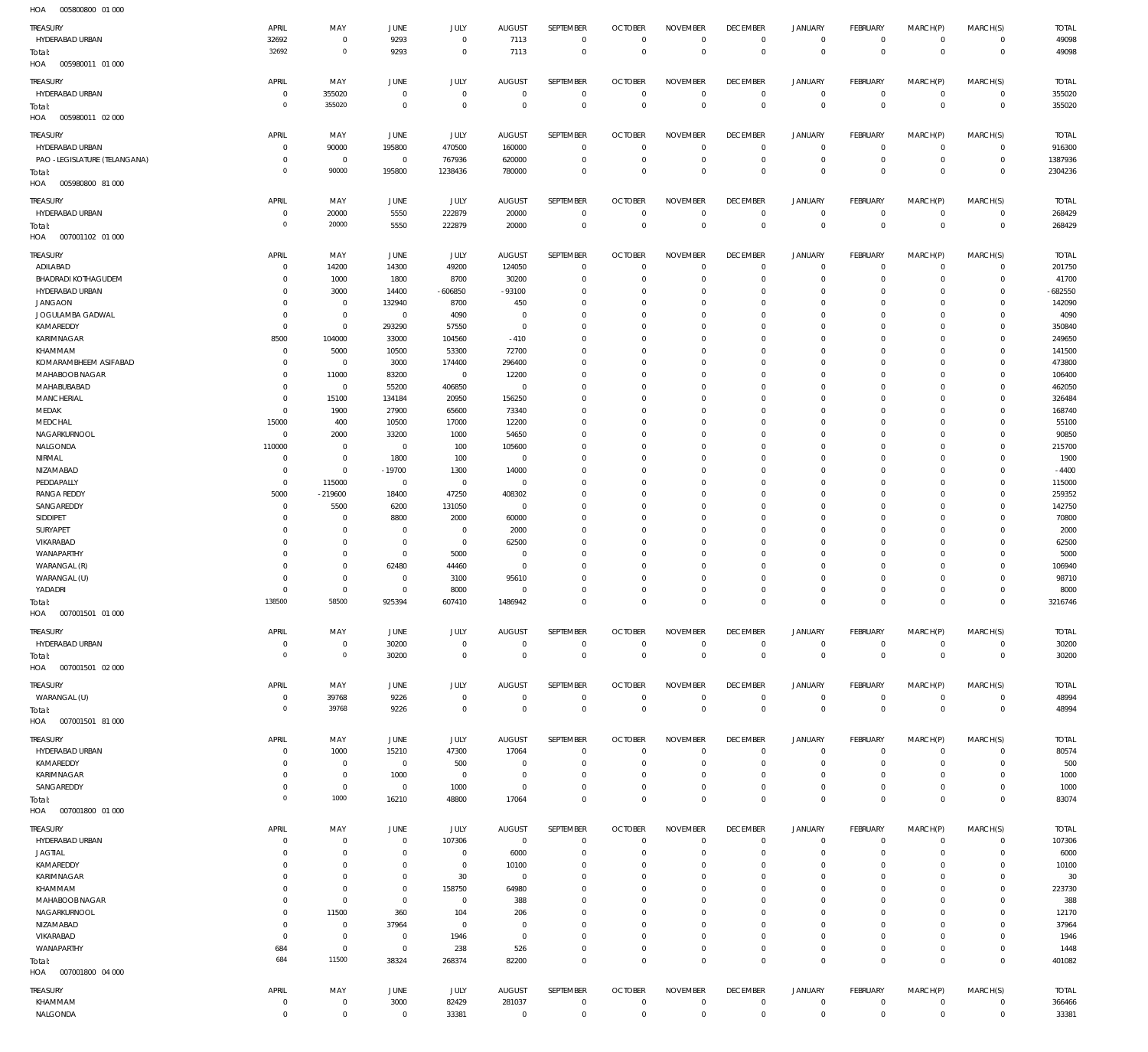HOA 005800800 01 000

| TREASURY | APRIL | MAY | JUNE | JULY | AUGUST | SEPTEMBER | OCTOBER | NOVEMBER | DECEMBER | JANUARY | FEBRUARY | MARCH(P) | MARCH(S) | TOTAL |
|---|---|---|---|---|---|---|---|---|---|---|---|---|---|---|
| HYDERABAD URBAN | 32692 | 0 | 9293 | 0 | 7113 | 0 | 0 | 0 | 0 | 0 | 0 | 0 | 0 | 49098 |
| Total: | 32692 | 0 | 9293 | 0 | 7113 | 0 | 0 | 0 | 0 | 0 | 0 | 0 | 0 | 49098 |

HOA 005980011 01 000

| TREASURY | APRIL | MAY | JUNE | JULY | AUGUST | SEPTEMBER | OCTOBER | NOVEMBER | DECEMBER | JANUARY | FEBRUARY | MARCH(P) | MARCH(S) | TOTAL |
|---|---|---|---|---|---|---|---|---|---|---|---|---|---|---|
| HYDERABAD URBAN | 0 | 355020 | 0 | 0 | 0 | 0 | 0 | 0 | 0 | 0 | 0 | 0 | 0 | 355020 |
| Total: | 0 | 355020 | 0 | 0 | 0 | 0 | 0 | 0 | 0 | 0 | 0 | 0 | 0 | 355020 |

HOA 005980011 02 000

| TREASURY | APRIL | MAY | JUNE | JULY | AUGUST | SEPTEMBER | OCTOBER | NOVEMBER | DECEMBER | JANUARY | FEBRUARY | MARCH(P) | MARCH(S) | TOTAL |
|---|---|---|---|---|---|---|---|---|---|---|---|---|---|---|
| HYDERABAD URBAN | 0 | 90000 | 195800 | 470500 | 160000 | 0 | 0 | 0 | 0 | 0 | 0 | 0 | 0 | 916300 |
| PAO - LEGISLATURE (TELANGANA) | 0 | 0 | 0 | 767936 | 620000 | 0 | 0 | 0 | 0 | 0 | 0 | 0 | 0 | 1387936 |
| Total: | 0 | 90000 | 195800 | 1238436 | 780000 | 0 | 0 | 0 | 0 | 0 | 0 | 0 | 0 | 2304236 |

HOA 005980800 81 000

| TREASURY | APRIL | MAY | JUNE | JULY | AUGUST | SEPTEMBER | OCTOBER | NOVEMBER | DECEMBER | JANUARY | FEBRUARY | MARCH(P) | MARCH(S) | TOTAL |
|---|---|---|---|---|---|---|---|---|---|---|---|---|---|---|
| HYDERABAD URBAN | 0 | 20000 | 5550 | 222879 | 20000 | 0 | 0 | 0 | 0 | 0 | 0 | 0 | 0 | 268429 |
| Total: | 0 | 20000 | 5550 | 222879 | 20000 | 0 | 0 | 0 | 0 | 0 | 0 | 0 | 0 | 268429 |

HOA 007001102 01 000

| TREASURY | APRIL | MAY | JUNE | JULY | AUGUST | SEPTEMBER | OCTOBER | NOVEMBER | DECEMBER | JANUARY | FEBRUARY | MARCH(P) | MARCH(S) | TOTAL |
|---|---|---|---|---|---|---|---|---|---|---|---|---|---|---|
| ADILABAD | 0 | 14200 | 14300 | 49200 | 124050 | 0 | 0 | 0 | 0 | 0 | 0 | 0 | 0 | 201750 |
| BHADRADI KOTHAGUDEM | 0 | 1000 | 1800 | 8700 | 30200 | 0 | 0 | 0 | 0 | 0 | 0 | 0 | 0 | 41700 |
| HYDERABAD URBAN | 0 | 3000 | 14400 | - 606850 | - 93100 | 0 | 0 | 0 | 0 | 0 | 0 | 0 | 0 | - 682550 |
| JANGAON | 0 | 0 | 132940 | 8700 | 450 | 0 | 0 | 0 | 0 | 0 | 0 | 0 | 0 | 142090 |
| JOGULAMBA GADWAL | 0 | 0 | 0 | 4090 | 0 | 0 | 0 | 0 | 0 | 0 | 0 | 0 | 0 | 4090 |
| KAMAREDDY | 0 | 0 | 293290 | 57550 | 0 | 0 | 0 | 0 | 0 | 0 | 0 | 0 | 0 | 350840 |
| KARIMNAGAR | 8500 | 104000 | 33000 | 104560 | - 410 | 0 | 0 | 0 | 0 | 0 | 0 | 0 | 0 | 249650 |
| KHAMMAM | 0 | 5000 | 10500 | 53300 | 72700 | 0 | 0 | 0 | 0 | 0 | 0 | 0 | 0 | 141500 |
| KOMARAMBHEEM ASIFABAD | 0 | 0 | 3000 | 174400 | 296400 | 0 | 0 | 0 | 0 | 0 | 0 | 0 | 0 | 473800 |
| MAHABOOB NAGAR | 0 | 11000 | 83200 | 0 | 12200 | 0 | 0 | 0 | 0 | 0 | 0 | 0 | 0 | 106400 |
| MAHABUBABAD | 0 | 0 | 55200 | 406850 | 0 | 0 | 0 | 0 | 0 | 0 | 0 | 0 | 0 | 462050 |
| MANCHERIAL | 0 | 15100 | 134184 | 20950 | 156250 | 0 | 0 | 0 | 0 | 0 | 0 | 0 | 0 | 326484 |
| MEDAK | 0 | 1900 | 27900 | 65600 | 73340 | 0 | 0 | 0 | 0 | 0 | 0 | 0 | 0 | 168740 |
| MEDCHAL | 15000 | 400 | 10500 | 17000 | 12200 | 0 | 0 | 0 | 0 | 0 | 0 | 0 | 0 | 55100 |
| NAGARKURNOOL | 0 | 2000 | 33200 | 1000 | 54650 | 0 | 0 | 0 | 0 | 0 | 0 | 0 | 0 | 90850 |
| NALGONDA | 110000 | 0 | 0 | 100 | 105600 | 0 | 0 | 0 | 0 | 0 | 0 | 0 | 0 | 215700 |
| NIRMAL | 0 | 0 | 1800 | 100 | 0 | 0 | 0 | 0 | 0 | 0 | 0 | 0 | 0 | 1900 |
| NIZAMABAD | 0 | 0 | - 19700 | 1300 | 14000 | 0 | 0 | 0 | 0 | 0 | 0 | 0 | 0 | - 4400 |
| PEDDAPALLY | 0 | 115000 | 0 | 0 | 0 | 0 | 0 | 0 | 0 | 0 | 0 | 0 | 0 | 115000 |
| RANGA REDDY | 5000 | - 219600 | 18400 | 47250 | 408302 | 0 | 0 | 0 | 0 | 0 | 0 | 0 | 0 | 259352 |
| SANGAREDDY | 0 | 5500 | 6200 | 131050 | 0 | 0 | 0 | 0 | 0 | 0 | 0 | 0 | 0 | 142750 |
| SIDDIPET | 0 | 0 | 8800 | 2000 | 60000 | 0 | 0 | 0 | 0 | 0 | 0 | 0 | 0 | 70800 |
| SURYAPET | 0 | 0 | 0 | 0 | 2000 | 0 | 0 | 0 | 0 | 0 | 0 | 0 | 0 | 2000 |
| VIKARABAD | 0 | 0 | 0 | 0 | 62500 | 0 | 0 | 0 | 0 | 0 | 0 | 0 | 0 | 62500 |
| WANAPARTHY | 0 | 0 | 0 | 5000 | 0 | 0 | 0 | 0 | 0 | 0 | 0 | 0 | 0 | 5000 |
| WARANGAL (R) | 0 | 0 | 62480 | 44460 | 0 | 0 | 0 | 0 | 0 | 0 | 0 | 0 | 0 | 106940 |
| WARANGAL (U) | 0 | 0 | 0 | 3100 | 95610 | 0 | 0 | 0 | 0 | 0 | 0 | 0 | 0 | 98710 |
| YADADRI | 0 | 0 | 0 | 8000 | 0 | 0 | 0 | 0 | 0 | 0 | 0 | 0 | 0 | 8000 |
| Total: | 138500 | 58500 | 925394 | 607410 | 1486942 | 0 | 0 | 0 | 0 | 0 | 0 | 0 | 0 | 3216746 |

HOA 007001501 01 000

| TREASURY | APRIL | MAY | JUNE | JULY | AUGUST | SEPTEMBER | OCTOBER | NOVEMBER | DECEMBER | JANUARY | FEBRUARY | MARCH(P) | MARCH(S) | TOTAL |
|---|---|---|---|---|---|---|---|---|---|---|---|---|---|---|
| HYDERABAD URBAN | 0 | 0 | 30200 | 0 | 0 | 0 | 0 | 0 | 0 | 0 | 0 | 0 | 0 | 30200 |
| Total: | 0 | 0 | 30200 | 0 | 0 | 0 | 0 | 0 | 0 | 0 | 0 | 0 | 0 | 30200 |

HOA 007001501 02 000

| TREASURY | APRIL | MAY | JUNE | JULY | AUGUST | SEPTEMBER | OCTOBER | NOVEMBER | DECEMBER | JANUARY | FEBRUARY | MARCH(P) | MARCH(S) | TOTAL |
|---|---|---|---|---|---|---|---|---|---|---|---|---|---|---|
| WARANGAL (U) | 0 | 39768 | 9226 | 0 | 0 | 0 | 0 | 0 | 0 | 0 | 0 | 0 | 0 | 48994 |
| Total: | 0 | 39768 | 9226 | 0 | 0 | 0 | 0 | 0 | 0 | 0 | 0 | 0 | 0 | 48994 |

HOA 007001501 81 000

| TREASURY | APRIL | MAY | JUNE | JULY | AUGUST | SEPTEMBER | OCTOBER | NOVEMBER | DECEMBER | JANUARY | FEBRUARY | MARCH(P) | MARCH(S) | TOTAL |
|---|---|---|---|---|---|---|---|---|---|---|---|---|---|---|
| HYDERABAD URBAN | 0 | 1000 | 15210 | 47300 | 17064 | 0 | 0 | 0 | 0 | 0 | 0 | 0 | 0 | 80574 |
| KAMAREDDY | 0 | 0 | 0 | 500 | 0 | 0 | 0 | 0 | 0 | 0 | 0 | 0 | 0 | 500 |
| KARIMNAGAR | 0 | 0 | 1000 | 0 | 0 | 0 | 0 | 0 | 0 | 0 | 0 | 0 | 0 | 1000 |
| SANGAREDDY | 0 | 0 | 0 | 1000 | 0 | 0 | 0 | 0 | 0 | 0 | 0 | 0 | 0 | 1000 |
| Total: | 0 | 1000 | 16210 | 48800 | 17064 | 0 | 0 | 0 | 0 | 0 | 0 | 0 | 0 | 83074 |

HOA 007001800 01 000

| TREASURY | APRIL | MAY | JUNE | JULY | AUGUST | SEPTEMBER | OCTOBER | NOVEMBER | DECEMBER | JANUARY | FEBRUARY | MARCH(P) | MARCH(S) | TOTAL |
|---|---|---|---|---|---|---|---|---|---|---|---|---|---|---|
| HYDERABAD URBAN | 0 | 0 | 0 | 107306 | 0 | 0 | 0 | 0 | 0 | 0 | 0 | 0 | 0 | 107306 |
| JAGTIAL | 0 | 0 | 0 | 0 | 6000 | 0 | 0 | 0 | 0 | 0 | 0 | 0 | 0 | 6000 |
| KAMAREDDY | 0 | 0 | 0 | 0 | 10100 | 0 | 0 | 0 | 0 | 0 | 0 | 0 | 0 | 10100 |
| KARIMNAGAR | 0 | 0 | 0 | 30 | 0 | 0 | 0 | 0 | 0 | 0 | 0 | 0 | 0 | 30 |
| KHAMMAM | 0 | 0 | 0 | 158750 | 64980 | 0 | 0 | 0 | 0 | 0 | 0 | 0 | 0 | 223730 |
| MAHABOOB NAGAR | 0 | 0 | 0 | 0 | 388 | 0 | 0 | 0 | 0 | 0 | 0 | 0 | 0 | 388 |
| NAGARKURNOOL | 0 | 11500 | 360 | 104 | 206 | 0 | 0 | 0 | 0 | 0 | 0 | 0 | 0 | 12170 |
| NIZAMABAD | 0 | 0 | 37964 | 0 | 0 | 0 | 0 | 0 | 0 | 0 | 0 | 0 | 0 | 37964 |
| VIKARABAD | 0 | 0 | 0 | 1946 | 0 | 0 | 0 | 0 | 0 | 0 | 0 | 0 | 0 | 1946 |
| WANAPARTHY | 684 | 0 | 0 | 238 | 526 | 0 | 0 | 0 | 0 | 0 | 0 | 0 | 0 | 1448 |
| Total: | 684 | 11500 | 38324 | 268374 | 82200 | 0 | 0 | 0 | 0 | 0 | 0 | 0 | 0 | 401082 |

HOA 007001800 04 000

| TREASURY | APRIL | MAY | JUNE | JULY | AUGUST | SEPTEMBER | OCTOBER | NOVEMBER | DECEMBER | JANUARY | FEBRUARY | MARCH(P) | MARCH(S) | TOTAL |
|---|---|---|---|---|---|---|---|---|---|---|---|---|---|---|
| KHAMMAM | 0 | 0 | 3000 | 82429 | 281037 | 0 | 0 | 0 | 0 | 0 | 0 | 0 | 0 | 366466 |
| NALGONDA | 0 | 0 | 0 | 33381 | 0 | 0 | 0 | 0 | 0 | 0 | 0 | 0 | 0 | 33381 |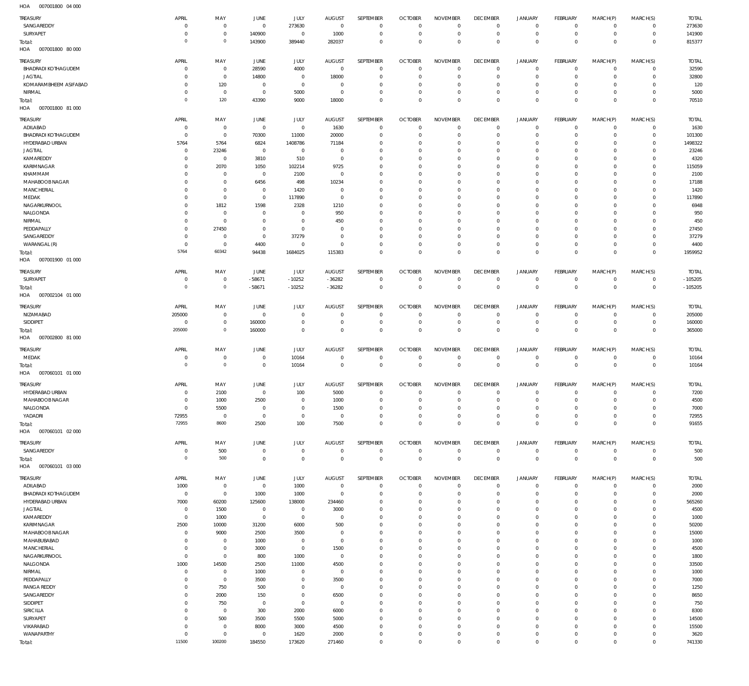HOA 007001800 04 000

| TREASURY | APRIL | MAY | JUNE | JULY | AUGUST | SEPTEMBER | OCTOBER | NOVEMBER | DECEMBER | JANUARY | FEBRUARY | MARCH(P) | MARCH(S) | TOTAL |
|---|---|---|---|---|---|---|---|---|---|---|---|---|---|---|
| SANGAREDDY | 0 | 0 | 0 | 273630 | 0 | 0 | 0 | 0 | 0 | 0 | 0 | 0 | 0 | 273630 |
| SURYAPET | 0 | 0 | 140900 | 0 | 1000 | 0 | 0 | 0 | 0 | 0 | 0 | 0 | 0 | 141900 |
| Total: | 0 | 0 | 143900 | 389440 | 282037 | 0 | 0 | 0 | 0 | 0 | 0 | 0 | 0 | 815377 |

HOA 007001800 80 000

| TREASURY | APRIL | MAY | JUNE | JULY | AUGUST | SEPTEMBER | OCTOBER | NOVEMBER | DECEMBER | JANUARY | FEBRUARY | MARCH(P) | MARCH(S) | TOTAL |
|---|---|---|---|---|---|---|---|---|---|---|---|---|---|---|
| BHADRADI KOTHAGUDEM | 0 | 0 | 28590 | 4000 | 0 | 0 | 0 | 0 | 0 | 0 | 0 | 0 | 0 | 32590 |
| JAGTIAL | 0 | 0 | 14800 | 0 | 18000 | 0 | 0 | 0 | 0 | 0 | 0 | 0 | 0 | 32800 |
| KOMARAMBHEEM ASIFABAD | 0 | 120 | 0 | 0 | 0 | 0 | 0 | 0 | 0 | 0 | 0 | 0 | 0 | 120 |
| NIRMAL | 0 | 0 | 0 | 5000 | 0 | 0 | 0 | 0 | 0 | 0 | 0 | 0 | 0 | 5000 |
| Total: | 0 | 120 | 43390 | 9000 | 18000 | 0 | 0 | 0 | 0 | 0 | 0 | 0 | 0 | 70510 |

HOA 007001800 81 000

| TREASURY | APRIL | MAY | JUNE | JULY | AUGUST | SEPTEMBER | OCTOBER | NOVEMBER | DECEMBER | JANUARY | FEBRUARY | MARCH(P) | MARCH(S) | TOTAL |
|---|---|---|---|---|---|---|---|---|---|---|---|---|---|---|
| ADILABAD | 0 | 0 | 0 | 0 | 1630 | 0 | 0 | 0 | 0 | 0 | 0 | 0 | 0 | 1630 |
| BHADRADI KOTHAGUDEM | 0 | 0 | 70300 | 11000 | 20000 | 0 | 0 | 0 | 0 | 0 | 0 | 0 | 0 | 101300 |
| HYDERABAD URBAN | 5764 | 5764 | 6824 | 1408786 | 71184 | 0 | 0 | 0 | 0 | 0 | 0 | 0 | 0 | 1498322 |
| JAGTIAL | 0 | 23246 | 0 | 0 | 0 | 0 | 0 | 0 | 0 | 0 | 0 | 0 | 0 | 23246 |
| KAMAREDDY | 0 | 0 | 3810 | 510 | 0 | 0 | 0 | 0 | 0 | 0 | 0 | 0 | 0 | 4320 |
| KARIMNAGAR | 0 | 2070 | 1050 | 102214 | 9725 | 0 | 0 | 0 | 0 | 0 | 0 | 0 | 0 | 115059 |
| KHAMMAM | 0 | 0 | 0 | 2100 | 0 | 0 | 0 | 0 | 0 | 0 | 0 | 0 | 0 | 2100 |
| MAHABOOB NAGAR | 0 | 0 | 6456 | 498 | 10234 | 0 | 0 | 0 | 0 | 0 | 0 | 0 | 0 | 17188 |
| MANCHERIAL | 0 | 0 | 0 | 1420 | 0 | 0 | 0 | 0 | 0 | 0 | 0 | 0 | 0 | 1420 |
| MEDAK | 0 | 0 | 0 | 117890 | 0 | 0 | 0 | 0 | 0 | 0 | 0 | 0 | 0 | 117890 |
| NAGARKURNOOL | 0 | 1812 | 1598 | 2328 | 1210 | 0 | 0 | 0 | 0 | 0 | 0 | 0 | 0 | 6948 |
| NALGONDA | 0 | 0 | 0 | 0 | 950 | 0 | 0 | 0 | 0 | 0 | 0 | 0 | 0 | 950 |
| NIRMAL | 0 | 0 | 0 | 0 | 450 | 0 | 0 | 0 | 0 | 0 | 0 | 0 | 0 | 450 |
| PEDDAPALLY | 0 | 27450 | 0 | 0 | 0 | 0 | 0 | 0 | 0 | 0 | 0 | 0 | 0 | 27450 |
| SANGAREDDY | 0 | 0 | 0 | 37279 | 0 | 0 | 0 | 0 | 0 | 0 | 0 | 0 | 0 | 37279 |
| WARANGAL (R) | 0 | 0 | 4400 | 0 | 0 | 0 | 0 | 0 | 0 | 0 | 0 | 0 | 0 | 4400 |
| Total: | 5764 | 60342 | 94438 | 1684025 | 115383 | 0 | 0 | 0 | 0 | 0 | 0 | 0 | 0 | 1959952 |

HOA 007001900 01 000

| TREASURY | APRIL | MAY | JUNE | JULY | AUGUST | SEPTEMBER | OCTOBER | NOVEMBER | DECEMBER | JANUARY | FEBRUARY | MARCH(P) | MARCH(S) | TOTAL |
|---|---|---|---|---|---|---|---|---|---|---|---|---|---|---|
| SURYAPET | 0 | 0 | -58671 | -10252 | -36282 | 0 | 0 | 0 | 0 | 0 | 0 | 0 | 0 | -105205 |
| Total: | 0 | 0 | -58671 | -10252 | -36282 | 0 | 0 | 0 | 0 | 0 | 0 | 0 | 0 | -105205 |

HOA 007002104 01 000

| TREASURY | APRIL | MAY | JUNE | JULY | AUGUST | SEPTEMBER | OCTOBER | NOVEMBER | DECEMBER | JANUARY | FEBRUARY | MARCH(P) | MARCH(S) | TOTAL |
|---|---|---|---|---|---|---|---|---|---|---|---|---|---|---|
| NIZAMABAD | 205000 | 0 | 0 | 0 | 0 | 0 | 0 | 0 | 0 | 0 | 0 | 0 | 0 | 205000 |
| SIDDIPET | 0 | 0 | 160000 | 0 | 0 | 0 | 0 | 0 | 0 | 0 | 0 | 0 | 0 | 160000 |
| Total: | 205000 | 0 | 160000 | 0 | 0 | 0 | 0 | 0 | 0 | 0 | 0 | 0 | 0 | 365000 |

HOA 007002800 81 000

| TREASURY | APRIL | MAY | JUNE | JULY | AUGUST | SEPTEMBER | OCTOBER | NOVEMBER | DECEMBER | JANUARY | FEBRUARY | MARCH(P) | MARCH(S) | TOTAL |
|---|---|---|---|---|---|---|---|---|---|---|---|---|---|---|
| MEDAK | 0 | 0 | 0 | 10164 | 0 | 0 | 0 | 0 | 0 | 0 | 0 | 0 | 0 | 10164 |
| Total: | 0 | 0 | 0 | 10164 | 0 | 0 | 0 | 0 | 0 | 0 | 0 | 0 | 0 | 10164 |

HOA 007060101 01 000

| TREASURY | APRIL | MAY | JUNE | JULY | AUGUST | SEPTEMBER | OCTOBER | NOVEMBER | DECEMBER | JANUARY | FEBRUARY | MARCH(P) | MARCH(S) | TOTAL |
|---|---|---|---|---|---|---|---|---|---|---|---|---|---|---|
| HYDERABAD URBAN | 0 | 2100 | 0 | 100 | 5000 | 0 | 0 | 0 | 0 | 0 | 0 | 0 | 0 | 7200 |
| MAHABOOB NAGAR | 0 | 1000 | 2500 | 0 | 1000 | 0 | 0 | 0 | 0 | 0 | 0 | 0 | 0 | 4500 |
| NALGONDA | 0 | 5500 | 0 | 0 | 1500 | 0 | 0 | 0 | 0 | 0 | 0 | 0 | 0 | 7000 |
| YADADRI | 72955 | 0 | 0 | 0 | 0 | 0 | 0 | 0 | 0 | 0 | 0 | 0 | 0 | 72955 |
| Total: | 72955 | 8600 | 2500 | 100 | 7500 | 0 | 0 | 0 | 0 | 0 | 0 | 0 | 0 | 91655 |

HOA 007060101 02 000

| TREASURY | APRIL | MAY | JUNE | JULY | AUGUST | SEPTEMBER | OCTOBER | NOVEMBER | DECEMBER | JANUARY | FEBRUARY | MARCH(P) | MARCH(S) | TOTAL |
|---|---|---|---|---|---|---|---|---|---|---|---|---|---|---|
| SANGAREDDY | 0 | 500 | 0 | 0 | 0 | 0 | 0 | 0 | 0 | 0 | 0 | 0 | 0 | 500 |
| Total: | 0 | 500 | 0 | 0 | 0 | 0 | 0 | 0 | 0 | 0 | 0 | 0 | 0 | 500 |

HOA 007060101 03 000

| TREASURY | APRIL | MAY | JUNE | JULY | AUGUST | SEPTEMBER | OCTOBER | NOVEMBER | DECEMBER | JANUARY | FEBRUARY | MARCH(P) | MARCH(S) | TOTAL |
|---|---|---|---|---|---|---|---|---|---|---|---|---|---|---|
| ADILABAD | 1000 | 0 | 0 | 1000 | 0 | 0 | 0 | 0 | 0 | 0 | 0 | 0 | 0 | 2000 |
| BHADRADI KOTHAGUDEM | 0 | 0 | 1000 | 1000 | 0 | 0 | 0 | 0 | 0 | 0 | 0 | 0 | 0 | 2000 |
| HYDERABAD URBAN | 7000 | 60200 | 125600 | 138000 | 234460 | 0 | 0 | 0 | 0 | 0 | 0 | 0 | 0 | 565260 |
| JAGTIAL | 0 | 1500 | 0 | 0 | 3000 | 0 | 0 | 0 | 0 | 0 | 0 | 0 | 0 | 4500 |
| KAMAREDDY | 0 | 1000 | 0 | 0 | 0 | 0 | 0 | 0 | 0 | 0 | 0 | 0 | 0 | 1000 |
| KARIMNAGAR | 2500 | 10000 | 31200 | 6000 | 500 | 0 | 0 | 0 | 0 | 0 | 0 | 0 | 0 | 50200 |
| MAHABOOB NAGAR | 0 | 9000 | 2500 | 3500 | 0 | 0 | 0 | 0 | 0 | 0 | 0 | 0 | 0 | 15000 |
| MAHABUBABAD | 0 | 0 | 1000 | 0 | 0 | 0 | 0 | 0 | 0 | 0 | 0 | 0 | 0 | 1000 |
| MANCHERIAL | 0 | 0 | 3000 | 0 | 1500 | 0 | 0 | 0 | 0 | 0 | 0 | 0 | 0 | 4500 |
| NAGARKURNOOL | 0 | 0 | 800 | 1000 | 0 | 0 | 0 | 0 | 0 | 0 | 0 | 0 | 0 | 1800 |
| NALGONDA | 1000 | 14500 | 2500 | 11000 | 4500 | 0 | 0 | 0 | 0 | 0 | 0 | 0 | 0 | 33500 |
| NIRMAL | 0 | 0 | 1000 | 0 | 0 | 0 | 0 | 0 | 0 | 0 | 0 | 0 | 0 | 1000 |
| PEDDAPALLY | 0 | 0 | 3500 | 0 | 3500 | 0 | 0 | 0 | 0 | 0 | 0 | 0 | 0 | 7000 |
| RANGA REDDY | 0 | 750 | 500 | 0 | 0 | 0 | 0 | 0 | 0 | 0 | 0 | 0 | 0 | 1250 |
| SANGAREDDY | 0 | 2000 | 150 | 0 | 6500 | 0 | 0 | 0 | 0 | 0 | 0 | 0 | 0 | 8650 |
| SIDDIPET | 0 | 750 | 0 | 0 | 0 | 0 | 0 | 0 | 0 | 0 | 0 | 0 | 0 | 750 |
| SIRICILLA | 0 | 0 | 300 | 2000 | 6000 | 0 | 0 | 0 | 0 | 0 | 0 | 0 | 0 | 8300 |
| SURYAPET | 0 | 500 | 3500 | 5500 | 5000 | 0 | 0 | 0 | 0 | 0 | 0 | 0 | 0 | 14500 |
| VIKARABAD | 0 | 0 | 8000 | 3000 | 4500 | 0 | 0 | 0 | 0 | 0 | 0 | 0 | 0 | 15500 |
| WANAPARTHY | 0 | 0 | 0 | 1620 | 2000 | 0 | 0 | 0 | 0 | 0 | 0 | 0 | 0 | 3620 |
| Total: | 11500 | 100200 | 184550 | 173620 | 271460 | 0 | 0 | 0 | 0 | 0 | 0 | 0 | 0 | 741330 |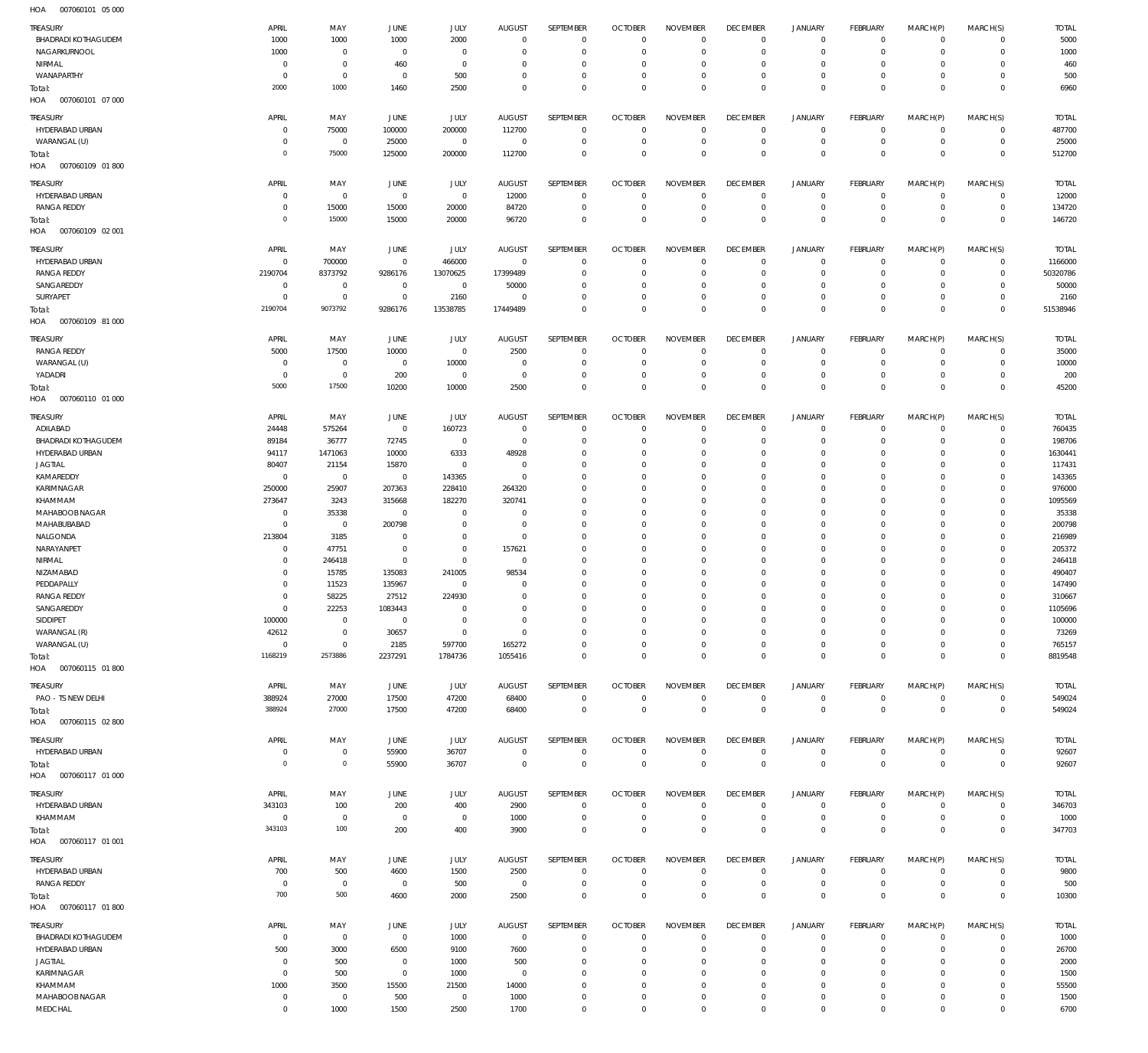HOA 007060101 05 000

| TREASURY | APRIL | MAY | JUNE | JULY | AUGUST | SEPTEMBER | OCTOBER | NOVEMBER | DECEMBER | JANUARY | FEBRUARY | MARCH(P) | MARCH(S) | TOTAL |
|---|---|---|---|---|---|---|---|---|---|---|---|---|---|---|
| BHADRADI KOTHAGUDEM | 1000 | 1000 | 1000 | 2000 | 0 | 0 | 0 | 0 | 0 | 0 | 0 | 0 | 0 | 5000 |
| NAGARKURNOOL | 1000 | 0 | 0 | 0 | 0 | 0 | 0 | 0 | 0 | 0 | 0 | 0 | 0 | 1000 |
| NIRMAL | 0 | 0 | 460 | 0 | 0 | 0 | 0 | 0 | 0 | 0 | 0 | 0 | 0 | 460 |
| WANAPARTHY | 0 | 0 | 0 | 500 | 0 | 0 | 0 | 0 | 0 | 0 | 0 | 0 | 0 | 500 |
| Total: | 2000 | 1000 | 1460 | 2500 | 0 | 0 | 0 | 0 | 0 | 0 | 0 | 0 | 0 | 6960 |

HOA 007060101 07 000

| TREASURY | APRIL | MAY | JUNE | JULY | AUGUST | SEPTEMBER | OCTOBER | NOVEMBER | DECEMBER | JANUARY | FEBRUARY | MARCH(P) | MARCH(S) | TOTAL |
|---|---|---|---|---|---|---|---|---|---|---|---|---|---|---|
| HYDERABAD URBAN | 0 | 75000 | 100000 | 200000 | 112700 | 0 | 0 | 0 | 0 | 0 | 0 | 0 | 0 | 487700 |
| WARANGAL (U) | 0 | 0 | 25000 | 0 | 0 | 0 | 0 | 0 | 0 | 0 | 0 | 0 | 0 | 25000 |
| Total: | 0 | 75000 | 125000 | 200000 | 112700 | 0 | 0 | 0 | 0 | 0 | 0 | 0 | 0 | 512700 |

HOA 007060109 01 800

| TREASURY | APRIL | MAY | JUNE | JULY | AUGUST | SEPTEMBER | OCTOBER | NOVEMBER | DECEMBER | JANUARY | FEBRUARY | MARCH(P) | MARCH(S) | TOTAL |
|---|---|---|---|---|---|---|---|---|---|---|---|---|---|---|
| HYDERABAD URBAN | 0 | 0 | 0 | 0 | 12000 | 0 | 0 | 0 | 0 | 0 | 0 | 0 | 0 | 12000 |
| RANGA REDDY | 0 | 15000 | 15000 | 20000 | 84720 | 0 | 0 | 0 | 0 | 0 | 0 | 0 | 0 | 134720 |
| Total: | 0 | 15000 | 15000 | 20000 | 96720 | 0 | 0 | 0 | 0 | 0 | 0 | 0 | 0 | 146720 |

HOA 007060109 02 001

| TREASURY | APRIL | MAY | JUNE | JULY | AUGUST | SEPTEMBER | OCTOBER | NOVEMBER | DECEMBER | JANUARY | FEBRUARY | MARCH(P) | MARCH(S) | TOTAL |
|---|---|---|---|---|---|---|---|---|---|---|---|---|---|---|
| HYDERABAD URBAN | 0 | 700000 | 0 | 466000 | 0 | 0 | 0 | 0 | 0 | 0 | 0 | 0 | 0 | 1166000 |
| RANGA REDDY | 2190704 | 8373792 | 9286176 | 13070625 | 17399489 | 0 | 0 | 0 | 0 | 0 | 0 | 0 | 0 | 50320786 |
| SANGAREDDY | 0 | 0 | 0 | 0 | 50000 | 0 | 0 | 0 | 0 | 0 | 0 | 0 | 0 | 50000 |
| SURYAPET | 0 | 0 | 0 | 2160 | 0 | 0 | 0 | 0 | 0 | 0 | 0 | 0 | 0 | 2160 |
| Total: | 2190704 | 9073792 | 9286176 | 13538785 | 17449489 | 0 | 0 | 0 | 0 | 0 | 0 | 0 | 0 | 51538946 |

HOA 007060109 81 000

| TREASURY | APRIL | MAY | JUNE | JULY | AUGUST | SEPTEMBER | OCTOBER | NOVEMBER | DECEMBER | JANUARY | FEBRUARY | MARCH(P) | MARCH(S) | TOTAL |
|---|---|---|---|---|---|---|---|---|---|---|---|---|---|---|
| RANGA REDDY | 5000 | 17500 | 10000 | 0 | 2500 | 0 | 0 | 0 | 0 | 0 | 0 | 0 | 0 | 35000 |
| WARANGAL (U) | 0 | 0 | 0 | 10000 | 0 | 0 | 0 | 0 | 0 | 0 | 0 | 0 | 0 | 10000 |
| YADADRI | 0 | 0 | 200 | 0 | 0 | 0 | 0 | 0 | 0 | 0 | 0 | 0 | 0 | 200 |
| Total: | 5000 | 17500 | 10200 | 10000 | 2500 | 0 | 0 | 0 | 0 | 0 | 0 | 0 | 0 | 45200 |

HOA 007060110 01 000

| TREASURY | APRIL | MAY | JUNE | JULY | AUGUST | SEPTEMBER | OCTOBER | NOVEMBER | DECEMBER | JANUARY | FEBRUARY | MARCH(P) | MARCH(S) | TOTAL |
|---|---|---|---|---|---|---|---|---|---|---|---|---|---|---|
| ADILABAD | 24448 | 575264 | 0 | 160723 | 0 | 0 | 0 | 0 | 0 | 0 | 0 | 0 | 0 | 760435 |
| BHADRADI KOTHAGUDEM | 89184 | 36777 | 72745 | 0 | 0 | 0 | 0 | 0 | 0 | 0 | 0 | 0 | 0 | 198706 |
| HYDERABAD URBAN | 94117 | 1471063 | 10000 | 6333 | 48928 | 0 | 0 | 0 | 0 | 0 | 0 | 0 | 0 | 1630441 |
| JAGTIAL | 80407 | 21154 | 15870 | 0 | 0 | 0 | 0 | 0 | 0 | 0 | 0 | 0 | 0 | 117431 |
| KAMAREDDY | 0 | 0 | 0 | 143365 | 0 | 0 | 0 | 0 | 0 | 0 | 0 | 0 | 0 | 143365 |
| KARIMNAGAR | 250000 | 25907 | 207363 | 228410 | 264320 | 0 | 0 | 0 | 0 | 0 | 0 | 0 | 0 | 976000 |
| KHAMMAM | 273647 | 3243 | 315668 | 182270 | 320741 | 0 | 0 | 0 | 0 | 0 | 0 | 0 | 0 | 1095569 |
| MAHABOOB NAGAR | 0 | 35338 | 0 | 0 | 0 | 0 | 0 | 0 | 0 | 0 | 0 | 0 | 0 | 35338 |
| MAHABUBABAD | 0 | 0 | 200798 | 0 | 0 | 0 | 0 | 0 | 0 | 0 | 0 | 0 | 0 | 200798 |
| NALGONDA | 213804 | 3185 | 0 | 0 | 0 | 0 | 0 | 0 | 0 | 0 | 0 | 0 | 0 | 216989 |
| NARAYANPET | 0 | 47751 | 0 | 0 | 157621 | 0 | 0 | 0 | 0 | 0 | 0 | 0 | 0 | 205372 |
| NIRMAL | 0 | 246418 | 0 | 0 | 0 | 0 | 0 | 0 | 0 | 0 | 0 | 0 | 0 | 246418 |
| NIZAMABAD | 0 | 15785 | 135083 | 241005 | 98534 | 0 | 0 | 0 | 0 | 0 | 0 | 0 | 0 | 490407 |
| PEDDAPALLY | 0 | 11523 | 135967 | 0 | 0 | 0 | 0 | 0 | 0 | 0 | 0 | 0 | 0 | 147490 |
| RANGA REDDY | 0 | 58225 | 27512 | 224930 | 0 | 0 | 0 | 0 | 0 | 0 | 0 | 0 | 0 | 310667 |
| SANGAREDDY | 0 | 22253 | 1083443 | 0 | 0 | 0 | 0 | 0 | 0 | 0 | 0 | 0 | 0 | 1105696 |
| SIDDIPET | 100000 | 0 | 0 | 0 | 0 | 0 | 0 | 0 | 0 | 0 | 0 | 0 | 0 | 100000 |
| WARANGAL (R) | 42612 | 0 | 30657 | 0 | 0 | 0 | 0 | 0 | 0 | 0 | 0 | 0 | 0 | 73269 |
| WARANGAL (U) | 0 | 0 | 2185 | 597700 | 165272 | 0 | 0 | 0 | 0 | 0 | 0 | 0 | 0 | 765157 |
| Total: | 1168219 | 2573886 | 2237291 | 1784736 | 1055416 | 0 | 0 | 0 | 0 | 0 | 0 | 0 | 0 | 8819548 |

HOA 007060115 01 800

| TREASURY | APRIL | MAY | JUNE | JULY | AUGUST | SEPTEMBER | OCTOBER | NOVEMBER | DECEMBER | JANUARY | FEBRUARY | MARCH(P) | MARCH(S) | TOTAL |
|---|---|---|---|---|---|---|---|---|---|---|---|---|---|---|
| PAO - TS NEW DELHI | 388924 | 27000 | 17500 | 47200 | 68400 | 0 | 0 | 0 | 0 | 0 | 0 | 0 | 0 | 549024 |
| Total: | 388924 | 27000 | 17500 | 47200 | 68400 | 0 | 0 | 0 | 0 | 0 | 0 | 0 | 0 | 549024 |

HOA 007060115 02 800

| TREASURY | APRIL | MAY | JUNE | JULY | AUGUST | SEPTEMBER | OCTOBER | NOVEMBER | DECEMBER | JANUARY | FEBRUARY | MARCH(P) | MARCH(S) | TOTAL |
|---|---|---|---|---|---|---|---|---|---|---|---|---|---|---|
| HYDERABAD URBAN | 0 | 0 | 55900 | 36707 | 0 | 0 | 0 | 0 | 0 | 0 | 0 | 0 | 0 | 92607 |
| Total: | 0 | 0 | 55900 | 36707 | 0 | 0 | 0 | 0 | 0 | 0 | 0 | 0 | 0 | 92607 |

HOA 007060117 01 000

| TREASURY | APRIL | MAY | JUNE | JULY | AUGUST | SEPTEMBER | OCTOBER | NOVEMBER | DECEMBER | JANUARY | FEBRUARY | MARCH(P) | MARCH(S) | TOTAL |
|---|---|---|---|---|---|---|---|---|---|---|---|---|---|---|
| HYDERABAD URBAN | 343103 | 100 | 200 | 400 | 2900 | 0 | 0 | 0 | 0 | 0 | 0 | 0 | 0 | 346703 |
| KHAMMAM | 0 | 0 | 0 | 0 | 1000 | 0 | 0 | 0 | 0 | 0 | 0 | 0 | 0 | 1000 |
| Total: | 343103 | 100 | 200 | 400 | 3900 | 0 | 0 | 0 | 0 | 0 | 0 | 0 | 0 | 347703 |

HOA 007060117 01 001

| TREASURY | APRIL | MAY | JUNE | JULY | AUGUST | SEPTEMBER | OCTOBER | NOVEMBER | DECEMBER | JANUARY | FEBRUARY | MARCH(P) | MARCH(S) | TOTAL |
|---|---|---|---|---|---|---|---|---|---|---|---|---|---|---|
| HYDERABAD URBAN | 700 | 500 | 4600 | 1500 | 2500 | 0 | 0 | 0 | 0 | 0 | 0 | 0 | 0 | 9800 |
| RANGA REDDY | 0 | 0 | 0 | 500 | 0 | 0 | 0 | 0 | 0 | 0 | 0 | 0 | 0 | 500 |
| Total: | 700 | 500 | 4600 | 2000 | 2500 | 0 | 0 | 0 | 0 | 0 | 0 | 0 | 0 | 10300 |

HOA 007060117 01 800

| TREASURY | APRIL | MAY | JUNE | JULY | AUGUST | SEPTEMBER | OCTOBER | NOVEMBER | DECEMBER | JANUARY | FEBRUARY | MARCH(P) | MARCH(S) | TOTAL |
|---|---|---|---|---|---|---|---|---|---|---|---|---|---|---|
| BHADRADI KOTHAGUDEM | 0 | 0 | 0 | 1000 | 0 | 0 | 0 | 0 | 0 | 0 | 0 | 0 | 0 | 1000 |
| HYDERABAD URBAN | 500 | 3000 | 6500 | 9100 | 7600 | 0 | 0 | 0 | 0 | 0 | 0 | 0 | 0 | 26700 |
| JAGTIAL | 0 | 500 | 0 | 1000 | 500 | 0 | 0 | 0 | 0 | 0 | 0 | 0 | 0 | 2000 |
| KARIMNAGAR | 0 | 500 | 0 | 1000 | 0 | 0 | 0 | 0 | 0 | 0 | 0 | 0 | 0 | 1500 |
| KHAMMAM | 1000 | 3500 | 15500 | 21500 | 14000 | 0 | 0 | 0 | 0 | 0 | 0 | 0 | 0 | 55500 |
| MAHABOOB NAGAR | 0 | 0 | 500 | 0 | 1000 | 0 | 0 | 0 | 0 | 0 | 0 | 0 | 0 | 1500 |
| MEDCHAL | 0 | 1000 | 1500 | 2500 | 1700 | 0 | 0 | 0 | 0 | 0 | 0 | 0 | 0 | 6700 |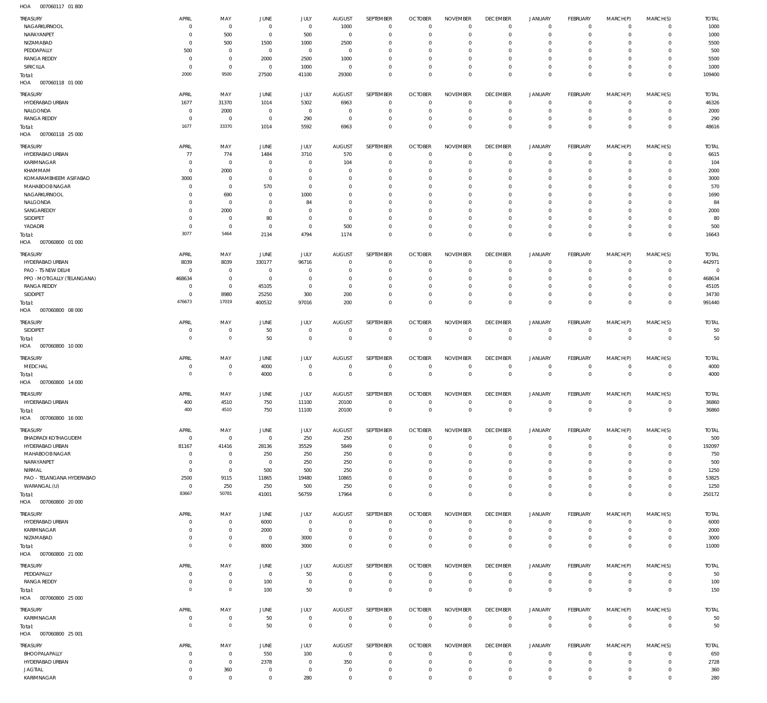HOA 007060117 01 800

| TREASURY | APRIL | MAY | JUNE | JULY | AUGUST | SEPTEMBER | OCTOBER | NOVEMBER | DECEMBER | JANUARY | FEBRUARY | MARCH(P) | MARCH(S) | TOTAL |
|---|---|---|---|---|---|---|---|---|---|---|---|---|---|---|
| NAGARKURNOOL | 0 | 0 | 0 | 0 | 1000 | 0 | 0 | 0 | 0 | 0 | 0 | 0 | 0 | 1000 |
| NARAYANPET | 0 | 500 | 0 | 500 | 0 | 0 | 0 | 0 | 0 | 0 | 0 | 0 | 0 | 1000 |
| NIZAMABAD | 0 | 500 | 1500 | 1000 | 2500 | 0 | 0 | 0 | 0 | 0 | 0 | 0 | 0 | 5500 |
| PEDDAPALLY | 500 | 0 | 0 | 0 | 0 | 0 | 0 | 0 | 0 | 0 | 0 | 0 | 0 | 500 |
| RANGA REDDY | 0 | 0 | 2000 | 2500 | 1000 | 0 | 0 | 0 | 0 | 0 | 0 | 0 | 0 | 5500 |
| SIRICILLA | 0 | 0 | 0 | 1000 | 0 | 0 | 0 | 0 | 0 | 0 | 0 | 0 | 0 | 1000 |
| Total: | 2000 | 9500 | 27500 | 41100 | 29300 | 0 | 0 | 0 | 0 | 0 | 0 | 0 | 0 | 109400 |

HOA 007060118 01 000

| TREASURY | APRIL | MAY | JUNE | JULY | AUGUST | SEPTEMBER | OCTOBER | NOVEMBER | DECEMBER | JANUARY | FEBRUARY | MARCH(P) | MARCH(S) | TOTAL |
|---|---|---|---|---|---|---|---|---|---|---|---|---|---|---|
| HYDERABAD URBAN | 1677 | 31370 | 1014 | 5302 | 6963 | 0 | 0 | 0 | 0 | 0 | 0 | 0 | 0 | 46326 |
| NALGONDA | 0 | 2000 | 0 | 0 | 0 | 0 | 0 | 0 | 0 | 0 | 0 | 0 | 0 | 2000 |
| RANGA REDDY | 0 | 0 | 0 | 290 | 0 | 0 | 0 | 0 | 0 | 0 | 0 | 0 | 0 | 290 |
| Total: | 1677 | 33370 | 1014 | 5592 | 6963 | 0 | 0 | 0 | 0 | 0 | 0 | 0 | 0 | 48616 |

HOA 007060118 25 000

| TREASURY | APRIL | MAY | JUNE | JULY | AUGUST | SEPTEMBER | OCTOBER | NOVEMBER | DECEMBER | JANUARY | FEBRUARY | MARCH(P) | MARCH(S) | TOTAL |
|---|---|---|---|---|---|---|---|---|---|---|---|---|---|---|
| HYDERABAD URBAN | 77 | 774 | 1484 | 3710 | 570 | 0 | 0 | 0 | 0 | 0 | 0 | 0 | 0 | 6615 |
| KARIMNAGAR | 0 | 0 | 0 | 0 | 104 | 0 | 0 | 0 | 0 | 0 | 0 | 0 | 0 | 104 |
| KHAMMAM | 0 | 2000 | 0 | 0 | 0 | 0 | 0 | 0 | 0 | 0 | 0 | 0 | 0 | 2000 |
| KOMARAMBHEEM ASIFABAD | 3000 | 0 | 0 | 0 | 0 | 0 | 0 | 0 | 0 | 0 | 0 | 0 | 0 | 3000 |
| MAHABOOB NAGAR | 0 | 0 | 570 | 0 | 0 | 0 | 0 | 0 | 0 | 0 | 0 | 0 | 0 | 570 |
| NAGARKURNOOL | 0 | 690 | 0 | 1000 | 0 | 0 | 0 | 0 | 0 | 0 | 0 | 0 | 0 | 1690 |
| NALGONDA | 0 | 0 | 0 | 84 | 0 | 0 | 0 | 0 | 0 | 0 | 0 | 0 | 0 | 84 |
| SANGAREDDY | 0 | 2000 | 0 | 0 | 0 | 0 | 0 | 0 | 0 | 0 | 0 | 0 | 0 | 2000 |
| SIDDIPET | 0 | 0 | 80 | 0 | 0 | 0 | 0 | 0 | 0 | 0 | 0 | 0 | 0 | 80 |
| YADADRI | 0 | 0 | 0 | 0 | 500 | 0 | 0 | 0 | 0 | 0 | 0 | 0 | 0 | 500 |
| Total: | 3077 | 5464 | 2134 | 4794 | 1174 | 0 | 0 | 0 | 0 | 0 | 0 | 0 | 0 | 16643 |

HOA 007060800 01 000

| TREASURY | APRIL | MAY | JUNE | JULY | AUGUST | SEPTEMBER | OCTOBER | NOVEMBER | DECEMBER | JANUARY | FEBRUARY | MARCH(P) | MARCH(S) | TOTAL |
|---|---|---|---|---|---|---|---|---|---|---|---|---|---|---|
| HYDERABAD URBAN | 8039 | 8039 | 330177 | 96716 | 0 | 0 | 0 | 0 | 0 | 0 | 0 | 0 | 0 | 442971 |
| PAO - TS NEW DELHI | 0 | 0 | 0 | 0 | 0 | 0 | 0 | 0 | 0 | 0 | 0 | 0 | 0 | 0 |
| PPO - MOTIGALLY (TELANGANA) | 468634 | 0 | 0 | 0 | 0 | 0 | 0 | 0 | 0 | 0 | 0 | 0 | 0 | 468634 |
| RANGA REDDY | 0 | 0 | 45105 | 0 | 0 | 0 | 0 | 0 | 0 | 0 | 0 | 0 | 0 | 45105 |
| SIDDIPET | 0 | 8980 | 25250 | 300 | 200 | 0 | 0 | 0 | 0 | 0 | 0 | 0 | 0 | 34730 |
| Total: | 476673 | 17019 | 400532 | 97016 | 200 | 0 | 0 | 0 | 0 | 0 | 0 | 0 | 0 | 991440 |

HOA 007060800 08 000

| TREASURY | APRIL | MAY | JUNE | JULY | AUGUST | SEPTEMBER | OCTOBER | NOVEMBER | DECEMBER | JANUARY | FEBRUARY | MARCH(P) | MARCH(S) | TOTAL |
|---|---|---|---|---|---|---|---|---|---|---|---|---|---|---|
| SIDDIPET | 0 | 0 | 50 | 0 | 0 | 0 | 0 | 0 | 0 | 0 | 0 | 0 | 0 | 50 |
| Total: | 0 | 0 | 50 | 0 | 0 | 0 | 0 | 0 | 0 | 0 | 0 | 0 | 0 | 50 |

HOA 007060800 10 000

| TREASURY | APRIL | MAY | JUNE | JULY | AUGUST | SEPTEMBER | OCTOBER | NOVEMBER | DECEMBER | JANUARY | FEBRUARY | MARCH(P) | MARCH(S) | TOTAL |
|---|---|---|---|---|---|---|---|---|---|---|---|---|---|---|
| MEDCHAL | 0 | 0 | 4000 | 0 | 0 | 0 | 0 | 0 | 0 | 0 | 0 | 0 | 0 | 4000 |
| Total: | 0 | 0 | 4000 | 0 | 0 | 0 | 0 | 0 | 0 | 0 | 0 | 0 | 0 | 4000 |

HOA 007060800 14 000

| TREASURY | APRIL | MAY | JUNE | JULY | AUGUST | SEPTEMBER | OCTOBER | NOVEMBER | DECEMBER | JANUARY | FEBRUARY | MARCH(P) | MARCH(S) | TOTAL |
|---|---|---|---|---|---|---|---|---|---|---|---|---|---|---|
| HYDERABAD URBAN | 400 | 4510 | 750 | 11100 | 20100 | 0 | 0 | 0 | 0 | 0 | 0 | 0 | 0 | 36860 |
| Total: | 400 | 4510 | 750 | 11100 | 20100 | 0 | 0 | 0 | 0 | 0 | 0 | 0 | 0 | 36860 |

HOA 007060800 16 000

| TREASURY | APRIL | MAY | JUNE | JULY | AUGUST | SEPTEMBER | OCTOBER | NOVEMBER | DECEMBER | JANUARY | FEBRUARY | MARCH(P) | MARCH(S) | TOTAL |
|---|---|---|---|---|---|---|---|---|---|---|---|---|---|---|
| BHADRADI KOTHAGUDEM | 0 | 0 | 0 | 250 | 250 | 0 | 0 | 0 | 0 | 0 | 0 | 0 | 0 | 500 |
| HYDERABAD URBAN | 81167 | 41416 | 28136 | 35529 | 5849 | 0 | 0 | 0 | 0 | 0 | 0 | 0 | 0 | 192097 |
| MAHABOOB NAGAR | 0 | 0 | 250 | 250 | 250 | 0 | 0 | 0 | 0 | 0 | 0 | 0 | 0 | 750 |
| NARAYANPET | 0 | 0 | 0 | 250 | 250 | 0 | 0 | 0 | 0 | 0 | 0 | 0 | 0 | 500 |
| NIRMAL | 0 | 0 | 500 | 500 | 250 | 0 | 0 | 0 | 0 | 0 | 0 | 0 | 0 | 1250 |
| PAO - TELANGANA HYDERABAD | 2500 | 9115 | 11865 | 19480 | 10865 | 0 | 0 | 0 | 0 | 0 | 0 | 0 | 0 | 53825 |
| WARANGAL (U) | 0 | 250 | 250 | 500 | 250 | 0 | 0 | 0 | 0 | 0 | 0 | 0 | 0 | 1250 |
| Total: | 83667 | 50781 | 41001 | 56759 | 17964 | 0 | 0 | 0 | 0 | 0 | 0 | 0 | 0 | 250172 |

HOA 007060800 20 000

| TREASURY | APRIL | MAY | JUNE | JULY | AUGUST | SEPTEMBER | OCTOBER | NOVEMBER | DECEMBER | JANUARY | FEBRUARY | MARCH(P) | MARCH(S) | TOTAL |
|---|---|---|---|---|---|---|---|---|---|---|---|---|---|---|
| HYDERABAD URBAN | 0 | 0 | 6000 | 0 | 0 | 0 | 0 | 0 | 0 | 0 | 0 | 0 | 0 | 6000 |
| KARIMNAGAR | 0 | 0 | 2000 | 0 | 0 | 0 | 0 | 0 | 0 | 0 | 0 | 0 | 0 | 2000 |
| NIZAMABAD | 0 | 0 | 0 | 3000 | 0 | 0 | 0 | 0 | 0 | 0 | 0 | 0 | 0 | 3000 |
| Total: | 0 | 0 | 8000 | 3000 | 0 | 0 | 0 | 0 | 0 | 0 | 0 | 0 | 0 | 11000 |

HOA 007060800 21 000

| TREASURY | APRIL | MAY | JUNE | JULY | AUGUST | SEPTEMBER | OCTOBER | NOVEMBER | DECEMBER | JANUARY | FEBRUARY | MARCH(P) | MARCH(S) | TOTAL |
|---|---|---|---|---|---|---|---|---|---|---|---|---|---|---|
| PEDDAPALLY | 0 | 0 | 0 | 50 | 0 | 0 | 0 | 0 | 0 | 0 | 0 | 0 | 0 | 50 |
| RANGA REDDY | 0 | 0 | 100 | 0 | 0 | 0 | 0 | 0 | 0 | 0 | 0 | 0 | 0 | 100 |
| Total: | 0 | 0 | 100 | 50 | 0 | 0 | 0 | 0 | 0 | 0 | 0 | 0 | 0 | 150 |

HOA 007060800 25 000

| TREASURY | APRIL | MAY | JUNE | JULY | AUGUST | SEPTEMBER | OCTOBER | NOVEMBER | DECEMBER | JANUARY | FEBRUARY | MARCH(P) | MARCH(S) | TOTAL |
|---|---|---|---|---|---|---|---|---|---|---|---|---|---|---|
| KARIMNAGAR | 0 | 0 | 50 | 0 | 0 | 0 | 0 | 0 | 0 | 0 | 0 | 0 | 0 | 50 |
| Total: | 0 | 0 | 50 | 0 | 0 | 0 | 0 | 0 | 0 | 0 | 0 | 0 | 0 | 50 |

HOA 007060800 25 001

| TREASURY | APRIL | MAY | JUNE | JULY | AUGUST | SEPTEMBER | OCTOBER | NOVEMBER | DECEMBER | JANUARY | FEBRUARY | MARCH(P) | MARCH(S) | TOTAL |
|---|---|---|---|---|---|---|---|---|---|---|---|---|---|---|
| BHOOPALAPALLY | 0 | 0 | 550 | 100 | 0 | 0 | 0 | 0 | 0 | 0 | 0 | 0 | 0 | 650 |
| HYDERABAD URBAN | 0 | 0 | 2378 | 0 | 350 | 0 | 0 | 0 | 0 | 0 | 0 | 0 | 0 | 2728 |
| JAGTIAL | 0 | 360 | 0 | 0 | 0 | 0 | 0 | 0 | 0 | 0 | 0 | 0 | 0 | 360 |
| KARIMNAGAR | 0 | 0 | 0 | 280 | 0 | 0 | 0 | 0 | 0 | 0 | 0 | 0 | 0 | 280 |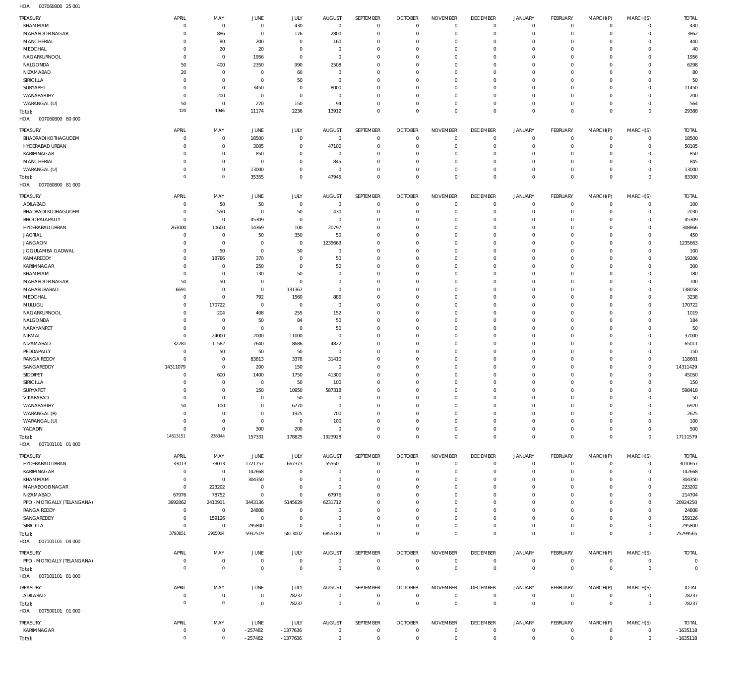HOA 007060800 25 001

| TREASURY | APRIL | MAY | JUNE | JULY | AUGUST | SEPTEMBER | OCTOBER | NOVEMBER | DECEMBER | JANUARY | FEBRUARY | MARCH(P) | MARCH(S) | TOTAL |
|---|---|---|---|---|---|---|---|---|---|---|---|---|---|---|
| KHAMMAM | 0 | 0 | 0 | 430 | 0 | 0 | 0 | 0 | 0 | 0 | 0 | 0 | 0 | 430 |
| MAHABOOB NAGAR | 0 | 886 | 0 | 176 | 2800 | 0 | 0 | 0 | 0 | 0 | 0 | 0 | 0 | 3862 |
| MANCHERIAL | 0 | 80 | 200 | 0 | 160 | 0 | 0 | 0 | 0 | 0 | 0 | 0 | 0 | 440 |
| MEDCHAL | 0 | 20 | 20 | 0 | 0 | 0 | 0 | 0 | 0 | 0 | 0 | 0 | 0 | 40 |
| NAGARKURNOOL | 0 | 0 | 1956 | 0 | 0 | 0 | 0 | 0 | 0 | 0 | 0 | 0 | 0 | 1956 |
| NALGONDA | 50 | 400 | 2350 | 990 | 2508 | 0 | 0 | 0 | 0 | 0 | 0 | 0 | 0 | 6298 |
| NIZAMABAD | 20 | 0 | 0 | 60 | 0 | 0 | 0 | 0 | 0 | 0 | 0 | 0 | 0 | 80 |
| SIRICILLA | 0 | 0 | 0 | 50 | 0 | 0 | 0 | 0 | 0 | 0 | 0 | 0 | 0 | 50 |
| SURYAPET | 0 | 0 | 3450 | 0 | 8000 | 0 | 0 | 0 | 0 | 0 | 0 | 0 | 0 | 11450 |
| WANAPARTHY | 0 | 200 | 0 | 0 | 0 | 0 | 0 | 0 | 0 | 0 | 0 | 0 | 0 | 200 |
| WARANGAL (U) | 50 | 0 | 270 | 150 | 94 | 0 | 0 | 0 | 0 | 0 | 0 | 0 | 0 | 564 |
| Total: | 120 | 1946 | 11174 | 2236 | 13912 | 0 | 0 | 0 | 0 | 0 | 0 | 0 | 0 | 29388 |

HOA 007060800 80 000

| TREASURY | APRIL | MAY | JUNE | JULY | AUGUST | SEPTEMBER | OCTOBER | NOVEMBER | DECEMBER | JANUARY | FEBRUARY | MARCH(P) | MARCH(S) | TOTAL |
|---|---|---|---|---|---|---|---|---|---|---|---|---|---|---|
| BHADRADI KOTHAGUDEM | 0 | 0 | 18500 | 0 | 0 | 0 | 0 | 0 | 0 | 0 | 0 | 0 | 0 | 18500 |
| HYDERABAD URBAN | 0 | 0 | 3005 | 0 | 47100 | 0 | 0 | 0 | 0 | 0 | 0 | 0 | 0 | 50105 |
| KARIMNAGAR | 0 | 0 | 850 | 0 | 0 | 0 | 0 | 0 | 0 | 0 | 0 | 0 | 0 | 850 |
| MANCHERIAL | 0 | 0 | 0 | 0 | 845 | 0 | 0 | 0 | 0 | 0 | 0 | 0 | 0 | 845 |
| WARANGAL (U) | 0 | 0 | 13000 | 0 | 0 | 0 | 0 | 0 | 0 | 0 | 0 | 0 | 0 | 13000 |
| Total: | 0 | 0 | 35355 | 0 | 47945 | 0 | 0 | 0 | 0 | 0 | 0 | 0 | 0 | 83300 |

HOA 007060800 81 000

| TREASURY | APRIL | MAY | JUNE | JULY | AUGUST | SEPTEMBER | OCTOBER | NOVEMBER | DECEMBER | JANUARY | FEBRUARY | MARCH(P) | MARCH(S) | TOTAL |
|---|---|---|---|---|---|---|---|---|---|---|---|---|---|---|
| ADILABAD | 0 | 50 | 50 | 0 | 0 | 0 | 0 | 0 | 0 | 0 | 0 | 0 | 0 | 100 |
| BHADRADI KOTHAGUDEM | 0 | 1550 | 0 | 50 | 430 | 0 | 0 | 0 | 0 | 0 | 0 | 0 | 0 | 2030 |
| BHOOPALAPALLY | 0 | 0 | 45309 | 0 | 0 | 0 | 0 | 0 | 0 | 0 | 0 | 0 | 0 | 45309 |
| HYDERABAD URBAN | 263000 | 10600 | 14369 | 100 | 20797 | 0 | 0 | 0 | 0 | 0 | 0 | 0 | 0 | 308866 |
| JAGTIAL | 0 | 0 | 50 | 350 | 50 | 0 | 0 | 0 | 0 | 0 | 0 | 0 | 0 | 450 |
| JANGAON | 0 | 0 | 0 | 0 | 1235663 | 0 | 0 | 0 | 0 | 0 | 0 | 0 | 0 | 1235663 |
| JOGULAMBA GADWAL | 0 | 50 | 0 | 50 | 0 | 0 | 0 | 0 | 0 | 0 | 0 | 0 | 0 | 100 |
| KAMAREDDY | 0 | 18786 | 370 | 0 | 50 | 0 | 0 | 0 | 0 | 0 | 0 | 0 | 0 | 19206 |
| KARIMNAGAR | 0 | 0 | 250 | 0 | 50 | 0 | 0 | 0 | 0 | 0 | 0 | 0 | 0 | 300 |
| KHAMMAM | 0 | 0 | 130 | 50 | 0 | 0 | 0 | 0 | 0 | 0 | 0 | 0 | 0 | 180 |
| MAHABOOB NAGAR | 50 | 50 | 0 | 0 | 0 | 0 | 0 | 0 | 0 | 0 | 0 | 0 | 0 | 100 |
| MAHABUBABAD | 6691 | 0 | 0 | 131367 | 0 | 0 | 0 | 0 | 0 | 0 | 0 | 0 | 0 | 138058 |
| MEDCHAL | 0 | 0 | 792 | 1560 | 886 | 0 | 0 | 0 | 0 | 0 | 0 | 0 | 0 | 3238 |
| MULUGU | 0 | 170722 | 0 | 0 | 0 | 0 | 0 | 0 | 0 | 0 | 0 | 0 | 0 | 170722 |
| NAGARKURNOOL | 0 | 204 | 408 | 255 | 152 | 0 | 0 | 0 | 0 | 0 | 0 | 0 | 0 | 1019 |
| NALGONDA | 0 | 0 | 50 | 84 | 50 | 0 | 0 | 0 | 0 | 0 | 0 | 0 | 0 | 184 |
| NARAYANPET | 0 | 0 | 0 | 0 | 50 | 0 | 0 | 0 | 0 | 0 | 0 | 0 | 0 | 50 |
| NIRMAL | 0 | 24000 | 2000 | 11000 | 0 | 0 | 0 | 0 | 0 | 0 | 0 | 0 | 0 | 37000 |
| NIZAMABAD | 32281 | 11582 | 7640 | 8686 | 4822 | 0 | 0 | 0 | 0 | 0 | 0 | 0 | 0 | 65011 |
| PEDDAPALLY | 0 | 50 | 50 | 50 | 0 | 0 | 0 | 0 | 0 | 0 | 0 | 0 | 0 | 150 |
| RANGA REDDY | 0 | 0 | 83813 | 3378 | 31410 | 0 | 0 | 0 | 0 | 0 | 0 | 0 | 0 | 118601 |
| SANGAREDDY | 14311079 | 0 | 200 | 150 | 0 | 0 | 0 | 0 | 0 | 0 | 0 | 0 | 0 | 14311429 |
| SIDDIPET | 0 | 600 | 1400 | 1750 | 41300 | 0 | 0 | 0 | 0 | 0 | 0 | 0 | 0 | 45050 |
| SIRICILLA | 0 | 0 | 0 | 50 | 100 | 0 | 0 | 0 | 0 | 0 | 0 | 0 | 0 | 150 |
| SURYAPET | 0 | 0 | 150 | 10950 | 587318 | 0 | 0 | 0 | 0 | 0 | 0 | 0 | 0 | 598418 |
| VIKARABAD | 0 | 0 | 0 | 50 | 0 | 0 | 0 | 0 | 0 | 0 | 0 | 0 | 0 | 50 |
| WANAPARTHY | 50 | 100 | 0 | 6770 | 0 | 0 | 0 | 0 | 0 | 0 | 0 | 0 | 0 | 6920 |
| WARANGAL (R) | 0 | 0 | 0 | 1925 | 700 | 0 | 0 | 0 | 0 | 0 | 0 | 0 | 0 | 2625 |
| WARANGAL (U) | 0 | 0 | 0 | 0 | 100 | 0 | 0 | 0 | 0 | 0 | 0 | 0 | 0 | 100 |
| YADADRI | 0 | 0 | 300 | 200 | 0 | 0 | 0 | 0 | 0 | 0 | 0 | 0 | 0 | 500 |
| Total: | 14613151 | 238344 | 157331 | 178825 | 1923928 | 0 | 0 | 0 | 0 | 0 | 0 | 0 | 0 | 17111579 |

HOA 007101101 01 000

| TREASURY | APRIL | MAY | JUNE | JULY | AUGUST | SEPTEMBER | OCTOBER | NOVEMBER | DECEMBER | JANUARY | FEBRUARY | MARCH(P) | MARCH(S) | TOTAL |
|---|---|---|---|---|---|---|---|---|---|---|---|---|---|---|
| HYDERABAD URBAN | 33013 | 33013 | 1721757 | 667373 | 555501 | 0 | 0 | 0 | 0 | 0 | 0 | 0 | 0 | 3010657 |
| KARIMNAGAR | 0 | 0 | 142668 | 0 | 0 | 0 | 0 | 0 | 0 | 0 | 0 | 0 | 0 | 142668 |
| KHAMMAM | 0 | 0 | 304350 | 0 | 0 | 0 | 0 | 0 | 0 | 0 | 0 | 0 | 0 | 304350 |
| MAHABOOB NAGAR | 0 | 223202 | 0 | 0 | 0 | 0 | 0 | 0 | 0 | 0 | 0 | 0 | 0 | 223202 |
| NIZAMABAD | 67976 | 78752 | 0 | 0 | 67976 | 0 | 0 | 0 | 0 | 0 | 0 | 0 | 0 | 214704 |
| PPO - MOTIGALLY (TELANGANA) | 3692862 | 2410911 | 3443136 | 5145629 | 6231712 | 0 | 0 | 0 | 0 | 0 | 0 | 0 | 0 | 20924250 |
| RANGA REDDY | 0 | 0 | 24808 | 0 | 0 | 0 | 0 | 0 | 0 | 0 | 0 | 0 | 0 | 24808 |
| SANGAREDDY | 0 | 159126 | 0 | 0 | 0 | 0 | 0 | 0 | 0 | 0 | 0 | 0 | 0 | 159126 |
| SIRICILLA | 0 | 0 | 295800 | 0 | 0 | 0 | 0 | 0 | 0 | 0 | 0 | 0 | 0 | 295800 |
| Total: | 3793851 | 2905004 | 5932519 | 5813002 | 6855189 | 0 | 0 | 0 | 0 | 0 | 0 | 0 | 0 | 25299565 |

HOA 007101101 04 000

| TREASURY | APRIL | MAY | JUNE | JULY | AUGUST | SEPTEMBER | OCTOBER | NOVEMBER | DECEMBER | JANUARY | FEBRUARY | MARCH(P) | MARCH(S) | TOTAL |
|---|---|---|---|---|---|---|---|---|---|---|---|---|---|---|
| PPO - MOTIGALLY (TELANGANA) | 0 | 0 | 0 | 0 | 0 | 0 | 0 | 0 | 0 | 0 | 0 | 0 | 0 | 0 |
| Total: | 0 | 0 | 0 | 0 | 0 | 0 | 0 | 0 | 0 | 0 | 0 | 0 | 0 | 0 |

HOA 007101101 81 000

| TREASURY | APRIL | MAY | JUNE | JULY | AUGUST | SEPTEMBER | OCTOBER | NOVEMBER | DECEMBER | JANUARY | FEBRUARY | MARCH(P) | MARCH(S) | TOTAL |
|---|---|---|---|---|---|---|---|---|---|---|---|---|---|---|
| ADILABAD | 0 | 0 | 0 | 78237 | 0 | 0 | 0 | 0 | 0 | 0 | 0 | 0 | 0 | 78237 |
| Total: | 0 | 0 | 0 | 78237 | 0 | 0 | 0 | 0 | 0 | 0 | 0 | 0 | 0 | 78237 |

HOA 007500101 01 000

| TREASURY | APRIL | MAY | JUNE | JULY | AUGUST | SEPTEMBER | OCTOBER | NOVEMBER | DECEMBER | JANUARY | FEBRUARY | MARCH(P) | MARCH(S) | TOTAL |
|---|---|---|---|---|---|---|---|---|---|---|---|---|---|---|
| KARIMNAGAR | 0 | 0 | -257482 | -1377636 | 0 | 0 | 0 | 0 | 0 | 0 | 0 | 0 | 0 | -1635118 |
| Total: | 0 | 0 | -257482 | -1377636 | 0 | 0 | 0 | 0 | 0 | 0 | 0 | 0 | 0 | -1635118 |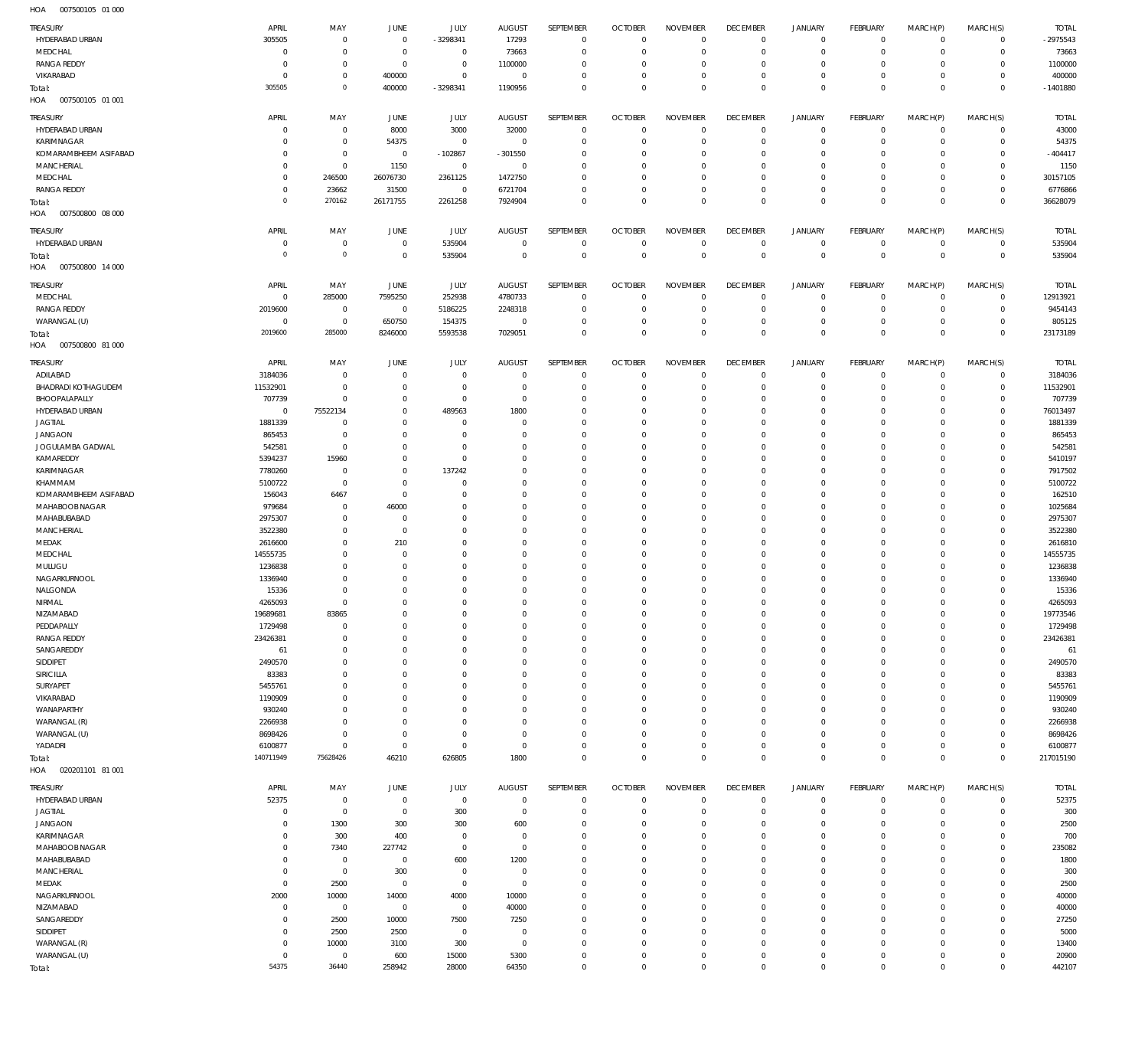HOA 007500105 01 000

| TREASURY | APRIL | MAY | JUNE | JULY | AUGUST | SEPTEMBER | OCTOBER | NOVEMBER | DECEMBER | JANUARY | FEBRUARY | MARCH(P) | MARCH(S) | TOTAL |
|---|---|---|---|---|---|---|---|---|---|---|---|---|---|---|
| HYDERABAD URBAN | 305505 | 0 | 0 | -3298341 | 17293 | 0 | 0 | 0 | 0 | 0 | 0 | 0 | 0 | -2975543 |
| MEDCHAL | 0 | 0 | 0 | 0 | 73663 | 0 | 0 | 0 | 0 | 0 | 0 | 0 | 0 | 73663 |
| RANGA REDDY | 0 | 0 | 0 | 0 | 1100000 | 0 | 0 | 0 | 0 | 0 | 0 | 0 | 0 | 1100000 |
| VIKARABAD | 0 | 0 | 400000 | 0 | 0 | 0 | 0 | 0 | 0 | 0 | 0 | 0 | 0 | 400000 |
| Total: | 305505 | 0 | 400000 | -3298341 | 1190956 | 0 | 0 | 0 | 0 | 0 | 0 | 0 | 0 | -1401880 |

HOA 007500105 01 001

| TREASURY | APRIL | MAY | JUNE | JULY | AUGUST | SEPTEMBER | OCTOBER | NOVEMBER | DECEMBER | JANUARY | FEBRUARY | MARCH(P) | MARCH(S) | TOTAL |
|---|---|---|---|---|---|---|---|---|---|---|---|---|---|---|
| HYDERABAD URBAN | 0 | 0 | 8000 | 3000 | 32000 | 0 | 0 | 0 | 0 | 0 | 0 | 0 | 0 | 43000 |
| KARIMNAGAR | 0 | 0 | 54375 | 0 | 0 | 0 | 0 | 0 | 0 | 0 | 0 | 0 | 0 | 54375 |
| KOMARAMBHEEM ASIFABAD | 0 | 0 | 0 | -102867 | -301550 | 0 | 0 | 0 | 0 | 0 | 0 | 0 | 0 | -404417 |
| MANCHERIAL | 0 | 0 | 1150 | 0 | 0 | 0 | 0 | 0 | 0 | 0 | 0 | 0 | 0 | 1150 |
| MEDCHAL | 0 | 246500 | 26076730 | 2361125 | 1472750 | 0 | 0 | 0 | 0 | 0 | 0 | 0 | 0 | 30157105 |
| RANGA REDDY | 0 | 23662 | 31500 | 0 | 6721704 | 0 | 0 | 0 | 0 | 0 | 0 | 0 | 0 | 6776866 |
| Total: | 0 | 270162 | 26171755 | 2261258 | 7924904 | 0 | 0 | 0 | 0 | 0 | 0 | 0 | 0 | 36628079 |

HOA 007500800 08 000

| TREASURY | APRIL | MAY | JUNE | JULY | AUGUST | SEPTEMBER | OCTOBER | NOVEMBER | DECEMBER | JANUARY | FEBRUARY | MARCH(P) | MARCH(S) | TOTAL |
|---|---|---|---|---|---|---|---|---|---|---|---|---|---|---|
| HYDERABAD URBAN | 0 | 0 | 0 | 535904 | 0 | 0 | 0 | 0 | 0 | 0 | 0 | 0 | 0 | 535904 |
| Total: | 0 | 0 | 0 | 535904 | 0 | 0 | 0 | 0 | 0 | 0 | 0 | 0 | 0 | 535904 |

HOA 007500800 14 000

| TREASURY | APRIL | MAY | JUNE | JULY | AUGUST | SEPTEMBER | OCTOBER | NOVEMBER | DECEMBER | JANUARY | FEBRUARY | MARCH(P) | MARCH(S) | TOTAL |
|---|---|---|---|---|---|---|---|---|---|---|---|---|---|---|
| MEDCHAL | 0 | 285000 | 7595250 | 252938 | 4780733 | 0 | 0 | 0 | 0 | 0 | 0 | 0 | 0 | 12913921 |
| RANGA REDDY | 2019600 | 0 | 0 | 5186225 | 2248318 | 0 | 0 | 0 | 0 | 0 | 0 | 0 | 0 | 9454143 |
| WARANGAL (U) | 0 | 0 | 650750 | 154375 | 0 | 0 | 0 | 0 | 0 | 0 | 0 | 0 | 0 | 805125 |
| Total: | 2019600 | 285000 | 8246000 | 5593538 | 7029051 | 0 | 0 | 0 | 0 | 0 | 0 | 0 | 0 | 23173189 |

HOA 007500800 81 000

| TREASURY | APRIL | MAY | JUNE | JULY | AUGUST | SEPTEMBER | OCTOBER | NOVEMBER | DECEMBER | JANUARY | FEBRUARY | MARCH(P) | MARCH(S) | TOTAL |
|---|---|---|---|---|---|---|---|---|---|---|---|---|---|---|
| ADILABAD | 3184036 | 0 | 0 | 0 | 0 | 0 | 0 | 0 | 0 | 0 | 0 | 0 | 0 | 3184036 |
| BHADRADI KOTHAGUDEM | 11532901 | 0 | 0 | 0 | 0 | 0 | 0 | 0 | 0 | 0 | 0 | 0 | 0 | 11532901 |
| BHOOPALAPALLY | 707739 | 0 | 0 | 0 | 0 | 0 | 0 | 0 | 0 | 0 | 0 | 0 | 0 | 707739 |
| HYDERABAD URBAN | 0 | 75522134 | 0 | 489563 | 1800 | 0 | 0 | 0 | 0 | 0 | 0 | 0 | 0 | 76013497 |
| JAGTIAL | 1881339 | 0 | 0 | 0 | 0 | 0 | 0 | 0 | 0 | 0 | 0 | 0 | 0 | 1881339 |
| JANGAON | 865453 | 0 | 0 | 0 | 0 | 0 | 0 | 0 | 0 | 0 | 0 | 0 | 0 | 865453 |
| JOGULAMBA GADWAL | 542581 | 0 | 0 | 0 | 0 | 0 | 0 | 0 | 0 | 0 | 0 | 0 | 0 | 542581 |
| KAMAREDDY | 5394237 | 15960 | 0 | 0 | 0 | 0 | 0 | 0 | 0 | 0 | 0 | 0 | 0 | 5410197 |
| KARIMNAGAR | 7780260 | 0 | 0 | 137242 | 0 | 0 | 0 | 0 | 0 | 0 | 0 | 0 | 0 | 7917502 |
| KHAMMAM | 5100722 | 0 | 0 | 0 | 0 | 0 | 0 | 0 | 0 | 0 | 0 | 0 | 0 | 5100722 |
| KOMARAMBHEEM ASIFABAD | 156043 | 6467 | 0 | 0 | 0 | 0 | 0 | 0 | 0 | 0 | 0 | 0 | 0 | 162510 |
| MAHABOOB NAGAR | 979684 | 0 | 46000 | 0 | 0 | 0 | 0 | 0 | 0 | 0 | 0 | 0 | 0 | 1025684 |
| MAHABUBABAD | 2975307 | 0 | 0 | 0 | 0 | 0 | 0 | 0 | 0 | 0 | 0 | 0 | 0 | 2975307 |
| MANCHERIAL | 3522380 | 0 | 0 | 0 | 0 | 0 | 0 | 0 | 0 | 0 | 0 | 0 | 0 | 3522380 |
| MEDAK | 2616600 | 0 | 210 | 0 | 0 | 0 | 0 | 0 | 0 | 0 | 0 | 0 | 0 | 2616810 |
| MEDCHAL | 14555735 | 0 | 0 | 0 | 0 | 0 | 0 | 0 | 0 | 0 | 0 | 0 | 0 | 14555735 |
| MULUGU | 1236838 | 0 | 0 | 0 | 0 | 0 | 0 | 0 | 0 | 0 | 0 | 0 | 0 | 1236838 |
| NAGARKURNOOL | 1336940 | 0 | 0 | 0 | 0 | 0 | 0 | 0 | 0 | 0 | 0 | 0 | 0 | 1336940 |
| NALGONDA | 15336 | 0 | 0 | 0 | 0 | 0 | 0 | 0 | 0 | 0 | 0 | 0 | 0 | 15336 |
| NIRMAL | 4265093 | 0 | 0 | 0 | 0 | 0 | 0 | 0 | 0 | 0 | 0 | 0 | 0 | 4265093 |
| NIZAMABAD | 19689681 | 83865 | 0 | 0 | 0 | 0 | 0 | 0 | 0 | 0 | 0 | 0 | 0 | 19773546 |
| PEDDAPALLY | 1729498 | 0 | 0 | 0 | 0 | 0 | 0 | 0 | 0 | 0 | 0 | 0 | 0 | 1729498 |
| RANGA REDDY | 23426381 | 0 | 0 | 0 | 0 | 0 | 0 | 0 | 0 | 0 | 0 | 0 | 0 | 23426381 |
| SANGAREDDY | 61 | 0 | 0 | 0 | 0 | 0 | 0 | 0 | 0 | 0 | 0 | 0 | 0 | 61 |
| SIDDIPET | 2490570 | 0 | 0 | 0 | 0 | 0 | 0 | 0 | 0 | 0 | 0 | 0 | 0 | 2490570 |
| SIRICILLA | 83383 | 0 | 0 | 0 | 0 | 0 | 0 | 0 | 0 | 0 | 0 | 0 | 0 | 83383 |
| SURYAPET | 5455761 | 0 | 0 | 0 | 0 | 0 | 0 | 0 | 0 | 0 | 0 | 0 | 0 | 5455761 |
| VIKARABAD | 1190909 | 0 | 0 | 0 | 0 | 0 | 0 | 0 | 0 | 0 | 0 | 0 | 0 | 1190909 |
| WANAPARTHY | 930240 | 0 | 0 | 0 | 0 | 0 | 0 | 0 | 0 | 0 | 0 | 0 | 0 | 930240 |
| WARANGAL (R) | 2266938 | 0 | 0 | 0 | 0 | 0 | 0 | 0 | 0 | 0 | 0 | 0 | 0 | 2266938 |
| WARANGAL (U) | 8698426 | 0 | 0 | 0 | 0 | 0 | 0 | 0 | 0 | 0 | 0 | 0 | 0 | 8698426 |
| YADADRI | 6100877 | 0 | 0 | 0 | 0 | 0 | 0 | 0 | 0 | 0 | 0 | 0 | 0 | 6100877 |
| Total: | 140711949 | 75628426 | 46210 | 626805 | 1800 | 0 | 0 | 0 | 0 | 0 | 0 | 0 | 0 | 217015190 |

HOA 020201101 81 001

| TREASURY | APRIL | MAY | JUNE | JULY | AUGUST | SEPTEMBER | OCTOBER | NOVEMBER | DECEMBER | JANUARY | FEBRUARY | MARCH(P) | MARCH(S) | TOTAL |
|---|---|---|---|---|---|---|---|---|---|---|---|---|---|---|
| HYDERABAD URBAN | 52375 | 0 | 0 | 0 | 0 | 0 | 0 | 0 | 0 | 0 | 0 | 0 | 0 | 52375 |
| JAGTIAL | 0 | 0 | 0 | 300 | 0 | 0 | 0 | 0 | 0 | 0 | 0 | 0 | 0 | 300 |
| JANGAON | 0 | 1300 | 300 | 300 | 600 | 0 | 0 | 0 | 0 | 0 | 0 | 0 | 0 | 2500 |
| KARIMNAGAR | 0 | 300 | 400 | 0 | 0 | 0 | 0 | 0 | 0 | 0 | 0 | 0 | 0 | 700 |
| MAHABOOB NAGAR | 0 | 7340 | 227742 | 0 | 0 | 0 | 0 | 0 | 0 | 0 | 0 | 0 | 0 | 235082 |
| MAHABUBABAD | 0 | 0 | 0 | 600 | 1200 | 0 | 0 | 0 | 0 | 0 | 0 | 0 | 0 | 1800 |
| MANCHERIAL | 0 | 0 | 300 | 0 | 0 | 0 | 0 | 0 | 0 | 0 | 0 | 0 | 0 | 300 |
| MEDAK | 0 | 2500 | 0 | 0 | 0 | 0 | 0 | 0 | 0 | 0 | 0 | 0 | 0 | 2500 |
| NAGARKURNOOL | 2000 | 10000 | 14000 | 4000 | 10000 | 0 | 0 | 0 | 0 | 0 | 0 | 0 | 0 | 40000 |
| NIZAMABAD | 0 | 0 | 0 | 0 | 40000 | 0 | 0 | 0 | 0 | 0 | 0 | 0 | 0 | 40000 |
| SANGAREDDY | 0 | 2500 | 10000 | 7500 | 7250 | 0 | 0 | 0 | 0 | 0 | 0 | 0 | 0 | 27250 |
| SIDDIPET | 0 | 2500 | 2500 | 0 | 0 | 0 | 0 | 0 | 0 | 0 | 0 | 0 | 0 | 5000 |
| WARANGAL (R) | 0 | 10000 | 3100 | 300 | 0 | 0 | 0 | 0 | 0 | 0 | 0 | 0 | 0 | 13400 |
| WARANGAL (U) | 0 | 0 | 600 | 15000 | 5300 | 0 | 0 | 0 | 0 | 0 | 0 | 0 | 0 | 20900 |
| Total: | 54375 | 36440 | 258942 | 28000 | 64350 | 0 | 0 | 0 | 0 | 0 | 0 | 0 | 0 | 442107 |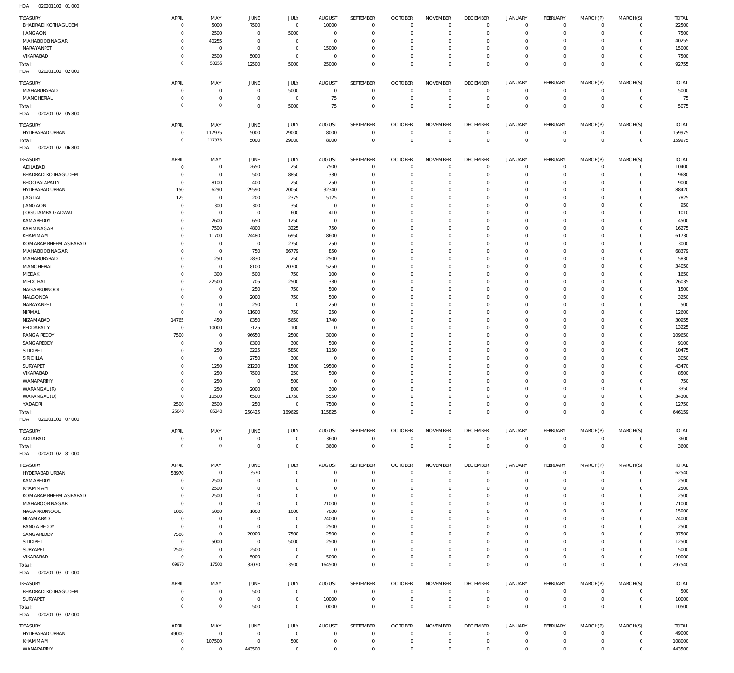HOA 020201102 01 000

| TREASURY | APRIL | MAY | JUNE | JULY | AUGUST | SEPTEMBER | OCTOBER | NOVEMBER | DECEMBER | JANUARY | FEBRUARY | MARCH(P) | MARCH(S) | TOTAL |
|---|---|---|---|---|---|---|---|---|---|---|---|---|---|---|
| BHADRADI KOTHAGUDEM | 0 | 5000 | 7500 | 0 | 10000 | 0 | 0 | 0 | 0 | 0 | 0 | 0 | 0 | 22500 |
| JANGAON | 0 | 2500 | 0 | 5000 | 0 | 0 | 0 | 0 | 0 | 0 | 0 | 0 | 0 | 7500 |
| MAHABOOB NAGAR | 0 | 40255 | 0 | 0 | 0 | 0 | 0 | 0 | 0 | 0 | 0 | 0 | 0 | 40255 |
| NARAYANPET | 0 | 0 | 0 | 0 | 15000 | 0 | 0 | 0 | 0 | 0 | 0 | 0 | 0 | 15000 |
| VIKARABAD | 0 | 2500 | 5000 | 0 | 0 | 0 | 0 | 0 | 0 | 0 | 0 | 0 | 0 | 7500 |
| Total: | 0 | 50255 | 12500 | 5000 | 25000 | 0 | 0 | 0 | 0 | 0 | 0 | 0 | 0 | 92755 |

HOA 020201102 02 000

| TREASURY | APRIL | MAY | JUNE | JULY | AUGUST | SEPTEMBER | OCTOBER | NOVEMBER | DECEMBER | JANUARY | FEBRUARY | MARCH(P) | MARCH(S) | TOTAL |
|---|---|---|---|---|---|---|---|---|---|---|---|---|---|---|
| MAHABUBABAD | 0 | 0 | 0 | 5000 | 0 | 0 | 0 | 0 | 0 | 0 | 0 | 0 | 0 | 5000 |
| MANCHERIAL | 0 | 0 | 0 | 0 | 75 | 0 | 0 | 0 | 0 | 0 | 0 | 0 | 0 | 75 |
| Total: | 0 | 0 | 0 | 5000 | 75 | 0 | 0 | 0 | 0 | 0 | 0 | 0 | 0 | 5075 |

HOA 020201102 05 800

| TREASURY | APRIL | MAY | JUNE | JULY | AUGUST | SEPTEMBER | OCTOBER | NOVEMBER | DECEMBER | JANUARY | FEBRUARY | MARCH(P) | MARCH(S) | TOTAL |
|---|---|---|---|---|---|---|---|---|---|---|---|---|---|---|
| HYDERABAD URBAN | 0 | 117975 | 5000 | 29000 | 8000 | 0 | 0 | 0 | 0 | 0 | 0 | 0 | 0 | 159975 |
| Total: | 0 | 117975 | 5000 | 29000 | 8000 | 0 | 0 | 0 | 0 | 0 | 0 | 0 | 0 | 159975 |

HOA 020201102 06 800

| TREASURY | APRIL | MAY | JUNE | JULY | AUGUST | SEPTEMBER | OCTOBER | NOVEMBER | DECEMBER | JANUARY | FEBRUARY | MARCH(P) | MARCH(S) | TOTAL |
|---|---|---|---|---|---|---|---|---|---|---|---|---|---|---|
| ADILABAD | 0 | 0 | 2650 | 250 | 7500 | 0 | 0 | 0 | 0 | 0 | 0 | 0 | 0 | 10400 |
| BHADRADI KOTHAGUDEM | 0 | 0 | 500 | 8850 | 330 | 0 | 0 | 0 | 0 | 0 | 0 | 0 | 0 | 9680 |
| BHOOPALAPALLY | 0 | 8100 | 400 | 250 | 250 | 0 | 0 | 0 | 0 | 0 | 0 | 0 | 0 | 9000 |
| HYDERABAD URBAN | 150 | 6290 | 29590 | 20050 | 32340 | 0 | 0 | 0 | 0 | 0 | 0 | 0 | 0 | 88420 |
| JAGTIAL | 125 | 0 | 200 | 2375 | 5125 | 0 | 0 | 0 | 0 | 0 | 0 | 0 | 0 | 7825 |
| JANGAON | 0 | 300 | 300 | 350 | 0 | 0 | 0 | 0 | 0 | 0 | 0 | 0 | 0 | 950 |
| JOGULAMBA GADWAL | 0 | 0 | 0 | 600 | 410 | 0 | 0 | 0 | 0 | 0 | 0 | 0 | 0 | 1010 |
| KAMAREDDY | 0 | 2600 | 650 | 1250 | 0 | 0 | 0 | 0 | 0 | 0 | 0 | 0 | 0 | 4500 |
| KARIMNAGAR | 0 | 7500 | 4800 | 3225 | 750 | 0 | 0 | 0 | 0 | 0 | 0 | 0 | 0 | 16275 |
| KHAMMAM | 0 | 11700 | 24480 | 6950 | 18600 | 0 | 0 | 0 | 0 | 0 | 0 | 0 | 0 | 61730 |
| KOMARAMBHEEM ASIFABAD | 0 | 0 | 0 | 2750 | 250 | 0 | 0 | 0 | 0 | 0 | 0 | 0 | 0 | 3000 |
| MAHABOOB NAGAR | 0 | 0 | 750 | 66779 | 850 | 0 | 0 | 0 | 0 | 0 | 0 | 0 | 0 | 68379 |
| MAHABUBABAD | 0 | 250 | 2830 | 250 | 2500 | 0 | 0 | 0 | 0 | 0 | 0 | 0 | 0 | 5830 |
| MANCHERIAL | 0 | 0 | 8100 | 20700 | 5250 | 0 | 0 | 0 | 0 | 0 | 0 | 0 | 0 | 34050 |
| MEDAK | 0 | 300 | 500 | 750 | 100 | 0 | 0 | 0 | 0 | 0 | 0 | 0 | 0 | 1650 |
| MEDCHAL | 0 | 22500 | 705 | 2500 | 330 | 0 | 0 | 0 | 0 | 0 | 0 | 0 | 0 | 26035 |
| NAGARKURNOOL | 0 | 0 | 250 | 750 | 500 | 0 | 0 | 0 | 0 | 0 | 0 | 0 | 0 | 1500 |
| NALGONDA | 0 | 0 | 2000 | 750 | 500 | 0 | 0 | 0 | 0 | 0 | 0 | 0 | 0 | 3250 |
| NARAYANPET | 0 | 0 | 250 | 0 | 250 | 0 | 0 | 0 | 0 | 0 | 0 | 0 | 0 | 500 |
| NIRMAL | 0 | 0 | 11600 | 750 | 250 | 0 | 0 | 0 | 0 | 0 | 0 | 0 | 0 | 12600 |
| NIZAMABAD | 14765 | 450 | 8350 | 5650 | 1740 | 0 | 0 | 0 | 0 | 0 | 0 | 0 | 0 | 30955 |
| PEDDAPALLY | 0 | 10000 | 3125 | 100 | 0 | 0 | 0 | 0 | 0 | 0 | 0 | 0 | 0 | 13225 |
| RANGA REDDY | 7500 | 0 | 96650 | 2500 | 3000 | 0 | 0 | 0 | 0 | 0 | 0 | 0 | 0 | 109650 |
| SANGAREDDY | 0 | 0 | 8300 | 300 | 500 | 0 | 0 | 0 | 0 | 0 | 0 | 0 | 0 | 9100 |
| SIDDIPET | 0 | 250 | 3225 | 5850 | 1150 | 0 | 0 | 0 | 0 | 0 | 0 | 0 | 0 | 10475 |
| SIRICILLA | 0 | 0 | 2750 | 300 | 0 | 0 | 0 | 0 | 0 | 0 | 0 | 0 | 0 | 3050 |
| SURYAPET | 0 | 1250 | 21220 | 1500 | 19500 | 0 | 0 | 0 | 0 | 0 | 0 | 0 | 0 | 43470 |
| VIKARABAD | 0 | 250 | 7500 | 250 | 500 | 0 | 0 | 0 | 0 | 0 | 0 | 0 | 0 | 8500 |
| WANAPARTHY | 0 | 250 | 0 | 500 | 0 | 0 | 0 | 0 | 0 | 0 | 0 | 0 | 0 | 750 |
| WARANGAL (R) | 0 | 250 | 2000 | 800 | 300 | 0 | 0 | 0 | 0 | 0 | 0 | 0 | 0 | 3350 |
| WARANGAL (U) | 0 | 10500 | 6500 | 11750 | 5550 | 0 | 0 | 0 | 0 | 0 | 0 | 0 | 0 | 34300 |
| YADADRI | 2500 | 2500 | 250 | 0 | 7500 | 0 | 0 | 0 | 0 | 0 | 0 | 0 | 0 | 12750 |
| Total: | 25040 | 85240 | 250425 | 169629 | 115825 | 0 | 0 | 0 | 0 | 0 | 0 | 0 | 0 | 646159 |

HOA 020201102 07 000

| TREASURY | APRIL | MAY | JUNE | JULY | AUGUST | SEPTEMBER | OCTOBER | NOVEMBER | DECEMBER | JANUARY | FEBRUARY | MARCH(P) | MARCH(S) | TOTAL |
|---|---|---|---|---|---|---|---|---|---|---|---|---|---|---|
| ADILABAD | 0 | 0 | 0 | 0 | 3600 | 0 | 0 | 0 | 0 | 0 | 0 | 0 | 0 | 3600 |
| Total: | 0 | 0 | 0 | 0 | 3600 | 0 | 0 | 0 | 0 | 0 | 0 | 0 | 0 | 3600 |

HOA 020201102 81 000

| TREASURY | APRIL | MAY | JUNE | JULY | AUGUST | SEPTEMBER | OCTOBER | NOVEMBER | DECEMBER | JANUARY | FEBRUARY | MARCH(P) | MARCH(S) | TOTAL |
|---|---|---|---|---|---|---|---|---|---|---|---|---|---|---|
| HYDERABAD URBAN | 58970 | 0 | 3570 | 0 | 0 | 0 | 0 | 0 | 0 | 0 | 0 | 0 | 0 | 62540 |
| KAMAREDDY | 0 | 2500 | 0 | 0 | 0 | 0 | 0 | 0 | 0 | 0 | 0 | 0 | 0 | 2500 |
| KHAMMAM | 0 | 2500 | 0 | 0 | 0 | 0 | 0 | 0 | 0 | 0 | 0 | 0 | 0 | 2500 |
| KOMARAMBHEEM ASIFABAD | 0 | 2500 | 0 | 0 | 0 | 0 | 0 | 0 | 0 | 0 | 0 | 0 | 0 | 2500 |
| MAHABOOB NAGAR | 0 | 0 | 0 | 0 | 71000 | 0 | 0 | 0 | 0 | 0 | 0 | 0 | 0 | 71000 |
| NAGARKURNOOL | 1000 | 5000 | 1000 | 1000 | 7000 | 0 | 0 | 0 | 0 | 0 | 0 | 0 | 0 | 15000 |
| NIZAMABAD | 0 | 0 | 0 | 0 | 74000 | 0 | 0 | 0 | 0 | 0 | 0 | 0 | 0 | 74000 |
| RANGA REDDY | 0 | 0 | 0 | 0 | 2500 | 0 | 0 | 0 | 0 | 0 | 0 | 0 | 0 | 2500 |
| SANGAREDDY | 7500 | 0 | 20000 | 7500 | 2500 | 0 | 0 | 0 | 0 | 0 | 0 | 0 | 0 | 37500 |
| SIDDIPET | 0 | 5000 | 0 | 5000 | 2500 | 0 | 0 | 0 | 0 | 0 | 0 | 0 | 0 | 12500 |
| SURYAPET | 2500 | 0 | 2500 | 0 | 0 | 0 | 0 | 0 | 0 | 0 | 0 | 0 | 0 | 5000 |
| VIKARABAD | 0 | 0 | 5000 | 0 | 5000 | 0 | 0 | 0 | 0 | 0 | 0 | 0 | 0 | 10000 |
| Total: | 69970 | 17500 | 32070 | 13500 | 164500 | 0 | 0 | 0 | 0 | 0 | 0 | 0 | 0 | 297540 |

HOA 020201103 01 000

| TREASURY | APRIL | MAY | JUNE | JULY | AUGUST | SEPTEMBER | OCTOBER | NOVEMBER | DECEMBER | JANUARY | FEBRUARY | MARCH(P) | MARCH(S) | TOTAL |
|---|---|---|---|---|---|---|---|---|---|---|---|---|---|---|
| BHADRADI KOTHAGUDEM | 0 | 0 | 500 | 0 | 0 | 0 | 0 | 0 | 0 | 0 | 0 | 0 | 0 | 500 |
| SURYAPET | 0 | 0 | 0 | 0 | 10000 | 0 | 0 | 0 | 0 | 0 | 0 | 0 | 0 | 10000 |
| Total: | 0 | 0 | 500 | 0 | 10000 | 0 | 0 | 0 | 0 | 0 | 0 | 0 | 0 | 10500 |

HOA 020201103 02 000

| TREASURY | APRIL | MAY | JUNE | JULY | AUGUST | SEPTEMBER | OCTOBER | NOVEMBER | DECEMBER | JANUARY | FEBRUARY | MARCH(P) | MARCH(S) | TOTAL |
|---|---|---|---|---|---|---|---|---|---|---|---|---|---|---|
| HYDERABAD URBAN | 49000 | 0 | 0 | 0 | 0 | 0 | 0 | 0 | 0 | 0 | 0 | 0 | 0 | 49000 |
| KHAMMAM | 0 | 107500 | 0 | 500 | 0 | 0 | 0 | 0 | 0 | 0 | 0 | 0 | 0 | 108000 |
| WANAPARTHY | 0 | 0 | 443500 | 0 | 0 | 0 | 0 | 0 | 0 | 0 | 0 | 0 | 0 | 443500 |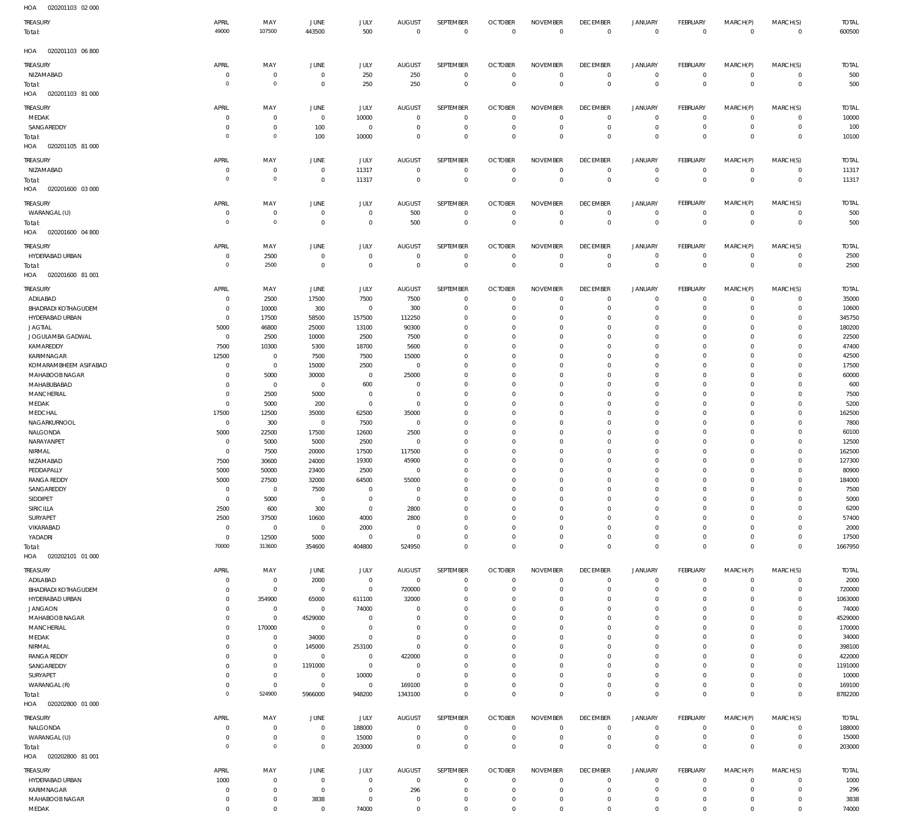HOA 020201103 02 000

| TREASURY | APRIL | MAY | JUNE | JULY | AUGUST | SEPTEMBER | OCTOBER | NOVEMBER | DECEMBER | JANUARY | FEBRUARY | MARCH(P) | MARCH(S) | TOTAL |
|---|---|---|---|---|---|---|---|---|---|---|---|---|---|---|
| Total: | 49000 | 107500 | 443500 | 500 | 0 | 0 | 0 | 0 | 0 | 0 | 0 | 0 | 0 | 600500 |

HOA 020201103 06 800

| TREASURY | APRIL | MAY | JUNE | JULY | AUGUST | SEPTEMBER | OCTOBER | NOVEMBER | DECEMBER | JANUARY | FEBRUARY | MARCH(P) | MARCH(S) | TOTAL |
|---|---|---|---|---|---|---|---|---|---|---|---|---|---|---|
| NIZAMABAD | 0 | 0 | 0 | 250 | 250 | 0 | 0 | 0 | 0 | 0 | 0 | 0 | 0 | 500 |
| Total: | 0 | 0 | 0 | 250 | 250 | 0 | 0 | 0 | 0 | 0 | 0 | 0 | 0 | 500 |

HOA 020201103 81 000

| TREASURY | APRIL | MAY | JUNE | JULY | AUGUST | SEPTEMBER | OCTOBER | NOVEMBER | DECEMBER | JANUARY | FEBRUARY | MARCH(P) | MARCH(S) | TOTAL |
|---|---|---|---|---|---|---|---|---|---|---|---|---|---|---|
| MEDAK | 0 | 0 | 0 | 10000 | 0 | 0 | 0 | 0 | 0 | 0 | 0 | 0 | 0 | 10000 |
| SANGAREDDY | 0 | 0 | 100 | 0 | 0 | 0 | 0 | 0 | 0 | 0 | 0 | 0 | 0 | 100 |
| Total: | 0 | 0 | 100 | 10000 | 0 | 0 | 0 | 0 | 0 | 0 | 0 | 0 | 0 | 10100 |

HOA 020201105 81 000

| TREASURY | APRIL | MAY | JUNE | JULY | AUGUST | SEPTEMBER | OCTOBER | NOVEMBER | DECEMBER | JANUARY | FEBRUARY | MARCH(P) | MARCH(S) | TOTAL |
|---|---|---|---|---|---|---|---|---|---|---|---|---|---|---|
| NIZAMABAD | 0 | 0 | 0 | 11317 | 0 | 0 | 0 | 0 | 0 | 0 | 0 | 0 | 0 | 11317 |
| Total: | 0 | 0 | 0 | 11317 | 0 | 0 | 0 | 0 | 0 | 0 | 0 | 0 | 0 | 11317 |

HOA 020201600 03 000

| TREASURY | APRIL | MAY | JUNE | JULY | AUGUST | SEPTEMBER | OCTOBER | NOVEMBER | DECEMBER | JANUARY | FEBRUARY | MARCH(P) | MARCH(S) | TOTAL |
|---|---|---|---|---|---|---|---|---|---|---|---|---|---|---|
| WARANGAL (U) | 0 | 0 | 0 | 0 | 500 | 0 | 0 | 0 | 0 | 0 | 0 | 0 | 0 | 500 |
| Total: | 0 | 0 | 0 | 0 | 500 | 0 | 0 | 0 | 0 | 0 | 0 | 0 | 0 | 500 |

HOA 020201600 04 800

| TREASURY | APRIL | MAY | JUNE | JULY | AUGUST | SEPTEMBER | OCTOBER | NOVEMBER | DECEMBER | JANUARY | FEBRUARY | MARCH(P) | MARCH(S) | TOTAL |
|---|---|---|---|---|---|---|---|---|---|---|---|---|---|---|
| HYDERABAD URBAN | 0 | 2500 | 0 | 0 | 0 | 0 | 0 | 0 | 0 | 0 | 0 | 0 | 0 | 2500 |
| Total: | 0 | 2500 | 0 | 0 | 0 | 0 | 0 | 0 | 0 | 0 | 0 | 0 | 0 | 2500 |

HOA 020201600 81 001

| TREASURY | APRIL | MAY | JUNE | JULY | AUGUST | SEPTEMBER | OCTOBER | NOVEMBER | DECEMBER | JANUARY | FEBRUARY | MARCH(P) | MARCH(S) | TOTAL |
|---|---|---|---|---|---|---|---|---|---|---|---|---|---|---|
| ADILABAD | 0 | 2500 | 17500 | 7500 | 7500 | 0 | 0 | 0 | 0 | 0 | 0 | 0 | 0 | 35000 |
| BHADRADI KOTHAGUDEM | 0 | 10000 | 300 | 0 | 300 | 0 | 0 | 0 | 0 | 0 | 0 | 0 | 0 | 10600 |
| HYDERABAD URBAN | 0 | 17500 | 58500 | 157500 | 112250 | 0 | 0 | 0 | 0 | 0 | 0 | 0 | 0 | 345750 |
| JAGTIAL | 5000 | 46800 | 25000 | 13100 | 90300 | 0 | 0 | 0 | 0 | 0 | 0 | 0 | 0 | 180200 |
| JOGULAMBA GADWAL | 0 | 2500 | 10000 | 2500 | 7500 | 0 | 0 | 0 | 0 | 0 | 0 | 0 | 0 | 22500 |
| KAMAREDDY | 7500 | 10300 | 5300 | 18700 | 5600 | 0 | 0 | 0 | 0 | 0 | 0 | 0 | 0 | 47400 |
| KARIMNAGAR | 12500 | 0 | 7500 | 7500 | 15000 | 0 | 0 | 0 | 0 | 0 | 0 | 0 | 0 | 42500 |
| KOMARAMBHEEM ASIFABAD | 0 | 0 | 15000 | 2500 | 0 | 0 | 0 | 0 | 0 | 0 | 0 | 0 | 0 | 17500 |
| MAHABOOB NAGAR | 0 | 5000 | 30000 | 0 | 25000 | 0 | 0 | 0 | 0 | 0 | 0 | 0 | 0 | 60000 |
| MAHABUBABAD | 0 | 0 | 0 | 600 | 0 | 0 | 0 | 0 | 0 | 0 | 0 | 0 | 0 | 600 |
| MANCHERIAL | 0 | 2500 | 5000 | 0 | 0 | 0 | 0 | 0 | 0 | 0 | 0 | 0 | 0 | 7500 |
| MEDAK | 0 | 5000 | 200 | 0 | 0 | 0 | 0 | 0 | 0 | 0 | 0 | 0 | 0 | 5200 |
| MEDCHAL | 17500 | 12500 | 35000 | 62500 | 35000 | 0 | 0 | 0 | 0 | 0 | 0 | 0 | 0 | 162500 |
| NAGARKURNOOL | 0 | 300 | 0 | 7500 | 0 | 0 | 0 | 0 | 0 | 0 | 0 | 0 | 0 | 7800 |
| NALGONDA | 5000 | 22500 | 17500 | 12600 | 2500 | 0 | 0 | 0 | 0 | 0 | 0 | 0 | 0 | 60100 |
| NARAYANPET | 0 | 5000 | 5000 | 2500 | 0 | 0 | 0 | 0 | 0 | 0 | 0 | 0 | 0 | 12500 |
| NIRMAL | 0 | 7500 | 20000 | 17500 | 117500 | 0 | 0 | 0 | 0 | 0 | 0 | 0 | 0 | 162500 |
| NIZAMABAD | 7500 | 30600 | 24000 | 19300 | 45900 | 0 | 0 | 0 | 0 | 0 | 0 | 0 | 0 | 127300 |
| PEDDAPALLY | 5000 | 50000 | 23400 | 2500 | 0 | 0 | 0 | 0 | 0 | 0 | 0 | 0 | 0 | 80900 |
| RANGA REDDY | 5000 | 27500 | 32000 | 64500 | 55000 | 0 | 0 | 0 | 0 | 0 | 0 | 0 | 0 | 184000 |
| SANGAREDDY | 0 | 0 | 7500 | 0 | 0 | 0 | 0 | 0 | 0 | 0 | 0 | 0 | 0 | 7500 |
| SIDDIPET | 0 | 5000 | 0 | 0 | 0 | 0 | 0 | 0 | 0 | 0 | 0 | 0 | 0 | 5000 |
| SIRICILLA | 2500 | 600 | 300 | 0 | 2800 | 0 | 0 | 0 | 0 | 0 | 0 | 0 | 0 | 6200 |
| SURYAPET | 2500 | 37500 | 10600 | 4000 | 2800 | 0 | 0 | 0 | 0 | 0 | 0 | 0 | 0 | 57400 |
| VIKARABAD | 0 | 0 | 0 | 2000 | 0 | 0 | 0 | 0 | 0 | 0 | 0 | 0 | 0 | 2000 |
| YADADRI | 0 | 12500 | 5000 | 0 | 0 | 0 | 0 | 0 | 0 | 0 | 0 | 0 | 0 | 17500 |
| Total: | 70000 | 313600 | 354600 | 404800 | 524950 | 0 | 0 | 0 | 0 | 0 | 0 | 0 | 0 | 1667950 |

HOA 020202101 01 000

| TREASURY | APRIL | MAY | JUNE | JULY | AUGUST | SEPTEMBER | OCTOBER | NOVEMBER | DECEMBER | JANUARY | FEBRUARY | MARCH(P) | MARCH(S) | TOTAL |
|---|---|---|---|---|---|---|---|---|---|---|---|---|---|---|
| ADILABAD | 0 | 0 | 2000 | 0 | 0 | 0 | 0 | 0 | 0 | 0 | 0 | 0 | 0 | 2000 |
| BHADRADI KOTHAGUDEM | 0 | 0 | 0 | 0 | 720000 | 0 | 0 | 0 | 0 | 0 | 0 | 0 | 0 | 720000 |
| HYDERABAD URBAN | 0 | 354900 | 65000 | 611100 | 32000 | 0 | 0 | 0 | 0 | 0 | 0 | 0 | 0 | 1063000 |
| JANGAON | 0 | 0 | 0 | 74000 | 0 | 0 | 0 | 0 | 0 | 0 | 0 | 0 | 0 | 74000 |
| MAHABOOB NAGAR | 0 | 0 | 4529000 | 0 | 0 | 0 | 0 | 0 | 0 | 0 | 0 | 0 | 0 | 4529000 |
| MANCHERIAL | 0 | 170000 | 0 | 0 | 0 | 0 | 0 | 0 | 0 | 0 | 0 | 0 | 0 | 170000 |
| MEDAK | 0 | 0 | 34000 | 0 | 0 | 0 | 0 | 0 | 0 | 0 | 0 | 0 | 0 | 34000 |
| NIRMAL | 0 | 0 | 145000 | 253100 | 0 | 0 | 0 | 0 | 0 | 0 | 0 | 0 | 0 | 398100 |
| RANGA REDDY | 0 | 0 | 0 | 0 | 422000 | 0 | 0 | 0 | 0 | 0 | 0 | 0 | 0 | 422000 |
| SANGAREDDY | 0 | 0 | 1191000 | 0 | 0 | 0 | 0 | 0 | 0 | 0 | 0 | 0 | 0 | 1191000 |
| SURYAPET | 0 | 0 | 0 | 10000 | 0 | 0 | 0 | 0 | 0 | 0 | 0 | 0 | 0 | 10000 |
| WARANGAL (R) | 0 | 0 | 0 | 0 | 169100 | 0 | 0 | 0 | 0 | 0 | 0 | 0 | 0 | 169100 |
| Total: | 0 | 524900 | 5966000 | 948200 | 1343100 | 0 | 0 | 0 | 0 | 0 | 0 | 0 | 0 | 8782200 |

HOA 020202800 01 000

| TREASURY | APRIL | MAY | JUNE | JULY | AUGUST | SEPTEMBER | OCTOBER | NOVEMBER | DECEMBER | JANUARY | FEBRUARY | MARCH(P) | MARCH(S) | TOTAL |
|---|---|---|---|---|---|---|---|---|---|---|---|---|---|---|
| NALGONDA | 0 | 0 | 0 | 188000 | 0 | 0 | 0 | 0 | 0 | 0 | 0 | 0 | 0 | 188000 |
| WARANGAL (U) | 0 | 0 | 0 | 15000 | 0 | 0 | 0 | 0 | 0 | 0 | 0 | 0 | 0 | 15000 |
| Total: | 0 | 0 | 0 | 203000 | 0 | 0 | 0 | 0 | 0 | 0 | 0 | 0 | 0 | 203000 |

HOA 020202800 81 001

| TREASURY | APRIL | MAY | JUNE | JULY | AUGUST | SEPTEMBER | OCTOBER | NOVEMBER | DECEMBER | JANUARY | FEBRUARY | MARCH(P) | MARCH(S) | TOTAL |
|---|---|---|---|---|---|---|---|---|---|---|---|---|---|---|
| HYDERABAD URBAN | 1000 | 0 | 0 | 0 | 0 | 0 | 0 | 0 | 0 | 0 | 0 | 0 | 0 | 1000 |
| KARIMNAGAR | 0 | 0 | 0 | 0 | 296 | 0 | 0 | 0 | 0 | 0 | 0 | 0 | 0 | 296 |
| MAHABOOB NAGAR | 0 | 0 | 3838 | 0 | 0 | 0 | 0 | 0 | 0 | 0 | 0 | 0 | 0 | 3838 |
| MEDAK | 0 | 0 | 0 | 74000 | 0 | 0 | 0 | 0 | 0 | 0 | 0 | 0 | 0 | 74000 |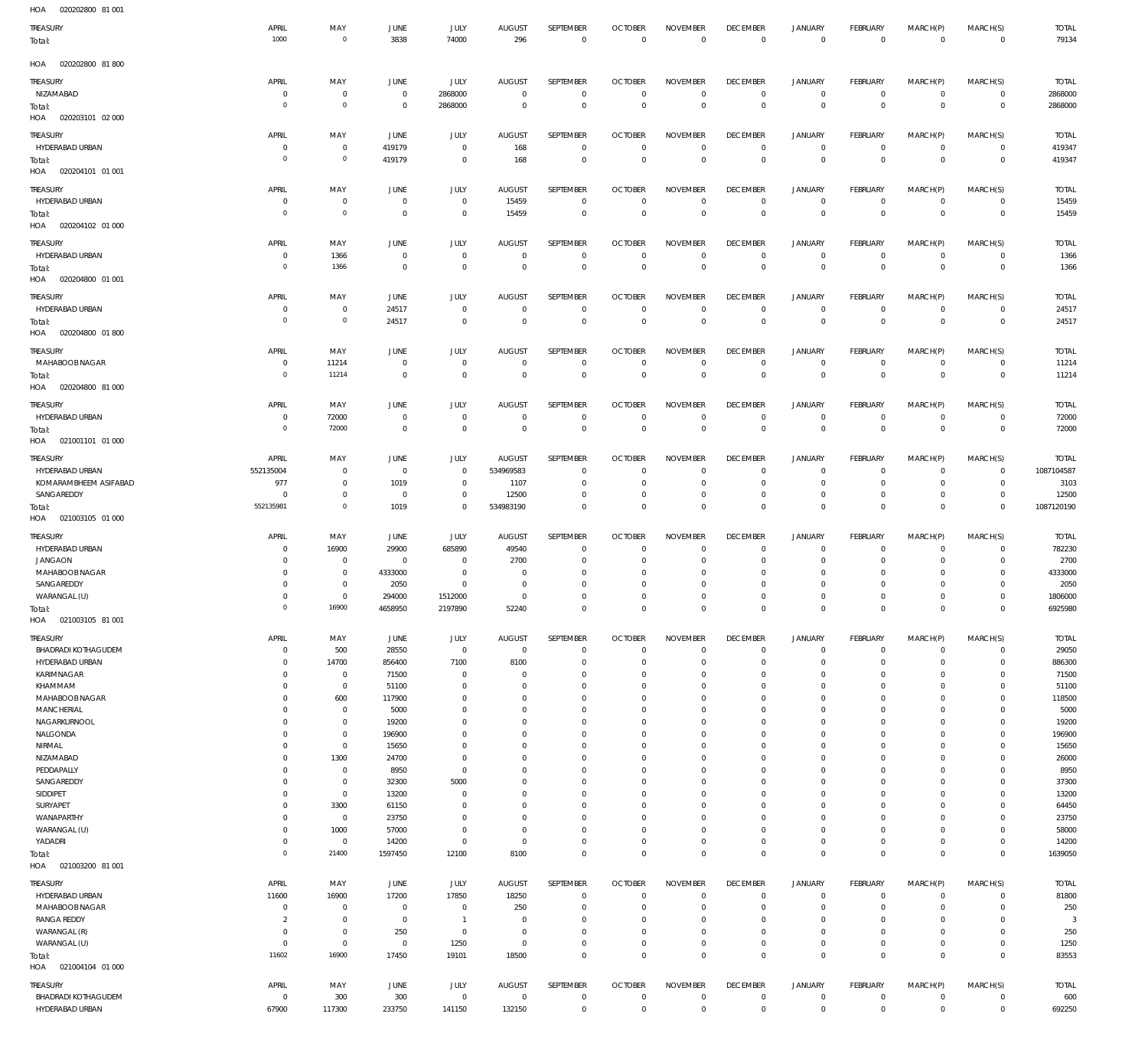HOA 020202800 81 001

| TREASURY | APRIL | MAY | JUNE | JULY | AUGUST | SEPTEMBER | OCTOBER | NOVEMBER | DECEMBER | JANUARY | FEBRUARY | MARCH(P) | MARCH(S) | TOTAL |
|---|---|---|---|---|---|---|---|---|---|---|---|---|---|---|
| Total: | 1000 | 0 | 3838 | 74000 | 296 | 0 | 0 | 0 | 0 | 0 | 0 | 0 | 0 | 79134 |

HOA 020202800 81 800

| TREASURY | APRIL | MAY | JUNE | JULY | AUGUST | SEPTEMBER | OCTOBER | NOVEMBER | DECEMBER | JANUARY | FEBRUARY | MARCH(P) | MARCH(S) | TOTAL |
|---|---|---|---|---|---|---|---|---|---|---|---|---|---|---|
| NIZAMABAD | 0 | 0 | 0 | 2868000 | 0 | 0 | 0 | 0 | 0 | 0 | 0 | 0 | 0 | 2868000 |
| Total: | 0 | 0 | 0 | 2868000 | 0 | 0 | 0 | 0 | 0 | 0 | 0 | 0 | 0 | 2868000 |

HOA 020203101 02 000

| TREASURY | APRIL | MAY | JUNE | JULY | AUGUST | SEPTEMBER | OCTOBER | NOVEMBER | DECEMBER | JANUARY | FEBRUARY | MARCH(P) | MARCH(S) | TOTAL |
|---|---|---|---|---|---|---|---|---|---|---|---|---|---|---|
| HYDERABAD URBAN | 0 | 0 | 419179 | 0 | 168 | 0 | 0 | 0 | 0 | 0 | 0 | 0 | 0 | 419347 |
| Total: | 0 | 0 | 419179 | 0 | 168 | 0 | 0 | 0 | 0 | 0 | 0 | 0 | 0 | 419347 |

HOA 020204101 01 001

| TREASURY | APRIL | MAY | JUNE | JULY | AUGUST | SEPTEMBER | OCTOBER | NOVEMBER | DECEMBER | JANUARY | FEBRUARY | MARCH(P) | MARCH(S) | TOTAL |
|---|---|---|---|---|---|---|---|---|---|---|---|---|---|---|
| HYDERABAD URBAN | 0 | 0 | 0 | 0 | 15459 | 0 | 0 | 0 | 0 | 0 | 0 | 0 | 0 | 15459 |
| Total: | 0 | 0 | 0 | 0 | 15459 | 0 | 0 | 0 | 0 | 0 | 0 | 0 | 0 | 15459 |

HOA 020204102 01 000

| TREASURY | APRIL | MAY | JUNE | JULY | AUGUST | SEPTEMBER | OCTOBER | NOVEMBER | DECEMBER | JANUARY | FEBRUARY | MARCH(P) | MARCH(S) | TOTAL |
|---|---|---|---|---|---|---|---|---|---|---|---|---|---|---|
| HYDERABAD URBAN | 0 | 1366 | 0 | 0 | 0 | 0 | 0 | 0 | 0 | 0 | 0 | 0 | 0 | 1366 |
| Total: | 0 | 1366 | 0 | 0 | 0 | 0 | 0 | 0 | 0 | 0 | 0 | 0 | 0 | 1366 |

HOA 020204800 01 001

| TREASURY | APRIL | MAY | JUNE | JULY | AUGUST | SEPTEMBER | OCTOBER | NOVEMBER | DECEMBER | JANUARY | FEBRUARY | MARCH(P) | MARCH(S) | TOTAL |
|---|---|---|---|---|---|---|---|---|---|---|---|---|---|---|
| HYDERABAD URBAN | 0 | 0 | 24517 | 0 | 0 | 0 | 0 | 0 | 0 | 0 | 0 | 0 | 0 | 24517 |
| Total: | 0 | 0 | 24517 | 0 | 0 | 0 | 0 | 0 | 0 | 0 | 0 | 0 | 0 | 24517 |

HOA 020204800 01 800

| TREASURY | APRIL | MAY | JUNE | JULY | AUGUST | SEPTEMBER | OCTOBER | NOVEMBER | DECEMBER | JANUARY | FEBRUARY | MARCH(P) | MARCH(S) | TOTAL |
|---|---|---|---|---|---|---|---|---|---|---|---|---|---|---|
| MAHABOOB NAGAR | 0 | 11214 | 0 | 0 | 0 | 0 | 0 | 0 | 0 | 0 | 0 | 0 | 0 | 11214 |
| Total: | 0 | 11214 | 0 | 0 | 0 | 0 | 0 | 0 | 0 | 0 | 0 | 0 | 0 | 11214 |

HOA 020204800 81 000

| TREASURY | APRIL | MAY | JUNE | JULY | AUGUST | SEPTEMBER | OCTOBER | NOVEMBER | DECEMBER | JANUARY | FEBRUARY | MARCH(P) | MARCH(S) | TOTAL |
|---|---|---|---|---|---|---|---|---|---|---|---|---|---|---|
| HYDERABAD URBAN | 0 | 72000 | 0 | 0 | 0 | 0 | 0 | 0 | 0 | 0 | 0 | 0 | 0 | 72000 |
| Total: | 0 | 72000 | 0 | 0 | 0 | 0 | 0 | 0 | 0 | 0 | 0 | 0 | 0 | 72000 |

HOA 021001101 01 000

| TREASURY | APRIL | MAY | JUNE | JULY | AUGUST | SEPTEMBER | OCTOBER | NOVEMBER | DECEMBER | JANUARY | FEBRUARY | MARCH(P) | MARCH(S) | TOTAL |
|---|---|---|---|---|---|---|---|---|---|---|---|---|---|---|
| HYDERABAD URBAN | 552135004 | 0 | 0 | 0 | 534969583 | 0 | 0 | 0 | 0 | 0 | 0 | 0 | 0 | 1087104587 |
| KOMARAMBHEEM ASIFABAD | 977 | 0 | 1019 | 0 | 1107 | 0 | 0 | 0 | 0 | 0 | 0 | 0 | 0 | 3103 |
| SANGAREDDY | 0 | 0 | 0 | 0 | 12500 | 0 | 0 | 0 | 0 | 0 | 0 | 0 | 0 | 12500 |
| Total: | 552135981 | 0 | 1019 | 0 | 534983190 | 0 | 0 | 0 | 0 | 0 | 0 | 0 | 0 | 1087120190 |

HOA 021003105 01 000

| TREASURY | APRIL | MAY | JUNE | JULY | AUGUST | SEPTEMBER | OCTOBER | NOVEMBER | DECEMBER | JANUARY | FEBRUARY | MARCH(P) | MARCH(S) | TOTAL |
|---|---|---|---|---|---|---|---|---|---|---|---|---|---|---|
| HYDERABAD URBAN | 0 | 16900 | 29900 | 685890 | 49540 | 0 | 0 | 0 | 0 | 0 | 0 | 0 | 0 | 782230 |
| JANGAON | 0 | 0 | 0 | 0 | 2700 | 0 | 0 | 0 | 0 | 0 | 0 | 0 | 0 | 2700 |
| MAHABOOB NAGAR | 0 | 0 | 4333000 | 0 | 0 | 0 | 0 | 0 | 0 | 0 | 0 | 0 | 0 | 4333000 |
| SANGAREDDY | 0 | 0 | 2050 | 0 | 0 | 0 | 0 | 0 | 0 | 0 | 0 | 0 | 0 | 2050 |
| WARANGAL (U) | 0 | 0 | 294000 | 1512000 | 0 | 0 | 0 | 0 | 0 | 0 | 0 | 0 | 0 | 1806000 |
| Total: | 0 | 16900 | 4658950 | 2197890 | 52240 | 0 | 0 | 0 | 0 | 0 | 0 | 0 | 0 | 6925980 |

HOA 021003105 81 001

| TREASURY | APRIL | MAY | JUNE | JULY | AUGUST | SEPTEMBER | OCTOBER | NOVEMBER | DECEMBER | JANUARY | FEBRUARY | MARCH(P) | MARCH(S) | TOTAL |
|---|---|---|---|---|---|---|---|---|---|---|---|---|---|---|
| BHADRADI KOTHAGUDEM | 0 | 500 | 28550 | 0 | 0 | 0 | 0 | 0 | 0 | 0 | 0 | 0 | 0 | 29050 |
| HYDERABAD URBAN | 0 | 14700 | 856400 | 7100 | 8100 | 0 | 0 | 0 | 0 | 0 | 0 | 0 | 0 | 886300 |
| KARIMNAGAR | 0 | 0 | 71500 | 0 | 0 | 0 | 0 | 0 | 0 | 0 | 0 | 0 | 0 | 71500 |
| KHAMMAM | 0 | 0 | 51100 | 0 | 0 | 0 | 0 | 0 | 0 | 0 | 0 | 0 | 0 | 51100 |
| MAHABOOB NAGAR | 0 | 600 | 117900 | 0 | 0 | 0 | 0 | 0 | 0 | 0 | 0 | 0 | 0 | 118500 |
| MANCHERIAL | 0 | 0 | 5000 | 0 | 0 | 0 | 0 | 0 | 0 | 0 | 0 | 0 | 0 | 5000 |
| NAGARKURNOOL | 0 | 0 | 19200 | 0 | 0 | 0 | 0 | 0 | 0 | 0 | 0 | 0 | 0 | 19200 |
| NALGONDA | 0 | 0 | 196900 | 0 | 0 | 0 | 0 | 0 | 0 | 0 | 0 | 0 | 0 | 196900 |
| NIRMAL | 0 | 0 | 15650 | 0 | 0 | 0 | 0 | 0 | 0 | 0 | 0 | 0 | 0 | 15650 |
| NIZAMABAD | 0 | 1300 | 24700 | 0 | 0 | 0 | 0 | 0 | 0 | 0 | 0 | 0 | 0 | 26000 |
| PEDDAPALLY | 0 | 0 | 8950 | 0 | 0 | 0 | 0 | 0 | 0 | 0 | 0 | 0 | 0 | 8950 |
| SANGAREDDY | 0 | 0 | 32300 | 5000 | 0 | 0 | 0 | 0 | 0 | 0 | 0 | 0 | 0 | 37300 |
| SIDDIPET | 0 | 0 | 13200 | 0 | 0 | 0 | 0 | 0 | 0 | 0 | 0 | 0 | 0 | 13200 |
| SURYAPET | 0 | 3300 | 61150 | 0 | 0 | 0 | 0 | 0 | 0 | 0 | 0 | 0 | 0 | 64450 |
| WANAPARTHY | 0 | 0 | 23750 | 0 | 0 | 0 | 0 | 0 | 0 | 0 | 0 | 0 | 0 | 23750 |
| WARANGAL (U) | 0 | 1000 | 57000 | 0 | 0 | 0 | 0 | 0 | 0 | 0 | 0 | 0 | 0 | 58000 |
| YADADRI | 0 | 0 | 14200 | 0 | 0 | 0 | 0 | 0 | 0 | 0 | 0 | 0 | 0 | 14200 |
| Total: | 0 | 21400 | 1597450 | 12100 | 8100 | 0 | 0 | 0 | 0 | 0 | 0 | 0 | 0 | 1639050 |

HOA 021003200 81 001

| TREASURY | APRIL | MAY | JUNE | JULY | AUGUST | SEPTEMBER | OCTOBER | NOVEMBER | DECEMBER | JANUARY | FEBRUARY | MARCH(P) | MARCH(S) | TOTAL |
|---|---|---|---|---|---|---|---|---|---|---|---|---|---|---|
| HYDERABAD URBAN | 11600 | 16900 | 17200 | 17850 | 18250 | 0 | 0 | 0 | 0 | 0 | 0 | 0 | 0 | 81800 |
| MAHABOOB NAGAR | 0 | 0 | 0 | 0 | 250 | 0 | 0 | 0 | 0 | 0 | 0 | 0 | 0 | 250 |
| RANGA REDDY | 2 | 0 | 0 | 1 | 0 | 0 | 0 | 0 | 0 | 0 | 0 | 0 | 0 | 3 |
| WARANGAL (R) | 0 | 0 | 250 | 0 | 0 | 0 | 0 | 0 | 0 | 0 | 0 | 0 | 0 | 250 |
| WARANGAL (U) | 0 | 0 | 0 | 1250 | 0 | 0 | 0 | 0 | 0 | 0 | 0 | 0 | 0 | 1250 |
| Total: | 11602 | 16900 | 17450 | 19101 | 18500 | 0 | 0 | 0 | 0 | 0 | 0 | 0 | 0 | 83553 |

HOA 021004104 01 000

| TREASURY | APRIL | MAY | JUNE | JULY | AUGUST | SEPTEMBER | OCTOBER | NOVEMBER | DECEMBER | JANUARY | FEBRUARY | MARCH(P) | MARCH(S) | TOTAL |
|---|---|---|---|---|---|---|---|---|---|---|---|---|---|---|
| BHADRADI KOTHAGUDEM | 0 | 300 | 300 | 0 | 0 | 0 | 0 | 0 | 0 | 0 | 0 | 0 | 0 | 600 |
| HYDERABAD URBAN | 67900 | 117300 | 233750 | 141150 | 132150 | 0 | 0 | 0 | 0 | 0 | 0 | 0 | 0 | 692250 |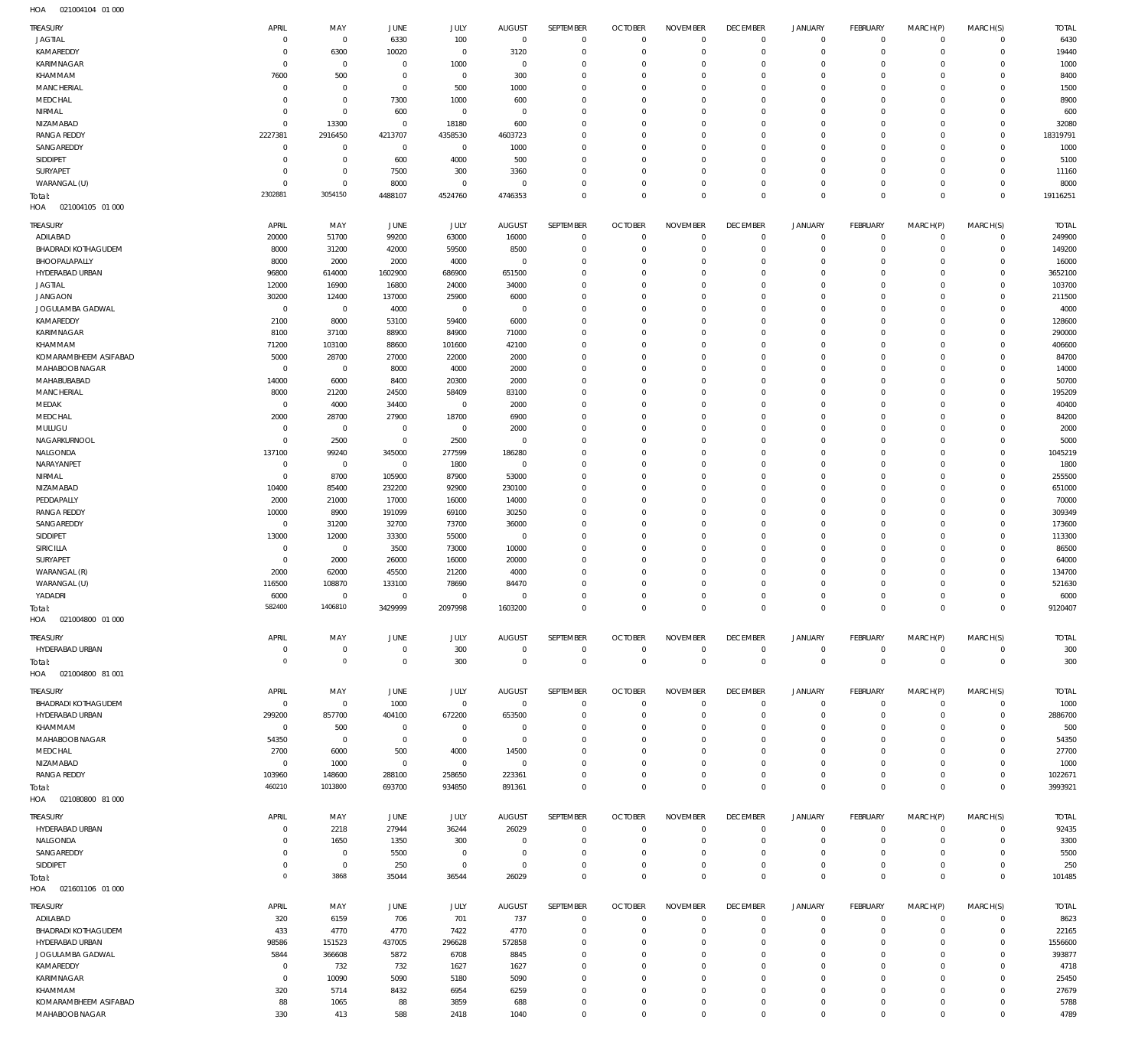HOA 021004104 01 000

| TREASURY | APRIL | MAY | JUNE | JULY | AUGUST | SEPTEMBER | OCTOBER | NOVEMBER | DECEMBER | JANUARY | FEBRUARY | MARCH(P) | MARCH(S) | TOTAL |
|---|---|---|---|---|---|---|---|---|---|---|---|---|---|---|
| JAGTIAL | 0 | 0 | 6330 | 100 | 0 | 0 | 0 | 0 | 0 | 0 | 0 | 0 | 0 | 6430 |
| KAMAREDDY | 0 | 6300 | 10020 | 0 | 3120 | 0 | 0 | 0 | 0 | 0 | 0 | 0 | 0 | 19440 |
| KARIMNAGAR | 0 | 0 | 0 | 1000 | 0 | 0 | 0 | 0 | 0 | 0 | 0 | 0 | 0 | 1000 |
| KHAMMAM | 7600 | 500 | 0 | 0 | 300 | 0 | 0 | 0 | 0 | 0 | 0 | 0 | 0 | 8400 |
| MANCHERIAL | 0 | 0 | 0 | 500 | 1000 | 0 | 0 | 0 | 0 | 0 | 0 | 0 | 0 | 1500 |
| MEDCHAL | 0 | 0 | 7300 | 1000 | 600 | 0 | 0 | 0 | 0 | 0 | 0 | 0 | 0 | 8900 |
| NIRMAL | 0 | 0 | 600 | 0 | 0 | 0 | 0 | 0 | 0 | 0 | 0 | 0 | 0 | 600 |
| NIZAMABAD | 0 | 13300 | 0 | 18180 | 600 | 0 | 0 | 0 | 0 | 0 | 0 | 0 | 0 | 32080 |
| RANGA REDDY | 2227381 | 2916450 | 4213707 | 4358530 | 4603723 | 0 | 0 | 0 | 0 | 0 | 0 | 0 | 0 | 18319791 |
| SANGAREDDY | 0 | 0 | 0 | 0 | 1000 | 0 | 0 | 0 | 0 | 0 | 0 | 0 | 0 | 1000 |
| SIDDIPET | 0 | 0 | 600 | 4000 | 500 | 0 | 0 | 0 | 0 | 0 | 0 | 0 | 0 | 5100 |
| SURYAPET | 0 | 0 | 7500 | 300 | 3360 | 0 | 0 | 0 | 0 | 0 | 0 | 0 | 0 | 11160 |
| WARANGAL (U) | 0 | 0 | 8000 | 0 | 0 | 0 | 0 | 0 | 0 | 0 | 0 | 0 | 0 | 8000 |
| Total: | 2302881 | 3054150 | 4488107 | 4524760 | 4746353 | 0 | 0 | 0 | 0 | 0 | 0 | 0 | 0 | 19116251 |

HOA 021004105 01 000

| TREASURY | APRIL | MAY | JUNE | JULY | AUGUST | SEPTEMBER | OCTOBER | NOVEMBER | DECEMBER | JANUARY | FEBRUARY | MARCH(P) | MARCH(S) | TOTAL |
|---|---|---|---|---|---|---|---|---|---|---|---|---|---|---|
| ADILABAD | 20000 | 51700 | 99200 | 63000 | 16000 | 0 | 0 | 0 | 0 | 0 | 0 | 0 | 0 | 249900 |
| BHADRADI KOTHAGUDEM | 8000 | 31200 | 42000 | 59500 | 8500 | 0 | 0 | 0 | 0 | 0 | 0 | 0 | 0 | 149200 |
| BHOOPALAPALLY | 8000 | 2000 | 2000 | 4000 | 0 | 0 | 0 | 0 | 0 | 0 | 0 | 0 | 0 | 16000 |
| HYDERABAD URBAN | 96800 | 614000 | 1602900 | 686900 | 651500 | 0 | 0 | 0 | 0 | 0 | 0 | 0 | 0 | 3652100 |
| JAGTIAL | 12000 | 16900 | 16800 | 24000 | 34000 | 0 | 0 | 0 | 0 | 0 | 0 | 0 | 0 | 103700 |
| JANGAON | 30200 | 12400 | 137000 | 25900 | 6000 | 0 | 0 | 0 | 0 | 0 | 0 | 0 | 0 | 211500 |
| JOGULAMBA GADWAL | 0 | 0 | 4000 | 0 | 0 | 0 | 0 | 0 | 0 | 0 | 0 | 0 | 0 | 4000 |
| KAMAREDDY | 2100 | 8000 | 53100 | 59400 | 6000 | 0 | 0 | 0 | 0 | 0 | 0 | 0 | 0 | 128600 |
| KARIMNAGAR | 8100 | 37100 | 88900 | 84900 | 71000 | 0 | 0 | 0 | 0 | 0 | 0 | 0 | 0 | 290000 |
| KHAMMAM | 71200 | 103100 | 88600 | 101600 | 42100 | 0 | 0 | 0 | 0 | 0 | 0 | 0 | 0 | 406600 |
| KOMARAMBHEEM ASIFABAD | 5000 | 28700 | 27000 | 22000 | 2000 | 0 | 0 | 0 | 0 | 0 | 0 | 0 | 0 | 84700 |
| MAHABOOBNAGAR | 0 | 0 | 8000 | 4000 | 2000 | 0 | 0 | 0 | 0 | 0 | 0 | 0 | 0 | 14000 |
| MAHABUBABAD | 14000 | 6000 | 8400 | 20300 | 2000 | 0 | 0 | 0 | 0 | 0 | 0 | 0 | 0 | 50700 |
| MANCHERIAL | 8000 | 21200 | 24500 | 58409 | 83100 | 0 | 0 | 0 | 0 | 0 | 0 | 0 | 0 | 195209 |
| MEDAK | 0 | 4000 | 34400 | 0 | 2000 | 0 | 0 | 0 | 0 | 0 | 0 | 0 | 0 | 40400 |
| MEDCHAL | 2000 | 28700 | 27900 | 18700 | 6900 | 0 | 0 | 0 | 0 | 0 | 0 | 0 | 0 | 84200 |
| MULUGU | 0 | 0 | 0 | 0 | 2000 | 0 | 0 | 0 | 0 | 0 | 0 | 0 | 0 | 2000 |
| NAGARKURNOOL | 0 | 2500 | 0 | 2500 | 0 | 0 | 0 | 0 | 0 | 0 | 0 | 0 | 0 | 5000 |
| NALGONDA | 137100 | 99240 | 345000 | 277599 | 186280 | 0 | 0 | 0 | 0 | 0 | 0 | 0 | 0 | 1045219 |
| NARAYANPET | 0 | 0 | 0 | 1800 | 0 | 0 | 0 | 0 | 0 | 0 | 0 | 0 | 0 | 1800 |
| NIRMAL | 0 | 8700 | 105900 | 87900 | 53000 | 0 | 0 | 0 | 0 | 0 | 0 | 0 | 0 | 255500 |
| NIZAMABAD | 10400 | 85400 | 232200 | 92900 | 230100 | 0 | 0 | 0 | 0 | 0 | 0 | 0 | 0 | 651000 |
| PEDDAPALLY | 2000 | 21000 | 17000 | 16000 | 14000 | 0 | 0 | 0 | 0 | 0 | 0 | 0 | 0 | 70000 |
| RANGA REDDY | 10000 | 8900 | 191099 | 69100 | 30250 | 0 | 0 | 0 | 0 | 0 | 0 | 0 | 0 | 309349 |
| SANGAREDDY | 0 | 31200 | 32700 | 73700 | 36000 | 0 | 0 | 0 | 0 | 0 | 0 | 0 | 0 | 173600 |
| SIDDIPET | 13000 | 12000 | 33300 | 55000 | 0 | 0 | 0 | 0 | 0 | 0 | 0 | 0 | 0 | 113300 |
| SIRICILLA | 0 | 0 | 3500 | 73000 | 10000 | 0 | 0 | 0 | 0 | 0 | 0 | 0 | 0 | 86500 |
| SURYAPET | 0 | 2000 | 26000 | 16000 | 20000 | 0 | 0 | 0 | 0 | 0 | 0 | 0 | 0 | 64000 |
| WARANGAL (R) | 2000 | 62000 | 45500 | 21200 | 4000 | 0 | 0 | 0 | 0 | 0 | 0 | 0 | 0 | 134700 |
| WARANGAL (U) | 116500 | 108870 | 133100 | 78690 | 84470 | 0 | 0 | 0 | 0 | 0 | 0 | 0 | 0 | 521630 |
| YADADRI | 6000 | 0 | 0 | 0 | 0 | 0 | 0 | 0 | 0 | 0 | 0 | 0 | 0 | 6000 |
| Total: | 582400 | 1406810 | 3429999 | 2097998 | 1603200 | 0 | 0 | 0 | 0 | 0 | 0 | 0 | 0 | 9120407 |

HOA 021004800 01 000

| TREASURY | APRIL | MAY | JUNE | JULY | AUGUST | SEPTEMBER | OCTOBER | NOVEMBER | DECEMBER | JANUARY | FEBRUARY | MARCH(P) | MARCH(S) | TOTAL |
|---|---|---|---|---|---|---|---|---|---|---|---|---|---|---|
| HYDERABAD URBAN | 0 | 0 | 0 | 300 | 0 | 0 | 0 | 0 | 0 | 0 | 0 | 0 | 0 | 300 |
| Total: | 0 | 0 | 0 | 300 | 0 | 0 | 0 | 0 | 0 | 0 | 0 | 0 | 0 | 300 |

HOA 021004800 81 001

| TREASURY | APRIL | MAY | JUNE | JULY | AUGUST | SEPTEMBER | OCTOBER | NOVEMBER | DECEMBER | JANUARY | FEBRUARY | MARCH(P) | MARCH(S) | TOTAL |
|---|---|---|---|---|---|---|---|---|---|---|---|---|---|---|
| BHADRADI KOTHAGUDEM | 0 | 0 | 1000 | 0 | 0 | 0 | 0 | 0 | 0 | 0 | 0 | 0 | 0 | 1000 |
| HYDERABAD URBAN | 299200 | 857700 | 404100 | 672200 | 653500 | 0 | 0 | 0 | 0 | 0 | 0 | 0 | 0 | 2886700 |
| KHAMMAM | 0 | 500 | 0 | 0 | 0 | 0 | 0 | 0 | 0 | 0 | 0 | 0 | 0 | 500 |
| MAHABOOBNAGAR | 54350 | 0 | 0 | 0 | 0 | 0 | 0 | 0 | 0 | 0 | 0 | 0 | 0 | 54350 |
| MEDCHAL | 2700 | 6000 | 500 | 4000 | 14500 | 0 | 0 | 0 | 0 | 0 | 0 | 0 | 0 | 27700 |
| NIZAMABAD | 0 | 1000 | 0 | 0 | 0 | 0 | 0 | 0 | 0 | 0 | 0 | 0 | 0 | 1000 |
| RANGA REDDY | 103960 | 148600 | 288100 | 258650 | 223361 | 0 | 0 | 0 | 0 | 0 | 0 | 0 | 0 | 1022671 |
| Total: | 460210 | 1013800 | 693700 | 934850 | 891361 | 0 | 0 | 0 | 0 | 0 | 0 | 0 | 0 | 3993921 |

HOA 021080800 81 000

| TREASURY | APRIL | MAY | JUNE | JULY | AUGUST | SEPTEMBER | OCTOBER | NOVEMBER | DECEMBER | JANUARY | FEBRUARY | MARCH(P) | MARCH(S) | TOTAL |
|---|---|---|---|---|---|---|---|---|---|---|---|---|---|---|
| HYDERABAD URBAN | 0 | 2218 | 27944 | 36244 | 26029 | 0 | 0 | 0 | 0 | 0 | 0 | 0 | 0 | 92435 |
| NALGONDA | 0 | 1650 | 1350 | 300 | 0 | 0 | 0 | 0 | 0 | 0 | 0 | 0 | 0 | 3300 |
| SANGAREDDY | 0 | 0 | 5500 | 0 | 0 | 0 | 0 | 0 | 0 | 0 | 0 | 0 | 0 | 5500 |
| SIDDIPET | 0 | 0 | 250 | 0 | 0 | 0 | 0 | 0 | 0 | 0 | 0 | 0 | 0 | 250 |
| Total: | 0 | 3868 | 35044 | 36544 | 26029 | 0 | 0 | 0 | 0 | 0 | 0 | 0 | 0 | 101485 |

HOA 021601106 01 000

| TREASURY | APRIL | MAY | JUNE | JULY | AUGUST | SEPTEMBER | OCTOBER | NOVEMBER | DECEMBER | JANUARY | FEBRUARY | MARCH(P) | MARCH(S) | TOTAL |
|---|---|---|---|---|---|---|---|---|---|---|---|---|---|---|
| ADILABAD | 320 | 6159 | 706 | 701 | 737 | 0 | 0 | 0 | 0 | 0 | 0 | 0 | 0 | 8623 |
| BHADRADI KOTHAGUDEM | 433 | 4770 | 4770 | 7422 | 4770 | 0 | 0 | 0 | 0 | 0 | 0 | 0 | 0 | 22165 |
| HYDERABAD URBAN | 98586 | 151523 | 437005 | 296628 | 572858 | 0 | 0 | 0 | 0 | 0 | 0 | 0 | 0 | 1556600 |
| JOGULAMBA GADWAL | 5844 | 366608 | 5872 | 6708 | 8845 | 0 | 0 | 0 | 0 | 0 | 0 | 0 | 0 | 393877 |
| KAMAREDDY | 0 | 732 | 732 | 1627 | 1627 | 0 | 0 | 0 | 0 | 0 | 0 | 0 | 0 | 4718 |
| KARIMNAGAR | 0 | 10090 | 5090 | 5180 | 5090 | 0 | 0 | 0 | 0 | 0 | 0 | 0 | 0 | 25450 |
| KHAMMAM | 320 | 5714 | 8432 | 6954 | 6259 | 0 | 0 | 0 | 0 | 0 | 0 | 0 | 0 | 27679 |
| KOMARAMBHEEM ASIFABAD | 88 | 1065 | 88 | 3859 | 688 | 0 | 0 | 0 | 0 | 0 | 0 | 0 | 0 | 5788 |
| MAHABOOBNAGAR | 330 | 413 | 588 | 2418 | 1040 | 0 | 0 | 0 | 0 | 0 | 0 | 0 | 0 | 4789 |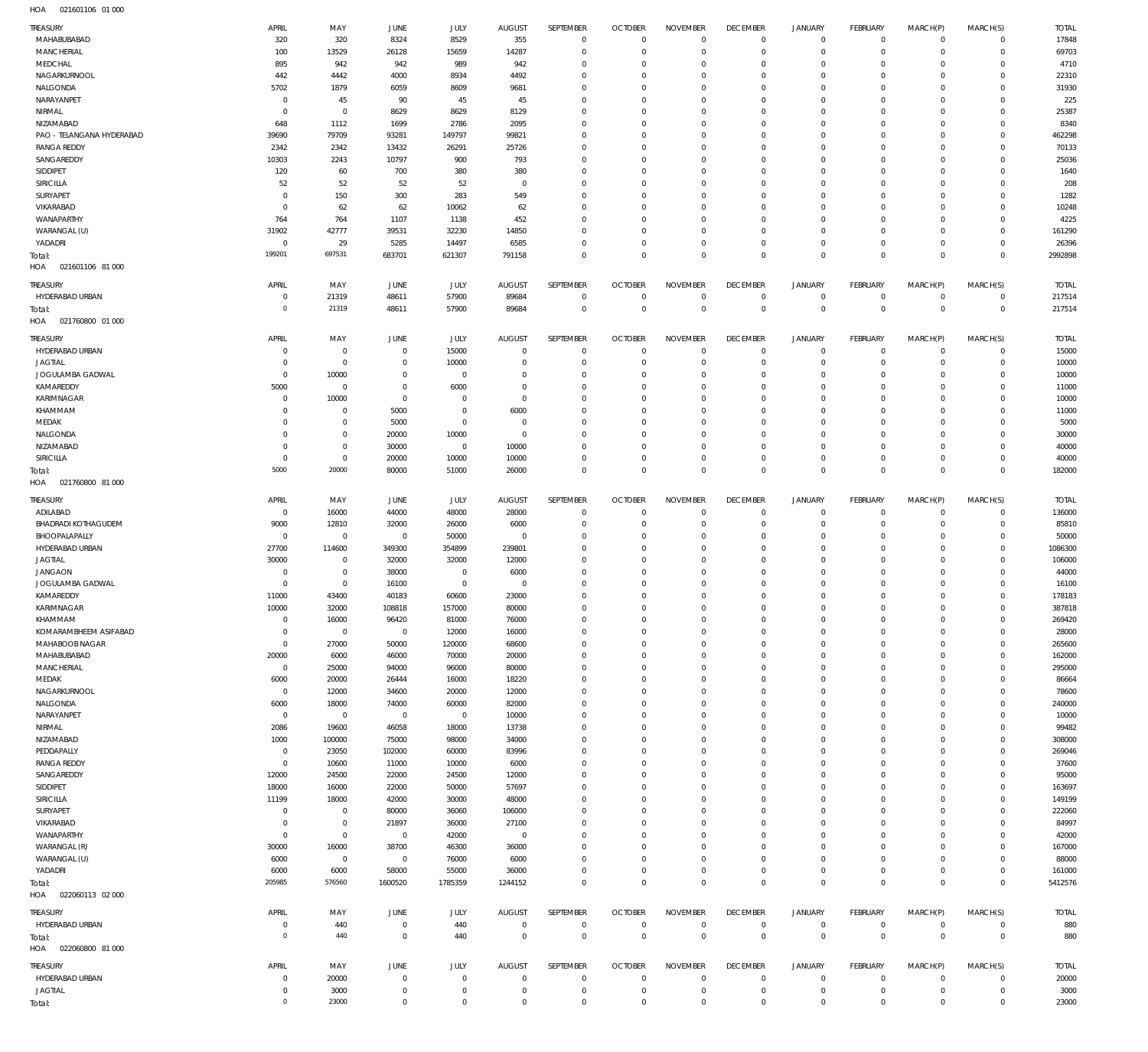HOA 021601106 01 000

| TREASURY | APRIL | MAY | JUNE | JULY | AUGUST | SEPTEMBER | OCTOBER | NOVEMBER | DECEMBER | JANUARY | FEBRUARY | MARCH(P) | MARCH(S) | TOTAL |
|---|---|---|---|---|---|---|---|---|---|---|---|---|---|---|
| MAHABUBABAD | 320 | 320 | 8324 | 8529 | 355 | 0 | 0 | 0 | 0 | 0 | 0 | 0 | 0 | 17848 |
| MANCHERIAL | 100 | 13529 | 26128 | 15659 | 14287 | 0 | 0 | 0 | 0 | 0 | 0 | 0 | 0 | 69703 |
| MEDCHAL | 895 | 942 | 942 | 989 | 942 | 0 | 0 | 0 | 0 | 0 | 0 | 0 | 0 | 4710 |
| NAGARKURNOOL | 442 | 4442 | 4000 | 8934 | 4492 | 0 | 0 | 0 | 0 | 0 | 0 | 0 | 0 | 22310 |
| NALGONDA | 5702 | 1879 | 6059 | 8609 | 9681 | 0 | 0 | 0 | 0 | 0 | 0 | 0 | 0 | 31930 |
| NARAYANPET | 0 | 45 | 90 | 45 | 45 | 0 | 0 | 0 | 0 | 0 | 0 | 0 | 0 | 225 |
| NIRMAL | 0 | 0 | 8629 | 8629 | 8129 | 0 | 0 | 0 | 0 | 0 | 0 | 0 | 0 | 25387 |
| NIZAMABAD | 648 | 1112 | 1699 | 2786 | 2095 | 0 | 0 | 0 | 0 | 0 | 0 | 0 | 0 | 8340 |
| PAO - TELANGANA HYDERABAD | 39690 | 79709 | 93281 | 149797 | 99821 | 0 | 0 | 0 | 0 | 0 | 0 | 0 | 0 | 462298 |
| RANGA REDDY | 2342 | 2342 | 13432 | 26291 | 25726 | 0 | 0 | 0 | 0 | 0 | 0 | 0 | 0 | 70133 |
| SANGAREDDY | 10303 | 2243 | 10797 | 900 | 793 | 0 | 0 | 0 | 0 | 0 | 0 | 0 | 0 | 25036 |
| SIDDIPET | 120 | 60 | 700 | 380 | 380 | 0 | 0 | 0 | 0 | 0 | 0 | 0 | 0 | 1640 |
| SIRICILLA | 52 | 52 | 52 | 52 | 0 | 0 | 0 | 0 | 0 | 0 | 0 | 0 | 0 | 208 |
| SURYAPET | 0 | 150 | 300 | 283 | 549 | 0 | 0 | 0 | 0 | 0 | 0 | 0 | 0 | 1282 |
| VIKARABAD | 0 | 62 | 62 | 10062 | 62 | 0 | 0 | 0 | 0 | 0 | 0 | 0 | 0 | 10248 |
| WANAPARTHY | 764 | 764 | 1107 | 1138 | 452 | 0 | 0 | 0 | 0 | 0 | 0 | 0 | 0 | 4225 |
| WARANGAL (U) | 31902 | 42777 | 39531 | 32230 | 14850 | 0 | 0 | 0 | 0 | 0 | 0 | 0 | 0 | 161290 |
| YADADRI | 0 | 29 | 5285 | 14497 | 6585 | 0 | 0 | 0 | 0 | 0 | 0 | 0 | 0 | 26396 |
| Total: | 199201 | 697531 | 683701 | 621307 | 791158 | 0 | 0 | 0 | 0 | 0 | 0 | 0 | 0 | 2992898 |

HOA 021601106 81 000

| TREASURY | APRIL | MAY | JUNE | JULY | AUGUST | SEPTEMBER | OCTOBER | NOVEMBER | DECEMBER | JANUARY | FEBRUARY | MARCH(P) | MARCH(S) | TOTAL |
|---|---|---|---|---|---|---|---|---|---|---|---|---|---|---|
| HYDERABAD URBAN | 0 | 21319 | 48611 | 57900 | 89684 | 0 | 0 | 0 | 0 | 0 | 0 | 0 | 0 | 217514 |
| Total: | 0 | 21319 | 48611 | 57900 | 89684 | 0 | 0 | 0 | 0 | 0 | 0 | 0 | 0 | 217514 |

HOA 021760800 01 000

| TREASURY | APRIL | MAY | JUNE | JULY | AUGUST | SEPTEMBER | OCTOBER | NOVEMBER | DECEMBER | JANUARY | FEBRUARY | MARCH(P) | MARCH(S) | TOTAL |
|---|---|---|---|---|---|---|---|---|---|---|---|---|---|---|
| HYDERABAD URBAN | 0 | 0 | 0 | 15000 | 0 | 0 | 0 | 0 | 0 | 0 | 0 | 0 | 0 | 15000 |
| JAGTIAL | 0 | 0 | 0 | 10000 | 0 | 0 | 0 | 0 | 0 | 0 | 0 | 0 | 0 | 10000 |
| JOGULAMBA GADWAL | 0 | 10000 | 0 | 0 | 0 | 0 | 0 | 0 | 0 | 0 | 0 | 0 | 0 | 10000 |
| KAMAREDDY | 5000 | 0 | 0 | 6000 | 0 | 0 | 0 | 0 | 0 | 0 | 0 | 0 | 0 | 11000 |
| KARIMNAGAR | 0 | 10000 | 0 | 0 | 0 | 0 | 0 | 0 | 0 | 0 | 0 | 0 | 0 | 10000 |
| KHAMMAM | 0 | 0 | 5000 | 0 | 6000 | 0 | 0 | 0 | 0 | 0 | 0 | 0 | 0 | 11000 |
| MEDAK | 0 | 0 | 5000 | 0 | 0 | 0 | 0 | 0 | 0 | 0 | 0 | 0 | 0 | 5000 |
| NALGONDA | 0 | 0 | 20000 | 10000 | 0 | 0 | 0 | 0 | 0 | 0 | 0 | 0 | 0 | 30000 |
| NIZAMABAD | 0 | 0 | 30000 | 0 | 10000 | 0 | 0 | 0 | 0 | 0 | 0 | 0 | 0 | 40000 |
| SIRICILLA | 0 | 0 | 20000 | 10000 | 10000 | 0 | 0 | 0 | 0 | 0 | 0 | 0 | 0 | 40000 |
| Total: | 5000 | 20000 | 80000 | 51000 | 26000 | 0 | 0 | 0 | 0 | 0 | 0 | 0 | 0 | 182000 |

HOA 021760800 81 000

| TREASURY | APRIL | MAY | JUNE | JULY | AUGUST | SEPTEMBER | OCTOBER | NOVEMBER | DECEMBER | JANUARY | FEBRUARY | MARCH(P) | MARCH(S) | TOTAL |
|---|---|---|---|---|---|---|---|---|---|---|---|---|---|---|
| ADILABAD | 0 | 16000 | 44000 | 48000 | 28000 | 0 | 0 | 0 | 0 | 0 | 0 | 0 | 0 | 136000 |
| BHADRADI KOTHAGUDEM | 9000 | 12810 | 32000 | 26000 | 6000 | 0 | 0 | 0 | 0 | 0 | 0 | 0 | 0 | 85810 |
| BHOOPALAPALLY | 0 | 0 | 0 | 50000 | 0 | 0 | 0 | 0 | 0 | 0 | 0 | 0 | 0 | 50000 |
| HYDERABAD URBAN | 27700 | 114600 | 349300 | 354899 | 239801 | 0 | 0 | 0 | 0 | 0 | 0 | 0 | 0 | 1086300 |
| JAGTIAL | 30000 | 0 | 32000 | 32000 | 12000 | 0 | 0 | 0 | 0 | 0 | 0 | 0 | 0 | 106000 |
| JANGAON | 0 | 0 | 38000 | 0 | 6000 | 0 | 0 | 0 | 0 | 0 | 0 | 0 | 0 | 44000 |
| JOGULAMBA GADWAL | 0 | 0 | 16100 | 0 | 0 | 0 | 0 | 0 | 0 | 0 | 0 | 0 | 0 | 16100 |
| KAMAREDDY | 11000 | 43400 | 40183 | 60600 | 23000 | 0 | 0 | 0 | 0 | 0 | 0 | 0 | 0 | 178183 |
| KARIMNAGAR | 10000 | 32000 | 108818 | 157000 | 80000 | 0 | 0 | 0 | 0 | 0 | 0 | 0 | 0 | 387818 |
| KHAMMAM | 0 | 16000 | 96420 | 81000 | 76000 | 0 | 0 | 0 | 0 | 0 | 0 | 0 | 0 | 269420 |
| KOMARAMBHEEM ASIFABAD | 0 | 0 | 0 | 12000 | 16000 | 0 | 0 | 0 | 0 | 0 | 0 | 0 | 0 | 28000 |
| MAHABOOBNAGAR | 0 | 27000 | 50000 | 120000 | 68600 | 0 | 0 | 0 | 0 | 0 | 0 | 0 | 0 | 265600 |
| MAHABUBABAD | 20000 | 6000 | 46000 | 70000 | 20000 | 0 | 0 | 0 | 0 | 0 | 0 | 0 | 0 | 162000 |
| MANCHERIAL | 0 | 25000 | 94000 | 96000 | 80000 | 0 | 0 | 0 | 0 | 0 | 0 | 0 | 0 | 295000 |
| MEDAK | 6000 | 20000 | 26444 | 16000 | 18220 | 0 | 0 | 0 | 0 | 0 | 0 | 0 | 0 | 86664 |
| NAGARKURNOOL | 0 | 12000 | 34600 | 20000 | 12000 | 0 | 0 | 0 | 0 | 0 | 0 | 0 | 0 | 78600 |
| NALGONDA | 6000 | 18000 | 74000 | 60000 | 82000 | 0 | 0 | 0 | 0 | 0 | 0 | 0 | 0 | 240000 |
| NARAYANPET | 0 | 0 | 0 | 0 | 10000 | 0 | 0 | 0 | 0 | 0 | 0 | 0 | 0 | 10000 |
| NIRMAL | 2086 | 19600 | 46058 | 18000 | 13738 | 0 | 0 | 0 | 0 | 0 | 0 | 0 | 0 | 99482 |
| NIZAMABAD | 1000 | 100000 | 75000 | 98000 | 34000 | 0 | 0 | 0 | 0 | 0 | 0 | 0 | 0 | 308000 |
| PEDDAPALLY | 0 | 23050 | 102000 | 60000 | 83996 | 0 | 0 | 0 | 0 | 0 | 0 | 0 | 0 | 269046 |
| RANGA REDDY | 0 | 10600 | 11000 | 10000 | 6000 | 0 | 0 | 0 | 0 | 0 | 0 | 0 | 0 | 37600 |
| SANGAREDDY | 12000 | 24500 | 22000 | 24500 | 12000 | 0 | 0 | 0 | 0 | 0 | 0 | 0 | 0 | 95000 |
| SIDDIPET | 18000 | 16000 | 22000 | 50000 | 57697 | 0 | 0 | 0 | 0 | 0 | 0 | 0 | 0 | 163697 |
| SIRICILLA | 11199 | 18000 | 42000 | 30000 | 48000 | 0 | 0 | 0 | 0 | 0 | 0 | 0 | 0 | 149199 |
| SURYAPET | 0 | 0 | 80000 | 36060 | 106000 | 0 | 0 | 0 | 0 | 0 | 0 | 0 | 0 | 222060 |
| VIKARABAD | 0 | 0 | 21897 | 36000 | 27100 | 0 | 0 | 0 | 0 | 0 | 0 | 0 | 0 | 84997 |
| WANAPARTHY | 0 | 0 | 0 | 42000 | 0 | 0 | 0 | 0 | 0 | 0 | 0 | 0 | 0 | 42000 |
| WARANGAL (R) | 30000 | 16000 | 38700 | 46300 | 36000 | 0 | 0 | 0 | 0 | 0 | 0 | 0 | 0 | 167000 |
| WARANGAL (U) | 6000 | 0 | 0 | 76000 | 6000 | 0 | 0 | 0 | 0 | 0 | 0 | 0 | 0 | 88000 |
| YADADRI | 6000 | 6000 | 58000 | 55000 | 36000 | 0 | 0 | 0 | 0 | 0 | 0 | 0 | 0 | 161000 |
| Total: | 205985 | 576560 | 1600520 | 1785359 | 1244152 | 0 | 0 | 0 | 0 | 0 | 0 | 0 | 0 | 5412576 |

HOA 022060113 02 000

| TREASURY | APRIL | MAY | JUNE | JULY | AUGUST | SEPTEMBER | OCTOBER | NOVEMBER | DECEMBER | JANUARY | FEBRUARY | MARCH(P) | MARCH(S) | TOTAL |
|---|---|---|---|---|---|---|---|---|---|---|---|---|---|---|
| HYDERABAD URBAN | 0 | 440 | 0 | 440 | 0 | 0 | 0 | 0 | 0 | 0 | 0 | 0 | 0 | 880 |
| Total: | 0 | 440 | 0 | 440 | 0 | 0 | 0 | 0 | 0 | 0 | 0 | 0 | 0 | 880 |

HOA 022060800 81 000

| TREASURY | APRIL | MAY | JUNE | JULY | AUGUST | SEPTEMBER | OCTOBER | NOVEMBER | DECEMBER | JANUARY | FEBRUARY | MARCH(P) | MARCH(S) | TOTAL |
|---|---|---|---|---|---|---|---|---|---|---|---|---|---|---|
| HYDERABAD URBAN | 0 | 20000 | 0 | 0 | 0 | 0 | 0 | 0 | 0 | 0 | 0 | 0 | 0 | 20000 |
| JAGTIAL | 0 | 3000 | 0 | 0 | 0 | 0 | 0 | 0 | 0 | 0 | 0 | 0 | 0 | 3000 |
| Total: | 0 | 23000 | 0 | 0 | 0 | 0 | 0 | 0 | 0 | 0 | 0 | 0 | 0 | 23000 |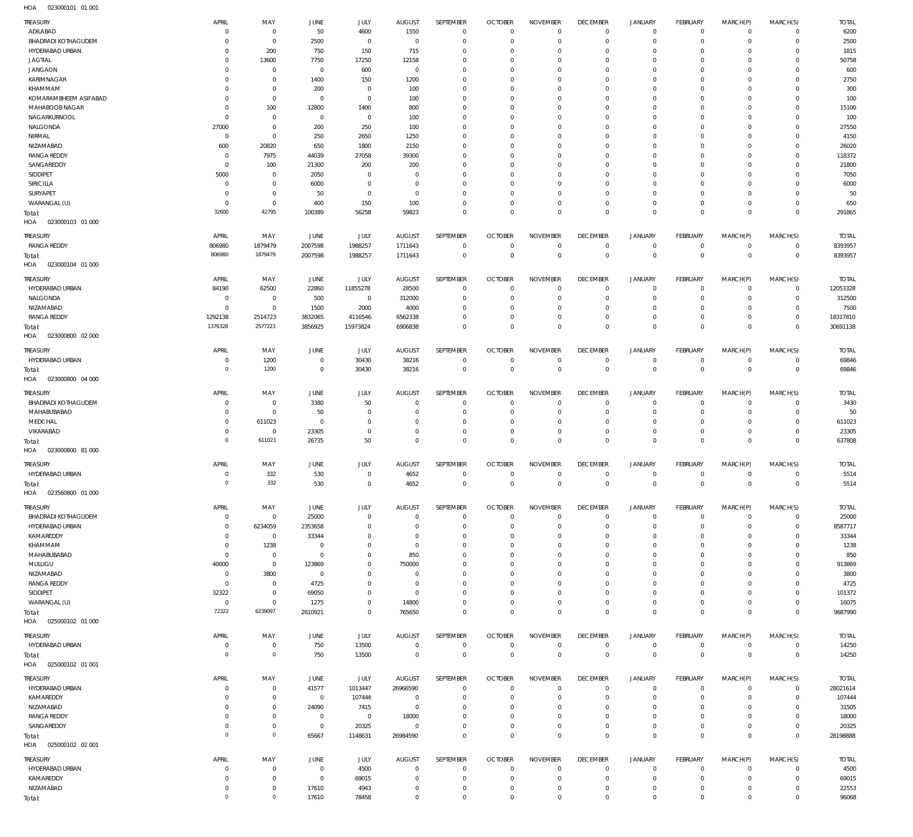HOA 023000101 01 001

| TREASURY | APRIL | MAY | JUNE | JULY | AUGUST | SEPTEMBER | OCTOBER | NOVEMBER | DECEMBER | JANUARY | FEBRUARY | MARCH(P) | MARCH(S) | TOTAL |
|---|---|---|---|---|---|---|---|---|---|---|---|---|---|---|
| ADILABAD | 0 | 0 | 50 | 4600 | 1550 | 0 | 0 | 0 | 0 | 0 | 0 | 0 | 0 | 6200 |
| BHADRADI KOTHAGUDEM | 0 | 0 | 2500 | 0 | 0 | 0 | 0 | 0 | 0 | 0 | 0 | 0 | 0 | 2500 |
| HYDERABAD URBAN | 0 | 200 | 750 | 150 | 715 | 0 | 0 | 0 | 0 | 0 | 0 | 0 | 0 | 1815 |
| JAGTIAL | 0 | 13600 | 7750 | 17250 | 12158 | 0 | 0 | 0 | 0 | 0 | 0 | 0 | 0 | 50758 |
| JANGAON | 0 | 0 | 0 | 600 | 0 | 0 | 0 | 0 | 0 | 0 | 0 | 0 | 0 | 600 |
| KARIMNAGAR | 0 | 0 | 1400 | 150 | 1200 | 0 | 0 | 0 | 0 | 0 | 0 | 0 | 0 | 2750 |
| KHAMMAM | 0 | 0 | 200 | 0 | 100 | 0 | 0 | 0 | 0 | 0 | 0 | 0 | 0 | 300 |
| KOMARAMBHEEM ASIFABAD | 0 | 0 | 0 | 0 | 100 | 0 | 0 | 0 | 0 | 0 | 0 | 0 | 0 | 100 |
| MAHABOOB NAGAR | 0 | 100 | 12800 | 1400 | 800 | 0 | 0 | 0 | 0 | 0 | 0 | 0 | 0 | 15100 |
| NAGARKURNOOL | 0 | 0 | 0 | 0 | 100 | 0 | 0 | 0 | 0 | 0 | 0 | 0 | 0 | 100 |
| NALGONDA | 27000 | 0 | 200 | 250 | 100 | 0 | 0 | 0 | 0 | 0 | 0 | 0 | 0 | 27550 |
| NIRMAL | 0 | 0 | 250 | 2650 | 1250 | 0 | 0 | 0 | 0 | 0 | 0 | 0 | 0 | 4150 |
| NIZAMABAD | 600 | 20820 | 650 | 1800 | 2150 | 0 | 0 | 0 | 0 | 0 | 0 | 0 | 0 | 26020 |
| RANGA REDDY | 0 | 7975 | 44039 | 27058 | 39300 | 0 | 0 | 0 | 0 | 0 | 0 | 0 | 0 | 118372 |
| SANGAREDDY | 0 | 100 | 21300 | 200 | 200 | 0 | 0 | 0 | 0 | 0 | 0 | 0 | 0 | 21800 |
| SIDDIPET | 5000 | 0 | 2050 | 0 | 0 | 0 | 0 | 0 | 0 | 0 | 0 | 0 | 0 | 7050 |
| SIRICILLA | 0 | 0 | 6000 | 0 | 0 | 0 | 0 | 0 | 0 | 0 | 0 | 0 | 0 | 6000 |
| SURYAPET | 0 | 0 | 50 | 0 | 0 | 0 | 0 | 0 | 0 | 0 | 0 | 0 | 0 | 50 |
| WARANGAL (U) | 0 | 0 | 400 | 150 | 100 | 0 | 0 | 0 | 0 | 0 | 0 | 0 | 0 | 650 |
| Total: | 32600 | 42795 | 100389 | 56258 | 59823 | 0 | 0 | 0 | 0 | 0 | 0 | 0 | 0 | 291865 |

HOA 023000103 01 000

| TREASURY | APRIL | MAY | JUNE | JULY | AUGUST | SEPTEMBER | OCTOBER | NOVEMBER | DECEMBER | JANUARY | FEBRUARY | MARCH(P) | MARCH(S) | TOTAL |
|---|---|---|---|---|---|---|---|---|---|---|---|---|---|---|
| RANGA REDDY | 806980 | 1879479 | 2007598 | 1988257 | 1711643 | 0 | 0 | 0 | 0 | 0 | 0 | 0 | 0 | 8393957 |
| Total: | 806980 | 1879479 | 2007598 | 1988257 | 1711643 | 0 | 0 | 0 | 0 | 0 | 0 | 0 | 0 | 8393957 |

HOA 023000104 01 000

| TREASURY | APRIL | MAY | JUNE | JULY | AUGUST | SEPTEMBER | OCTOBER | NOVEMBER | DECEMBER | JANUARY | FEBRUARY | MARCH(P) | MARCH(S) | TOTAL |
|---|---|---|---|---|---|---|---|---|---|---|---|---|---|---|
| HYDERABAD URBAN | 84190 | 62500 | 22860 | 11855278 | 28500 | 0 | 0 | 0 | 0 | 0 | 0 | 0 | 0 | 12053328 |
| NALGONDA | 0 | 0 | 500 | 0 | 312000 | 0 | 0 | 0 | 0 | 0 | 0 | 0 | 0 | 312500 |
| NIZAMABAD | 0 | 0 | 1500 | 2000 | 4000 | 0 | 0 | 0 | 0 | 0 | 0 | 0 | 0 | 7500 |
| RANGA REDDY | 1292138 | 2514723 | 3832065 | 4116546 | 6562338 | 0 | 0 | 0 | 0 | 0 | 0 | 0 | 0 | 18317810 |
| Total: | 1376328 | 2577223 | 3856925 | 15973824 | 6906838 | 0 | 0 | 0 | 0 | 0 | 0 | 0 | 0 | 30691138 |

HOA 023000800 02 000

| TREASURY | APRIL | MAY | JUNE | JULY | AUGUST | SEPTEMBER | OCTOBER | NOVEMBER | DECEMBER | JANUARY | FEBRUARY | MARCH(P) | MARCH(S) | TOTAL |
|---|---|---|---|---|---|---|---|---|---|---|---|---|---|---|
| HYDERABAD URBAN | 0 | 1200 | 0 | 30430 | 38216 | 0 | 0 | 0 | 0 | 0 | 0 | 0 | 0 | 69846 |
| Total: | 0 | 1200 | 0 | 30430 | 38216 | 0 | 0 | 0 | 0 | 0 | 0 | 0 | 0 | 69846 |

HOA 023000800 04 000

| TREASURY | APRIL | MAY | JUNE | JULY | AUGUST | SEPTEMBER | OCTOBER | NOVEMBER | DECEMBER | JANUARY | FEBRUARY | MARCH(P) | MARCH(S) | TOTAL |
|---|---|---|---|---|---|---|---|---|---|---|---|---|---|---|
| BHADRADI KOTHAGUDEM | 0 | 0 | 3380 | 50 | 0 | 0 | 0 | 0 | 0 | 0 | 0 | 0 | 0 | 3430 |
| MAHABUBABAD | 0 | 0 | 50 | 0 | 0 | 0 | 0 | 0 | 0 | 0 | 0 | 0 | 0 | 50 |
| MEDCHAL | 0 | 611023 | 0 | 0 | 0 | 0 | 0 | 0 | 0 | 0 | 0 | 0 | 0 | 611023 |
| VIKARABAD | 0 | 0 | 23305 | 0 | 0 | 0 | 0 | 0 | 0 | 0 | 0 | 0 | 0 | 23305 |
| Total: | 0 | 611023 | 26735 | 50 | 0 | 0 | 0 | 0 | 0 | 0 | 0 | 0 | 0 | 637808 |

HOA 023000800 81 000

| TREASURY | APRIL | MAY | JUNE | JULY | AUGUST | SEPTEMBER | OCTOBER | NOVEMBER | DECEMBER | JANUARY | FEBRUARY | MARCH(P) | MARCH(S) | TOTAL |
|---|---|---|---|---|---|---|---|---|---|---|---|---|---|---|
| HYDERABAD URBAN | 0 | 332 | 530 | 0 | 4652 | 0 | 0 | 0 | 0 | 0 | 0 | 0 | 0 | 5514 |
| Total: | 0 | 332 | 530 | 0 | 4652 | 0 | 0 | 0 | 0 | 0 | 0 | 0 | 0 | 5514 |

HOA 023560800 01 000

| TREASURY | APRIL | MAY | JUNE | JULY | AUGUST | SEPTEMBER | OCTOBER | NOVEMBER | DECEMBER | JANUARY | FEBRUARY | MARCH(P) | MARCH(S) | TOTAL |
|---|---|---|---|---|---|---|---|---|---|---|---|---|---|---|
| BHADRADI KOTHAGUDEM | 0 | 0 | 25000 | 0 | 0 | 0 | 0 | 0 | 0 | 0 | 0 | 0 | 0 | 25000 |
| HYDERABAD URBAN | 0 | 6234059 | 2353658 | 0 | 0 | 0 | 0 | 0 | 0 | 0 | 0 | 0 | 0 | 8587717 |
| KAMAREDDY | 0 | 0 | 33344 | 0 | 0 | 0 | 0 | 0 | 0 | 0 | 0 | 0 | 0 | 33344 |
| KHAMMAM | 0 | 1238 | 0 | 0 | 0 | 0 | 0 | 0 | 0 | 0 | 0 | 0 | 0 | 1238 |
| MAHABUBABAD | 0 | 0 | 0 | 0 | 850 | 0 | 0 | 0 | 0 | 0 | 0 | 0 | 0 | 850 |
| MULUGU | 40000 | 0 | 123869 | 0 | 750000 | 0 | 0 | 0 | 0 | 0 | 0 | 0 | 0 | 913869 |
| NIZAMABAD | 0 | 3800 | 0 | 0 | 0 | 0 | 0 | 0 | 0 | 0 | 0 | 0 | 0 | 3800 |
| RANGA REDDY | 0 | 0 | 4725 | 0 | 0 | 0 | 0 | 0 | 0 | 0 | 0 | 0 | 0 | 4725 |
| SIDDIPET | 32322 | 0 | 69050 | 0 | 0 | 0 | 0 | 0 | 0 | 0 | 0 | 0 | 0 | 101372 |
| WARANGAL (U) | 0 | 0 | 1275 | 0 | 14800 | 0 | 0 | 0 | 0 | 0 | 0 | 0 | 0 | 16075 |
| Total: | 72322 | 6239097 | 2610921 | 0 | 765650 | 0 | 0 | 0 | 0 | 0 | 0 | 0 | 0 | 9687990 |

HOA 025000102 01 000

| TREASURY | APRIL | MAY | JUNE | JULY | AUGUST | SEPTEMBER | OCTOBER | NOVEMBER | DECEMBER | JANUARY | FEBRUARY | MARCH(P) | MARCH(S) | TOTAL |
|---|---|---|---|---|---|---|---|---|---|---|---|---|---|---|
| HYDERABAD URBAN | 0 | 0 | 750 | 13500 | 0 | 0 | 0 | 0 | 0 | 0 | 0 | 0 | 0 | 14250 |
| Total: | 0 | 0 | 750 | 13500 | 0 | 0 | 0 | 0 | 0 | 0 | 0 | 0 | 0 | 14250 |

HOA 025000102 01 001

| TREASURY | APRIL | MAY | JUNE | JULY | AUGUST | SEPTEMBER | OCTOBER | NOVEMBER | DECEMBER | JANUARY | FEBRUARY | MARCH(P) | MARCH(S) | TOTAL |
|---|---|---|---|---|---|---|---|---|---|---|---|---|---|---|
| HYDERABAD URBAN | 0 | 0 | 41577 | 1013447 | 26966590 | 0 | 0 | 0 | 0 | 0 | 0 | 0 | 0 | 28021614 |
| KAMAREDDY | 0 | 0 | 0 | 107444 | 0 | 0 | 0 | 0 | 0 | 0 | 0 | 0 | 0 | 107444 |
| NIZAMABAD | 0 | 0 | 24090 | 7415 | 0 | 0 | 0 | 0 | 0 | 0 | 0 | 0 | 0 | 31505 |
| RANGA REDDY | 0 | 0 | 0 | 0 | 18000 | 0 | 0 | 0 | 0 | 0 | 0 | 0 | 0 | 18000 |
| SANGAREDDY | 0 | 0 | 0 | 20325 | 0 | 0 | 0 | 0 | 0 | 0 | 0 | 0 | 0 | 20325 |
| Total: | 0 | 0 | 65667 | 1148631 | 26984590 | 0 | 0 | 0 | 0 | 0 | 0 | 0 | 0 | 28198888 |

HOA 025000102 02 001

| TREASURY | APRIL | MAY | JUNE | JULY | AUGUST | SEPTEMBER | OCTOBER | NOVEMBER | DECEMBER | JANUARY | FEBRUARY | MARCH(P) | MARCH(S) | TOTAL |
|---|---|---|---|---|---|---|---|---|---|---|---|---|---|---|
| HYDERABAD URBAN | 0 | 0 | 0 | 4500 | 0 | 0 | 0 | 0 | 0 | 0 | 0 | 0 | 0 | 4500 |
| KAMAREDDY | 0 | 0 | 0 | 69015 | 0 | 0 | 0 | 0 | 0 | 0 | 0 | 0 | 0 | 69015 |
| NIZAMABAD | 0 | 0 | 17610 | 4943 | 0 | 0 | 0 | 0 | 0 | 0 | 0 | 0 | 0 | 22553 |
| Total: | 0 | 0 | 17610 | 78458 | 0 | 0 | 0 | 0 | 0 | 0 | 0 | 0 | 0 | 96068 |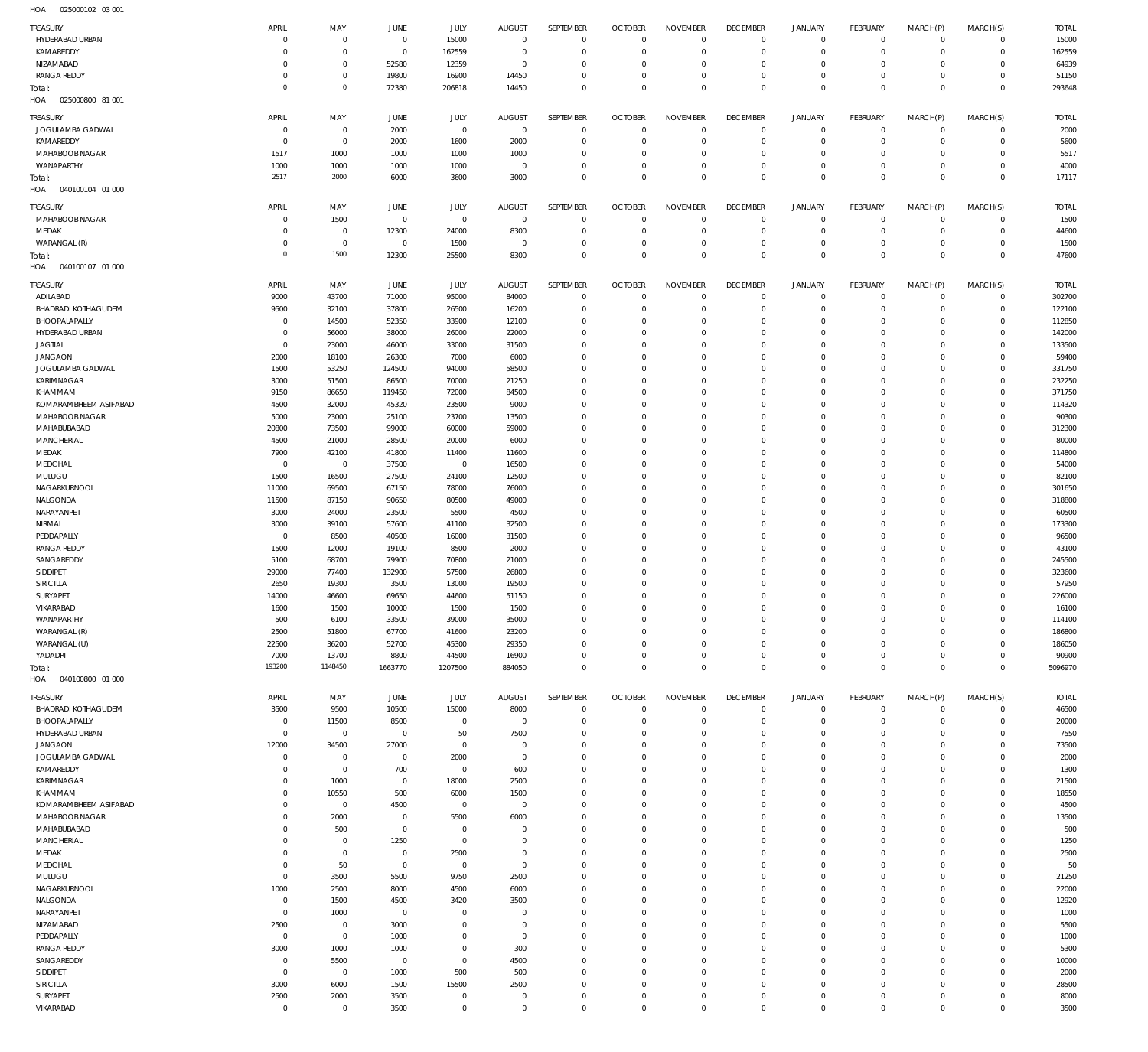HOA 025000102 03 001

| TREASURY | APRIL | MAY | JUNE | JULY | AUGUST | SEPTEMBER | OCTOBER | NOVEMBER | DECEMBER | JANUARY | FEBRUARY | MARCH(P) | MARCH(S) | TOTAL |
|---|---|---|---|---|---|---|---|---|---|---|---|---|---|---|
| HYDERABAD URBAN | 0 | 0 | 0 | 15000 | 0 | 0 | 0 | 0 | 0 | 0 | 0 | 0 | 0 | 15000 |
| KAMAREDDY | 0 | 0 | 0 | 162559 | 0 | 0 | 0 | 0 | 0 | 0 | 0 | 0 | 0 | 162559 |
| NIZAMABAD | 0 | 0 | 52580 | 12359 | 0 | 0 | 0 | 0 | 0 | 0 | 0 | 0 | 0 | 64939 |
| RANGA REDDY | 0 | 0 | 19800 | 16900 | 14450 | 0 | 0 | 0 | 0 | 0 | 0 | 0 | 0 | 51150 |
| Total: | 0 | 0 | 72380 | 206818 | 14450 | 0 | 0 | 0 | 0 | 0 | 0 | 0 | 0 | 293648 |

HOA 025000800 81 001

| TREASURY | APRIL | MAY | JUNE | JULY | AUGUST | SEPTEMBER | OCTOBER | NOVEMBER | DECEMBER | JANUARY | FEBRUARY | MARCH(P) | MARCH(S) | TOTAL |
|---|---|---|---|---|---|---|---|---|---|---|---|---|---|---|
| JOGULAMBA GADWAL | 0 | 0 | 2000 | 0 | 0 | 0 | 0 | 0 | 0 | 0 | 0 | 0 | 0 | 2000 |
| KAMAREDDY | 0 | 0 | 2000 | 1600 | 2000 | 0 | 0 | 0 | 0 | 0 | 0 | 0 | 0 | 5600 |
| MAHABOOBNAGAR | 1517 | 1000 | 1000 | 1000 | 1000 | 0 | 0 | 0 | 0 | 0 | 0 | 0 | 0 | 5517 |
| WANAPARTHY | 1000 | 1000 | 1000 | 1000 | 0 | 0 | 0 | 0 | 0 | 0 | 0 | 0 | 0 | 4000 |
| Total: | 2517 | 2000 | 6000 | 3600 | 3000 | 0 | 0 | 0 | 0 | 0 | 0 | 0 | 0 | 17117 |

HOA 040100104 01 000

| TREASURY | APRIL | MAY | JUNE | JULY | AUGUST | SEPTEMBER | OCTOBER | NOVEMBER | DECEMBER | JANUARY | FEBRUARY | MARCH(P) | MARCH(S) | TOTAL |
|---|---|---|---|---|---|---|---|---|---|---|---|---|---|---|
| MAHABOOBNAGAR | 0 | 1500 | 0 | 0 | 0 | 0 | 0 | 0 | 0 | 0 | 0 | 0 | 0 | 1500 |
| MEDAK | 0 | 0 | 12300 | 24000 | 8300 | 0 | 0 | 0 | 0 | 0 | 0 | 0 | 0 | 44600 |
| WARANGAL (R) | 0 | 0 | 0 | 1500 | 0 | 0 | 0 | 0 | 0 | 0 | 0 | 0 | 0 | 1500 |
| Total: | 0 | 1500 | 12300 | 25500 | 8300 | 0 | 0 | 0 | 0 | 0 | 0 | 0 | 0 | 47600 |

HOA 040100107 01 000

| TREASURY | APRIL | MAY | JUNE | JULY | AUGUST | SEPTEMBER | OCTOBER | NOVEMBER | DECEMBER | JANUARY | FEBRUARY | MARCH(P) | MARCH(S) | TOTAL |
|---|---|---|---|---|---|---|---|---|---|---|---|---|---|---|
| ADILABAD | 9000 | 43700 | 71000 | 95000 | 84000 | 0 | 0 | 0 | 0 | 0 | 0 | 0 | 0 | 302700 |
| BHADRADI KOTHAGUDEM | 9500 | 32100 | 37800 | 26500 | 16200 | 0 | 0 | 0 | 0 | 0 | 0 | 0 | 0 | 122100 |
| BHOOPALAPALLY | 0 | 14500 | 52350 | 33900 | 12100 | 0 | 0 | 0 | 0 | 0 | 0 | 0 | 0 | 112850 |
| HYDERABAD URBAN | 0 | 56000 | 38000 | 26000 | 22000 | 0 | 0 | 0 | 0 | 0 | 0 | 0 | 0 | 142000 |
| JAGTIAL | 0 | 23000 | 46000 | 33000 | 31500 | 0 | 0 | 0 | 0 | 0 | 0 | 0 | 0 | 133500 |
| JANGAON | 2000 | 18100 | 26300 | 7000 | 6000 | 0 | 0 | 0 | 0 | 0 | 0 | 0 | 0 | 59400 |
| JOGULAMBA GADWAL | 1500 | 53250 | 124500 | 94000 | 58500 | 0 | 0 | 0 | 0 | 0 | 0 | 0 | 0 | 331750 |
| KARIMNAGAR | 3000 | 51500 | 86500 | 70000 | 21250 | 0 | 0 | 0 | 0 | 0 | 0 | 0 | 0 | 232250 |
| KHAMMAM | 9150 | 86650 | 119450 | 72000 | 84500 | 0 | 0 | 0 | 0 | 0 | 0 | 0 | 0 | 371750 |
| KOMARAMBHEEM ASIFABAD | 4500 | 32000 | 45320 | 23500 | 9000 | 0 | 0 | 0 | 0 | 0 | 0 | 0 | 0 | 114320 |
| MAHABOOBNAGAR | 5000 | 23000 | 25100 | 23700 | 13500 | 0 | 0 | 0 | 0 | 0 | 0 | 0 | 0 | 90300 |
| MAHABUBABAD | 20800 | 73500 | 99000 | 60000 | 59000 | 0 | 0 | 0 | 0 | 0 | 0 | 0 | 0 | 312300 |
| MANCHERIAL | 4500 | 21000 | 28500 | 20000 | 6000 | 0 | 0 | 0 | 0 | 0 | 0 | 0 | 0 | 80000 |
| MEDAK | 7900 | 42100 | 41800 | 11400 | 11600 | 0 | 0 | 0 | 0 | 0 | 0 | 0 | 0 | 114800 |
| MEDCHAL | 0 | 0 | 37500 | 0 | 16500 | 0 | 0 | 0 | 0 | 0 | 0 | 0 | 0 | 54000 |
| MULUGU | 1500 | 16500 | 27500 | 24100 | 12500 | 0 | 0 | 0 | 0 | 0 | 0 | 0 | 0 | 82100 |
| NAGARKURNOOL | 11000 | 69500 | 67150 | 78000 | 76000 | 0 | 0 | 0 | 0 | 0 | 0 | 0 | 0 | 301650 |
| NALGONDA | 11500 | 87150 | 90650 | 80500 | 49000 | 0 | 0 | 0 | 0 | 0 | 0 | 0 | 0 | 318800 |
| NARAYANPET | 3000 | 24000 | 23500 | 5500 | 4500 | 0 | 0 | 0 | 0 | 0 | 0 | 0 | 0 | 60500 |
| NIRMAL | 3000 | 39100 | 57600 | 41100 | 32500 | 0 | 0 | 0 | 0 | 0 | 0 | 0 | 0 | 173300 |
| PEDDAPALLY | 0 | 8500 | 40500 | 16000 | 31500 | 0 | 0 | 0 | 0 | 0 | 0 | 0 | 0 | 96500 |
| RANGA REDDY | 1500 | 12000 | 19100 | 8500 | 2000 | 0 | 0 | 0 | 0 | 0 | 0 | 0 | 0 | 43100 |
| SANGAREDDY | 5100 | 68700 | 79900 | 70800 | 21000 | 0 | 0 | 0 | 0 | 0 | 0 | 0 | 0 | 245500 |
| SIDDIPET | 29000 | 77400 | 132900 | 57500 | 26800 | 0 | 0 | 0 | 0 | 0 | 0 | 0 | 0 | 323600 |
| SIRICILLA | 2650 | 19300 | 3500 | 13000 | 19500 | 0 | 0 | 0 | 0 | 0 | 0 | 0 | 0 | 57950 |
| SURYAPET | 14000 | 46600 | 69650 | 44600 | 51150 | 0 | 0 | 0 | 0 | 0 | 0 | 0 | 0 | 226000 |
| VIKARABAD | 1600 | 1500 | 10000 | 1500 | 1500 | 0 | 0 | 0 | 0 | 0 | 0 | 0 | 0 | 16100 |
| WANAPARTHY | 500 | 6100 | 33500 | 39000 | 35000 | 0 | 0 | 0 | 0 | 0 | 0 | 0 | 0 | 114100 |
| WARANGAL (R) | 2500 | 51800 | 67700 | 41600 | 23200 | 0 | 0 | 0 | 0 | 0 | 0 | 0 | 0 | 186800 |
| WARANGAL (U) | 22500 | 36200 | 52700 | 45300 | 29350 | 0 | 0 | 0 | 0 | 0 | 0 | 0 | 0 | 186050 |
| YADADRI | 7000 | 13700 | 8800 | 44500 | 16900 | 0 | 0 | 0 | 0 | 0 | 0 | 0 | 0 | 90900 |
| Total: | 193200 | 1148450 | 1663770 | 1207500 | 884050 | 0 | 0 | 0 | 0 | 0 | 0 | 0 | 0 | 5096970 |

HOA 040100800 01 000

| TREASURY | APRIL | MAY | JUNE | JULY | AUGUST | SEPTEMBER | OCTOBER | NOVEMBER | DECEMBER | JANUARY | FEBRUARY | MARCH(P) | MARCH(S) | TOTAL |
|---|---|---|---|---|---|---|---|---|---|---|---|---|---|---|
| BHADRADI KOTHAGUDEM | 3500 | 9500 | 10500 | 15000 | 8000 | 0 | 0 | 0 | 0 | 0 | 0 | 0 | 0 | 46500 |
| BHOOPALAPALLY | 0 | 11500 | 8500 | 0 | 0 | 0 | 0 | 0 | 0 | 0 | 0 | 0 | 0 | 20000 |
| HYDERABAD URBAN | 0 | 0 | 0 | 50 | 7500 | 0 | 0 | 0 | 0 | 0 | 0 | 0 | 0 | 7550 |
| JANGAON | 12000 | 34500 | 27000 | 0 | 0 | 0 | 0 | 0 | 0 | 0 | 0 | 0 | 0 | 73500 |
| JOGULAMBA GADWAL | 0 | 0 | 0 | 2000 | 0 | 0 | 0 | 0 | 0 | 0 | 0 | 0 | 0 | 2000 |
| KAMAREDDY | 0 | 0 | 700 | 0 | 600 | 0 | 0 | 0 | 0 | 0 | 0 | 0 | 0 | 1300 |
| KARIMNAGAR | 0 | 1000 | 0 | 18000 | 2500 | 0 | 0 | 0 | 0 | 0 | 0 | 0 | 0 | 21500 |
| KHAMMAM | 0 | 10550 | 500 | 6000 | 1500 | 0 | 0 | 0 | 0 | 0 | 0 | 0 | 0 | 18550 |
| KOMARAMBHEEM ASIFABAD | 0 | 0 | 4500 | 0 | 0 | 0 | 0 | 0 | 0 | 0 | 0 | 0 | 0 | 4500 |
| MAHABOOBNAGAR | 0 | 2000 | 0 | 5500 | 6000 | 0 | 0 | 0 | 0 | 0 | 0 | 0 | 0 | 13500 |
| MAHABUBABAD | 0 | 500 | 0 | 0 | 0 | 0 | 0 | 0 | 0 | 0 | 0 | 0 | 0 | 500 |
| MANCHERIAL | 0 | 0 | 1250 | 0 | 0 | 0 | 0 | 0 | 0 | 0 | 0 | 0 | 0 | 1250 |
| MEDAK | 0 | 0 | 0 | 2500 | 0 | 0 | 0 | 0 | 0 | 0 | 0 | 0 | 0 | 2500 |
| MEDCHAL | 0 | 50 | 0 | 0 | 0 | 0 | 0 | 0 | 0 | 0 | 0 | 0 | 0 | 50 |
| MULUGU | 0 | 3500 | 5500 | 9750 | 2500 | 0 | 0 | 0 | 0 | 0 | 0 | 0 | 0 | 21250 |
| NAGARKURNOOL | 1000 | 2500 | 8000 | 4500 | 6000 | 0 | 0 | 0 | 0 | 0 | 0 | 0 | 0 | 22000 |
| NALGONDA | 0 | 1500 | 4500 | 3420 | 3500 | 0 | 0 | 0 | 0 | 0 | 0 | 0 | 0 | 12920 |
| NARAYANPET | 0 | 1000 | 0 | 0 | 0 | 0 | 0 | 0 | 0 | 0 | 0 | 0 | 0 | 1000 |
| NIZAMABAD | 2500 | 0 | 3000 | 0 | 0 | 0 | 0 | 0 | 0 | 0 | 0 | 0 | 0 | 5500 |
| PEDDAPALLY | 0 | 0 | 1000 | 0 | 0 | 0 | 0 | 0 | 0 | 0 | 0 | 0 | 0 | 1000 |
| RANGA REDDY | 3000 | 1000 | 1000 | 0 | 300 | 0 | 0 | 0 | 0 | 0 | 0 | 0 | 0 | 5300 |
| SANGAREDDY | 0 | 5500 | 0 | 0 | 4500 | 0 | 0 | 0 | 0 | 0 | 0 | 0 | 0 | 10000 |
| SIDDIPET | 0 | 0 | 1000 | 500 | 500 | 0 | 0 | 0 | 0 | 0 | 0 | 0 | 0 | 2000 |
| SIRICILLA | 3000 | 6000 | 1500 | 15500 | 2500 | 0 | 0 | 0 | 0 | 0 | 0 | 0 | 0 | 28500 |
| SURYAPET | 2500 | 2000 | 3500 | 0 | 0 | 0 | 0 | 0 | 0 | 0 | 0 | 0 | 0 | 8000 |
| VIKARABAD | 0 | 0 | 3500 | 0 | 0 | 0 | 0 | 0 | 0 | 0 | 0 | 0 | 0 | 3500 |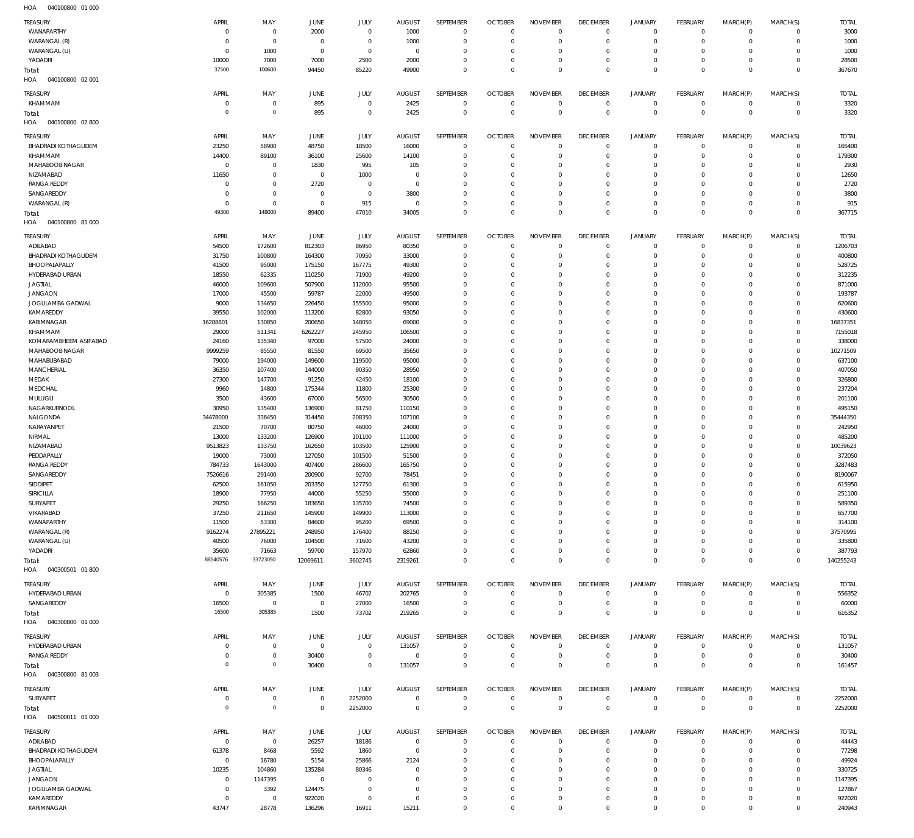HOA 040100800 01 000

| TREASURY | APRIL | MAY | JUNE | JULY | AUGUST | SEPTEMBER | OCTOBER | NOVEMBER | DECEMBER | JANUARY | FEBRUARY | MARCH(P) | MARCH(S) | TOTAL |
|---|---|---|---|---|---|---|---|---|---|---|---|---|---|---|
| WANAPARTHY | 0 | 0 | 2000 | 0 | 1000 | 0 | 0 | 0 | 0 | 0 | 0 | 0 | 0 | 3000 |
| WARANGAL (R) | 0 | 0 | 0 | 0 | 1000 | 0 | 0 | 0 | 0 | 0 | 0 | 0 | 0 | 1000 |
| WARANGAL (U) | 0 | 1000 | 0 | 0 | 0 | 0 | 0 | 0 | 0 | 0 | 0 | 0 | 0 | 1000 |
| YADADRI | 10000 | 7000 | 7000 | 2500 | 2000 | 0 | 0 | 0 | 0 | 0 | 0 | 0 | 0 | 28500 |
| Total: | 37500 | 100600 | 94450 | 85220 | 49900 | 0 | 0 | 0 | 0 | 0 | 0 | 0 | 0 | 367670 |

HOA 040100800 02 001

| TREASURY | APRIL | MAY | JUNE | JULY | AUGUST | SEPTEMBER | OCTOBER | NOVEMBER | DECEMBER | JANUARY | FEBRUARY | MARCH(P) | MARCH(S) | TOTAL |
|---|---|---|---|---|---|---|---|---|---|---|---|---|---|---|
| KHAMMAM | 0 | 0 | 895 | 0 | 2425 | 0 | 0 | 0 | 0 | 0 | 0 | 0 | 0 | 3320 |
| Total: | 0 | 0 | 895 | 0 | 2425 | 0 | 0 | 0 | 0 | 0 | 0 | 0 | 0 | 3320 |

HOA 040100800 02 800

| TREASURY | APRIL | MAY | JUNE | JULY | AUGUST | SEPTEMBER | OCTOBER | NOVEMBER | DECEMBER | JANUARY | FEBRUARY | MARCH(P) | MARCH(S) | TOTAL |
|---|---|---|---|---|---|---|---|---|---|---|---|---|---|---|
| BHADRADI KOTHAGUDEM | 23250 | 58900 | 48750 | 18500 | 16000 | 0 | 0 | 0 | 0 | 0 | 0 | 0 | 0 | 165400 |
| KHAMMAM | 14400 | 89100 | 36100 | 25600 | 14100 | 0 | 0 | 0 | 0 | 0 | 0 | 0 | 0 | 179300 |
| MAHABOOBNAGAR | 0 | 0 | 1830 | 995 | 105 | 0 | 0 | 0 | 0 | 0 | 0 | 0 | 0 | 2930 |
| NIZAMABAD | 11650 | 0 | 0 | 1000 | 0 | 0 | 0 | 0 | 0 | 0 | 0 | 0 | 0 | 12650 |
| RANGA REDDY | 0 | 0 | 2720 | 0 | 0 | 0 | 0 | 0 | 0 | 0 | 0 | 0 | 0 | 2720 |
| SANGAREDDY | 0 | 0 | 0 | 0 | 3800 | 0 | 0 | 0 | 0 | 0 | 0 | 0 | 0 | 3800 |
| WARANGAL (R) | 0 | 0 | 0 | 915 | 0 | 0 | 0 | 0 | 0 | 0 | 0 | 0 | 0 | 915 |
| Total: | 49300 | 148000 | 89400 | 47010 | 34005 | 0 | 0 | 0 | 0 | 0 | 0 | 0 | 0 | 367715 |

HOA 040100800 81 000

| TREASURY | APRIL | MAY | JUNE | JULY | AUGUST | SEPTEMBER | OCTOBER | NOVEMBER | DECEMBER | JANUARY | FEBRUARY | MARCH(P) | MARCH(S) | TOTAL |
|---|---|---|---|---|---|---|---|---|---|---|---|---|---|---|
| ADILABAD | 54500 | 172600 | 812303 | 86950 | 80350 | 0 | 0 | 0 | 0 | 0 | 0 | 0 | 0 | 1206703 |
| BHADRADI KOTHAGUDEM | 31750 | 100800 | 164300 | 70950 | 33000 | 0 | 0 | 0 | 0 | 0 | 0 | 0 | 0 | 400800 |
| BHOOPALAPALLY | 41500 | 95000 | 175150 | 167775 | 49300 | 0 | 0 | 0 | 0 | 0 | 0 | 0 | 0 | 528725 |
| HYDERABAD URBAN | 18550 | 62335 | 110250 | 71900 | 49200 | 0 | 0 | 0 | 0 | 0 | 0 | 0 | 0 | 312235 |
| JAGTIAL | 46000 | 109600 | 507900 | 112000 | 95500 | 0 | 0 | 0 | 0 | 0 | 0 | 0 | 0 | 871000 |
| JANGAON | 17000 | 45500 | 59787 | 22000 | 49500 | 0 | 0 | 0 | 0 | 0 | 0 | 0 | 0 | 193787 |
| JOGULAMBA GADWAL | 9000 | 134650 | 226450 | 155500 | 95000 | 0 | 0 | 0 | 0 | 0 | 0 | 0 | 0 | 620600 |
| KAMAREDDY | 39550 | 102000 | 113200 | 82800 | 93050 | 0 | 0 | 0 | 0 | 0 | 0 | 0 | 0 | 430600 |
| KARIMNAGAR | 16288801 | 130850 | 200650 | 148050 | 69000 | 0 | 0 | 0 | 0 | 0 | 0 | 0 | 0 | 16837351 |
| KHAMMAM | 29000 | 511341 | 6262227 | 245950 | 106500 | 0 | 0 | 0 | 0 | 0 | 0 | 0 | 0 | 7155018 |
| KOMARAMBHEEM ASIFABAD | 24160 | 135340 | 97000 | 57500 | 24000 | 0 | 0 | 0 | 0 | 0 | 0 | 0 | 0 | 338000 |
| MAHABOOBNAGAR | 9999259 | 85550 | 81550 | 69500 | 35650 | 0 | 0 | 0 | 0 | 0 | 0 | 0 | 0 | 10271509 |
| MAHABUBABAD | 79000 | 194000 | 149600 | 119500 | 95000 | 0 | 0 | 0 | 0 | 0 | 0 | 0 | 0 | 637100 |
| MANCHERIAL | 36350 | 107400 | 144000 | 90350 | 28950 | 0 | 0 | 0 | 0 | 0 | 0 | 0 | 0 | 407050 |
| MEDAK | 27300 | 147700 | 91250 | 42450 | 18100 | 0 | 0 | 0 | 0 | 0 | 0 | 0 | 0 | 326800 |
| MEDCHAL | 9960 | 14800 | 175344 | 11800 | 25300 | 0 | 0 | 0 | 0 | 0 | 0 | 0 | 0 | 237204 |
| MULUGU | 3500 | 43600 | 67000 | 56500 | 30500 | 0 | 0 | 0 | 0 | 0 | 0 | 0 | 0 | 201100 |
| NAGARKURNOOL | 30950 | 135400 | 136900 | 81750 | 110150 | 0 | 0 | 0 | 0 | 0 | 0 | 0 | 0 | 495150 |
| NALGONDA | 34478000 | 336450 | 314450 | 208350 | 107100 | 0 | 0 | 0 | 0 | 0 | 0 | 0 | 0 | 35444350 |
| NARAYANPET | 21500 | 70700 | 80750 | 46000 | 24000 | 0 | 0 | 0 | 0 | 0 | 0 | 0 | 0 | 242950 |
| NIRMAL | 13000 | 133200 | 126900 | 101100 | 111000 | 0 | 0 | 0 | 0 | 0 | 0 | 0 | 0 | 485200 |
| NIZAMABAD | 9513823 | 133750 | 162650 | 103500 | 125900 | 0 | 0 | 0 | 0 | 0 | 0 | 0 | 0 | 10039623 |
| PEDDAPALLY | 19000 | 73000 | 127050 | 101500 | 51500 | 0 | 0 | 0 | 0 | 0 | 0 | 0 | 0 | 372050 |
| RANGA REDDY | 784733 | 1643000 | 407400 | 286600 | 165750 | 0 | 0 | 0 | 0 | 0 | 0 | 0 | 0 | 3287483 |
| SANGAREDDY | 7526616 | 291400 | 200900 | 92700 | 78451 | 0 | 0 | 0 | 0 | 0 | 0 | 0 | 0 | 8190067 |
| SIDDIPET | 62500 | 161050 | 203350 | 127750 | 61300 | 0 | 0 | 0 | 0 | 0 | 0 | 0 | 0 | 615950 |
| SIRICILLA | 18900 | 77950 | 44000 | 55250 | 55000 | 0 | 0 | 0 | 0 | 0 | 0 | 0 | 0 | 251100 |
| SURYAPET | 29250 | 166250 | 183650 | 135700 | 74500 | 0 | 0 | 0 | 0 | 0 | 0 | 0 | 0 | 589350 |
| VIKARABAD | 37250 | 211650 | 145900 | 149900 | 113000 | 0 | 0 | 0 | 0 | 0 | 0 | 0 | 0 | 657700 |
| WANAPARTHY | 11500 | 53300 | 84600 | 95200 | 69500 | 0 | 0 | 0 | 0 | 0 | 0 | 0 | 0 | 314100 |
| WARANGAL (R) | 9162274 | 27895221 | 248950 | 176400 | 88150 | 0 | 0 | 0 | 0 | 0 | 0 | 0 | 0 | 37570995 |
| WARANGAL (U) | 40500 | 76000 | 104500 | 71600 | 43200 | 0 | 0 | 0 | 0 | 0 | 0 | 0 | 0 | 335800 |
| YADADRI | 35600 | 71663 | 59700 | 157970 | 62860 | 0 | 0 | 0 | 0 | 0 | 0 | 0 | 0 | 387793 |
| Total: | 88540576 | 33723050 | 12069611 | 3602745 | 2319261 | 0 | 0 | 0 | 0 | 0 | 0 | 0 | 0 | 140255243 |

HOA 040300501 01 800

| TREASURY | APRIL | MAY | JUNE | JULY | AUGUST | SEPTEMBER | OCTOBER | NOVEMBER | DECEMBER | JANUARY | FEBRUARY | MARCH(P) | MARCH(S) | TOTAL |
|---|---|---|---|---|---|---|---|---|---|---|---|---|---|---|
| HYDERABAD URBAN | 0 | 305385 | 1500 | 46702 | 202765 | 0 | 0 | 0 | 0 | 0 | 0 | 0 | 0 | 556352 |
| SANGAREDDY | 16500 | 0 | 0 | 27000 | 16500 | 0 | 0 | 0 | 0 | 0 | 0 | 0 | 0 | 60000 |
| Total: | 16500 | 305385 | 1500 | 73702 | 219265 | 0 | 0 | 0 | 0 | 0 | 0 | 0 | 0 | 616352 |

HOA 040300800 01 000

| TREASURY | APRIL | MAY | JUNE | JULY | AUGUST | SEPTEMBER | OCTOBER | NOVEMBER | DECEMBER | JANUARY | FEBRUARY | MARCH(P) | MARCH(S) | TOTAL |
|---|---|---|---|---|---|---|---|---|---|---|---|---|---|---|
| HYDERABAD URBAN | 0 | 0 | 0 | 0 | 131057 | 0 | 0 | 0 | 0 | 0 | 0 | 0 | 0 | 131057 |
| RANGA REDDY | 0 | 0 | 30400 | 0 | 0 | 0 | 0 | 0 | 0 | 0 | 0 | 0 | 0 | 30400 |
| Total: | 0 | 0 | 30400 | 0 | 131057 | 0 | 0 | 0 | 0 | 0 | 0 | 0 | 0 | 161457 |

HOA 040300800 81 003

| TREASURY | APRIL | MAY | JUNE | JULY | AUGUST | SEPTEMBER | OCTOBER | NOVEMBER | DECEMBER | JANUARY | FEBRUARY | MARCH(P) | MARCH(S) | TOTAL |
|---|---|---|---|---|---|---|---|---|---|---|---|---|---|---|
| SURYAPET | 0 | 0 | 0 | 2252000 | 0 | 0 | 0 | 0 | 0 | 0 | 0 | 0 | 0 | 2252000 |
| Total: | 0 | 0 | 0 | 2252000 | 0 | 0 | 0 | 0 | 0 | 0 | 0 | 0 | 0 | 2252000 |

HOA 040500011 01 000

| TREASURY | APRIL | MAY | JUNE | JULY | AUGUST | SEPTEMBER | OCTOBER | NOVEMBER | DECEMBER | JANUARY | FEBRUARY | MARCH(P) | MARCH(S) | TOTAL |
|---|---|---|---|---|---|---|---|---|---|---|---|---|---|---|
| ADILABAD | 0 | 0 | 26257 | 18186 | 0 | 0 | 0 | 0 | 0 | 0 | 0 | 0 | 0 | 44443 |
| BHADRADI KOTHAGUDEM | 61378 | 8468 | 5592 | 1860 | 0 | 0 | 0 | 0 | 0 | 0 | 0 | 0 | 0 | 77298 |
| BHOOPALAPALLY | 0 | 16780 | 5154 | 25866 | 2124 | 0 | 0 | 0 | 0 | 0 | 0 | 0 | 0 | 49924 |
| JAGTIAL | 10235 | 104860 | 135284 | 80346 | 0 | 0 | 0 | 0 | 0 | 0 | 0 | 0 | 0 | 330725 |
| JANGAON | 0 | 1147395 | 0 | 0 | 0 | 0 | 0 | 0 | 0 | 0 | 0 | 0 | 0 | 1147395 |
| JOGULAMBA GADWAL | 0 | 3392 | 124475 | 0 | 0 | 0 | 0 | 0 | 0 | 0 | 0 | 0 | 0 | 127867 |
| KAMAREDDY | 0 | 0 | 922020 | 0 | 0 | 0 | 0 | 0 | 0 | 0 | 0 | 0 | 0 | 922020 |
| KARIMNAGAR | 43747 | 28778 | 136296 | 16911 | 15211 | 0 | 0 | 0 | 0 | 0 | 0 | 0 | 0 | 240943 |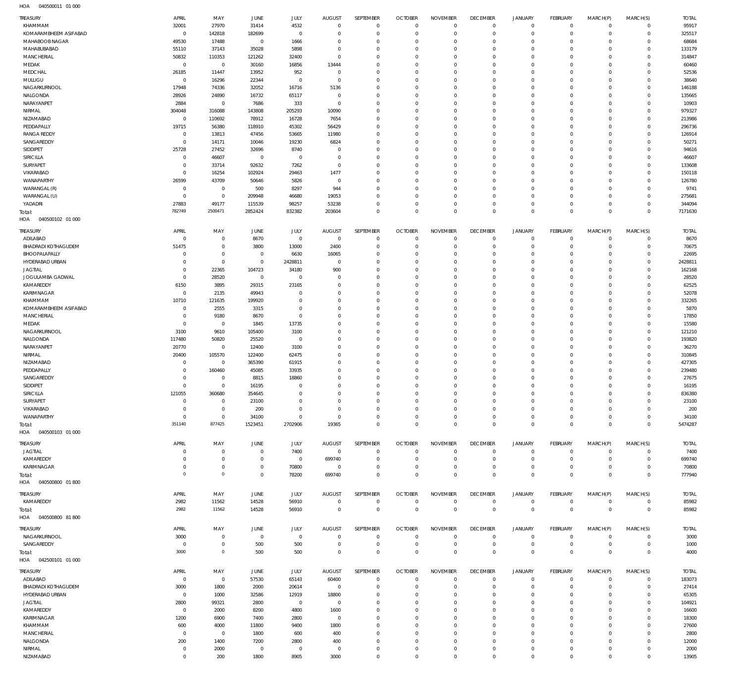HOA 040500011 01 000

| TREASURY | APRIL | MAY | JUNE | JULY | AUGUST | SEPTEMBER | OCTOBER | NOVEMBER | DECEMBER | JANUARY | FEBRUARY | MARCH(P) | MARCH(S) | TOTAL |
|---|---|---|---|---|---|---|---|---|---|---|---|---|---|---|
| KHAMMAM | 32001 | 27970 | 31414 | 4532 | 0 | 0 | 0 | 0 | 0 | 0 | 0 | 0 | 0 | 95917 |
| KOMARAMBHEEM ASIFABAD | 0 | 142818 | 182699 | 0 | 0 | 0 | 0 | 0 | 0 | 0 | 0 | 0 | 0 | 325517 |
| MAHABOOBNAGAR | 49530 | 17488 | 0 | 1666 | 0 | 0 | 0 | 0 | 0 | 0 | 0 | 0 | 0 | 68684 |
| MAHABUBABAD | 55110 | 37143 | 35028 | 5898 | 0 | 0 | 0 | 0 | 0 | 0 | 0 | 0 | 0 | 133179 |
| MANCHERIAL | 50832 | 110353 | 121262 | 32400 | 0 | 0 | 0 | 0 | 0 | 0 | 0 | 0 | 0 | 314847 |
| MEDAK | 0 | 0 | 30160 | 16856 | 13444 | 0 | 0 | 0 | 0 | 0 | 0 | 0 | 0 | 60460 |
| MEDCHAL | 26185 | 11447 | 13952 | 952 | 0 | 0 | 0 | 0 | 0 | 0 | 0 | 0 | 0 | 52536 |
| MULUGU | 0 | 16296 | 22344 | 0 | 0 | 0 | 0 | 0 | 0 | 0 | 0 | 0 | 0 | 38640 |
| NAGARKURNOOL | 17948 | 74336 | 32052 | 16716 | 5136 | 0 | 0 | 0 | 0 | 0 | 0 | 0 | 0 | 146188 |
| NALGONDA | 28926 | 24890 | 16732 | 65117 | 0 | 0 | 0 | 0 | 0 | 0 | 0 | 0 | 0 | 135665 |
| NARAYANPET | 2884 | 0 | 7686 | 333 | 0 | 0 | 0 | 0 | 0 | 0 | 0 | 0 | 0 | 10903 |
| NIRMAL | 304048 | 316088 | 143808 | 205293 | 10090 | 0 | 0 | 0 | 0 | 0 | 0 | 0 | 0 | 979327 |
| NIZAMABAD | 0 | 110692 | 78912 | 16728 | 7654 | 0 | 0 | 0 | 0 | 0 | 0 | 0 | 0 | 213986 |
| PEDDAPALLY | 19715 | 56380 | 118910 | 45302 | 56429 | 0 | 0 | 0 | 0 | 0 | 0 | 0 | 0 | 296736 |
| RANGA REDDY | 0 | 13813 | 47456 | 53665 | 11980 | 0 | 0 | 0 | 0 | 0 | 0 | 0 | 0 | 126914 |
| SANGAREDDY | 0 | 14171 | 10046 | 19230 | 6824 | 0 | 0 | 0 | 0 | 0 | 0 | 0 | 0 | 50271 |
| SIDDIPET | 25728 | 27452 | 32696 | 8740 | 0 | 0 | 0 | 0 | 0 | 0 | 0 | 0 | 0 | 94616 |
| SIRICILLA | 0 | 46607 | 0 | 0 | 0 | 0 | 0 | 0 | 0 | 0 | 0 | 0 | 0 | 46607 |
| SURYAPET | 0 | 33714 | 92632 | 7262 | 0 | 0 | 0 | 0 | 0 | 0 | 0 | 0 | 0 | 133608 |
| VIKARABAD | 0 | 16254 | 102924 | 29463 | 1477 | 0 | 0 | 0 | 0 | 0 | 0 | 0 | 0 | 150118 |
| WANAPARTHY | 26599 | 43709 | 50646 | 5826 | 0 | 0 | 0 | 0 | 0 | 0 | 0 | 0 | 0 | 126780 |
| WARANGAL (R) | 0 | 0 | 500 | 8297 | 944 | 0 | 0 | 0 | 0 | 0 | 0 | 0 | 0 | 9741 |
| WARANGAL (U) | 0 | 0 | 209948 | 46680 | 19053 | 0 | 0 | 0 | 0 | 0 | 0 | 0 | 0 | 275681 |
| YADADRI | 27883 | 49177 | 115539 | 98257 | 53238 | 0 | 0 | 0 | 0 | 0 | 0 | 0 | 0 | 344094 |
| Total: | 782749 | 2500471 | 2852424 | 832382 | 203604 | 0 | 0 | 0 | 0 | 0 | 0 | 0 | 0 | 7171630 |

HOA 040500102 01 000

| TREASURY | APRIL | MAY | JUNE | JULY | AUGUST | SEPTEMBER | OCTOBER | NOVEMBER | DECEMBER | JANUARY | FEBRUARY | MARCH(P) | MARCH(S) | TOTAL |
|---|---|---|---|---|---|---|---|---|---|---|---|---|---|---|
| ADILABAD | 0 | 0 | 8670 | 0 | 0 | 0 | 0 | 0 | 0 | 0 | 0 | 0 | 0 | 8670 |
| BHADRADI KOTHAGUDEM | 51475 | 0 | 3800 | 13000 | 2400 | 0 | 0 | 0 | 0 | 0 | 0 | 0 | 0 | 70675 |
| BHOOPALAPALLY | 0 | 0 | 0 | 6630 | 16065 | 0 | 0 | 0 | 0 | 0 | 0 | 0 | 0 | 22695 |
| HYDERABAD URBAN | 0 | 0 | 0 | 2428811 | 0 | 0 | 0 | 0 | 0 | 0 | 0 | 0 | 0 | 2428811 |
| JAGTIAL | 0 | 22365 | 104723 | 34180 | 900 | 0 | 0 | 0 | 0 | 0 | 0 | 0 | 0 | 162168 |
| JOGULAMBA GADWAL | 0 | 28520 | 0 | 0 | 0 | 0 | 0 | 0 | 0 | 0 | 0 | 0 | 0 | 28520 |
| KAMAREDDY | 6150 | 3895 | 29315 | 23165 | 0 | 0 | 0 | 0 | 0 | 0 | 0 | 0 | 0 | 62525 |
| KARIMNAGAR | 0 | 2135 | 49943 | 0 | 0 | 0 | 0 | 0 | 0 | 0 | 0 | 0 | 0 | 52078 |
| KHAMMAM | 10710 | 121635 | 199920 | 0 | 0 | 0 | 0 | 0 | 0 | 0 | 0 | 0 | 0 | 332265 |
| KOMARAMBHEEM ASIFABAD | 0 | 2555 | 3315 | 0 | 0 | 0 | 0 | 0 | 0 | 0 | 0 | 0 | 0 | 5870 |
| MANCHERIAL | 0 | 9180 | 8670 | 0 | 0 | 0 | 0 | 0 | 0 | 0 | 0 | 0 | 0 | 17850 |
| MEDAK | 0 | 0 | 1845 | 13735 | 0 | 0 | 0 | 0 | 0 | 0 | 0 | 0 | 0 | 15580 |
| NAGARKURNOOL | 3100 | 9610 | 105400 | 3100 | 0 | 0 | 0 | 0 | 0 | 0 | 0 | 0 | 0 | 121210 |
| NALGONDA | 117480 | 50820 | 25520 | 0 | 0 | 0 | 0 | 0 | 0 | 0 | 0 | 0 | 0 | 193820 |
| NARAYANPET | 20770 | 0 | 12400 | 3100 | 0 | 0 | 0 | 0 | 0 | 0 | 0 | 0 | 0 | 36270 |
| NIRMAL | 20400 | 105570 | 122400 | 62475 | 0 | 0 | 0 | 0 | 0 | 0 | 0 | 0 | 0 | 310845 |
| NIZAMABAD | 0 | 0 | 365390 | 61915 | 0 | 0 | 0 | 0 | 0 | 0 | 0 | 0 | 0 | 427305 |
| PEDDAPALLY | 0 | 160460 | 45085 | 33935 | 0 | 0 | 0 | 0 | 0 | 0 | 0 | 0 | 0 | 239480 |
| SANGAREDDY | 0 | 0 | 8815 | 18860 | 0 | 0 | 0 | 0 | 0 | 0 | 0 | 0 | 0 | 27675 |
| SIDDIPET | 0 | 0 | 16195 | 0 | 0 | 0 | 0 | 0 | 0 | 0 | 0 | 0 | 0 | 16195 |
| SIRICILLA | 121055 | 360680 | 354645 | 0 | 0 | 0 | 0 | 0 | 0 | 0 | 0 | 0 | 0 | 836380 |
| SURYAPET | 0 | 0 | 23100 | 0 | 0 | 0 | 0 | 0 | 0 | 0 | 0 | 0 | 0 | 23100 |
| VIKARABAD | 0 | 0 | 200 | 0 | 0 | 0 | 0 | 0 | 0 | 0 | 0 | 0 | 0 | 200 |
| WANAPARTHY | 0 | 0 | 34100 | 0 | 0 | 0 | 0 | 0 | 0 | 0 | 0 | 0 | 0 | 34100 |
| Total: | 351140 | 877425 | 1523451 | 2702906 | 19365 | 0 | 0 | 0 | 0 | 0 | 0 | 0 | 0 | 5474287 |

HOA 040500103 01 000

| TREASURY | APRIL | MAY | JUNE | JULY | AUGUST | SEPTEMBER | OCTOBER | NOVEMBER | DECEMBER | JANUARY | FEBRUARY | MARCH(P) | MARCH(S) | TOTAL |
|---|---|---|---|---|---|---|---|---|---|---|---|---|---|---|
| JAGTIAL | 0 | 0 | 0 | 7400 | 0 | 0 | 0 | 0 | 0 | 0 | 0 | 0 | 0 | 7400 |
| KAMAREDDY | 0 | 0 | 0 | 0 | 699740 | 0 | 0 | 0 | 0 | 0 | 0 | 0 | 0 | 699740 |
| KARIMNAGAR | 0 | 0 | 0 | 70800 | 0 | 0 | 0 | 0 | 0 | 0 | 0 | 0 | 0 | 70800 |
| Total: | 0 | 0 | 0 | 78200 | 699740 | 0 | 0 | 0 | 0 | 0 | 0 | 0 | 0 | 777940 |

HOA 040500800 01 800

| TREASURY | APRIL | MAY | JUNE | JULY | AUGUST | SEPTEMBER | OCTOBER | NOVEMBER | DECEMBER | JANUARY | FEBRUARY | MARCH(P) | MARCH(S) | TOTAL |
|---|---|---|---|---|---|---|---|---|---|---|---|---|---|---|
| KAMAREDDY | 2982 | 11562 | 14528 | 56910 | 0 | 0 | 0 | 0 | 0 | 0 | 0 | 0 | 0 | 85982 |
| Total: | 2982 | 11562 | 14528 | 56910 | 0 | 0 | 0 | 0 | 0 | 0 | 0 | 0 | 0 | 85982 |

HOA 040500800 81 800

| TREASURY | APRIL | MAY | JUNE | JULY | AUGUST | SEPTEMBER | OCTOBER | NOVEMBER | DECEMBER | JANUARY | FEBRUARY | MARCH(P) | MARCH(S) | TOTAL |
|---|---|---|---|---|---|---|---|---|---|---|---|---|---|---|
| NAGARKURNOOL | 3000 | 0 | 0 | 0 | 0 | 0 | 0 | 0 | 0 | 0 | 0 | 0 | 0 | 3000 |
| SANGAREDDY | 0 | 0 | 500 | 500 | 0 | 0 | 0 | 0 | 0 | 0 | 0 | 0 | 0 | 1000 |
| Total: | 3000 | 0 | 500 | 500 | 0 | 0 | 0 | 0 | 0 | 0 | 0 | 0 | 0 | 4000 |

HOA 042500101 01 000

| TREASURY | APRIL | MAY | JUNE | JULY | AUGUST | SEPTEMBER | OCTOBER | NOVEMBER | DECEMBER | JANUARY | FEBRUARY | MARCH(P) | MARCH(S) | TOTAL |
|---|---|---|---|---|---|---|---|---|---|---|---|---|---|---|
| ADILABAD | 0 | 0 | 57530 | 65143 | 60400 | 0 | 0 | 0 | 0 | 0 | 0 | 0 | 0 | 183073 |
| BHADRADI KOTHAGUDEM | 3000 | 1800 | 2000 | 20614 | 0 | 0 | 0 | 0 | 0 | 0 | 0 | 0 | 0 | 27414 |
| HYDERABAD URBAN | 0 | 1000 | 32586 | 12919 | 18800 | 0 | 0 | 0 | 0 | 0 | 0 | 0 | 0 | 65305 |
| JAGTIAL | 2800 | 99321 | 2800 | 0 | 0 | 0 | 0 | 0 | 0 | 0 | 0 | 0 | 0 | 104921 |
| KAMAREDDY | 0 | 2000 | 8200 | 4800 | 1600 | 0 | 0 | 0 | 0 | 0 | 0 | 0 | 0 | 16600 |
| KARIMNAGAR | 1200 | 6900 | 7400 | 2800 | 0 | 0 | 0 | 0 | 0 | 0 | 0 | 0 | 0 | 18300 |
| KHAMMAM | 600 | 4000 | 11800 | 9400 | 1800 | 0 | 0 | 0 | 0 | 0 | 0 | 0 | 0 | 27600 |
| MANCHERIAL | 0 | 0 | 1800 | 600 | 400 | 0 | 0 | 0 | 0 | 0 | 0 | 0 | 0 | 2800 |
| NALGONDA | 200 | 1400 | 7200 | 2800 | 400 | 0 | 0 | 0 | 0 | 0 | 0 | 0 | 0 | 12000 |
| NIRMAL | 0 | 2000 | 0 | 0 | 0 | 0 | 0 | 0 | 0 | 0 | 0 | 0 | 0 | 2000 |
| NIZAMABAD | 0 | 200 | 1800 | 8905 | 3000 | 0 | 0 | 0 | 0 | 0 | 0 | 0 | 0 | 13905 |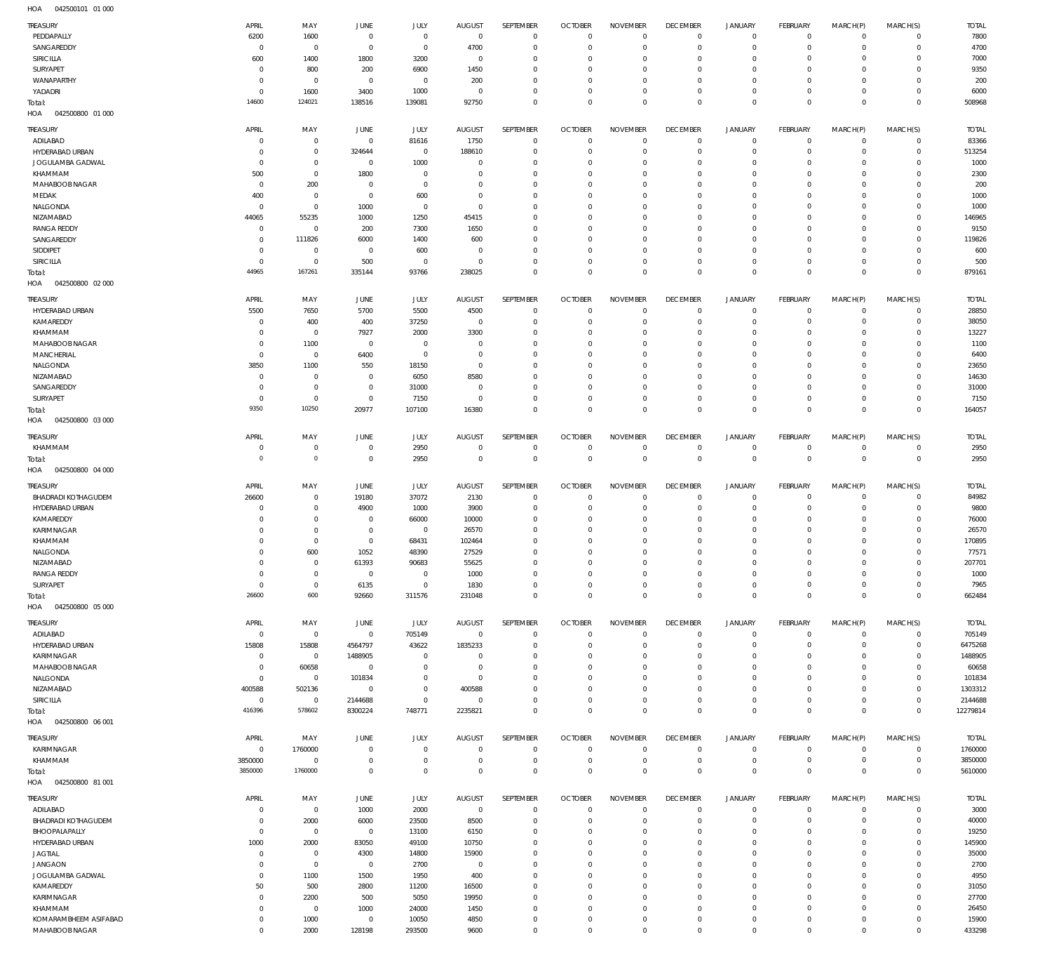HOA 042500101 01 000

| TREASURY | APRIL | MAY | JUNE | JULY | AUGUST | SEPTEMBER | OCTOBER | NOVEMBER | DECEMBER | JANUARY | FEBRUARY | MARCH(P) | MARCH(S) | TOTAL |
|---|---|---|---|---|---|---|---|---|---|---|---|---|---|---|
| PEDDAPALLY | 6200 | 1600 | 0 | 0 | 0 | 0 | 0 | 0 | 0 | 0 | 0 | 0 | 0 | 7800 |
| SANGAREDDY | 0 | 0 | 0 | 0 | 4700 | 0 | 0 | 0 | 0 | 0 | 0 | 0 | 0 | 4700 |
| SIRICILLA | 600 | 1400 | 1800 | 3200 | 0 | 0 | 0 | 0 | 0 | 0 | 0 | 0 | 0 | 7000 |
| SURYAPET | 0 | 800 | 200 | 6900 | 1450 | 0 | 0 | 0 | 0 | 0 | 0 | 0 | 0 | 9350 |
| WANAPARTHY | 0 | 0 | 0 | 0 | 200 | 0 | 0 | 0 | 0 | 0 | 0 | 0 | 0 | 200 |
| YADADRI | 0 | 1600 | 3400 | 1000 | 0 | 0 | 0 | 0 | 0 | 0 | 0 | 0 | 0 | 6000 |
| Total: | 14600 | 124021 | 138516 | 139081 | 92750 | 0 | 0 | 0 | 0 | 0 | 0 | 0 | 0 | 508968 |

HOA 042500800 01 000

| TREASURY | APRIL | MAY | JUNE | JULY | AUGUST | SEPTEMBER | OCTOBER | NOVEMBER | DECEMBER | JANUARY | FEBRUARY | MARCH(P) | MARCH(S) | TOTAL |
|---|---|---|---|---|---|---|---|---|---|---|---|---|---|---|
| ADILABAD | 0 | 0 | 0 | 81616 | 1750 | 0 | 0 | 0 | 0 | 0 | 0 | 0 | 0 | 83366 |
| HYDERABAD URBAN | 0 | 0 | 324644 | 0 | 188610 | 0 | 0 | 0 | 0 | 0 | 0 | 0 | 0 | 513254 |
| JOGULAMBA GADWAL | 0 | 0 | 0 | 1000 | 0 | 0 | 0 | 0 | 0 | 0 | 0 | 0 | 0 | 1000 |
| KHAMMAM | 500 | 0 | 1800 | 0 | 0 | 0 | 0 | 0 | 0 | 0 | 0 | 0 | 0 | 2300 |
| MAHABOOB NAGAR | 0 | 200 | 0 | 0 | 0 | 0 | 0 | 0 | 0 | 0 | 0 | 0 | 0 | 200 |
| MEDAK | 400 | 0 | 0 | 600 | 0 | 0 | 0 | 0 | 0 | 0 | 0 | 0 | 0 | 1000 |
| NALGONDA | 0 | 0 | 1000 | 0 | 0 | 0 | 0 | 0 | 0 | 0 | 0 | 0 | 0 | 1000 |
| NIZAMABAD | 44065 | 55235 | 1000 | 1250 | 45415 | 0 | 0 | 0 | 0 | 0 | 0 | 0 | 0 | 146965 |
| RANGA REDDY | 0 | 0 | 200 | 7300 | 1650 | 0 | 0 | 0 | 0 | 0 | 0 | 0 | 0 | 9150 |
| SANGAREDDY | 0 | 111826 | 6000 | 1400 | 600 | 0 | 0 | 0 | 0 | 0 | 0 | 0 | 0 | 119826 |
| SIDDIPET | 0 | 0 | 0 | 600 | 0 | 0 | 0 | 0 | 0 | 0 | 0 | 0 | 0 | 600 |
| SIRICILLA | 0 | 0 | 500 | 0 | 0 | 0 | 0 | 0 | 0 | 0 | 0 | 0 | 0 | 500 |
| Total: | 44965 | 167261 | 335144 | 93766 | 238025 | 0 | 0 | 0 | 0 | 0 | 0 | 0 | 0 | 879161 |

HOA 042500800 02 000

| TREASURY | APRIL | MAY | JUNE | JULY | AUGUST | SEPTEMBER | OCTOBER | NOVEMBER | DECEMBER | JANUARY | FEBRUARY | MARCH(P) | MARCH(S) | TOTAL |
|---|---|---|---|---|---|---|---|---|---|---|---|---|---|---|
| HYDERABAD URBAN | 5500 | 7650 | 5700 | 5500 | 4500 | 0 | 0 | 0 | 0 | 0 | 0 | 0 | 0 | 28850 |
| KAMAREDDY | 0 | 400 | 400 | 37250 | 0 | 0 | 0 | 0 | 0 | 0 | 0 | 0 | 0 | 38050 |
| KHAMMAM | 0 | 0 | 7927 | 2000 | 3300 | 0 | 0 | 0 | 0 | 0 | 0 | 0 | 0 | 13227 |
| MAHABOOB NAGAR | 0 | 1100 | 0 | 0 | 0 | 0 | 0 | 0 | 0 | 0 | 0 | 0 | 0 | 1100 |
| MANCHERIAL | 0 | 0 | 6400 | 0 | 0 | 0 | 0 | 0 | 0 | 0 | 0 | 0 | 0 | 6400 |
| NALGONDA | 3850 | 1100 | 550 | 18150 | 0 | 0 | 0 | 0 | 0 | 0 | 0 | 0 | 0 | 23650 |
| NIZAMABAD | 0 | 0 | 0 | 6050 | 8580 | 0 | 0 | 0 | 0 | 0 | 0 | 0 | 0 | 14630 |
| SANGAREDDY | 0 | 0 | 0 | 31000 | 0 | 0 | 0 | 0 | 0 | 0 | 0 | 0 | 0 | 31000 |
| SURYAPET | 0 | 0 | 0 | 7150 | 0 | 0 | 0 | 0 | 0 | 0 | 0 | 0 | 0 | 7150 |
| Total: | 9350 | 10250 | 20977 | 107100 | 16380 | 0 | 0 | 0 | 0 | 0 | 0 | 0 | 0 | 164057 |

HOA 042500800 03 000

| TREASURY | APRIL | MAY | JUNE | JULY | AUGUST | SEPTEMBER | OCTOBER | NOVEMBER | DECEMBER | JANUARY | FEBRUARY | MARCH(P) | MARCH(S) | TOTAL |
|---|---|---|---|---|---|---|---|---|---|---|---|---|---|---|
| KHAMMAM | 0 | 0 | 0 | 2950 | 0 | 0 | 0 | 0 | 0 | 0 | 0 | 0 | 0 | 2950 |
| Total: | 0 | 0 | 0 | 2950 | 0 | 0 | 0 | 0 | 0 | 0 | 0 | 0 | 0 | 2950 |

HOA 042500800 04 000

| TREASURY | APRIL | MAY | JUNE | JULY | AUGUST | SEPTEMBER | OCTOBER | NOVEMBER | DECEMBER | JANUARY | FEBRUARY | MARCH(P) | MARCH(S) | TOTAL |
|---|---|---|---|---|---|---|---|---|---|---|---|---|---|---|
| BHADRADI KOTHAGUDEM | 26600 | 0 | 19180 | 37072 | 2130 | 0 | 0 | 0 | 0 | 0 | 0 | 0 | 0 | 84982 |
| HYDERABAD URBAN | 0 | 0 | 4900 | 1000 | 3900 | 0 | 0 | 0 | 0 | 0 | 0 | 0 | 0 | 9800 |
| KAMAREDDY | 0 | 0 | 0 | 66000 | 10000 | 0 | 0 | 0 | 0 | 0 | 0 | 0 | 0 | 76000 |
| KARIMNAGAR | 0 | 0 | 0 | 0 | 26570 | 0 | 0 | 0 | 0 | 0 | 0 | 0 | 0 | 26570 |
| KHAMMAM | 0 | 0 | 0 | 68431 | 102464 | 0 | 0 | 0 | 0 | 0 | 0 | 0 | 0 | 170895 |
| NALGONDA | 0 | 600 | 1052 | 48390 | 27529 | 0 | 0 | 0 | 0 | 0 | 0 | 0 | 0 | 77571 |
| NIZAMABAD | 0 | 0 | 61393 | 90683 | 55625 | 0 | 0 | 0 | 0 | 0 | 0 | 0 | 0 | 207701 |
| RANGA REDDY | 0 | 0 | 0 | 0 | 1000 | 0 | 0 | 0 | 0 | 0 | 0 | 0 | 0 | 1000 |
| SURYAPET | 0 | 0 | 6135 | 0 | 1830 | 0 | 0 | 0 | 0 | 0 | 0 | 0 | 0 | 7965 |
| Total: | 26600 | 600 | 92660 | 311576 | 231048 | 0 | 0 | 0 | 0 | 0 | 0 | 0 | 0 | 662484 |

HOA 042500800 05 000

| TREASURY | APRIL | MAY | JUNE | JULY | AUGUST | SEPTEMBER | OCTOBER | NOVEMBER | DECEMBER | JANUARY | FEBRUARY | MARCH(P) | MARCH(S) | TOTAL |
|---|---|---|---|---|---|---|---|---|---|---|---|---|---|---|
| ADILABAD | 0 | 0 | 0 | 705149 | 0 | 0 | 0 | 0 | 0 | 0 | 0 | 0 | 0 | 705149 |
| HYDERABAD URBAN | 15808 | 15808 | 4564797 | 43622 | 1835233 | 0 | 0 | 0 | 0 | 0 | 0 | 0 | 0 | 6475268 |
| KARIMNAGAR | 0 | 0 | 1488905 | 0 | 0 | 0 | 0 | 0 | 0 | 0 | 0 | 0 | 0 | 1488905 |
| MAHABOOB NAGAR | 0 | 60658 | 0 | 0 | 0 | 0 | 0 | 0 | 0 | 0 | 0 | 0 | 0 | 60658 |
| NALGONDA | 0 | 0 | 101834 | 0 | 0 | 0 | 0 | 0 | 0 | 0 | 0 | 0 | 0 | 101834 |
| NIZAMABAD | 400588 | 502136 | 0 | 0 | 400588 | 0 | 0 | 0 | 0 | 0 | 0 | 0 | 0 | 1303312 |
| SIRICILLA | 0 | 0 | 2144688 | 0 | 0 | 0 | 0 | 0 | 0 | 0 | 0 | 0 | 0 | 2144688 |
| Total: | 416396 | 578602 | 8300224 | 748771 | 2235821 | 0 | 0 | 0 | 0 | 0 | 0 | 0 | 0 | 12279814 |

HOA 042500800 06 001

| TREASURY | APRIL | MAY | JUNE | JULY | AUGUST | SEPTEMBER | OCTOBER | NOVEMBER | DECEMBER | JANUARY | FEBRUARY | MARCH(P) | MARCH(S) | TOTAL |
|---|---|---|---|---|---|---|---|---|---|---|---|---|---|---|
| KARIMNAGAR | 0 | 1760000 | 0 | 0 | 0 | 0 | 0 | 0 | 0 | 0 | 0 | 0 | 0 | 1760000 |
| KHAMMAM | 3850000 | 0 | 0 | 0 | 0 | 0 | 0 | 0 | 0 | 0 | 0 | 0 | 0 | 3850000 |
| Total: | 3850000 | 1760000 | 0 | 0 | 0 | 0 | 0 | 0 | 0 | 0 | 0 | 0 | 0 | 5610000 |

HOA 042500800 81 001

| TREASURY | APRIL | MAY | JUNE | JULY | AUGUST | SEPTEMBER | OCTOBER | NOVEMBER | DECEMBER | JANUARY | FEBRUARY | MARCH(P) | MARCH(S) | TOTAL |
|---|---|---|---|---|---|---|---|---|---|---|---|---|---|---|
| ADILABAD | 0 | 0 | 1000 | 2000 | 0 | 0 | 0 | 0 | 0 | 0 | 0 | 0 | 0 | 3000 |
| BHADRADI KOTHAGUDEM | 0 | 2000 | 6000 | 23500 | 8500 | 0 | 0 | 0 | 0 | 0 | 0 | 0 | 0 | 40000 |
| BHOOPALAPALLY | 0 | 0 | 0 | 13100 | 6150 | 0 | 0 | 0 | 0 | 0 | 0 | 0 | 0 | 19250 |
| HYDERABAD URBAN | 1000 | 2000 | 83050 | 49100 | 10750 | 0 | 0 | 0 | 0 | 0 | 0 | 0 | 0 | 145900 |
| JAGTIAL | 0 | 0 | 4300 | 14800 | 15900 | 0 | 0 | 0 | 0 | 0 | 0 | 0 | 0 | 35000 |
| JANGAON | 0 | 0 | 0 | 2700 | 0 | 0 | 0 | 0 | 0 | 0 | 0 | 0 | 0 | 2700 |
| JOGULAMBA GADWAL | 0 | 1100 | 1500 | 1950 | 400 | 0 | 0 | 0 | 0 | 0 | 0 | 0 | 0 | 4950 |
| KAMAREDDY | 50 | 500 | 2800 | 11200 | 16500 | 0 | 0 | 0 | 0 | 0 | 0 | 0 | 0 | 31050 |
| KARIMNAGAR | 0 | 2200 | 500 | 5050 | 19950 | 0 | 0 | 0 | 0 | 0 | 0 | 0 | 0 | 27700 |
| KHAMMAM | 0 | 0 | 1000 | 24000 | 1450 | 0 | 0 | 0 | 0 | 0 | 0 | 0 | 0 | 26450 |
| KOMARAMBHEEM ASIFABAD | 0 | 1000 | 0 | 10050 | 4850 | 0 | 0 | 0 | 0 | 0 | 0 | 0 | 0 | 15900 |
| MAHABOOB NAGAR | 0 | 2000 | 128198 | 293500 | 9600 | 0 | 0 | 0 | 0 | 0 | 0 | 0 | 0 | 433298 |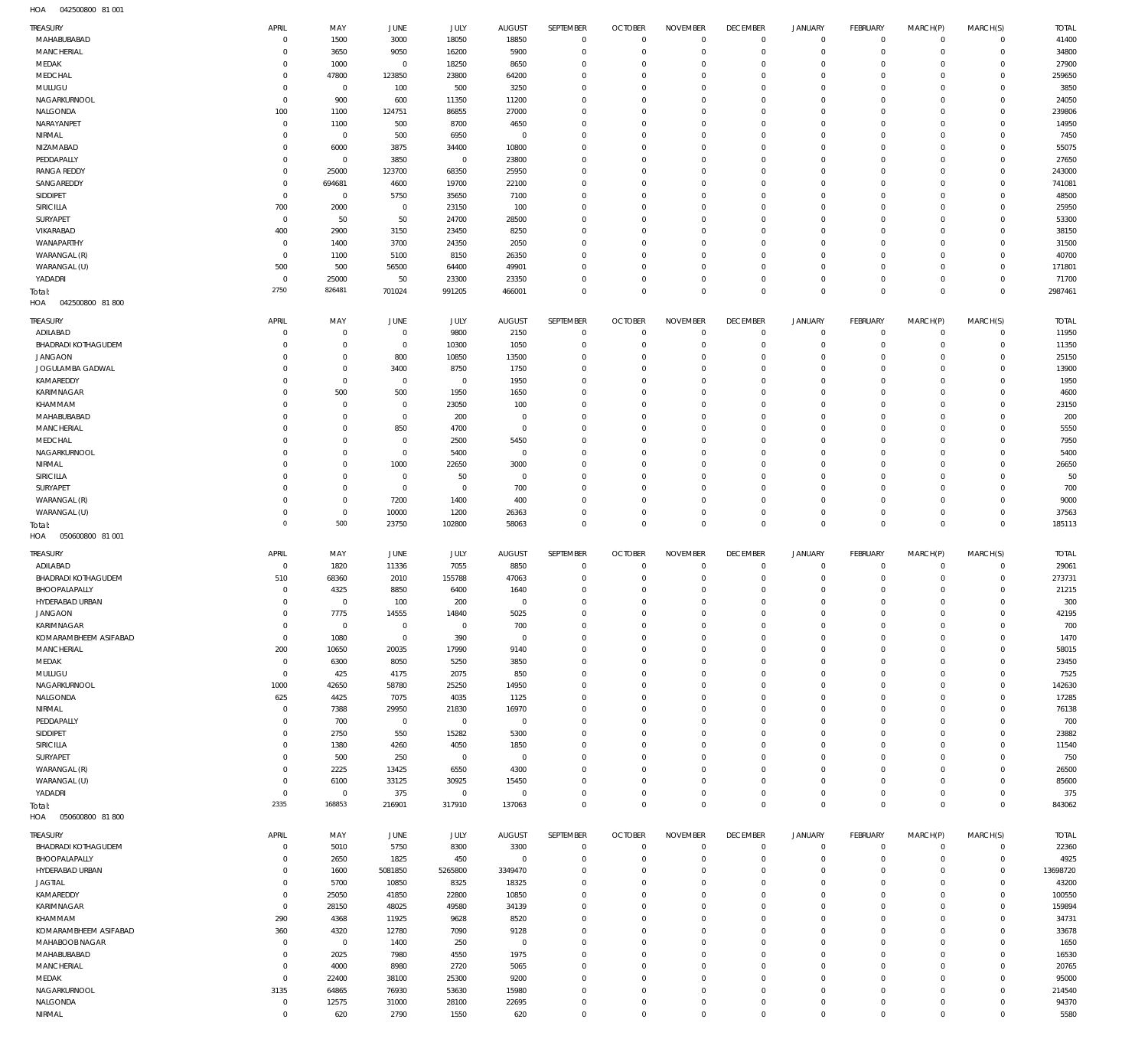HOA 042500800 81 001

| TREASURY | APRIL | MAY | JUNE | JULY | AUGUST | SEPTEMBER | OCTOBER | NOVEMBER | DECEMBER | JANUARY | FEBRUARY | MARCH(P) | MARCH(S) | TOTAL |
|---|---|---|---|---|---|---|---|---|---|---|---|---|---|---|
| MAHABUBABAD | 0 | 1500 | 3000 | 18050 | 18850 | 0 | 0 | 0 | 0 | 0 | 0 | 0 | 0 | 41400 |
| MANCHERIAL | 0 | 3650 | 9050 | 16200 | 5900 | 0 | 0 | 0 | 0 | 0 | 0 | 0 | 0 | 34800 |
| MEDAK | 0 | 1000 | 0 | 18250 | 8650 | 0 | 0 | 0 | 0 | 0 | 0 | 0 | 0 | 27900 |
| MEDCHAL | 0 | 47800 | 123850 | 23800 | 64200 | 0 | 0 | 0 | 0 | 0 | 0 | 0 | 0 | 259650 |
| MULUGU | 0 | 0 | 100 | 500 | 3250 | 0 | 0 | 0 | 0 | 0 | 0 | 0 | 0 | 3850 |
| NAGARKURNOOL | 0 | 900 | 600 | 11350 | 11200 | 0 | 0 | 0 | 0 | 0 | 0 | 0 | 0 | 24050 |
| NALGONDA | 100 | 1100 | 124751 | 86855 | 27000 | 0 | 0 | 0 | 0 | 0 | 0 | 0 | 0 | 239806 |
| NARAYANPET | 0 | 1100 | 500 | 8700 | 4650 | 0 | 0 | 0 | 0 | 0 | 0 | 0 | 0 | 14950 |
| NIRMAL | 0 | 0 | 500 | 6950 | 0 | 0 | 0 | 0 | 0 | 0 | 0 | 0 | 0 | 7450 |
| NIZAMABAD | 0 | 6000 | 3875 | 34400 | 10800 | 0 | 0 | 0 | 0 | 0 | 0 | 0 | 0 | 55075 |
| PEDDAPALLY | 0 | 0 | 3850 | 0 | 23800 | 0 | 0 | 0 | 0 | 0 | 0 | 0 | 0 | 27650 |
| RANGA REDDY | 0 | 25000 | 123700 | 68350 | 25950 | 0 | 0 | 0 | 0 | 0 | 0 | 0 | 0 | 243000 |
| SANGAREDDY | 0 | 694681 | 4600 | 19700 | 22100 | 0 | 0 | 0 | 0 | 0 | 0 | 0 | 0 | 741081 |
| SIDDIPET | 0 | 0 | 5750 | 35650 | 7100 | 0 | 0 | 0 | 0 | 0 | 0 | 0 | 0 | 48500 |
| SIRICILLA | 700 | 2000 | 0 | 23150 | 100 | 0 | 0 | 0 | 0 | 0 | 0 | 0 | 0 | 25950 |
| SURYAPET | 0 | 50 | 50 | 24700 | 28500 | 0 | 0 | 0 | 0 | 0 | 0 | 0 | 0 | 53300 |
| VIKARABAD | 400 | 2900 | 3150 | 23450 | 8250 | 0 | 0 | 0 | 0 | 0 | 0 | 0 | 0 | 38150 |
| WANAPARTHY | 0 | 1400 | 3700 | 24350 | 2050 | 0 | 0 | 0 | 0 | 0 | 0 | 0 | 0 | 31500 |
| WARANGAL (R) | 0 | 1100 | 5100 | 8150 | 26350 | 0 | 0 | 0 | 0 | 0 | 0 | 0 | 0 | 40700 |
| WARANGAL (U) | 500 | 500 | 56500 | 64400 | 49901 | 0 | 0 | 0 | 0 | 0 | 0 | 0 | 0 | 171801 |
| YADADRI | 0 | 25000 | 50 | 23300 | 23350 | 0 | 0 | 0 | 0 | 0 | 0 | 0 | 0 | 71700 |
| Total: | 2750 | 826481 | 701024 | 991205 | 466001 | 0 | 0 | 0 | 0 | 0 | 0 | 0 | 0 | 2987461 |

HOA 042500800 81 800

| TREASURY | APRIL | MAY | JUNE | JULY | AUGUST | SEPTEMBER | OCTOBER | NOVEMBER | DECEMBER | JANUARY | FEBRUARY | MARCH(P) | MARCH(S) | TOTAL |
|---|---|---|---|---|---|---|---|---|---|---|---|---|---|---|
| ADILABAD | 0 | 0 | 0 | 9800 | 2150 | 0 | 0 | 0 | 0 | 0 | 0 | 0 | 0 | 11950 |
| BHADRADI KOTHAGUDEM | 0 | 0 | 0 | 10300 | 1050 | 0 | 0 | 0 | 0 | 0 | 0 | 0 | 0 | 11350 |
| JANGAON | 0 | 0 | 800 | 10850 | 13500 | 0 | 0 | 0 | 0 | 0 | 0 | 0 | 0 | 25150 |
| JOGULAMBA GADWAL | 0 | 0 | 3400 | 8750 | 1750 | 0 | 0 | 0 | 0 | 0 | 0 | 0 | 0 | 13900 |
| KAMAREDDY | 0 | 0 | 0 | 0 | 1950 | 0 | 0 | 0 | 0 | 0 | 0 | 0 | 0 | 1950 |
| KARIMNAGAR | 0 | 500 | 500 | 1950 | 1650 | 0 | 0 | 0 | 0 | 0 | 0 | 0 | 0 | 4600 |
| KHAMMAM | 0 | 0 | 0 | 23050 | 100 | 0 | 0 | 0 | 0 | 0 | 0 | 0 | 0 | 23150 |
| MAHABUBABAD | 0 | 0 | 0 | 200 | 0 | 0 | 0 | 0 | 0 | 0 | 0 | 0 | 0 | 200 |
| MANCHERIAL | 0 | 0 | 850 | 4700 | 0 | 0 | 0 | 0 | 0 | 0 | 0 | 0 | 0 | 5550 |
| MEDCHAL | 0 | 0 | 0 | 2500 | 5450 | 0 | 0 | 0 | 0 | 0 | 0 | 0 | 0 | 7950 |
| NAGARKURNOOL | 0 | 0 | 0 | 5400 | 0 | 0 | 0 | 0 | 0 | 0 | 0 | 0 | 0 | 5400 |
| NIRMAL | 0 | 0 | 1000 | 22650 | 3000 | 0 | 0 | 0 | 0 | 0 | 0 | 0 | 0 | 26650 |
| SIRICILLA | 0 | 0 | 0 | 50 | 0 | 0 | 0 | 0 | 0 | 0 | 0 | 0 | 0 | 50 |
| SURYAPET | 0 | 0 | 0 | 0 | 700 | 0 | 0 | 0 | 0 | 0 | 0 | 0 | 0 | 700 |
| WARANGAL (R) | 0 | 0 | 7200 | 1400 | 400 | 0 | 0 | 0 | 0 | 0 | 0 | 0 | 0 | 9000 |
| WARANGAL (U) | 0 | 0 | 10000 | 1200 | 26363 | 0 | 0 | 0 | 0 | 0 | 0 | 0 | 0 | 37563 |
| Total: | 0 | 500 | 23750 | 102800 | 58063 | 0 | 0 | 0 | 0 | 0 | 0 | 0 | 0 | 185113 |

HOA 050600800 81 001

| TREASURY | APRIL | MAY | JUNE | JULY | AUGUST | SEPTEMBER | OCTOBER | NOVEMBER | DECEMBER | JANUARY | FEBRUARY | MARCH(P) | MARCH(S) | TOTAL |
|---|---|---|---|---|---|---|---|---|---|---|---|---|---|---|
| ADILABAD | 0 | 1820 | 11336 | 7055 | 8850 | 0 | 0 | 0 | 0 | 0 | 0 | 0 | 0 | 29061 |
| BHADRADI KOTHAGUDEM | 510 | 68360 | 2010 | 155788 | 47063 | 0 | 0 | 0 | 0 | 0 | 0 | 0 | 0 | 273731 |
| BHOOPALAPALLY | 0 | 4325 | 8850 | 6400 | 1640 | 0 | 0 | 0 | 0 | 0 | 0 | 0 | 0 | 21215 |
| HYDERABAD URBAN | 0 | 0 | 100 | 200 | 0 | 0 | 0 | 0 | 0 | 0 | 0 | 0 | 0 | 300 |
| JANGAON | 0 | 7775 | 14555 | 14840 | 5025 | 0 | 0 | 0 | 0 | 0 | 0 | 0 | 0 | 42195 |
| KARIMNAGAR | 0 | 0 | 0 | 0 | 700 | 0 | 0 | 0 | 0 | 0 | 0 | 0 | 0 | 700 |
| KOMARAMBHEEM ASIFABAD | 0 | 1080 | 0 | 390 | 0 | 0 | 0 | 0 | 0 | 0 | 0 | 0 | 0 | 1470 |
| MANCHERIAL | 200 | 10650 | 20035 | 17990 | 9140 | 0 | 0 | 0 | 0 | 0 | 0 | 0 | 0 | 58015 |
| MEDAK | 0 | 6300 | 8050 | 5250 | 3850 | 0 | 0 | 0 | 0 | 0 | 0 | 0 | 0 | 23450 |
| MULUGU | 0 | 425 | 4175 | 2075 | 850 | 0 | 0 | 0 | 0 | 0 | 0 | 0 | 0 | 7525 |
| NAGARKURNOOL | 1000 | 42650 | 58780 | 25250 | 14950 | 0 | 0 | 0 | 0 | 0 | 0 | 0 | 0 | 142630 |
| NALGONDA | 625 | 4425 | 7075 | 4035 | 1125 | 0 | 0 | 0 | 0 | 0 | 0 | 0 | 0 | 17285 |
| NIRMAL | 0 | 7388 | 29950 | 21830 | 16970 | 0 | 0 | 0 | 0 | 0 | 0 | 0 | 0 | 76138 |
| PEDDAPALLY | 0 | 700 | 0 | 0 | 0 | 0 | 0 | 0 | 0 | 0 | 0 | 0 | 0 | 700 |
| SIDDIPET | 0 | 2750 | 550 | 15282 | 5300 | 0 | 0 | 0 | 0 | 0 | 0 | 0 | 0 | 23882 |
| SIRICILLA | 0 | 1380 | 4260 | 4050 | 1850 | 0 | 0 | 0 | 0 | 0 | 0 | 0 | 0 | 11540 |
| SURYAPET | 0 | 500 | 250 | 0 | 0 | 0 | 0 | 0 | 0 | 0 | 0 | 0 | 0 | 750 |
| WARANGAL (R) | 0 | 2225 | 13425 | 6550 | 4300 | 0 | 0 | 0 | 0 | 0 | 0 | 0 | 0 | 26500 |
| WARANGAL (U) | 0 | 6100 | 33125 | 30925 | 15450 | 0 | 0 | 0 | 0 | 0 | 0 | 0 | 0 | 85600 |
| YADADRI | 0 | 0 | 375 | 0 | 0 | 0 | 0 | 0 | 0 | 0 | 0 | 0 | 0 | 375 |
| Total: | 2335 | 168853 | 216901 | 317910 | 137063 | 0 | 0 | 0 | 0 | 0 | 0 | 0 | 0 | 843062 |

HOA 050600800 81 800

| TREASURY | APRIL | MAY | JUNE | JULY | AUGUST | SEPTEMBER | OCTOBER | NOVEMBER | DECEMBER | JANUARY | FEBRUARY | MARCH(P) | MARCH(S) | TOTAL |
|---|---|---|---|---|---|---|---|---|---|---|---|---|---|---|
| BHADRADI KOTHAGUDEM | 0 | 5010 | 5750 | 8300 | 3300 | 0 | 0 | 0 | 0 | 0 | 0 | 0 | 0 | 22360 |
| BHOOPALAPALLY | 0 | 2650 | 1825 | 450 | 0 | 0 | 0 | 0 | 0 | 0 | 0 | 0 | 0 | 4925 |
| HYDERABAD URBAN | 0 | 1600 | 5081850 | 5265800 | 3349470 | 0 | 0 | 0 | 0 | 0 | 0 | 0 | 0 | 13698720 |
| JAGTIAL | 0 | 5700 | 10850 | 8325 | 18325 | 0 | 0 | 0 | 0 | 0 | 0 | 0 | 0 | 43200 |
| KAMAREDDY | 0 | 25050 | 41850 | 22800 | 10850 | 0 | 0 | 0 | 0 | 0 | 0 | 0 | 0 | 100550 |
| KARIMNAGAR | 0 | 28150 | 48025 | 49580 | 34139 | 0 | 0 | 0 | 0 | 0 | 0 | 0 | 0 | 159894 |
| KHAMMAM | 290 | 4368 | 11925 | 9628 | 8520 | 0 | 0 | 0 | 0 | 0 | 0 | 0 | 0 | 34731 |
| KOMARAMBHEEM ASIFABAD | 360 | 4320 | 12780 | 7090 | 9128 | 0 | 0 | 0 | 0 | 0 | 0 | 0 | 0 | 33678 |
| MAHABOOBNAGAR | 0 | 0 | 1400 | 250 | 0 | 0 | 0 | 0 | 0 | 0 | 0 | 0 | 0 | 1650 |
| MAHABUBABAD | 0 | 2025 | 7980 | 4550 | 1975 | 0 | 0 | 0 | 0 | 0 | 0 | 0 | 0 | 16530 |
| MANCHERIAL | 0 | 4000 | 8980 | 2720 | 5065 | 0 | 0 | 0 | 0 | 0 | 0 | 0 | 0 | 20765 |
| MEDAK | 0 | 22400 | 38100 | 25300 | 9200 | 0 | 0 | 0 | 0 | 0 | 0 | 0 | 0 | 95000 |
| NAGARKURNOOL | 3135 | 64865 | 76930 | 53630 | 15980 | 0 | 0 | 0 | 0 | 0 | 0 | 0 | 0 | 214540 |
| NALGONDA | 0 | 12575 | 31000 | 28100 | 22695 | 0 | 0 | 0 | 0 | 0 | 0 | 0 | 0 | 94370 |
| NIRMAL | 0 | 620 | 2790 | 1550 | 620 | 0 | 0 | 0 | 0 | 0 | 0 | 0 | 0 | 5580 |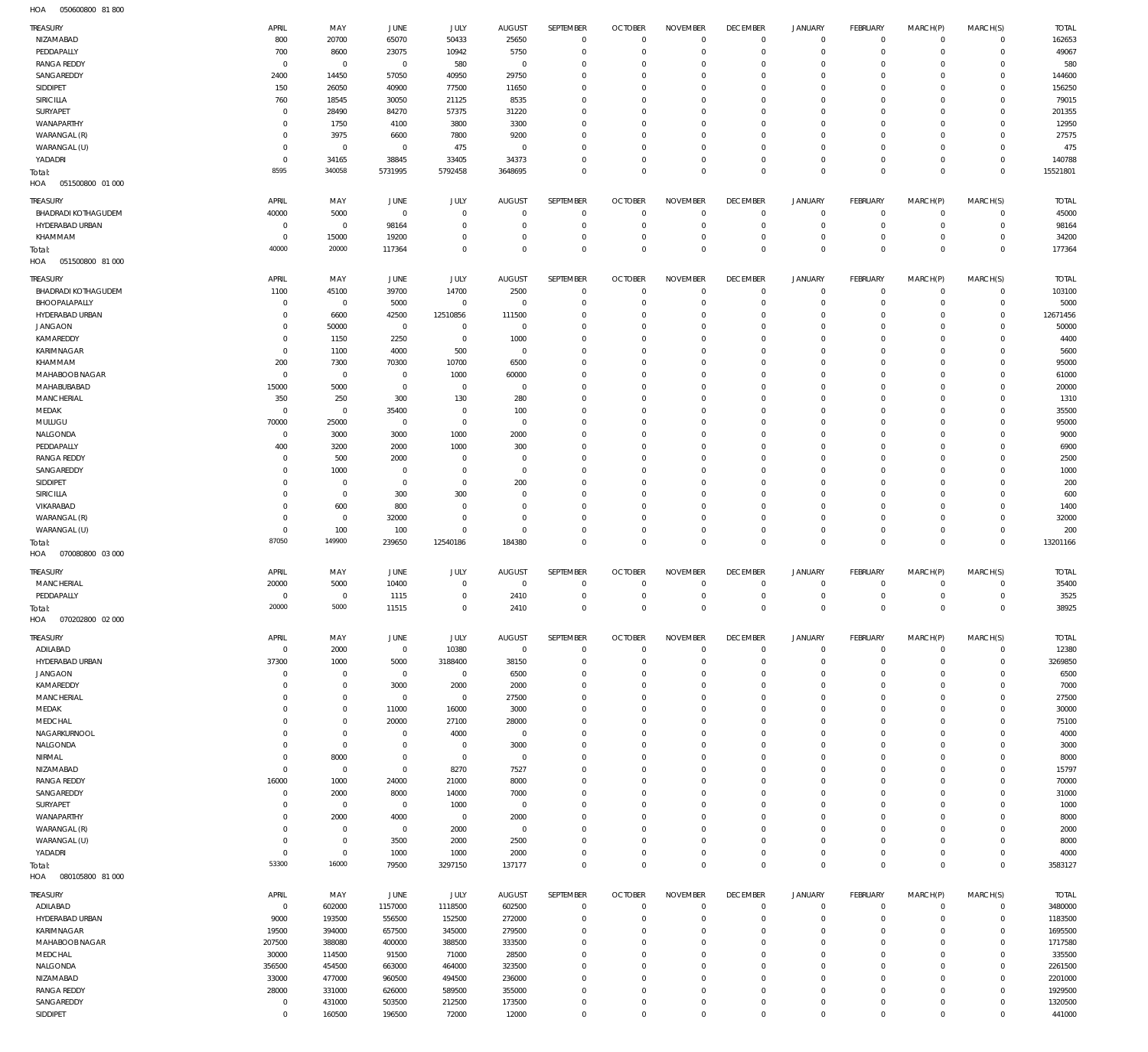HOA 050600800 81 800

| TREASURY | APRIL | MAY | JUNE | JULY | AUGUST | SEPTEMBER | OCTOBER | NOVEMBER | DECEMBER | JANUARY | FEBRUARY | MARCH(P) | MARCH(S) | TOTAL |
|---|---|---|---|---|---|---|---|---|---|---|---|---|---|---|
| NIZAMABAD | 800 | 20700 | 65070 | 50433 | 25650 | 0 | 0 | 0 | 0 | 0 | 0 | 0 | 0 | 162653 |
| PEDDAPALLY | 700 | 8600 | 23075 | 10942 | 5750 | 0 | 0 | 0 | 0 | 0 | 0 | 0 | 0 | 49067 |
| RANGA REDDY | 0 | 0 | 0 | 580 | 0 | 0 | 0 | 0 | 0 | 0 | 0 | 0 | 0 | 580 |
| SANGAREDDY | 2400 | 14450 | 57050 | 40950 | 29750 | 0 | 0 | 0 | 0 | 0 | 0 | 0 | 0 | 144600 |
| SIDDIPET | 150 | 26050 | 40900 | 77500 | 11650 | 0 | 0 | 0 | 0 | 0 | 0 | 0 | 0 | 156250 |
| SIRICILLA | 760 | 18545 | 30050 | 21125 | 8535 | 0 | 0 | 0 | 0 | 0 | 0 | 0 | 0 | 79015 |
| SURYAPET | 0 | 28490 | 84270 | 57375 | 31220 | 0 | 0 | 0 | 0 | 0 | 0 | 0 | 0 | 201355 |
| WANAPARTHY | 0 | 1750 | 4100 | 3800 | 3300 | 0 | 0 | 0 | 0 | 0 | 0 | 0 | 0 | 12950 |
| WARANGAL (R) | 0 | 3975 | 6600 | 7800 | 9200 | 0 | 0 | 0 | 0 | 0 | 0 | 0 | 0 | 27575 |
| WARANGAL (U) | 0 | 0 | 0 | 475 | 0 | 0 | 0 | 0 | 0 | 0 | 0 | 0 | 0 | 475 |
| YADADRI | 0 | 34165 | 38845 | 33405 | 34373 | 0 | 0 | 0 | 0 | 0 | 0 | 0 | 0 | 140788 |
| Total: | 8595 | 340058 | 5731995 | 5792458 | 3648695 | 0 | 0 | 0 | 0 | 0 | 0 | 0 | 0 | 15521801 |

HOA 051500800 01 000

| TREASURY | APRIL | MAY | JUNE | JULY | AUGUST | SEPTEMBER | OCTOBER | NOVEMBER | DECEMBER | JANUARY | FEBRUARY | MARCH(P) | MARCH(S) | TOTAL |
|---|---|---|---|---|---|---|---|---|---|---|---|---|---|---|
| BHADRADI KOTHAGUDEM | 40000 | 5000 | 0 | 0 | 0 | 0 | 0 | 0 | 0 | 0 | 0 | 0 | 0 | 45000 |
| HYDERABAD URBAN | 0 | 0 | 98164 | 0 | 0 | 0 | 0 | 0 | 0 | 0 | 0 | 0 | 0 | 98164 |
| KHAMMAM | 0 | 15000 | 19200 | 0 | 0 | 0 | 0 | 0 | 0 | 0 | 0 | 0 | 0 | 34200 |
| Total: | 40000 | 20000 | 117364 | 0 | 0 | 0 | 0 | 0 | 0 | 0 | 0 | 0 | 0 | 177364 |

HOA 051500800 81 000

| TREASURY | APRIL | MAY | JUNE | JULY | AUGUST | SEPTEMBER | OCTOBER | NOVEMBER | DECEMBER | JANUARY | FEBRUARY | MARCH(P) | MARCH(S) | TOTAL |
|---|---|---|---|---|---|---|---|---|---|---|---|---|---|---|
| BHADRADI KOTHAGUDEM | 1100 | 45100 | 39700 | 14700 | 2500 | 0 | 0 | 0 | 0 | 0 | 0 | 0 | 0 | 103100 |
| BHOOPALAPALLY | 0 | 0 | 5000 | 0 | 0 | 0 | 0 | 0 | 0 | 0 | 0 | 0 | 0 | 5000 |
| HYDERABAD URBAN | 0 | 6600 | 42500 | 12510856 | 111500 | 0 | 0 | 0 | 0 | 0 | 0 | 0 | 0 | 12671456 |
| JANGAON | 0 | 50000 | 0 | 0 | 0 | 0 | 0 | 0 | 0 | 0 | 0 | 0 | 0 | 50000 |
| KAMAREDDY | 0 | 1150 | 2250 | 0 | 1000 | 0 | 0 | 0 | 0 | 0 | 0 | 0 | 0 | 4400 |
| KARIMNAGAR | 0 | 1100 | 4000 | 500 | 0 | 0 | 0 | 0 | 0 | 0 | 0 | 0 | 0 | 5600 |
| KHAMMAM | 200 | 7300 | 70300 | 10700 | 6500 | 0 | 0 | 0 | 0 | 0 | 0 | 0 | 0 | 95000 |
| MAHABOOBNAGAR | 0 | 0 | 0 | 1000 | 60000 | 0 | 0 | 0 | 0 | 0 | 0 | 0 | 0 | 61000 |
| MAHABUBABAD | 15000 | 5000 | 0 | 0 | 0 | 0 | 0 | 0 | 0 | 0 | 0 | 0 | 0 | 20000 |
| MANCHERIAL | 350 | 250 | 300 | 130 | 280 | 0 | 0 | 0 | 0 | 0 | 0 | 0 | 0 | 1310 |
| MEDAK | 0 | 0 | 35400 | 0 | 100 | 0 | 0 | 0 | 0 | 0 | 0 | 0 | 0 | 35500 |
| MULUGU | 70000 | 25000 | 0 | 0 | 0 | 0 | 0 | 0 | 0 | 0 | 0 | 0 | 0 | 95000 |
| NALGONDA | 0 | 3000 | 3000 | 1000 | 2000 | 0 | 0 | 0 | 0 | 0 | 0 | 0 | 0 | 9000 |
| PEDDAPALLY | 400 | 3200 | 2000 | 1000 | 300 | 0 | 0 | 0 | 0 | 0 | 0 | 0 | 0 | 6900 |
| RANGA REDDY | 0 | 500 | 2000 | 0 | 0 | 0 | 0 | 0 | 0 | 0 | 0 | 0 | 0 | 2500 |
| SANGAREDDY | 0 | 1000 | 0 | 0 | 0 | 0 | 0 | 0 | 0 | 0 | 0 | 0 | 0 | 1000 |
| SIDDIPET | 0 | 0 | 0 | 0 | 200 | 0 | 0 | 0 | 0 | 0 | 0 | 0 | 0 | 200 |
| SIRICILLA | 0 | 0 | 300 | 300 | 0 | 0 | 0 | 0 | 0 | 0 | 0 | 0 | 0 | 600 |
| VIKARABAD | 0 | 600 | 800 | 0 | 0 | 0 | 0 | 0 | 0 | 0 | 0 | 0 | 0 | 1400 |
| WARANGAL (R) | 0 | 0 | 32000 | 0 | 0 | 0 | 0 | 0 | 0 | 0 | 0 | 0 | 0 | 32000 |
| WARANGAL (U) | 0 | 100 | 100 | 0 | 0 | 0 | 0 | 0 | 0 | 0 | 0 | 0 | 0 | 200 |
| Total: | 87050 | 149900 | 239650 | 12540186 | 184380 | 0 | 0 | 0 | 0 | 0 | 0 | 0 | 0 | 13201166 |

HOA 070080800 03 000

| TREASURY | APRIL | MAY | JUNE | JULY | AUGUST | SEPTEMBER | OCTOBER | NOVEMBER | DECEMBER | JANUARY | FEBRUARY | MARCH(P) | MARCH(S) | TOTAL |
|---|---|---|---|---|---|---|---|---|---|---|---|---|---|---|
| MANCHERIAL | 20000 | 5000 | 10400 | 0 | 0 | 0 | 0 | 0 | 0 | 0 | 0 | 0 | 0 | 35400 |
| PEDDAPALLY | 0 | 0 | 1115 | 0 | 2410 | 0 | 0 | 0 | 0 | 0 | 0 | 0 | 0 | 3525 |
| Total: | 20000 | 5000 | 11515 | 0 | 2410 | 0 | 0 | 0 | 0 | 0 | 0 | 0 | 0 | 38925 |

HOA 070202800 02 000

| TREASURY | APRIL | MAY | JUNE | JULY | AUGUST | SEPTEMBER | OCTOBER | NOVEMBER | DECEMBER | JANUARY | FEBRUARY | MARCH(P) | MARCH(S) | TOTAL |
|---|---|---|---|---|---|---|---|---|---|---|---|---|---|---|
| ADILABAD | 0 | 2000 | 0 | 10380 | 0 | 0 | 0 | 0 | 0 | 0 | 0 | 0 | 0 | 12380 |
| HYDERABAD URBAN | 37300 | 1000 | 5000 | 3188400 | 38150 | 0 | 0 | 0 | 0 | 0 | 0 | 0 | 0 | 3269850 |
| JANGAON | 0 | 0 | 0 | 0 | 6500 | 0 | 0 | 0 | 0 | 0 | 0 | 0 | 0 | 6500 |
| KAMAREDDY | 0 | 0 | 3000 | 2000 | 2000 | 0 | 0 | 0 | 0 | 0 | 0 | 0 | 0 | 7000 |
| MANCHERIAL | 0 | 0 | 0 | 0 | 27500 | 0 | 0 | 0 | 0 | 0 | 0 | 0 | 0 | 27500 |
| MEDAK | 0 | 0 | 11000 | 16000 | 3000 | 0 | 0 | 0 | 0 | 0 | 0 | 0 | 0 | 30000 |
| MEDCHAL | 0 | 0 | 20000 | 27100 | 28000 | 0 | 0 | 0 | 0 | 0 | 0 | 0 | 0 | 75100 |
| NAGARKURNOOL | 0 | 0 | 0 | 4000 | 0 | 0 | 0 | 0 | 0 | 0 | 0 | 0 | 0 | 4000 |
| NALGONDA | 0 | 0 | 0 | 0 | 3000 | 0 | 0 | 0 | 0 | 0 | 0 | 0 | 0 | 3000 |
| NIRMAL | 0 | 8000 | 0 | 0 | 0 | 0 | 0 | 0 | 0 | 0 | 0 | 0 | 0 | 8000 |
| NIZAMABAD | 0 | 0 | 0 | 8270 | 7527 | 0 | 0 | 0 | 0 | 0 | 0 | 0 | 0 | 15797 |
| RANGA REDDY | 16000 | 1000 | 24000 | 21000 | 8000 | 0 | 0 | 0 | 0 | 0 | 0 | 0 | 0 | 70000 |
| SANGAREDDY | 0 | 2000 | 8000 | 14000 | 7000 | 0 | 0 | 0 | 0 | 0 | 0 | 0 | 0 | 31000 |
| SURYAPET | 0 | 0 | 0 | 1000 | 0 | 0 | 0 | 0 | 0 | 0 | 0 | 0 | 0 | 1000 |
| WANAPARTHY | 0 | 2000 | 4000 | 0 | 2000 | 0 | 0 | 0 | 0 | 0 | 0 | 0 | 0 | 8000 |
| WARANGAL (R) | 0 | 0 | 0 | 2000 | 0 | 0 | 0 | 0 | 0 | 0 | 0 | 0 | 0 | 2000 |
| WARANGAL (U) | 0 | 0 | 3500 | 2000 | 2500 | 0 | 0 | 0 | 0 | 0 | 0 | 0 | 0 | 8000 |
| YADADRI | 0 | 0 | 1000 | 1000 | 2000 | 0 | 0 | 0 | 0 | 0 | 0 | 0 | 0 | 4000 |
| Total: | 53300 | 16000 | 79500 | 3297150 | 137177 | 0 | 0 | 0 | 0 | 0 | 0 | 0 | 0 | 3583127 |

HOA 080105800 81 000

| TREASURY | APRIL | MAY | JUNE | JULY | AUGUST | SEPTEMBER | OCTOBER | NOVEMBER | DECEMBER | JANUARY | FEBRUARY | MARCH(P) | MARCH(S) | TOTAL |
|---|---|---|---|---|---|---|---|---|---|---|---|---|---|---|
| ADILABAD | 0 | 602000 | 1157000 | 1118500 | 602500 | 0 | 0 | 0 | 0 | 0 | 0 | 0 | 0 | 3480000 |
| HYDERABAD URBAN | 9000 | 193500 | 556500 | 152500 | 272000 | 0 | 0 | 0 | 0 | 0 | 0 | 0 | 0 | 1183500 |
| KARIMNAGAR | 19500 | 394000 | 657500 | 345000 | 279500 | 0 | 0 | 0 | 0 | 0 | 0 | 0 | 0 | 1695500 |
| MAHABOOBNAGAR | 207500 | 388080 | 400000 | 388500 | 333500 | 0 | 0 | 0 | 0 | 0 | 0 | 0 | 0 | 1717580 |
| MEDCHAL | 30000 | 114500 | 91500 | 71000 | 28500 | 0 | 0 | 0 | 0 | 0 | 0 | 0 | 0 | 335500 |
| NALGONDA | 356500 | 454500 | 663000 | 464000 | 323500 | 0 | 0 | 0 | 0 | 0 | 0 | 0 | 0 | 2261500 |
| NIZAMABAD | 33000 | 477000 | 960500 | 494500 | 236000 | 0 | 0 | 0 | 0 | 0 | 0 | 0 | 0 | 2201000 |
| RANGA REDDY | 28000 | 331000 | 626000 | 589500 | 355000 | 0 | 0 | 0 | 0 | 0 | 0 | 0 | 0 | 1929500 |
| SANGAREDDY | 0 | 431000 | 503500 | 212500 | 173500 | 0 | 0 | 0 | 0 | 0 | 0 | 0 | 0 | 1320500 |
| SIDDIPET | 0 | 160500 | 196500 | 72000 | 12000 | 0 | 0 | 0 | 0 | 0 | 0 | 0 | 0 | 441000 |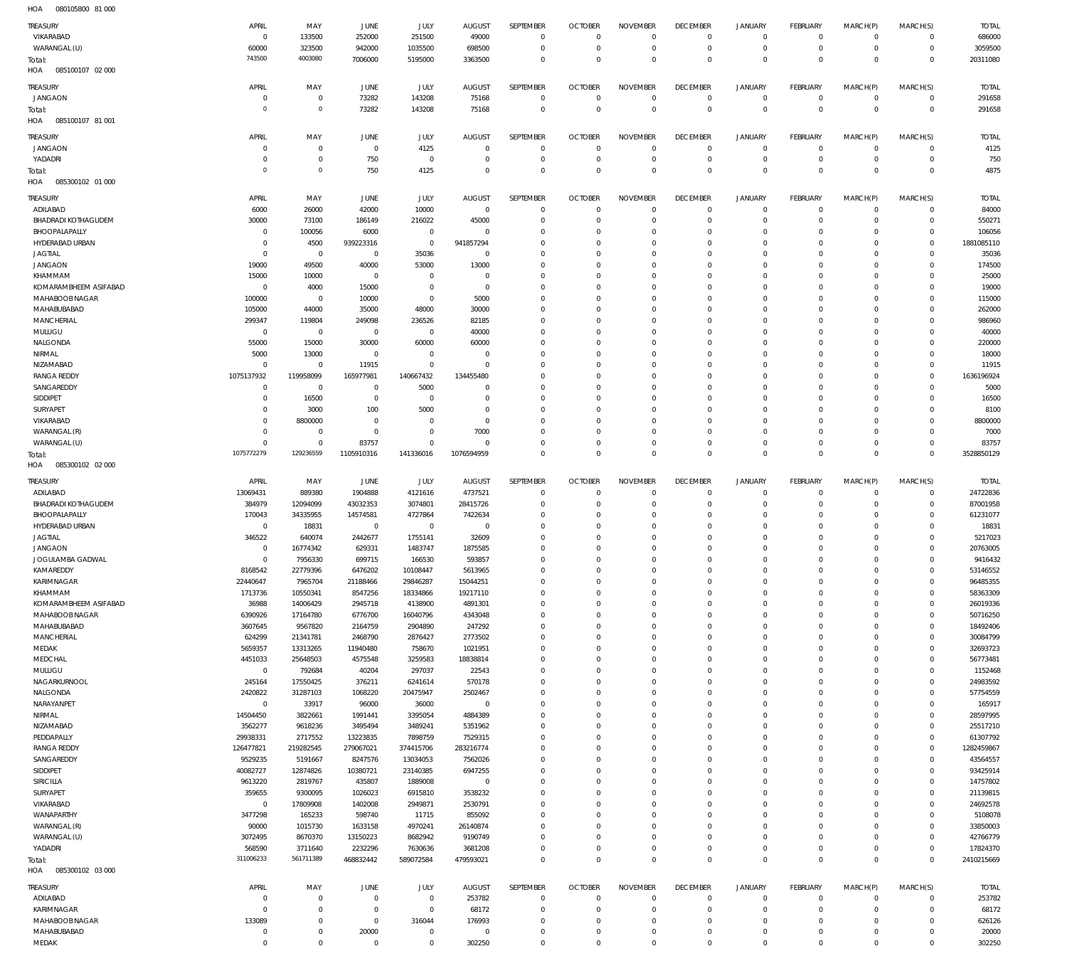HOA 080105800 81 000

| TREASURY | APRIL | MAY | JUNE | JULY | AUGUST | SEPTEMBER | OCTOBER | NOVEMBER | DECEMBER | JANUARY | FEBRUARY | MARCH(P) | MARCH(S) | TOTAL |
|---|---|---|---|---|---|---|---|---|---|---|---|---|---|---|
| VIKARABAD | 0 | 133500 | 252000 | 251500 | 49000 | 0 | 0 | 0 | 0 | 0 | 0 | 0 | 0 | 686000 |
| WARANGAL (U) | 60000 | 323500 | 942000 | 1035500 | 698500 | 0 | 0 | 0 | 0 | 0 | 0 | 0 | 0 | 3059500 |
| Total: | 743500 | 4003080 | 7006000 | 5195000 | 3363500 | 0 | 0 | 0 | 0 | 0 | 0 | 0 | 0 | 20311080 |

HOA 085100107 02 000

| TREASURY | APRIL | MAY | JUNE | JULY | AUGUST | SEPTEMBER | OCTOBER | NOVEMBER | DECEMBER | JANUARY | FEBRUARY | MARCH(P) | MARCH(S) | TOTAL |
|---|---|---|---|---|---|---|---|---|---|---|---|---|---|---|
| JANGAON | 0 | 0 | 73282 | 143208 | 75168 | 0 | 0 | 0 | 0 | 0 | 0 | 0 | 0 | 291658 |
| Total: | 0 | 0 | 73282 | 143208 | 75168 | 0 | 0 | 0 | 0 | 0 | 0 | 0 | 0 | 291658 |

HOA 085100107 81 001

| TREASURY | APRIL | MAY | JUNE | JULY | AUGUST | SEPTEMBER | OCTOBER | NOVEMBER | DECEMBER | JANUARY | FEBRUARY | MARCH(P) | MARCH(S) | TOTAL |
|---|---|---|---|---|---|---|---|---|---|---|---|---|---|---|
| JANGAON | 0 | 0 | 0 | 4125 | 0 | 0 | 0 | 0 | 0 | 0 | 0 | 0 | 0 | 4125 |
| YADADRI | 0 | 0 | 750 | 0 | 0 | 0 | 0 | 0 | 0 | 0 | 0 | 0 | 0 | 750 |
| Total: | 0 | 0 | 750 | 4125 | 0 | 0 | 0 | 0 | 0 | 0 | 0 | 0 | 0 | 4875 |

HOA 085300102 01 000

| TREASURY | APRIL | MAY | JUNE | JULY | AUGUST | SEPTEMBER | OCTOBER | NOVEMBER | DECEMBER | JANUARY | FEBRUARY | MARCH(P) | MARCH(S) | TOTAL |
|---|---|---|---|---|---|---|---|---|---|---|---|---|---|---|
| ADILABAD | 6000 | 26000 | 42000 | 10000 | 0 | 0 | 0 | 0 | 0 | 0 | 0 | 0 | 0 | 84000 |
| BHADRADI KOTHAGUDEM | 30000 | 73100 | 186149 | 216022 | 45000 | 0 | 0 | 0 | 0 | 0 | 0 | 0 | 0 | 550271 |
| BHOOPALAPALLY | 0 | 100056 | 6000 | 0 | 0 | 0 | 0 | 0 | 0 | 0 | 0 | 0 | 0 | 106056 |
| HYDERABAD URBAN | 0 | 4500 | 939223316 | 0 | 941857294 | 0 | 0 | 0 | 0 | 0 | 0 | 0 | 0 | 1881085110 |
| JAGTIAL | 0 | 0 | 0 | 35036 | 0 | 0 | 0 | 0 | 0 | 0 | 0 | 0 | 0 | 35036 |
| JANGAON | 19000 | 49500 | 40000 | 53000 | 13000 | 0 | 0 | 0 | 0 | 0 | 0 | 0 | 0 | 174500 |
| KHAMMAM | 15000 | 10000 | 0 | 0 | 0 | 0 | 0 | 0 | 0 | 0 | 0 | 0 | 0 | 25000 |
| KOMARAMBHEEM ASIFABAD | 0 | 4000 | 15000 | 0 | 0 | 0 | 0 | 0 | 0 | 0 | 0 | 0 | 0 | 19000 |
| MAHABOOBNAGAR | 100000 | 0 | 10000 | 0 | 5000 | 0 | 0 | 0 | 0 | 0 | 0 | 0 | 0 | 115000 |
| MAHABUBABAD | 105000 | 44000 | 35000 | 48000 | 30000 | 0 | 0 | 0 | 0 | 0 | 0 | 0 | 0 | 262000 |
| MANCHERIAL | 299347 | 119804 | 249098 | 236526 | 82185 | 0 | 0 | 0 | 0 | 0 | 0 | 0 | 0 | 986960 |
| MULUGU | 0 | 0 | 0 | 0 | 40000 | 0 | 0 | 0 | 0 | 0 | 0 | 0 | 0 | 40000 |
| NALGONDA | 55000 | 15000 | 30000 | 60000 | 60000 | 0 | 0 | 0 | 0 | 0 | 0 | 0 | 0 | 220000 |
| NIRMAL | 5000 | 13000 | 0 | 0 | 0 | 0 | 0 | 0 | 0 | 0 | 0 | 0 | 0 | 18000 |
| NIZAMABAD | 0 | 0 | 11915 | 0 | 0 | 0 | 0 | 0 | 0 | 0 | 0 | 0 | 0 | 11915 |
| RANGA REDDY | 1075137932 | 119958099 | 165977981 | 140667432 | 134455480 | 0 | 0 | 0 | 0 | 0 | 0 | 0 | 0 | 1636196924 |
| SANGAREDDY | 0 | 0 | 0 | 5000 | 0 | 0 | 0 | 0 | 0 | 0 | 0 | 0 | 0 | 5000 |
| SIDDIPET | 0 | 16500 | 0 | 0 | 0 | 0 | 0 | 0 | 0 | 0 | 0 | 0 | 0 | 16500 |
| SURYAPET | 0 | 3000 | 100 | 5000 | 0 | 0 | 0 | 0 | 0 | 0 | 0 | 0 | 0 | 8100 |
| VIKARABAD | 0 | 8800000 | 0 | 0 | 0 | 0 | 0 | 0 | 0 | 0 | 0 | 0 | 0 | 8800000 |
| WARANGAL (R) | 0 | 0 | 0 | 0 | 7000 | 0 | 0 | 0 | 0 | 0 | 0 | 0 | 0 | 7000 |
| WARANGAL (U) | 0 | 0 | 83757 | 0 | 0 | 0 | 0 | 0 | 0 | 0 | 0 | 0 | 0 | 83757 |
| Total: | 1075772279 | 129236559 | 1105910316 | 141336016 | 1076594959 | 0 | 0 | 0 | 0 | 0 | 0 | 0 | 0 | 3528850129 |

HOA 085300102 02 000

| TREASURY | APRIL | MAY | JUNE | JULY | AUGUST | SEPTEMBER | OCTOBER | NOVEMBER | DECEMBER | JANUARY | FEBRUARY | MARCH(P) | MARCH(S) | TOTAL |
|---|---|---|---|---|---|---|---|---|---|---|---|---|---|---|
| ADILABAD | 13069431 | 889380 | 1904888 | 4121616 | 4737521 | 0 | 0 | 0 | 0 | 0 | 0 | 0 | 0 | 24722836 |
| BHADRADI KOTHAGUDEM | 384979 | 12094099 | 43032353 | 3074801 | 28415726 | 0 | 0 | 0 | 0 | 0 | 0 | 0 | 0 | 87001958 |
| BHOOPALAPALLY | 170043 | 34335955 | 14574581 | 4727864 | 7422634 | 0 | 0 | 0 | 0 | 0 | 0 | 0 | 0 | 61231077 |
| HYDERABAD URBAN | 0 | 18831 | 0 | 0 | 0 | 0 | 0 | 0 | 0 | 0 | 0 | 0 | 0 | 18831 |
| JAGTIAL | 346522 | 640074 | 2442677 | 1755141 | 32609 | 0 | 0 | 0 | 0 | 0 | 0 | 0 | 0 | 5217023 |
| JANGAON | 0 | 16774342 | 629331 | 1483747 | 1875585 | 0 | 0 | 0 | 0 | 0 | 0 | 0 | 0 | 20763005 |
| JOGULAMBA GADWAL | 0 | 7956330 | 699715 | 166530 | 593857 | 0 | 0 | 0 | 0 | 0 | 0 | 0 | 0 | 9416432 |
| KAMAREDDY | 8168542 | 22779396 | 6476202 | 10108447 | 5613965 | 0 | 0 | 0 | 0 | 0 | 0 | 0 | 0 | 53146552 |
| KARIMNAGAR | 22440647 | 7965704 | 21188466 | 29846287 | 15044251 | 0 | 0 | 0 | 0 | 0 | 0 | 0 | 0 | 96485355 |
| KHAMMAM | 1713736 | 10550341 | 8547256 | 18334866 | 19217110 | 0 | 0 | 0 | 0 | 0 | 0 | 0 | 0 | 58363309 |
| KOMARAMBHEEM ASIFABAD | 36988 | 14006429 | 2945718 | 4138900 | 4891301 | 0 | 0 | 0 | 0 | 0 | 0 | 0 | 0 | 26019336 |
| MAHABOOBNAGAR | 6390926 | 17164780 | 6776700 | 16040796 | 4343048 | 0 | 0 | 0 | 0 | 0 | 0 | 0 | 0 | 50716250 |
| MAHABUBABAD | 3607645 | 9567820 | 2164759 | 2904890 | 247292 | 0 | 0 | 0 | 0 | 0 | 0 | 0 | 0 | 18492406 |
| MANCHERIAL | 624299 | 21341781 | 2468790 | 2876427 | 2773502 | 0 | 0 | 0 | 0 | 0 | 0 | 0 | 0 | 30084799 |
| MEDAK | 5659357 | 13313265 | 11940480 | 758670 | 1021951 | 0 | 0 | 0 | 0 | 0 | 0 | 0 | 0 | 32693723 |
| MEDCHAL | 4451033 | 25648503 | 4575548 | 3259583 | 18838814 | 0 | 0 | 0 | 0 | 0 | 0 | 0 | 0 | 56773481 |
| MULUGU | 0 | 792684 | 40204 | 297037 | 22543 | 0 | 0 | 0 | 0 | 0 | 0 | 0 | 0 | 1152468 |
| NAGARKURNOOL | 245164 | 17550425 | 376211 | 6241614 | 570178 | 0 | 0 | 0 | 0 | 0 | 0 | 0 | 0 | 24983592 |
| NALGONDA | 2420822 | 31287103 | 1068220 | 20475947 | 2502467 | 0 | 0 | 0 | 0 | 0 | 0 | 0 | 0 | 57754559 |
| NARAYANPET | 0 | 33917 | 96000 | 36000 | 0 | 0 | 0 | 0 | 0 | 0 | 0 | 0 | 0 | 165917 |
| NIRMAL | 14504450 | 3822661 | 1991441 | 3395054 | 4884389 | 0 | 0 | 0 | 0 | 0 | 0 | 0 | 0 | 28597995 |
| NIZAMABAD | 3562277 | 9618236 | 3495494 | 3489241 | 5351962 | 0 | 0 | 0 | 0 | 0 | 0 | 0 | 0 | 25517210 |
| PEDDAPALLY | 29938331 | 2717552 | 13223835 | 7898759 | 7529315 | 0 | 0 | 0 | 0 | 0 | 0 | 0 | 0 | 61307792 |
| RANGA REDDY | 126477821 | 219282545 | 279067021 | 374415706 | 283216774 | 0 | 0 | 0 | 0 | 0 | 0 | 0 | 0 | 1282459867 |
| SANGAREDDY | 9529235 | 5191667 | 8247576 | 13034053 | 7562026 | 0 | 0 | 0 | 0 | 0 | 0 | 0 | 0 | 43564557 |
| SIDDIPET | 40082727 | 12874826 | 10380721 | 23140385 | 6947255 | 0 | 0 | 0 | 0 | 0 | 0 | 0 | 0 | 93425914 |
| SIRICILLA | 9613220 | 2819767 | 435807 | 1889008 | 0 | 0 | 0 | 0 | 0 | 0 | 0 | 0 | 0 | 14757802 |
| SURYAPET | 359655 | 9300095 | 1026023 | 6915810 | 3538232 | 0 | 0 | 0 | 0 | 0 | 0 | 0 | 0 | 21139815 |
| VIKARABAD | 0 | 17809908 | 1402008 | 2949871 | 2530791 | 0 | 0 | 0 | 0 | 0 | 0 | 0 | 0 | 24692578 |
| WANAPARTHY | 3477298 | 165233 | 598740 | 11715 | 855092 | 0 | 0 | 0 | 0 | 0 | 0 | 0 | 0 | 5108078 |
| WARANGAL (R) | 90000 | 1015730 | 1633158 | 4970241 | 26140874 | 0 | 0 | 0 | 0 | 0 | 0 | 0 | 0 | 33850003 |
| WARANGAL (U) | 3072495 | 8670370 | 13150223 | 8682942 | 9190749 | 0 | 0 | 0 | 0 | 0 | 0 | 0 | 0 | 42766779 |
| YADADRI | 568590 | 3711640 | 2232296 | 7630636 | 3681208 | 0 | 0 | 0 | 0 | 0 | 0 | 0 | 0 | 17824370 |
| Total: | 311006233 | 561711389 | 468832442 | 589072584 | 479593021 | 0 | 0 | 0 | 0 | 0 | 0 | 0 | 0 | 2410215669 |

HOA 085300102 03 000

| TREASURY | APRIL | MAY | JUNE | JULY | AUGUST | SEPTEMBER | OCTOBER | NOVEMBER | DECEMBER | JANUARY | FEBRUARY | MARCH(P) | MARCH(S) | TOTAL |
|---|---|---|---|---|---|---|---|---|---|---|---|---|---|---|
| ADILABAD | 0 | 0 | 0 | 0 | 253782 | 0 | 0 | 0 | 0 | 0 | 0 | 0 | 0 | 253782 |
| KARIMNAGAR | 0 | 0 | 0 | 0 | 68172 | 0 | 0 | 0 | 0 | 0 | 0 | 0 | 0 | 68172 |
| MAHABOOBNAGAR | 133089 | 0 | 0 | 316044 | 176993 | 0 | 0 | 0 | 0 | 0 | 0 | 0 | 0 | 626126 |
| MAHABUBABAD | 0 | 0 | 20000 | 0 | 0 | 0 | 0 | 0 | 0 | 0 | 0 | 0 | 0 | 20000 |
| MEDAK | 0 | 0 | 0 | 0 | 302250 | 0 | 0 | 0 | 0 | 0 | 0 | 0 | 0 | 302250 |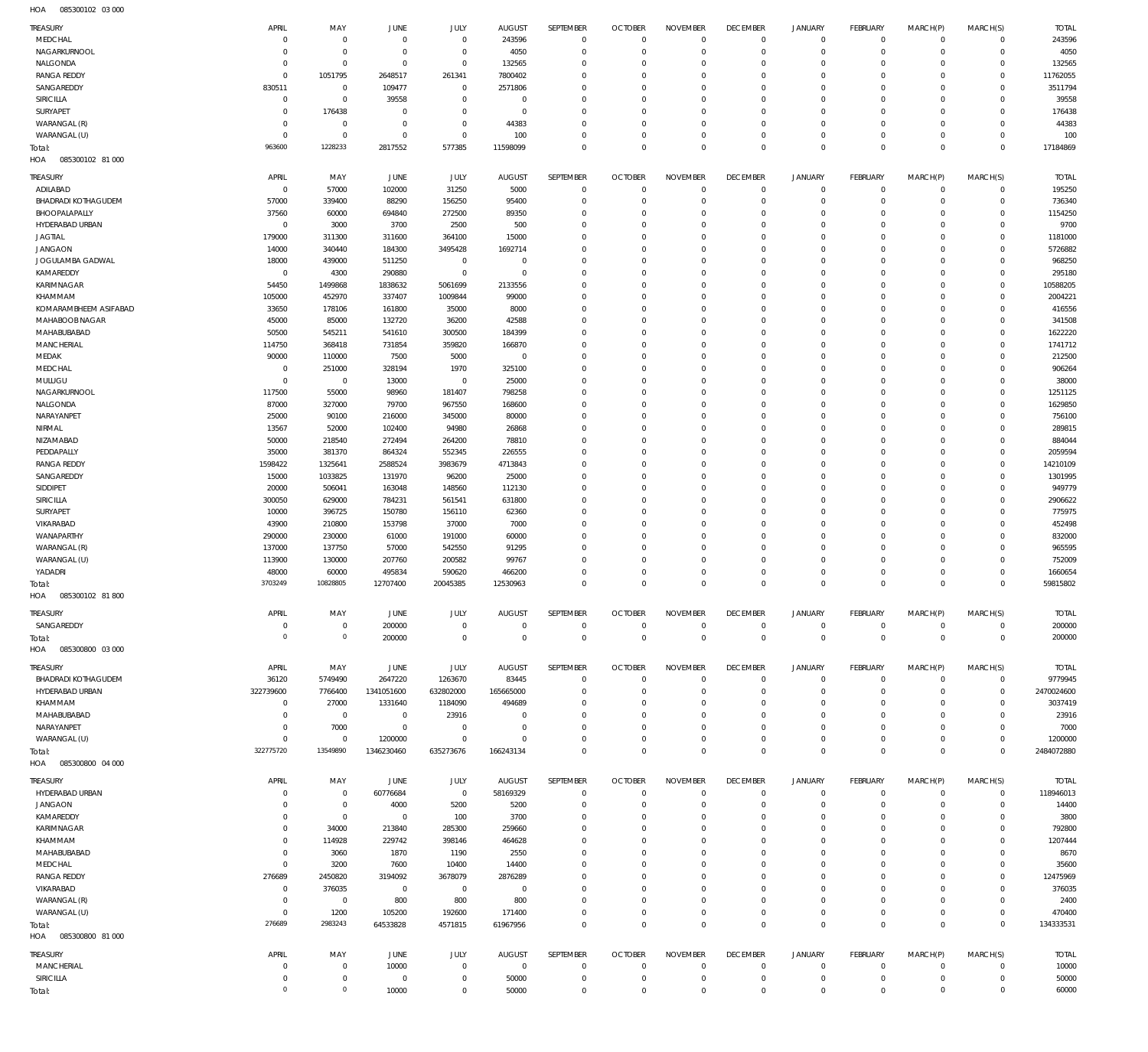HOA 085300102 03 000

| TREASURY | APRIL | MAY | JUNE | JULY | AUGUST | SEPTEMBER | OCTOBER | NOVEMBER | DECEMBER | JANUARY | FEBRUARY | MARCH(P) | MARCH(S) | TOTAL |
|---|---|---|---|---|---|---|---|---|---|---|---|---|---|---|
| MEDCHAL | 0 | 0 | 0 | 0 | 243596 | 0 | 0 | 0 | 0 | 0 | 0 | 0 | 0 | 243596 |
| NAGARKURNOOL | 0 | 0 | 0 | 0 | 4050 | 0 | 0 | 0 | 0 | 0 | 0 | 0 | 0 | 4050 |
| NALGONDA | 0 | 0 | 0 | 0 | 132565 | 0 | 0 | 0 | 0 | 0 | 0 | 0 | 0 | 132565 |
| RANGA REDDY | 0 | 1051795 | 2648517 | 261341 | 7800402 | 0 | 0 | 0 | 0 | 0 | 0 | 0 | 0 | 11762055 |
| SANGAREDDY | 830511 | 0 | 109477 | 0 | 2571806 | 0 | 0 | 0 | 0 | 0 | 0 | 0 | 0 | 3511794 |
| SIRICILLA | 0 | 0 | 39558 | 0 | 0 | 0 | 0 | 0 | 0 | 0 | 0 | 0 | 0 | 39558 |
| SURYAPET | 0 | 176438 | 0 | 0 | 0 | 0 | 0 | 0 | 0 | 0 | 0 | 0 | 0 | 176438 |
| WARANGAL (R) | 0 | 0 | 0 | 0 | 44383 | 0 | 0 | 0 | 0 | 0 | 0 | 0 | 0 | 44383 |
| WARANGAL (U) | 0 | 0 | 0 | 0 | 100 | 0 | 0 | 0 | 0 | 0 | 0 | 0 | 0 | 100 |
| Total: | 963600 | 1228233 | 2817552 | 577385 | 11598099 | 0 | 0 | 0 | 0 | 0 | 0 | 0 | 0 | 17184869 |

HOA 085300102 81 000

| TREASURY | APRIL | MAY | JUNE | JULY | AUGUST | SEPTEMBER | OCTOBER | NOVEMBER | DECEMBER | JANUARY | FEBRUARY | MARCH(P) | MARCH(S) | TOTAL |
|---|---|---|---|---|---|---|---|---|---|---|---|---|---|---|
| ADILABAD | 0 | 57000 | 102000 | 31250 | 5000 | 0 | 0 | 0 | 0 | 0 | 0 | 0 | 0 | 195250 |
| BHADRADI KOTHAGUDEM | 57000 | 339400 | 88290 | 156250 | 95400 | 0 | 0 | 0 | 0 | 0 | 0 | 0 | 0 | 736340 |
| BHOOPALAPALLY | 37560 | 60000 | 694840 | 272500 | 89350 | 0 | 0 | 0 | 0 | 0 | 0 | 0 | 0 | 1154250 |
| HYDERABAD URBAN | 0 | 3000 | 3700 | 2500 | 500 | 0 | 0 | 0 | 0 | 0 | 0 | 0 | 0 | 9700 |
| JAGTIAL | 179000 | 311300 | 311600 | 364100 | 15000 | 0 | 0 | 0 | 0 | 0 | 0 | 0 | 0 | 1181000 |
| JANGAON | 14000 | 340440 | 184300 | 3495428 | 1692714 | 0 | 0 | 0 | 0 | 0 | 0 | 0 | 0 | 5726882 |
| JOGULAMBA GADWAL | 18000 | 439000 | 511250 | 0 | 0 | 0 | 0 | 0 | 0 | 0 | 0 | 0 | 0 | 968250 |
| KAMAREDDY | 0 | 4300 | 290880 | 0 | 0 | 0 | 0 | 0 | 0 | 0 | 0 | 0 | 0 | 295180 |
| KARIMNAGAR | 54450 | 1499868 | 1838632 | 5061699 | 2133556 | 0 | 0 | 0 | 0 | 0 | 0 | 0 | 0 | 10588205 |
| KHAMMAM | 105000 | 452970 | 337407 | 1009844 | 99000 | 0 | 0 | 0 | 0 | 0 | 0 | 0 | 0 | 2004221 |
| KOMARAMBHEEM ASIFABAD | 33650 | 178106 | 161800 | 35000 | 8000 | 0 | 0 | 0 | 0 | 0 | 0 | 0 | 0 | 416556 |
| MAHABOOB NAGAR | 45000 | 85000 | 132720 | 36200 | 42588 | 0 | 0 | 0 | 0 | 0 | 0 | 0 | 0 | 341508 |
| MAHABUBABAD | 50500 | 545211 | 541610 | 300500 | 184399 | 0 | 0 | 0 | 0 | 0 | 0 | 0 | 0 | 1622220 |
| MANCHERIAL | 114750 | 368418 | 731854 | 359820 | 166870 | 0 | 0 | 0 | 0 | 0 | 0 | 0 | 0 | 1741712 |
| MEDAK | 90000 | 110000 | 7500 | 5000 | 0 | 0 | 0 | 0 | 0 | 0 | 0 | 0 | 0 | 212500 |
| MEDCHAL | 0 | 251000 | 328194 | 1970 | 325100 | 0 | 0 | 0 | 0 | 0 | 0 | 0 | 0 | 906264 |
| MULUGU | 0 | 0 | 13000 | 0 | 25000 | 0 | 0 | 0 | 0 | 0 | 0 | 0 | 0 | 38000 |
| NAGARKURNOOL | 117500 | 55000 | 98960 | 181407 | 798258 | 0 | 0 | 0 | 0 | 0 | 0 | 0 | 0 | 1251125 |
| NALGONDA | 87000 | 327000 | 79700 | 967550 | 168600 | 0 | 0 | 0 | 0 | 0 | 0 | 0 | 0 | 1629850 |
| NARAYANPET | 25000 | 90100 | 216000 | 345000 | 80000 | 0 | 0 | 0 | 0 | 0 | 0 | 0 | 0 | 756100 |
| NIRMAL | 13567 | 52000 | 102400 | 94980 | 26868 | 0 | 0 | 0 | 0 | 0 | 0 | 0 | 0 | 289815 |
| NIZAMABAD | 50000 | 218540 | 272494 | 264200 | 78810 | 0 | 0 | 0 | 0 | 0 | 0 | 0 | 0 | 884044 |
| PEDDAPALLY | 35000 | 381370 | 864324 | 552345 | 226555 | 0 | 0 | 0 | 0 | 0 | 0 | 0 | 0 | 2059594 |
| RANGA REDDY | 1598422 | 1325641 | 2588524 | 3983679 | 4713843 | 0 | 0 | 0 | 0 | 0 | 0 | 0 | 0 | 14210109 |
| SANGAREDDY | 15000 | 1033825 | 131970 | 96200 | 25000 | 0 | 0 | 0 | 0 | 0 | 0 | 0 | 0 | 1301995 |
| SIDDIPET | 20000 | 506041 | 163048 | 148560 | 112130 | 0 | 0 | 0 | 0 | 0 | 0 | 0 | 0 | 949779 |
| SIRICILLA | 300050 | 629000 | 784231 | 561541 | 631800 | 0 | 0 | 0 | 0 | 0 | 0 | 0 | 0 | 2906622 |
| SURYAPET | 10000 | 396725 | 150780 | 156110 | 62360 | 0 | 0 | 0 | 0 | 0 | 0 | 0 | 0 | 775975 |
| VIKARABAD | 43900 | 210800 | 153798 | 37000 | 7000 | 0 | 0 | 0 | 0 | 0 | 0 | 0 | 0 | 452498 |
| WANAPARTHY | 290000 | 230000 | 61000 | 191000 | 60000 | 0 | 0 | 0 | 0 | 0 | 0 | 0 | 0 | 832000 |
| WARANGAL (R) | 137000 | 137750 | 57000 | 542550 | 91295 | 0 | 0 | 0 | 0 | 0 | 0 | 0 | 0 | 965595 |
| WARANGAL (U) | 113900 | 130000 | 207760 | 200582 | 99767 | 0 | 0 | 0 | 0 | 0 | 0 | 0 | 0 | 752009 |
| YADADRI | 48000 | 60000 | 495834 | 590620 | 466200 | 0 | 0 | 0 | 0 | 0 | 0 | 0 | 0 | 1660654 |
| Total: | 3703249 | 10828805 | 12707400 | 20045385 | 12530963 | 0 | 0 | 0 | 0 | 0 | 0 | 0 | 0 | 59815802 |

HOA 085300102 81 800

| TREASURY | APRIL | MAY | JUNE | JULY | AUGUST | SEPTEMBER | OCTOBER | NOVEMBER | DECEMBER | JANUARY | FEBRUARY | MARCH(P) | MARCH(S) | TOTAL |
|---|---|---|---|---|---|---|---|---|---|---|---|---|---|---|
| SANGAREDDY | 0 | 0 | 200000 | 0 | 0 | 0 | 0 | 0 | 0 | 0 | 0 | 0 | 0 | 200000 |
| Total: | 0 | 0 | 200000 | 0 | 0 | 0 | 0 | 0 | 0 | 0 | 0 | 0 | 0 | 200000 |

HOA 085300800 03 000

| TREASURY | APRIL | MAY | JUNE | JULY | AUGUST | SEPTEMBER | OCTOBER | NOVEMBER | DECEMBER | JANUARY | FEBRUARY | MARCH(P) | MARCH(S) | TOTAL |
|---|---|---|---|---|---|---|---|---|---|---|---|---|---|---|
| BHADRADI KOTHAGUDEM | 36120 | 5749490 | 2647220 | 1263670 | 83445 | 0 | 0 | 0 | 0 | 0 | 0 | 0 | 0 | 9779945 |
| HYDERABAD URBAN | 322739600 | 7766400 | 1341051600 | 632802000 | 165665000 | 0 | 0 | 0 | 0 | 0 | 0 | 0 | 0 | 2470024600 |
| KHAMMAM | 0 | 27000 | 1331640 | 1184090 | 494689 | 0 | 0 | 0 | 0 | 0 | 0 | 0 | 0 | 3037419 |
| MAHABUBABAD | 0 | 0 | 0 | 23916 | 0 | 0 | 0 | 0 | 0 | 0 | 0 | 0 | 0 | 23916 |
| NARAYANPET | 0 | 7000 | 0 | 0 | 0 | 0 | 0 | 0 | 0 | 0 | 0 | 0 | 0 | 7000 |
| WARANGAL (U) | 0 | 0 | 1200000 | 0 | 0 | 0 | 0 | 0 | 0 | 0 | 0 | 0 | 0 | 1200000 |
| Total: | 322775720 | 13549890 | 1346230460 | 635273676 | 166243134 | 0 | 0 | 0 | 0 | 0 | 0 | 0 | 0 | 2484072880 |

HOA 085300800 04 000

| TREASURY | APRIL | MAY | JUNE | JULY | AUGUST | SEPTEMBER | OCTOBER | NOVEMBER | DECEMBER | JANUARY | FEBRUARY | MARCH(P) | MARCH(S) | TOTAL |
|---|---|---|---|---|---|---|---|---|---|---|---|---|---|---|
| HYDERABAD URBAN | 0 | 0 | 60776684 | 0 | 58169329 | 0 | 0 | 0 | 0 | 0 | 0 | 0 | 0 | 118946013 |
| JANGAON | 0 | 0 | 4000 | 5200 | 5200 | 0 | 0 | 0 | 0 | 0 | 0 | 0 | 0 | 14400 |
| KAMAREDDY | 0 | 0 | 0 | 100 | 3700 | 0 | 0 | 0 | 0 | 0 | 0 | 0 | 0 | 3800 |
| KARIMNAGAR | 0 | 34000 | 213840 | 285300 | 259660 | 0 | 0 | 0 | 0 | 0 | 0 | 0 | 0 | 792800 |
| KHAMMAM | 0 | 114928 | 229742 | 398146 | 464628 | 0 | 0 | 0 | 0 | 0 | 0 | 0 | 0 | 1207444 |
| MAHABUBABAD | 0 | 3060 | 1870 | 1190 | 2550 | 0 | 0 | 0 | 0 | 0 | 0 | 0 | 0 | 8670 |
| MEDCHAL | 0 | 3200 | 7600 | 10400 | 14400 | 0 | 0 | 0 | 0 | 0 | 0 | 0 | 0 | 35600 |
| RANGA REDDY | 276689 | 2450820 | 3194092 | 3678079 | 2876289 | 0 | 0 | 0 | 0 | 0 | 0 | 0 | 0 | 12475969 |
| VIKARABAD | 0 | 376035 | 0 | 0 | 0 | 0 | 0 | 0 | 0 | 0 | 0 | 0 | 0 | 376035 |
| WARANGAL (R) | 0 | 0 | 800 | 800 | 800 | 0 | 0 | 0 | 0 | 0 | 0 | 0 | 0 | 2400 |
| WARANGAL (U) | 0 | 1200 | 105200 | 192600 | 171400 | 0 | 0 | 0 | 0 | 0 | 0 | 0 | 0 | 470400 |
| Total: | 276689 | 2983243 | 64533828 | 4571815 | 61967956 | 0 | 0 | 0 | 0 | 0 | 0 | 0 | 0 | 134333531 |

HOA 085300800 81 000

| TREASURY | APRIL | MAY | JUNE | JULY | AUGUST | SEPTEMBER | OCTOBER | NOVEMBER | DECEMBER | JANUARY | FEBRUARY | MARCH(P) | MARCH(S) | TOTAL |
|---|---|---|---|---|---|---|---|---|---|---|---|---|---|---|
| MANCHERIAL | 0 | 0 | 10000 | 0 | 0 | 0 | 0 | 0 | 0 | 0 | 0 | 0 | 0 | 10000 |
| SIRICILLA | 0 | 0 | 0 | 0 | 50000 | 0 | 0 | 0 | 0 | 0 | 0 | 0 | 0 | 50000 |
| Total: | 0 | 0 | 10000 | 0 | 50000 | 0 | 0 | 0 | 0 | 0 | 0 | 0 | 0 | 60000 |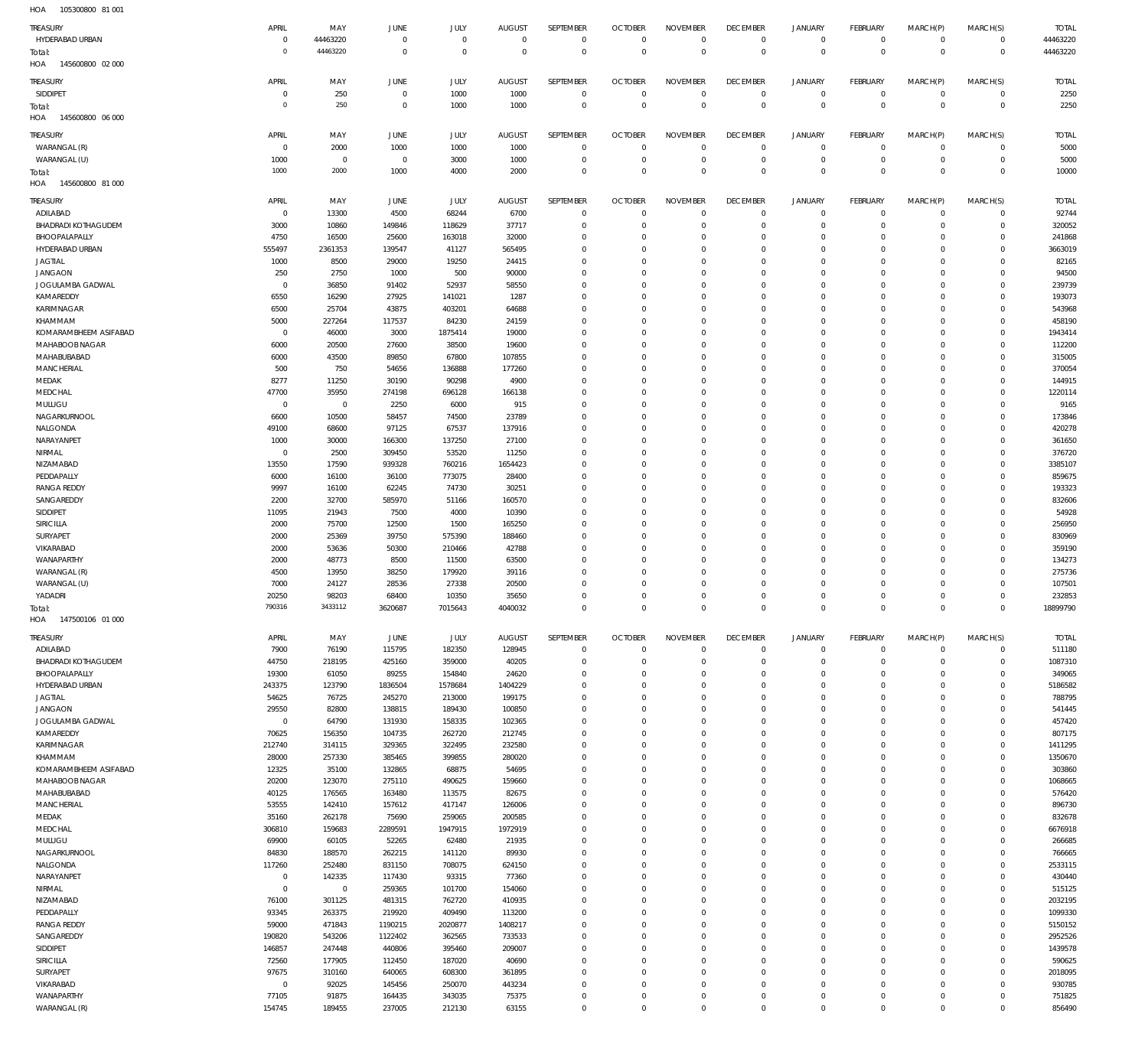HOA 105300800 81 001

| TREASURY | APRIL | MAY | JUNE | JULY | AUGUST | SEPTEMBER | OCTOBER | NOVEMBER | DECEMBER | JANUARY | FEBRUARY | MARCH(P) | MARCH(S) | TOTAL |
|---|---|---|---|---|---|---|---|---|---|---|---|---|---|---|
| HYDERABAD URBAN | 0 | 44463220 | 0 | 0 | 0 | 0 | 0 | 0 | 0 | 0 | 0 | 0 | 0 | 44463220 |
| Total: | 0 | 44463220 | 0 | 0 | 0 | 0 | 0 | 0 | 0 | 0 | 0 | 0 | 0 | 44463220 |

HOA 145600800 02 000

| TREASURY | APRIL | MAY | JUNE | JULY | AUGUST | SEPTEMBER | OCTOBER | NOVEMBER | DECEMBER | JANUARY | FEBRUARY | MARCH(P) | MARCH(S) | TOTAL |
|---|---|---|---|---|---|---|---|---|---|---|---|---|---|---|
| SIDDIPET | 0 | 250 | 0 | 1000 | 1000 | 0 | 0 | 0 | 0 | 0 | 0 | 0 | 0 | 2250 |
| Total: | 0 | 250 | 0 | 1000 | 1000 | 0 | 0 | 0 | 0 | 0 | 0 | 0 | 0 | 2250 |

HOA 145600800 06 000

| TREASURY | APRIL | MAY | JUNE | JULY | AUGUST | SEPTEMBER | OCTOBER | NOVEMBER | DECEMBER | JANUARY | FEBRUARY | MARCH(P) | MARCH(S) | TOTAL |
|---|---|---|---|---|---|---|---|---|---|---|---|---|---|---|
| WARANGAL (R) | 0 | 2000 | 1000 | 1000 | 1000 | 0 | 0 | 0 | 0 | 0 | 0 | 0 | 0 | 5000 |
| WARANGAL (U) | 1000 | 0 | 0 | 3000 | 1000 | 0 | 0 | 0 | 0 | 0 | 0 | 0 | 0 | 5000 |
| Total: | 1000 | 2000 | 1000 | 4000 | 2000 | 0 | 0 | 0 | 0 | 0 | 0 | 0 | 0 | 10000 |

HOA 145600800 81 000

| TREASURY | APRIL | MAY | JUNE | JULY | AUGUST | SEPTEMBER | OCTOBER | NOVEMBER | DECEMBER | JANUARY | FEBRUARY | MARCH(P) | MARCH(S) | TOTAL |
|---|---|---|---|---|---|---|---|---|---|---|---|---|---|---|
| ADILABAD | 0 | 13300 | 4500 | 68244 | 6700 | 0 | 0 | 0 | 0 | 0 | 0 | 0 | 0 | 92744 |
| BHADRADI KOTHAGUDEM | 3000 | 10860 | 149846 | 118629 | 37717 | 0 | 0 | 0 | 0 | 0 | 0 | 0 | 0 | 320052 |
| BHOOPALAPALLY | 4750 | 16500 | 25600 | 163018 | 32000 | 0 | 0 | 0 | 0 | 0 | 0 | 0 | 0 | 241868 |
| HYDERABAD URBAN | 555497 | 2361353 | 139547 | 41127 | 565495 | 0 | 0 | 0 | 0 | 0 | 0 | 0 | 0 | 3663019 |
| JAGTIAL | 1000 | 8500 | 29000 | 19250 | 24415 | 0 | 0 | 0 | 0 | 0 | 0 | 0 | 0 | 82165 |
| JANGAON | 250 | 2750 | 1000 | 500 | 90000 | 0 | 0 | 0 | 0 | 0 | 0 | 0 | 0 | 94500 |
| JOGULAMBA GADWAL | 0 | 36850 | 91402 | 52937 | 58550 | 0 | 0 | 0 | 0 | 0 | 0 | 0 | 0 | 239739 |
| KAMAREDDY | 6550 | 16290 | 27925 | 141021 | 1287 | 0 | 0 | 0 | 0 | 0 | 0 | 0 | 0 | 193073 |
| KARIMNAGAR | 6500 | 25704 | 43875 | 403201 | 64688 | 0 | 0 | 0 | 0 | 0 | 0 | 0 | 0 | 543968 |
| KHAMMAM | 5000 | 227264 | 117537 | 84230 | 24159 | 0 | 0 | 0 | 0 | 0 | 0 | 0 | 0 | 458190 |
| KOMARAMBHEEM ASIFABAD | 0 | 46000 | 3000 | 1875414 | 19000 | 0 | 0 | 0 | 0 | 0 | 0 | 0 | 0 | 1943414 |
| MAHABOOBNAGAR | 6000 | 20500 | 27600 | 38500 | 19600 | 0 | 0 | 0 | 0 | 0 | 0 | 0 | 0 | 112200 |
| MAHABUBABAD | 6000 | 43500 | 89850 | 67800 | 107855 | 0 | 0 | 0 | 0 | 0 | 0 | 0 | 0 | 315005 |
| MANCHERIAL | 500 | 750 | 54656 | 136888 | 177260 | 0 | 0 | 0 | 0 | 0 | 0 | 0 | 0 | 370054 |
| MEDAK | 8277 | 11250 | 30190 | 90298 | 4900 | 0 | 0 | 0 | 0 | 0 | 0 | 0 | 0 | 144915 |
| MEDCHAL | 47700 | 35950 | 274198 | 696128 | 166138 | 0 | 0 | 0 | 0 | 0 | 0 | 0 | 0 | 1220114 |
| MULUGU | 0 | 0 | 2250 | 6000 | 915 | 0 | 0 | 0 | 0 | 0 | 0 | 0 | 0 | 9165 |
| NAGARKURNOOL | 6600 | 10500 | 58457 | 74500 | 23789 | 0 | 0 | 0 | 0 | 0 | 0 | 0 | 0 | 173846 |
| NALGONDA | 49100 | 68600 | 97125 | 67537 | 137916 | 0 | 0 | 0 | 0 | 0 | 0 | 0 | 0 | 420278 |
| NARAYANPET | 1000 | 30000 | 166300 | 137250 | 27100 | 0 | 0 | 0 | 0 | 0 | 0 | 0 | 0 | 361650 |
| NIRMAL | 0 | 2500 | 309450 | 53520 | 11250 | 0 | 0 | 0 | 0 | 0 | 0 | 0 | 0 | 376720 |
| NIZAMABAD | 13550 | 17590 | 939328 | 760216 | 1654423 | 0 | 0 | 0 | 0 | 0 | 0 | 0 | 0 | 3385107 |
| PEDDAPALLY | 6000 | 16100 | 36100 | 773075 | 28400 | 0 | 0 | 0 | 0 | 0 | 0 | 0 | 0 | 859675 |
| RANGA REDDY | 9997 | 16100 | 62245 | 74730 | 30251 | 0 | 0 | 0 | 0 | 0 | 0 | 0 | 0 | 193323 |
| SANGAREDDY | 2200 | 32700 | 585970 | 51166 | 160570 | 0 | 0 | 0 | 0 | 0 | 0 | 0 | 0 | 832606 |
| SIDDIPET | 11095 | 21943 | 7500 | 4000 | 10390 | 0 | 0 | 0 | 0 | 0 | 0 | 0 | 0 | 54928 |
| SIRICILLA | 2000 | 75700 | 12500 | 1500 | 165250 | 0 | 0 | 0 | 0 | 0 | 0 | 0 | 0 | 256950 |
| SURYAPET | 2000 | 25369 | 39750 | 575390 | 188460 | 0 | 0 | 0 | 0 | 0 | 0 | 0 | 0 | 830969 |
| VIKARABAD | 2000 | 53636 | 50300 | 210466 | 42788 | 0 | 0 | 0 | 0 | 0 | 0 | 0 | 0 | 359190 |
| WANAPARTHY | 2000 | 48773 | 8500 | 11500 | 63500 | 0 | 0 | 0 | 0 | 0 | 0 | 0 | 0 | 134273 |
| WARANGAL (R) | 4500 | 13950 | 38250 | 179920 | 39116 | 0 | 0 | 0 | 0 | 0 | 0 | 0 | 0 | 275736 |
| WARANGAL (U) | 7000 | 24127 | 28536 | 27338 | 20500 | 0 | 0 | 0 | 0 | 0 | 0 | 0 | 0 | 107501 |
| YADADRI | 20250 | 98203 | 68400 | 10350 | 35650 | 0 | 0 | 0 | 0 | 0 | 0 | 0 | 0 | 232853 |
| Total: | 790316 | 3433112 | 3620687 | 7015643 | 4040032 | 0 | 0 | 0 | 0 | 0 | 0 | 0 | 0 | 18899790 |

HOA 147500106 01 000

| TREASURY | APRIL | MAY | JUNE | JULY | AUGUST | SEPTEMBER | OCTOBER | NOVEMBER | DECEMBER | JANUARY | FEBRUARY | MARCH(P) | MARCH(S) | TOTAL |
|---|---|---|---|---|---|---|---|---|---|---|---|---|---|---|
| ADILABAD | 7900 | 76190 | 115795 | 182350 | 128945 | 0 | 0 | 0 | 0 | 0 | 0 | 0 | 0 | 511180 |
| BHADRADI KOTHAGUDEM | 44750 | 218195 | 425160 | 359000 | 40205 | 0 | 0 | 0 | 0 | 0 | 0 | 0 | 0 | 1087310 |
| BHOOPALAPALLY | 19300 | 61050 | 89255 | 154840 | 24620 | 0 | 0 | 0 | 0 | 0 | 0 | 0 | 0 | 349065 |
| HYDERABAD URBAN | 243375 | 123790 | 1836504 | 1578684 | 1404229 | 0 | 0 | 0 | 0 | 0 | 0 | 0 | 0 | 5186582 |
| JAGTIAL | 54625 | 76725 | 245270 | 213000 | 199175 | 0 | 0 | 0 | 0 | 0 | 0 | 0 | 0 | 788795 |
| JANGAON | 29550 | 82800 | 138815 | 189430 | 100850 | 0 | 0 | 0 | 0 | 0 | 0 | 0 | 0 | 541445 |
| JOGULAMBA GADWAL | 0 | 64790 | 131930 | 158335 | 102365 | 0 | 0 | 0 | 0 | 0 | 0 | 0 | 0 | 457420 |
| KAMAREDDY | 70625 | 156350 | 104735 | 262720 | 212745 | 0 | 0 | 0 | 0 | 0 | 0 | 0 | 0 | 807175 |
| KARIMNAGAR | 212740 | 314115 | 329365 | 322495 | 232580 | 0 | 0 | 0 | 0 | 0 | 0 | 0 | 0 | 1411295 |
| KHAMMAM | 28000 | 257330 | 385465 | 399855 | 280020 | 0 | 0 | 0 | 0 | 0 | 0 | 0 | 0 | 1350670 |
| KOMARAMBHEEM ASIFABAD | 12325 | 35100 | 132865 | 68875 | 54695 | 0 | 0 | 0 | 0 | 0 | 0 | 0 | 0 | 303860 |
| MAHABOOBNAGAR | 20200 | 123070 | 275110 | 490625 | 159660 | 0 | 0 | 0 | 0 | 0 | 0 | 0 | 0 | 1068665 |
| MAHABUBABAD | 40125 | 176565 | 163480 | 113575 | 82675 | 0 | 0 | 0 | 0 | 0 | 0 | 0 | 0 | 576420 |
| MANCHERIAL | 53555 | 142410 | 157612 | 417147 | 126006 | 0 | 0 | 0 | 0 | 0 | 0 | 0 | 0 | 896730 |
| MEDAK | 35160 | 262178 | 75690 | 259065 | 200585 | 0 | 0 | 0 | 0 | 0 | 0 | 0 | 0 | 832678 |
| MEDCHAL | 306810 | 159683 | 2289591 | 1947915 | 1972919 | 0 | 0 | 0 | 0 | 0 | 0 | 0 | 0 | 6676918 |
| MULUGU | 69900 | 60105 | 52265 | 62480 | 21935 | 0 | 0 | 0 | 0 | 0 | 0 | 0 | 0 | 266685 |
| NAGARKURNOOL | 84830 | 188570 | 262215 | 141120 | 89930 | 0 | 0 | 0 | 0 | 0 | 0 | 0 | 0 | 766665 |
| NALGONDA | 117260 | 252480 | 831150 | 708075 | 624150 | 0 | 0 | 0 | 0 | 0 | 0 | 0 | 0 | 2533115 |
| NARAYANPET | 0 | 142335 | 117430 | 93315 | 77360 | 0 | 0 | 0 | 0 | 0 | 0 | 0 | 0 | 430440 |
| NIRMAL | 0 | 0 | 259365 | 101700 | 154060 | 0 | 0 | 0 | 0 | 0 | 0 | 0 | 0 | 515125 |
| NIZAMABAD | 76100 | 301125 | 481315 | 762720 | 410935 | 0 | 0 | 0 | 0 | 0 | 0 | 0 | 0 | 2032195 |
| PEDDAPALLY | 93345 | 263375 | 219920 | 409490 | 113200 | 0 | 0 | 0 | 0 | 0 | 0 | 0 | 0 | 1099330 |
| RANGA REDDY | 59000 | 471843 | 1190215 | 2020877 | 1408217 | 0 | 0 | 0 | 0 | 0 | 0 | 0 | 0 | 5150152 |
| SANGAREDDY | 190820 | 543206 | 1122402 | 362565 | 733533 | 0 | 0 | 0 | 0 | 0 | 0 | 0 | 0 | 2952526 |
| SIDDIPET | 146857 | 247448 | 440806 | 395460 | 209007 | 0 | 0 | 0 | 0 | 0 | 0 | 0 | 0 | 1439578 |
| SIRICILLA | 72560 | 177905 | 112450 | 187020 | 40690 | 0 | 0 | 0 | 0 | 0 | 0 | 0 | 0 | 590625 |
| SURYAPET | 97675 | 310160 | 640065 | 608300 | 361895 | 0 | 0 | 0 | 0 | 0 | 0 | 0 | 0 | 2018095 |
| VIKARABAD | 0 | 92025 | 145456 | 250070 | 443234 | 0 | 0 | 0 | 0 | 0 | 0 | 0 | 0 | 930785 |
| WANAPARTHY | 77105 | 91875 | 164435 | 343035 | 75375 | 0 | 0 | 0 | 0 | 0 | 0 | 0 | 0 | 751825 |
| WARANGAL (R) | 154745 | 189455 | 237005 | 212130 | 63155 | 0 | 0 | 0 | 0 | 0 | 0 | 0 | 0 | 856490 |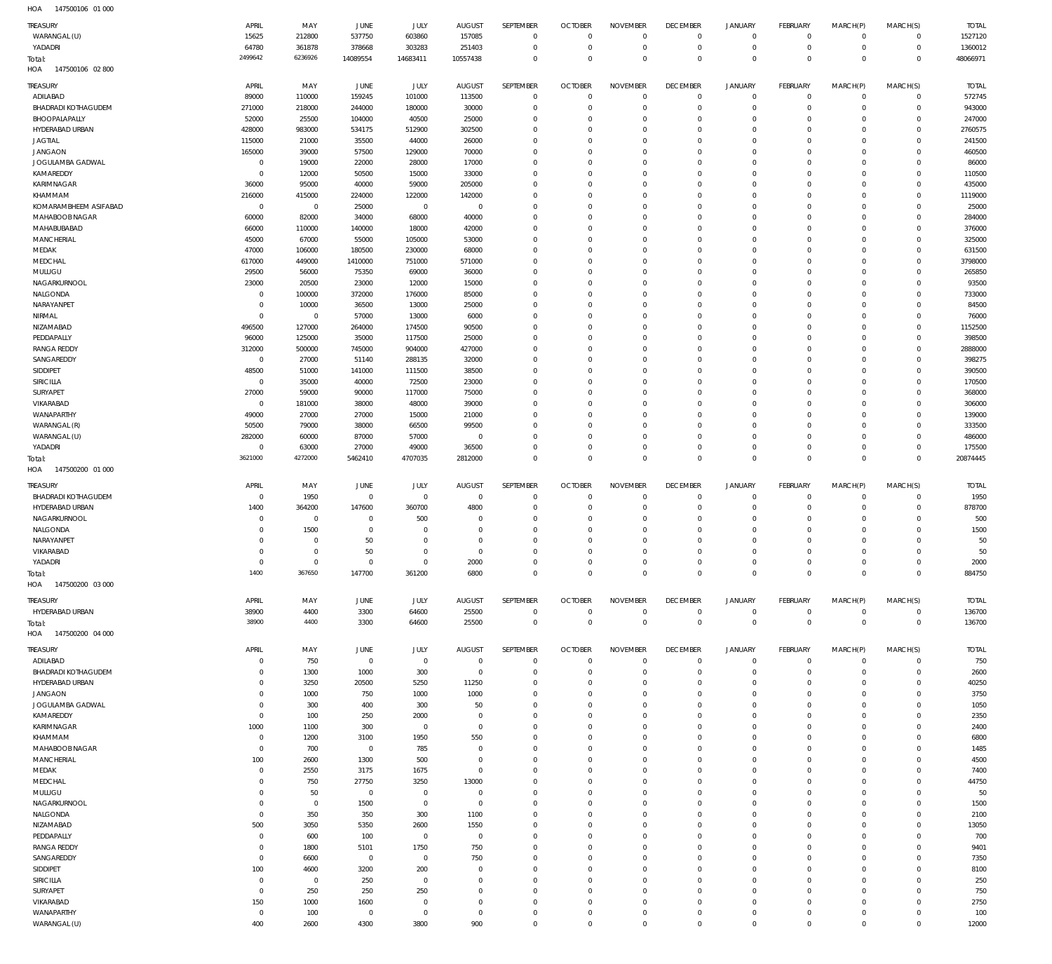HOA 147500106 01 000

| TREASURY | APRIL | MAY | JUNE | JULY | AUGUST | SEPTEMBER | OCTOBER | NOVEMBER | DECEMBER | JANUARY | FEBRUARY | MARCH(P) | MARCH(S) | TOTAL |
|---|---|---|---|---|---|---|---|---|---|---|---|---|---|---|
| WARANGAL (U) | 15625 | 212800 | 537750 | 603860 | 157085 | 0 | 0 | 0 | 0 | 0 | 0 | 0 | 0 | 1527120 |
| YADADRI | 64780 | 361878 | 378668 | 303283 | 251403 | 0 | 0 | 0 | 0 | 0 | 0 | 0 | 0 | 1360012 |
| Total: | 2499642 | 6236926 | 14089554 | 14683411 | 10557438 | 0 | 0 | 0 | 0 | 0 | 0 | 0 | 0 | 48066971 |

HOA 147500106 02 800

| TREASURY | APRIL | MAY | JUNE | JULY | AUGUST | SEPTEMBER | OCTOBER | NOVEMBER | DECEMBER | JANUARY | FEBRUARY | MARCH(P) | MARCH(S) | TOTAL |
|---|---|---|---|---|---|---|---|---|---|---|---|---|---|---|
| ADILABAD | 89000 | 110000 | 159245 | 101000 | 113500 | 0 | 0 | 0 | 0 | 0 | 0 | 0 | 0 | 572745 |
| BHADRADI KOTHAGUDEM | 271000 | 218000 | 244000 | 180000 | 30000 | 0 | 0 | 0 | 0 | 0 | 0 | 0 | 0 | 943000 |
| BHOOPALAPALLY | 52000 | 25500 | 104000 | 40500 | 25000 | 0 | 0 | 0 | 0 | 0 | 0 | 0 | 0 | 247000 |
| HYDERABAD URBAN | 428000 | 983000 | 534175 | 512900 | 302500 | 0 | 0 | 0 | 0 | 0 | 0 | 0 | 0 | 2760575 |
| JAGTIAL | 115000 | 21000 | 35500 | 44000 | 26000 | 0 | 0 | 0 | 0 | 0 | 0 | 0 | 0 | 241500 |
| JANGAON | 165000 | 39000 | 57500 | 129000 | 70000 | 0 | 0 | 0 | 0 | 0 | 0 | 0 | 0 | 460500 |
| JOGULAMBA GADWAL | 0 | 19000 | 22000 | 28000 | 17000 | 0 | 0 | 0 | 0 | 0 | 0 | 0 | 0 | 86000 |
| KAMAREDDY | 0 | 12000 | 50500 | 15000 | 33000 | 0 | 0 | 0 | 0 | 0 | 0 | 0 | 0 | 110500 |
| KARIMNAGAR | 36000 | 95000 | 40000 | 59000 | 205000 | 0 | 0 | 0 | 0 | 0 | 0 | 0 | 0 | 435000 |
| KHAMMAM | 216000 | 415000 | 224000 | 122000 | 142000 | 0 | 0 | 0 | 0 | 0 | 0 | 0 | 0 | 1119000 |
| KOMARAMBHEEM ASIFABAD | 0 | 0 | 25000 | 0 | 0 | 0 | 0 | 0 | 0 | 0 | 0 | 0 | 0 | 25000 |
| MAHABOOBNAGAR | 60000 | 82000 | 34000 | 68000 | 40000 | 0 | 0 | 0 | 0 | 0 | 0 | 0 | 0 | 284000 |
| MAHABUBABAD | 66000 | 110000 | 140000 | 18000 | 42000 | 0 | 0 | 0 | 0 | 0 | 0 | 0 | 0 | 376000 |
| MANCHERIAL | 45000 | 67000 | 55000 | 105000 | 53000 | 0 | 0 | 0 | 0 | 0 | 0 | 0 | 0 | 325000 |
| MEDAK | 47000 | 106000 | 180500 | 230000 | 68000 | 0 | 0 | 0 | 0 | 0 | 0 | 0 | 0 | 631500 |
| MEDCHAL | 617000 | 449000 | 1410000 | 751000 | 571000 | 0 | 0 | 0 | 0 | 0 | 0 | 0 | 0 | 3798000 |
| MULUGU | 29500 | 56000 | 75350 | 69000 | 36000 | 0 | 0 | 0 | 0 | 0 | 0 | 0 | 0 | 265850 |
| NAGARKURNOOL | 23000 | 20500 | 23000 | 12000 | 15000 | 0 | 0 | 0 | 0 | 0 | 0 | 0 | 0 | 93500 |
| NALGONDA | 0 | 100000 | 372000 | 176000 | 85000 | 0 | 0 | 0 | 0 | 0 | 0 | 0 | 0 | 733000 |
| NARAYANPET | 0 | 10000 | 36500 | 13000 | 25000 | 0 | 0 | 0 | 0 | 0 | 0 | 0 | 0 | 84500 |
| NIRMAL | 0 | 0 | 57000 | 13000 | 6000 | 0 | 0 | 0 | 0 | 0 | 0 | 0 | 0 | 76000 |
| NIZAMABAD | 496500 | 127000 | 264000 | 174500 | 90500 | 0 | 0 | 0 | 0 | 0 | 0 | 0 | 0 | 1152500 |
| PEDDAPALLY | 96000 | 125000 | 35000 | 117500 | 25000 | 0 | 0 | 0 | 0 | 0 | 0 | 0 | 0 | 398500 |
| RANGA REDDY | 312000 | 500000 | 745000 | 904000 | 427000 | 0 | 0 | 0 | 0 | 0 | 0 | 0 | 0 | 2888000 |
| SANGAREDDY | 0 | 27000 | 51140 | 288135 | 32000 | 0 | 0 | 0 | 0 | 0 | 0 | 0 | 0 | 398275 |
| SIDDIPET | 48500 | 51000 | 141000 | 111500 | 38500 | 0 | 0 | 0 | 0 | 0 | 0 | 0 | 0 | 390500 |
| SIRICILLA | 0 | 35000 | 40000 | 72500 | 23000 | 0 | 0 | 0 | 0 | 0 | 0 | 0 | 0 | 170500 |
| SURYAPET | 27000 | 59000 | 90000 | 117000 | 75000 | 0 | 0 | 0 | 0 | 0 | 0 | 0 | 0 | 368000 |
| VIKARABAD | 0 | 181000 | 38000 | 48000 | 39000 | 0 | 0 | 0 | 0 | 0 | 0 | 0 | 0 | 306000 |
| WANAPARTHY | 49000 | 27000 | 27000 | 15000 | 21000 | 0 | 0 | 0 | 0 | 0 | 0 | 0 | 0 | 139000 |
| WARANGAL (R) | 50500 | 79000 | 38000 | 66500 | 99500 | 0 | 0 | 0 | 0 | 0 | 0 | 0 | 0 | 333500 |
| WARANGAL (U) | 282000 | 60000 | 87000 | 57000 | 0 | 0 | 0 | 0 | 0 | 0 | 0 | 0 | 0 | 486000 |
| YADADRI | 0 | 63000 | 27000 | 49000 | 36500 | 0 | 0 | 0 | 0 | 0 | 0 | 0 | 0 | 175500 |
| Total: | 3621000 | 4272000 | 5462410 | 4707035 | 2812000 | 0 | 0 | 0 | 0 | 0 | 0 | 0 | 0 | 20874445 |

HOA 147500200 01 000

| TREASURY | APRIL | MAY | JUNE | JULY | AUGUST | SEPTEMBER | OCTOBER | NOVEMBER | DECEMBER | JANUARY | FEBRUARY | MARCH(P) | MARCH(S) | TOTAL |
|---|---|---|---|---|---|---|---|---|---|---|---|---|---|---|
| BHADRADI KOTHAGUDEM | 0 | 1950 | 0 | 0 | 0 | 0 | 0 | 0 | 0 | 0 | 0 | 0 | 0 | 1950 |
| HYDERABAD URBAN | 1400 | 364200 | 147600 | 360700 | 4800 | 0 | 0 | 0 | 0 | 0 | 0 | 0 | 0 | 878700 |
| NAGARKURNOOL | 0 | 0 | 0 | 500 | 0 | 0 | 0 | 0 | 0 | 0 | 0 | 0 | 0 | 500 |
| NALGONDA | 0 | 1500 | 0 | 0 | 0 | 0 | 0 | 0 | 0 | 0 | 0 | 0 | 0 | 1500 |
| NARAYANPET | 0 | 0 | 50 | 0 | 0 | 0 | 0 | 0 | 0 | 0 | 0 | 0 | 0 | 50 |
| VIKARABAD | 0 | 0 | 50 | 0 | 0 | 0 | 0 | 0 | 0 | 0 | 0 | 0 | 0 | 50 |
| YADADRI | 0 | 0 | 0 | 0 | 2000 | 0 | 0 | 0 | 0 | 0 | 0 | 0 | 0 | 2000 |
| Total: | 1400 | 367650 | 147700 | 361200 | 6800 | 0 | 0 | 0 | 0 | 0 | 0 | 0 | 0 | 884750 |

HOA 147500200 03 000

| TREASURY | APRIL | MAY | JUNE | JULY | AUGUST | SEPTEMBER | OCTOBER | NOVEMBER | DECEMBER | JANUARY | FEBRUARY | MARCH(P) | MARCH(S) | TOTAL |
|---|---|---|---|---|---|---|---|---|---|---|---|---|---|---|
| HYDERABAD URBAN | 38900 | 4400 | 3300 | 64600 | 25500 | 0 | 0 | 0 | 0 | 0 | 0 | 0 | 0 | 136700 |
| Total: | 38900 | 4400 | 3300 | 64600 | 25500 | 0 | 0 | 0 | 0 | 0 | 0 | 0 | 0 | 136700 |

HOA 147500200 04 000

| TREASURY | APRIL | MAY | JUNE | JULY | AUGUST | SEPTEMBER | OCTOBER | NOVEMBER | DECEMBER | JANUARY | FEBRUARY | MARCH(P) | MARCH(S) | TOTAL |
|---|---|---|---|---|---|---|---|---|---|---|---|---|---|---|
| ADILABAD | 0 | 750 | 0 | 0 | 0 | 0 | 0 | 0 | 0 | 0 | 0 | 0 | 0 | 750 |
| BHADRADI KOTHAGUDEM | 0 | 1300 | 1000 | 300 | 0 | 0 | 0 | 0 | 0 | 0 | 0 | 0 | 0 | 2600 |
| HYDERABAD URBAN | 0 | 3250 | 20500 | 5250 | 11250 | 0 | 0 | 0 | 0 | 0 | 0 | 0 | 0 | 40250 |
| JANGAON | 0 | 1000 | 750 | 1000 | 1000 | 0 | 0 | 0 | 0 | 0 | 0 | 0 | 0 | 3750 |
| JOGULAMBA GADWAL | 0 | 300 | 400 | 300 | 50 | 0 | 0 | 0 | 0 | 0 | 0 | 0 | 0 | 1050 |
| KAMAREDDY | 0 | 100 | 250 | 2000 | 0 | 0 | 0 | 0 | 0 | 0 | 0 | 0 | 0 | 2350 |
| KARIMNAGAR | 1000 | 1100 | 300 | 0 | 0 | 0 | 0 | 0 | 0 | 0 | 0 | 0 | 0 | 2400 |
| KHAMMAM | 0 | 1200 | 3100 | 1950 | 550 | 0 | 0 | 0 | 0 | 0 | 0 | 0 | 0 | 6800 |
| MAHABOOBNAGAR | 0 | 700 | 0 | 785 | 0 | 0 | 0 | 0 | 0 | 0 | 0 | 0 | 0 | 1485 |
| MANCHERIAL | 100 | 2600 | 1300 | 500 | 0 | 0 | 0 | 0 | 0 | 0 | 0 | 0 | 0 | 4500 |
| MEDAK | 0 | 2550 | 3175 | 1675 | 0 | 0 | 0 | 0 | 0 | 0 | 0 | 0 | 0 | 7400 |
| MEDCHAL | 0 | 750 | 27750 | 3250 | 13000 | 0 | 0 | 0 | 0 | 0 | 0 | 0 | 0 | 44750 |
| MULUGU | 0 | 50 | 0 | 0 | 0 | 0 | 0 | 0 | 0 | 0 | 0 | 0 | 0 | 50 |
| NAGARKURNOOL | 0 | 0 | 1500 | 0 | 0 | 0 | 0 | 0 | 0 | 0 | 0 | 0 | 0 | 1500 |
| NALGONDA | 0 | 350 | 350 | 300 | 1100 | 0 | 0 | 0 | 0 | 0 | 0 | 0 | 0 | 2100 |
| NIZAMABAD | 500 | 3050 | 5350 | 2600 | 1550 | 0 | 0 | 0 | 0 | 0 | 0 | 0 | 0 | 13050 |
| PEDDAPALLY | 0 | 600 | 100 | 0 | 0 | 0 | 0 | 0 | 0 | 0 | 0 | 0 | 0 | 700 |
| RANGA REDDY | 0 | 1800 | 5101 | 1750 | 750 | 0 | 0 | 0 | 0 | 0 | 0 | 0 | 0 | 9401 |
| SANGAREDDY | 0 | 6600 | 0 | 0 | 750 | 0 | 0 | 0 | 0 | 0 | 0 | 0 | 0 | 7350 |
| SIDDIPET | 100 | 4600 | 3200 | 200 | 0 | 0 | 0 | 0 | 0 | 0 | 0 | 0 | 0 | 8100 |
| SIRICILLA | 0 | 0 | 250 | 0 | 0 | 0 | 0 | 0 | 0 | 0 | 0 | 0 | 0 | 250 |
| SURYAPET | 0 | 250 | 250 | 250 | 0 | 0 | 0 | 0 | 0 | 0 | 0 | 0 | 0 | 750 |
| VIKARABAD | 150 | 1000 | 1600 | 0 | 0 | 0 | 0 | 0 | 0 | 0 | 0 | 0 | 0 | 2750 |
| WANAPARTHY | 0 | 100 | 0 | 0 | 0 | 0 | 0 | 0 | 0 | 0 | 0 | 0 | 0 | 100 |
| WARANGAL (U) | 400 | 2600 | 4300 | 3800 | 900 | 0 | 0 | 0 | 0 | 0 | 0 | 0 | 0 | 12000 |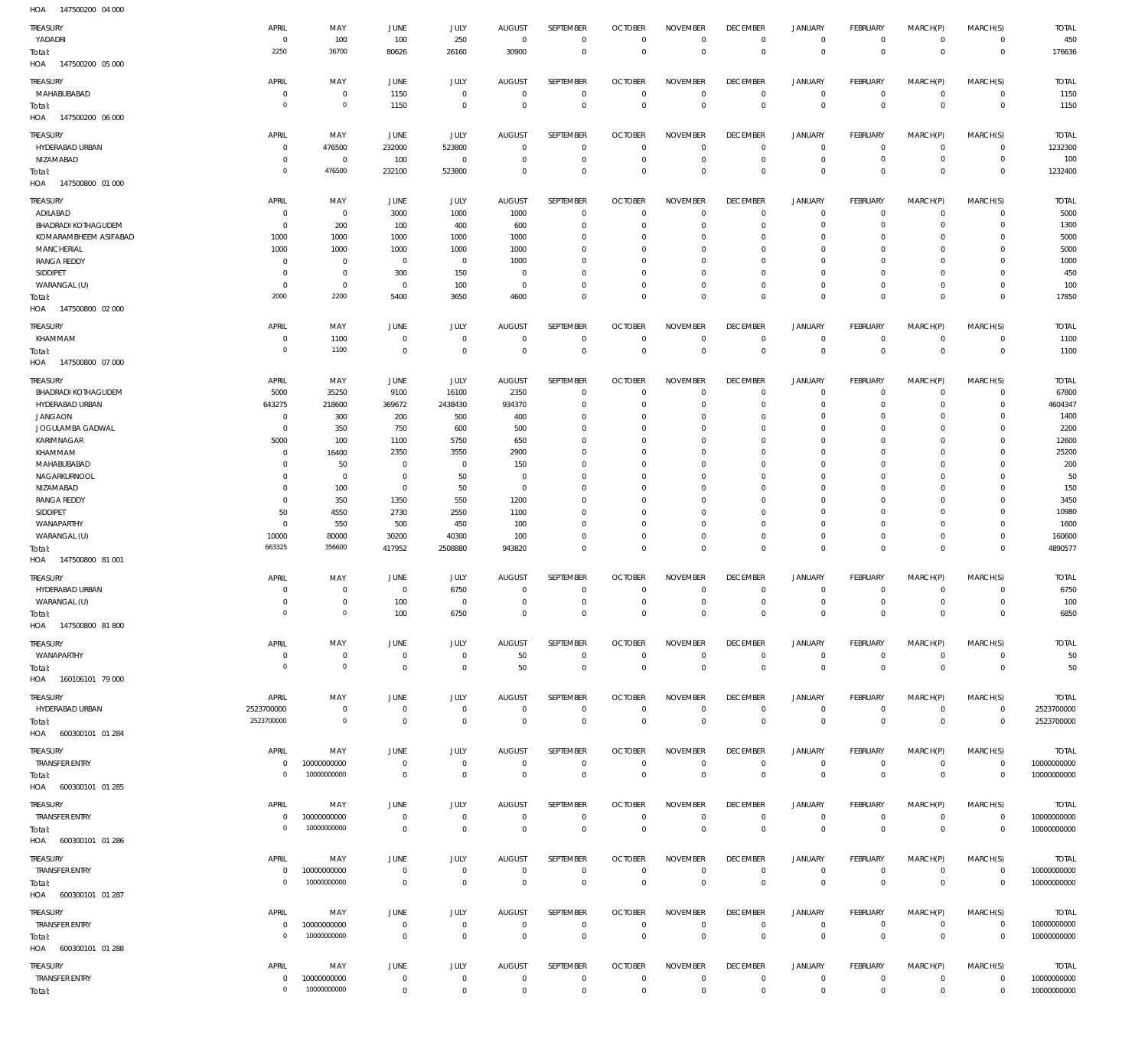HOA 147500200 04 000

| TREASURY | APRIL | MAY | JUNE | JULY | AUGUST | SEPTEMBER | OCTOBER | NOVEMBER | DECEMBER | JANUARY | FEBRUARY | MARCH(P) | MARCH(S) | TOTAL |
|---|---|---|---|---|---|---|---|---|---|---|---|---|---|---|
| YADADRI | 0 | 100 | 100 | 250 | 0 | 0 | 0 | 0 | 0 | 0 | 0 | 0 | 0 | 450 |
| Total: | 2250 | 36700 | 80626 | 26160 | 30900 | 0 | 0 | 0 | 0 | 0 | 0 | 0 | 0 | 176636 |

HOA 147500200 05 000

| TREASURY | APRIL | MAY | JUNE | JULY | AUGUST | SEPTEMBER | OCTOBER | NOVEMBER | DECEMBER | JANUARY | FEBRUARY | MARCH(P) | MARCH(S) | TOTAL |
|---|---|---|---|---|---|---|---|---|---|---|---|---|---|---|
| MAHABUBABAD | 0 | 0 | 1150 | 0 | 0 | 0 | 0 | 0 | 0 | 0 | 0 | 0 | 0 | 1150 |
| Total: | 0 | 0 | 1150 | 0 | 0 | 0 | 0 | 0 | 0 | 0 | 0 | 0 | 0 | 1150 |

HOA 147500200 06 000

| TREASURY | APRIL | MAY | JUNE | JULY | AUGUST | SEPTEMBER | OCTOBER | NOVEMBER | DECEMBER | JANUARY | FEBRUARY | MARCH(P) | MARCH(S) | TOTAL |
|---|---|---|---|---|---|---|---|---|---|---|---|---|---|---|
| HYDERABAD URBAN | 0 | 476500 | 232000 | 523800 | 0 | 0 | 0 | 0 | 0 | 0 | 0 | 0 | 0 | 1232300 |
| NIZAMABAD | 0 | 0 | 100 | 0 | 0 | 0 | 0 | 0 | 0 | 0 | 0 | 0 | 0 | 100 |
| Total: | 0 | 476500 | 232100 | 523800 | 0 | 0 | 0 | 0 | 0 | 0 | 0 | 0 | 0 | 1232400 |

HOA 147500800 01 000

| TREASURY | APRIL | MAY | JUNE | JULY | AUGUST | SEPTEMBER | OCTOBER | NOVEMBER | DECEMBER | JANUARY | FEBRUARY | MARCH(P) | MARCH(S) | TOTAL |
|---|---|---|---|---|---|---|---|---|---|---|---|---|---|---|
| ADILABAD | 0 | 0 | 3000 | 1000 | 1000 | 0 | 0 | 0 | 0 | 0 | 0 | 0 | 0 | 5000 |
| BHADRADI KOTHAGUDEM | 0 | 200 | 100 | 400 | 600 | 0 | 0 | 0 | 0 | 0 | 0 | 0 | 0 | 1300 |
| KOMARAMBHEEM ASIFABAD | 1000 | 1000 | 1000 | 1000 | 1000 | 0 | 0 | 0 | 0 | 0 | 0 | 0 | 0 | 5000 |
| MANCHERIAL | 1000 | 1000 | 1000 | 1000 | 1000 | 0 | 0 | 0 | 0 | 0 | 0 | 0 | 0 | 5000 |
| RANGA REDDY | 0 | 0 | 0 | 0 | 1000 | 0 | 0 | 0 | 0 | 0 | 0 | 0 | 0 | 1000 |
| SIDDIPET | 0 | 0 | 300 | 150 | 0 | 0 | 0 | 0 | 0 | 0 | 0 | 0 | 0 | 450 |
| WARANGAL (U) | 0 | 0 | 0 | 100 | 0 | 0 | 0 | 0 | 0 | 0 | 0 | 0 | 0 | 100 |
| Total: | 2000 | 2200 | 5400 | 3650 | 4600 | 0 | 0 | 0 | 0 | 0 | 0 | 0 | 0 | 17850 |

HOA 147500800 02 000

| TREASURY | APRIL | MAY | JUNE | JULY | AUGUST | SEPTEMBER | OCTOBER | NOVEMBER | DECEMBER | JANUARY | FEBRUARY | MARCH(P) | MARCH(S) | TOTAL |
|---|---|---|---|---|---|---|---|---|---|---|---|---|---|---|
| KHAMMAM | 0 | 1100 | 0 | 0 | 0 | 0 | 0 | 0 | 0 | 0 | 0 | 0 | 0 | 1100 |
| Total: | 0 | 1100 | 0 | 0 | 0 | 0 | 0 | 0 | 0 | 0 | 0 | 0 | 0 | 1100 |

HOA 147500800 07 000

| TREASURY | APRIL | MAY | JUNE | JULY | AUGUST | SEPTEMBER | OCTOBER | NOVEMBER | DECEMBER | JANUARY | FEBRUARY | MARCH(P) | MARCH(S) | TOTAL |
|---|---|---|---|---|---|---|---|---|---|---|---|---|---|---|
| BHADRADI KOTHAGUDEM | 5000 | 35250 | 9100 | 16100 | 2350 | 0 | 0 | 0 | 0 | 0 | 0 | 0 | 0 | 67800 |
| HYDERABAD URBAN | 643275 | 218600 | 369672 | 2438430 | 934370 | 0 | 0 | 0 | 0 | 0 | 0 | 0 | 0 | 4604347 |
| JANGAON | 0 | 300 | 200 | 500 | 400 | 0 | 0 | 0 | 0 | 0 | 0 | 0 | 0 | 1400 |
| JOGULAMBA GADWAL | 0 | 350 | 750 | 600 | 500 | 0 | 0 | 0 | 0 | 0 | 0 | 0 | 0 | 2200 |
| KARIMNAGAR | 5000 | 100 | 1100 | 5750 | 650 | 0 | 0 | 0 | 0 | 0 | 0 | 0 | 0 | 12600 |
| KHAMMAM | 0 | 16400 | 2350 | 3550 | 2900 | 0 | 0 | 0 | 0 | 0 | 0 | 0 | 0 | 25200 |
| MAHABUBABAD | 0 | 50 | 0 | 0 | 150 | 0 | 0 | 0 | 0 | 0 | 0 | 0 | 0 | 200 |
| NAGARKURNOOL | 0 | 0 | 0 | 50 | 0 | 0 | 0 | 0 | 0 | 0 | 0 | 0 | 0 | 50 |
| NIZAMABAD | 0 | 100 | 0 | 50 | 0 | 0 | 0 | 0 | 0 | 0 | 0 | 0 | 0 | 150 |
| RANGA REDDY | 0 | 350 | 1350 | 550 | 1200 | 0 | 0 | 0 | 0 | 0 | 0 | 0 | 0 | 3450 |
| SIDDIPET | 50 | 4550 | 2730 | 2550 | 1100 | 0 | 0 | 0 | 0 | 0 | 0 | 0 | 0 | 10980 |
| WANAPARTHY | 0 | 550 | 500 | 450 | 100 | 0 | 0 | 0 | 0 | 0 | 0 | 0 | 0 | 1600 |
| WARANGAL (U) | 10000 | 80000 | 30200 | 40300 | 100 | 0 | 0 | 0 | 0 | 0 | 0 | 0 | 0 | 160600 |
| Total: | 663325 | 356600 | 417952 | 2508880 | 943820 | 0 | 0 | 0 | 0 | 0 | 0 | 0 | 0 | 4890577 |

HOA 147500800 81 001

| TREASURY | APRIL | MAY | JUNE | JULY | AUGUST | SEPTEMBER | OCTOBER | NOVEMBER | DECEMBER | JANUARY | FEBRUARY | MARCH(P) | MARCH(S) | TOTAL |
|---|---|---|---|---|---|---|---|---|---|---|---|---|---|---|
| HYDERABAD URBAN | 0 | 0 | 0 | 6750 | 0 | 0 | 0 | 0 | 0 | 0 | 0 | 0 | 0 | 6750 |
| WARANGAL (U) | 0 | 0 | 100 | 0 | 0 | 0 | 0 | 0 | 0 | 0 | 0 | 0 | 0 | 100 |
| Total: | 0 | 0 | 100 | 6750 | 0 | 0 | 0 | 0 | 0 | 0 | 0 | 0 | 0 | 6850 |

HOA 147500800 81 800

| TREASURY | APRIL | MAY | JUNE | JULY | AUGUST | SEPTEMBER | OCTOBER | NOVEMBER | DECEMBER | JANUARY | FEBRUARY | MARCH(P) | MARCH(S) | TOTAL |
|---|---|---|---|---|---|---|---|---|---|---|---|---|---|---|
| WANAPARTHY | 0 | 0 | 0 | 0 | 50 | 0 | 0 | 0 | 0 | 0 | 0 | 0 | 0 | 50 |
| Total: | 0 | 0 | 0 | 0 | 50 | 0 | 0 | 0 | 0 | 0 | 0 | 0 | 0 | 50 |

HOA 160106101 79 000

| TREASURY | APRIL | MAY | JUNE | JULY | AUGUST | SEPTEMBER | OCTOBER | NOVEMBER | DECEMBER | JANUARY | FEBRUARY | MARCH(P) | MARCH(S) | TOTAL |
|---|---|---|---|---|---|---|---|---|---|---|---|---|---|---|
| HYDERABAD URBAN | 2523700000 | 0 | 0 | 0 | 0 | 0 | 0 | 0 | 0 | 0 | 0 | 0 | 0 | 2523700000 |
| Total: | 2523700000 | 0 | 0 | 0 | 0 | 0 | 0 | 0 | 0 | 0 | 0 | 0 | 0 | 2523700000 |

HOA 600300101 01 284

| TREASURY | APRIL | MAY | JUNE | JULY | AUGUST | SEPTEMBER | OCTOBER | NOVEMBER | DECEMBER | JANUARY | FEBRUARY | MARCH(P) | MARCH(S) | TOTAL |
|---|---|---|---|---|---|---|---|---|---|---|---|---|---|---|
| TRANSFER ENTRY | 0 | 10000000000 | 0 | 0 | 0 | 0 | 0 | 0 | 0 | 0 | 0 | 0 | 0 | 10000000000 |
| Total: | 0 | 10000000000 | 0 | 0 | 0 | 0 | 0 | 0 | 0 | 0 | 0 | 0 | 0 | 10000000000 |

HOA 600300101 01 285

| TREASURY | APRIL | MAY | JUNE | JULY | AUGUST | SEPTEMBER | OCTOBER | NOVEMBER | DECEMBER | JANUARY | FEBRUARY | MARCH(P) | MARCH(S) | TOTAL |
|---|---|---|---|---|---|---|---|---|---|---|---|---|---|---|
| TRANSFER ENTRY | 0 | 10000000000 | 0 | 0 | 0 | 0 | 0 | 0 | 0 | 0 | 0 | 0 | 0 | 10000000000 |
| Total: | 0 | 10000000000 | 0 | 0 | 0 | 0 | 0 | 0 | 0 | 0 | 0 | 0 | 0 | 10000000000 |

HOA 600300101 01 286

| TREASURY | APRIL | MAY | JUNE | JULY | AUGUST | SEPTEMBER | OCTOBER | NOVEMBER | DECEMBER | JANUARY | FEBRUARY | MARCH(P) | MARCH(S) | TOTAL |
|---|---|---|---|---|---|---|---|---|---|---|---|---|---|---|
| TRANSFER ENTRY | 0 | 10000000000 | 0 | 0 | 0 | 0 | 0 | 0 | 0 | 0 | 0 | 0 | 0 | 10000000000 |
| Total: | 0 | 10000000000 | 0 | 0 | 0 | 0 | 0 | 0 | 0 | 0 | 0 | 0 | 0 | 10000000000 |

HOA 600300101 01 287

| TREASURY | APRIL | MAY | JUNE | JULY | AUGUST | SEPTEMBER | OCTOBER | NOVEMBER | DECEMBER | JANUARY | FEBRUARY | MARCH(P) | MARCH(S) | TOTAL |
|---|---|---|---|---|---|---|---|---|---|---|---|---|---|---|
| TRANSFER ENTRY | 0 | 10000000000 | 0 | 0 | 0 | 0 | 0 | 0 | 0 | 0 | 0 | 0 | 0 | 10000000000 |
| Total: | 0 | 10000000000 | 0 | 0 | 0 | 0 | 0 | 0 | 0 | 0 | 0 | 0 | 0 | 10000000000 |

HOA 600300101 01 288

| TREASURY | APRIL | MAY | JUNE | JULY | AUGUST | SEPTEMBER | OCTOBER | NOVEMBER | DECEMBER | JANUARY | FEBRUARY | MARCH(P) | MARCH(S) | TOTAL |
|---|---|---|---|---|---|---|---|---|---|---|---|---|---|---|
| TRANSFER ENTRY | 0 | 10000000000 | 0 | 0 | 0 | 0 | 0 | 0 | 0 | 0 | 0 | 0 | 0 | 10000000000 |
| Total: | 0 | 10000000000 | 0 | 0 | 0 | 0 | 0 | 0 | 0 | 0 | 0 | 0 | 0 | 10000000000 |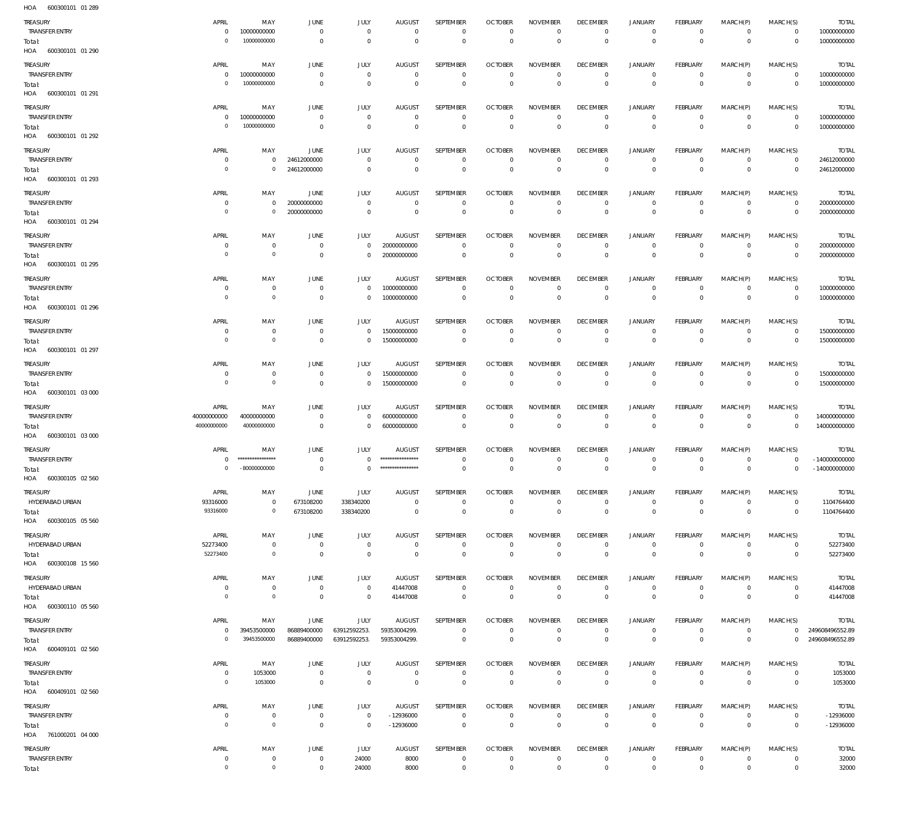HOA 600300101 01 289

| TREASURY | APRIL | MAY | JUNE | JULY | AUGUST | SEPTEMBER | OCTOBER | NOVEMBER | DECEMBER | JANUARY | FEBRUARY | MARCH(P) | MARCH(S) | TOTAL |
|---|---|---|---|---|---|---|---|---|---|---|---|---|---|---|
| TRANSFER ENTRY | 0 | 10000000000 | 0 | 0 | 0 | 0 | 0 | 0 | 0 | 0 | 0 | 0 | 0 | 10000000000 |
| Total: | 0 | 10000000000 | 0 | 0 | 0 | 0 | 0 | 0 | 0 | 0 | 0 | 0 | 0 | 10000000000 |

HOA 600300101 01 290

| TREASURY | APRIL | MAY | JUNE | JULY | AUGUST | SEPTEMBER | OCTOBER | NOVEMBER | DECEMBER | JANUARY | FEBRUARY | MARCH(P) | MARCH(S) | TOTAL |
|---|---|---|---|---|---|---|---|---|---|---|---|---|---|---|
| TRANSFER ENTRY | 0 | 10000000000 | 0 | 0 | 0 | 0 | 0 | 0 | 0 | 0 | 0 | 0 | 0 | 10000000000 |
| Total: | 0 | 10000000000 | 0 | 0 | 0 | 0 | 0 | 0 | 0 | 0 | 0 | 0 | 0 | 10000000000 |

HOA 600300101 01 291

| TREASURY | APRIL | MAY | JUNE | JULY | AUGUST | SEPTEMBER | OCTOBER | NOVEMBER | DECEMBER | JANUARY | FEBRUARY | MARCH(P) | MARCH(S) | TOTAL |
|---|---|---|---|---|---|---|---|---|---|---|---|---|---|---|
| TRANSFER ENTRY | 0 | 10000000000 | 0 | 0 | 0 | 0 | 0 | 0 | 0 | 0 | 0 | 0 | 0 | 10000000000 |
| Total: | 0 | 10000000000 | 0 | 0 | 0 | 0 | 0 | 0 | 0 | 0 | 0 | 0 | 0 | 10000000000 |

HOA 600300101 01 292

| TREASURY | APRIL | MAY | JUNE | JULY | AUGUST | SEPTEMBER | OCTOBER | NOVEMBER | DECEMBER | JANUARY | FEBRUARY | MARCH(P) | MARCH(S) | TOTAL |
|---|---|---|---|---|---|---|---|---|---|---|---|---|---|---|
| TRANSFER ENTRY | 0 | 0 | 24612000000 | 0 | 0 | 0 | 0 | 0 | 0 | 0 | 0 | 0 | 0 | 24612000000 |
| Total: | 0 | 0 | 24612000000 | 0 | 0 | 0 | 0 | 0 | 0 | 0 | 0 | 0 | 0 | 24612000000 |

HOA 600300101 01 293

| TREASURY | APRIL | MAY | JUNE | JULY | AUGUST | SEPTEMBER | OCTOBER | NOVEMBER | DECEMBER | JANUARY | FEBRUARY | MARCH(P) | MARCH(S) | TOTAL |
|---|---|---|---|---|---|---|---|---|---|---|---|---|---|---|
| TRANSFER ENTRY | 0 | 0 | 20000000000 | 0 | 0 | 0 | 0 | 0 | 0 | 0 | 0 | 0 | 0 | 20000000000 |
| Total: | 0 | 0 | 20000000000 | 0 | 0 | 0 | 0 | 0 | 0 | 0 | 0 | 0 | 0 | 20000000000 |

HOA 600300101 01 294

| TREASURY | APRIL | MAY | JUNE | JULY | AUGUST | SEPTEMBER | OCTOBER | NOVEMBER | DECEMBER | JANUARY | FEBRUARY | MARCH(P) | MARCH(S) | TOTAL |
|---|---|---|---|---|---|---|---|---|---|---|---|---|---|---|
| TRANSFER ENTRY | 0 | 0 | 0 | 0 | 20000000000 | 0 | 0 | 0 | 0 | 0 | 0 | 0 | 0 | 20000000000 |
| Total: | 0 | 0 | 0 | 0 | 20000000000 | 0 | 0 | 0 | 0 | 0 | 0 | 0 | 0 | 20000000000 |

HOA 600300101 01 295

| TREASURY | APRIL | MAY | JUNE | JULY | AUGUST | SEPTEMBER | OCTOBER | NOVEMBER | DECEMBER | JANUARY | FEBRUARY | MARCH(P) | MARCH(S) | TOTAL |
|---|---|---|---|---|---|---|---|---|---|---|---|---|---|---|
| TRANSFER ENTRY | 0 | 0 | 0 | 0 | 10000000000 | 0 | 0 | 0 | 0 | 0 | 0 | 0 | 0 | 10000000000 |
| Total: | 0 | 0 | 0 | 0 | 10000000000 | 0 | 0 | 0 | 0 | 0 | 0 | 0 | 0 | 10000000000 |

HOA 600300101 01 296

| TREASURY | APRIL | MAY | JUNE | JULY | AUGUST | SEPTEMBER | OCTOBER | NOVEMBER | DECEMBER | JANUARY | FEBRUARY | MARCH(P) | MARCH(S) | TOTAL |
|---|---|---|---|---|---|---|---|---|---|---|---|---|---|---|
| TRANSFER ENTRY | 0 | 0 | 0 | 0 | 15000000000 | 0 | 0 | 0 | 0 | 0 | 0 | 0 | 0 | 15000000000 |
| Total: | 0 | 0 | 0 | 0 | 15000000000 | 0 | 0 | 0 | 0 | 0 | 0 | 0 | 0 | 15000000000 |

HOA 600300101 01 297

| TREASURY | APRIL | MAY | JUNE | JULY | AUGUST | SEPTEMBER | OCTOBER | NOVEMBER | DECEMBER | JANUARY | FEBRUARY | MARCH(P) | MARCH(S) | TOTAL |
|---|---|---|---|---|---|---|---|---|---|---|---|---|---|---|
| TRANSFER ENTRY | 0 | 0 | 0 | 0 | 15000000000 | 0 | 0 | 0 | 0 | 0 | 0 | 0 | 0 | 15000000000 |
| Total: | 0 | 0 | 0 | 0 | 15000000000 | 0 | 0 | 0 | 0 | 0 | 0 | 0 | 0 | 15000000000 |

HOA 600300101 03 000

| TREASURY | APRIL | MAY | JUNE | JULY | AUGUST | SEPTEMBER | OCTOBER | NOVEMBER | DECEMBER | JANUARY | FEBRUARY | MARCH(P) | MARCH(S) | TOTAL |
|---|---|---|---|---|---|---|---|---|---|---|---|---|---|---|
| TRANSFER ENTRY | 40000000000 | 40000000000 | 0 | 0 | 60000000000 | 0 | 0 | 0 | 0 | 0 | 0 | 0 | 0 | 140000000000 |
| Total: | 40000000000 | 40000000000 | 0 | 0 | 60000000000 | 0 | 0 | 0 | 0 | 0 | 0 | 0 | 0 | 140000000000 |

HOA 600300101 03 000

| TREASURY | APRIL | MAY | JUNE | JULY | AUGUST | SEPTEMBER | OCTOBER | NOVEMBER | DECEMBER | JANUARY | FEBRUARY | MARCH(P) | MARCH(S) | TOTAL |
|---|---|---|---|---|---|---|---|---|---|---|---|---|---|---|
| TRANSFER ENTRY | 0 | **************** | 0 | 0 | **************** | 0 | 0 | 0 | 0 | 0 | 0 | 0 | 0 | - 140000000000 |
| Total: | 0 | - 80000000000 | 0 | 0 | **************** | 0 | 0 | 0 | 0 | 0 | 0 | 0 | 0 | - 140000000000 |

HOA 600300105 02 560

| TREASURY | APRIL | MAY | JUNE | JULY | AUGUST | SEPTEMBER | OCTOBER | NOVEMBER | DECEMBER | JANUARY | FEBRUARY | MARCH(P) | MARCH(S) | TOTAL |
|---|---|---|---|---|---|---|---|---|---|---|---|---|---|---|
| HYDERABAD URBAN | 93316000 | 0 | 673108200 | 338340200 | 0 | 0 | 0 | 0 | 0 | 0 | 0 | 0 | 0 | 1104764400 |
| Total: | 93316000 | 0 | 673108200 | 338340200 | 0 | 0 | 0 | 0 | 0 | 0 | 0 | 0 | 0 | 1104764400 |

HOA 600300105 05 560

| TREASURY | APRIL | MAY | JUNE | JULY | AUGUST | SEPTEMBER | OCTOBER | NOVEMBER | DECEMBER | JANUARY | FEBRUARY | MARCH(P) | MARCH(S) | TOTAL |
|---|---|---|---|---|---|---|---|---|---|---|---|---|---|---|
| HYDERABAD URBAN | 52273400 | 0 | 0 | 0 | 0 | 0 | 0 | 0 | 0 | 0 | 0 | 0 | 0 | 52273400 |
| Total: | 52273400 | 0 | 0 | 0 | 0 | 0 | 0 | 0 | 0 | 0 | 0 | 0 | 0 | 52273400 |

HOA 600300108 15 560

| TREASURY | APRIL | MAY | JUNE | JULY | AUGUST | SEPTEMBER | OCTOBER | NOVEMBER | DECEMBER | JANUARY | FEBRUARY | MARCH(P) | MARCH(S) | TOTAL |
|---|---|---|---|---|---|---|---|---|---|---|---|---|---|---|
| HYDERABAD URBAN | 0 | 0 | 0 | 0 | 41447008 | 0 | 0 | 0 | 0 | 0 | 0 | 0 | 0 | 41447008 |
| Total: | 0 | 0 | 0 | 0 | 41447008 | 0 | 0 | 0 | 0 | 0 | 0 | 0 | 0 | 41447008 |

HOA 600300110 05 560

| TREASURY | APRIL | MAY | JUNE | JULY | AUGUST | SEPTEMBER | OCTOBER | NOVEMBER | DECEMBER | JANUARY | FEBRUARY | MARCH(P) | MARCH(S) | TOTAL |
|---|---|---|---|---|---|---|---|---|---|---|---|---|---|---|
| TRANSFER ENTRY | 0 | 39453500000 | 86889400000 | 63912592253. | 59353004299. | 0 | 0 | 0 | 0 | 0 | 0 | 0 | 0 | 249608496552.89 |
| Total: | 0 | 39453500000 | 86889400000 | 63912592253. | 59353004299. | 0 | 0 | 0 | 0 | 0 | 0 | 0 | 0 | 249608496552.89 |

HOA 600409101 02 560

| TREASURY | APRIL | MAY | JUNE | JULY | AUGUST | SEPTEMBER | OCTOBER | NOVEMBER | DECEMBER | JANUARY | FEBRUARY | MARCH(P) | MARCH(S) | TOTAL |
|---|---|---|---|---|---|---|---|---|---|---|---|---|---|---|
| TRANSFER ENTRY | 0 | 1053000 | 0 | 0 | 0 | 0 | 0 | 0 | 0 | 0 | 0 | 0 | 0 | 1053000 |
| Total: | 0 | 1053000 | 0 | 0 | 0 | 0 | 0 | 0 | 0 | 0 | 0 | 0 | 0 | 1053000 |

HOA 600409101 02 560

| TREASURY | APRIL | MAY | JUNE | JULY | AUGUST | SEPTEMBER | OCTOBER | NOVEMBER | DECEMBER | JANUARY | FEBRUARY | MARCH(P) | MARCH(S) | TOTAL |
|---|---|---|---|---|---|---|---|---|---|---|---|---|---|---|
| TRANSFER ENTRY | 0 | 0 | 0 | 0 | - 12936000 | 0 | 0 | 0 | 0 | 0 | 0 | 0 | 0 | - 12936000 |
| Total: | 0 | 0 | 0 | 0 | - 12936000 | 0 | 0 | 0 | 0 | 0 | 0 | 0 | 0 | - 12936000 |

HOA 761000201 04 000

| TREASURY | APRIL | MAY | JUNE | JULY | AUGUST | SEPTEMBER | OCTOBER | NOVEMBER | DECEMBER | JANUARY | FEBRUARY | MARCH(P) | MARCH(S) | TOTAL |
|---|---|---|---|---|---|---|---|---|---|---|---|---|---|---|
| TRANSFER ENTRY | 0 | 0 | 0 | 24000 | 8000 | 0 | 0 | 0 | 0 | 0 | 0 | 0 | 0 | 32000 |
| Total: | 0 | 0 | 0 | 24000 | 8000 | 0 | 0 | 0 | 0 | 0 | 0 | 0 | 0 | 32000 |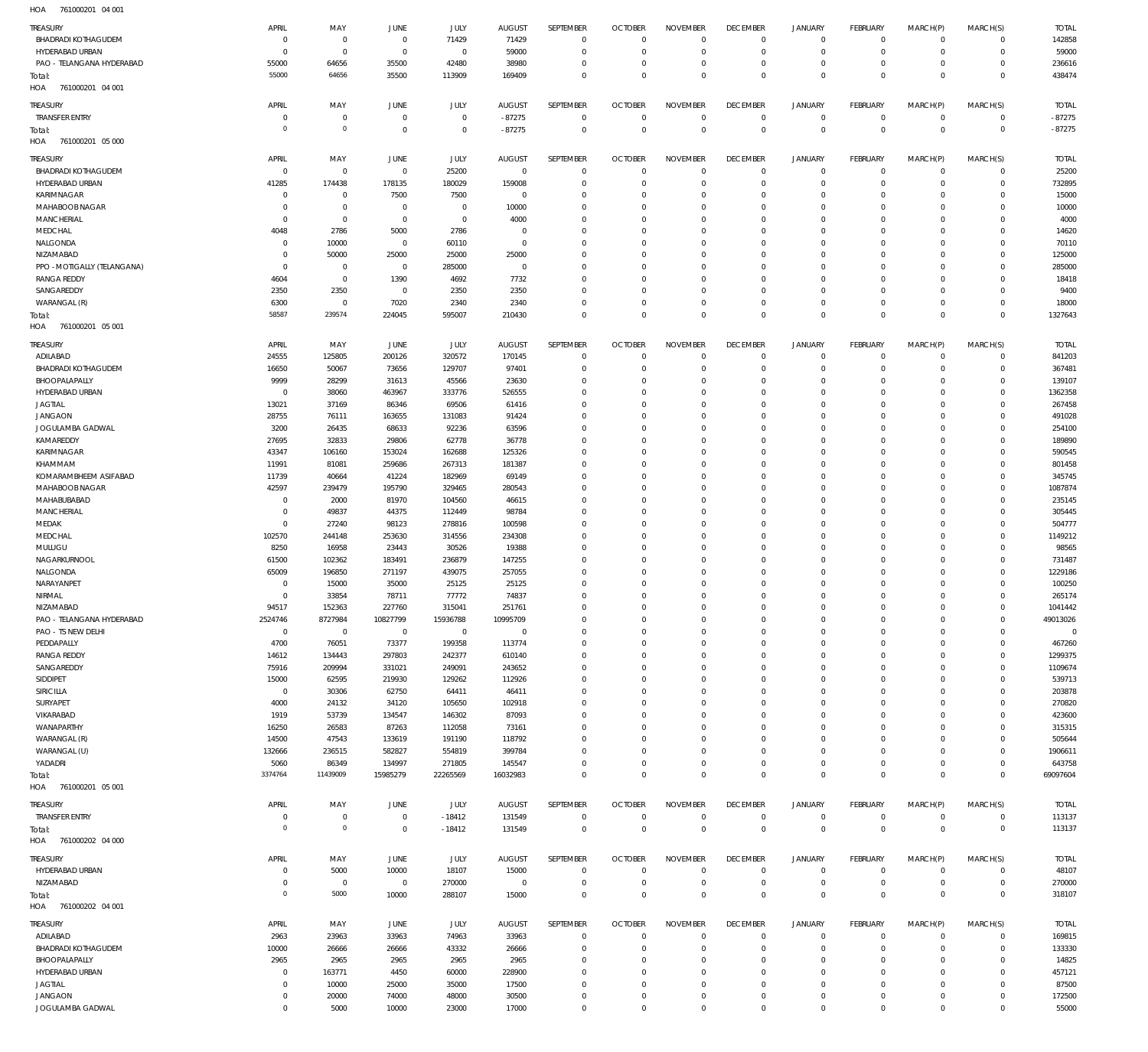HOA 761000201 04 001

| TREASURY | APRIL | MAY | JUNE | JULY | AUGUST | SEPTEMBER | OCTOBER | NOVEMBER | DECEMBER | JANUARY | FEBRUARY | MARCH(P) | MARCH(S) | TOTAL |
|---|---|---|---|---|---|---|---|---|---|---|---|---|---|---|
| BHADRADI KOTHAGUDEM | 0 | 0 | 0 | 71429 | 71429 | 0 | 0 | 0 | 0 | 0 | 0 | 0 | 0 | 142858 |
| HYDERABAD URBAN | 0 | 0 | 0 | 0 | 59000 | 0 | 0 | 0 | 0 | 0 | 0 | 0 | 0 | 59000 |
| PAO - TELANGANA HYDERABAD | 55000 | 64656 | 35500 | 42480 | 38980 | 0 | 0 | 0 | 0 | 0 | 0 | 0 | 0 | 236616 |
| Total: | 55000 | 64656 | 35500 | 113909 | 169409 | 0 | 0 | 0 | 0 | 0 | 0 | 0 | 0 | 438474 |

HOA 761000201 04 001

| TREASURY | APRIL | MAY | JUNE | JULY | AUGUST | SEPTEMBER | OCTOBER | NOVEMBER | DECEMBER | JANUARY | FEBRUARY | MARCH(P) | MARCH(S) | TOTAL |
|---|---|---|---|---|---|---|---|---|---|---|---|---|---|---|
| TRANSFER ENTRY | 0 | 0 | 0 | 0 | - 87275 | 0 | 0 | 0 | 0 | 0 | 0 | 0 | 0 | - 87275 |
| Total: | 0 | 0 | 0 | 0 | - 87275 | 0 | 0 | 0 | 0 | 0 | 0 | 0 | 0 | - 87275 |

HOA 761000201 05 000

| TREASURY | APRIL | MAY | JUNE | JULY | AUGUST | SEPTEMBER | OCTOBER | NOVEMBER | DECEMBER | JANUARY | FEBRUARY | MARCH(P) | MARCH(S) | TOTAL |
|---|---|---|---|---|---|---|---|---|---|---|---|---|---|---|
| BHADRADI KOTHAGUDEM | 0 | 0 | 0 | 25200 | 0 | 0 | 0 | 0 | 0 | 0 | 0 | 0 | 0 | 25200 |
| HYDERABAD URBAN | 41285 | 174438 | 178135 | 180029 | 159008 | 0 | 0 | 0 | 0 | 0 | 0 | 0 | 0 | 732895 |
| KARIMNAGAR | 0 | 0 | 7500 | 7500 | 0 | 0 | 0 | 0 | 0 | 0 | 0 | 0 | 0 | 15000 |
| MAHABOOBNAGAR | 0 | 0 | 0 | 0 | 10000 | 0 | 0 | 0 | 0 | 0 | 0 | 0 | 0 | 10000 |
| MANCHERIAL | 0 | 0 | 0 | 0 | 4000 | 0 | 0 | 0 | 0 | 0 | 0 | 0 | 0 | 4000 |
| MEDCHAL | 4048 | 2786 | 5000 | 2786 | 0 | 0 | 0 | 0 | 0 | 0 | 0 | 0 | 0 | 14620 |
| NALGONDA | 0 | 10000 | 0 | 60110 | 0 | 0 | 0 | 0 | 0 | 0 | 0 | 0 | 0 | 70110 |
| NIZAMABAD | 0 | 50000 | 25000 | 25000 | 25000 | 0 | 0 | 0 | 0 | 0 | 0 | 0 | 0 | 125000 |
| PPO - MOTIGALLY (TELANGANA) | 0 | 0 | 0 | 285000 | 0 | 0 | 0 | 0 | 0 | 0 | 0 | 0 | 0 | 285000 |
| RANGA REDDY | 4604 | 0 | 1390 | 4692 | 7732 | 0 | 0 | 0 | 0 | 0 | 0 | 0 | 0 | 18418 |
| SANGAREDDY | 2350 | 2350 | 0 | 2350 | 2350 | 0 | 0 | 0 | 0 | 0 | 0 | 0 | 0 | 9400 |
| WARANGAL (R) | 6300 | 0 | 7020 | 2340 | 2340 | 0 | 0 | 0 | 0 | 0 | 0 | 0 | 0 | 18000 |
| Total: | 58587 | 239574 | 224045 | 595007 | 210430 | 0 | 0 | 0 | 0 | 0 | 0 | 0 | 0 | 1327643 |

HOA 761000201 05 001

| TREASURY | APRIL | MAY | JUNE | JULY | AUGUST | SEPTEMBER | OCTOBER | NOVEMBER | DECEMBER | JANUARY | FEBRUARY | MARCH(P) | MARCH(S) | TOTAL |
|---|---|---|---|---|---|---|---|---|---|---|---|---|---|---|
| ADILABAD | 24555 | 125805 | 200126 | 320572 | 170145 | 0 | 0 | 0 | 0 | 0 | 0 | 0 | 0 | 841203 |
| BHADRADI KOTHAGUDEM | 16650 | 50067 | 73656 | 129707 | 97401 | 0 | 0 | 0 | 0 | 0 | 0 | 0 | 0 | 367481 |
| BHOOPALAPALLY | 9999 | 28299 | 31613 | 45566 | 23630 | 0 | 0 | 0 | 0 | 0 | 0 | 0 | 0 | 139107 |
| HYDERABAD URBAN | 0 | 38060 | 463967 | 333776 | 526555 | 0 | 0 | 0 | 0 | 0 | 0 | 0 | 0 | 1362358 |
| JAGTIAL | 13021 | 37169 | 86346 | 69506 | 61416 | 0 | 0 | 0 | 0 | 0 | 0 | 0 | 0 | 267458 |
| JANGAON | 28755 | 76111 | 163655 | 131083 | 91424 | 0 | 0 | 0 | 0 | 0 | 0 | 0 | 0 | 491028 |
| JOGULAMBA GADWAL | 3200 | 26435 | 68633 | 92236 | 63596 | 0 | 0 | 0 | 0 | 0 | 0 | 0 | 0 | 254100 |
| KAMAREDDY | 27695 | 32833 | 29806 | 62778 | 36778 | 0 | 0 | 0 | 0 | 0 | 0 | 0 | 0 | 189890 |
| KARIMNAGAR | 43347 | 106160 | 153024 | 162688 | 125326 | 0 | 0 | 0 | 0 | 0 | 0 | 0 | 0 | 590545 |
| KHAMMAM | 11991 | 81081 | 259686 | 267313 | 181387 | 0 | 0 | 0 | 0 | 0 | 0 | 0 | 0 | 801458 |
| KOMARAMBHEEM ASIFABAD | 11739 | 40664 | 41224 | 182969 | 69149 | 0 | 0 | 0 | 0 | 0 | 0 | 0 | 0 | 345745 |
| MAHABOOBNAGAR | 42597 | 239479 | 195790 | 329465 | 280543 | 0 | 0 | 0 | 0 | 0 | 0 | 0 | 0 | 1087874 |
| MAHABUBABAD | 0 | 2000 | 81970 | 104560 | 46615 | 0 | 0 | 0 | 0 | 0 | 0 | 0 | 0 | 235145 |
| MANCHERIAL | 0 | 49837 | 44375 | 112449 | 98784 | 0 | 0 | 0 | 0 | 0 | 0 | 0 | 0 | 305445 |
| MEDAK | 0 | 27240 | 98123 | 278816 | 100598 | 0 | 0 | 0 | 0 | 0 | 0 | 0 | 0 | 504777 |
| MEDCHAL | 102570 | 244148 | 253630 | 314556 | 234308 | 0 | 0 | 0 | 0 | 0 | 0 | 0 | 0 | 1149212 |
| MULUGU | 8250 | 16958 | 23443 | 30526 | 19388 | 0 | 0 | 0 | 0 | 0 | 0 | 0 | 0 | 98565 |
| NAGARKURNOOL | 61500 | 102362 | 183491 | 236879 | 147255 | 0 | 0 | 0 | 0 | 0 | 0 | 0 | 0 | 731487 |
| NALGONDA | 65009 | 196850 | 271197 | 439075 | 257055 | 0 | 0 | 0 | 0 | 0 | 0 | 0 | 0 | 1229186 |
| NARAYANPET | 0 | 15000 | 35000 | 25125 | 25125 | 0 | 0 | 0 | 0 | 0 | 0 | 0 | 0 | 100250 |
| NIRMAL | 0 | 33854 | 78711 | 77772 | 74837 | 0 | 0 | 0 | 0 | 0 | 0 | 0 | 0 | 265174 |
| NIZAMABAD | 94517 | 152363 | 227760 | 315041 | 251761 | 0 | 0 | 0 | 0 | 0 | 0 | 0 | 0 | 1041442 |
| PAO - TELANGANA HYDERABAD | 2524746 | 8727984 | 10827799 | 15936788 | 10995709 | 0 | 0 | 0 | 0 | 0 | 0 | 0 | 0 | 49013026 |
| PAO - TS NEW DELHI | 0 | 0 | 0 | 0 | 0 | 0 | 0 | 0 | 0 | 0 | 0 | 0 | 0 | 0 |
| PEDDAPALLY | 4700 | 76051 | 73377 | 199358 | 113774 | 0 | 0 | 0 | 0 | 0 | 0 | 0 | 0 | 467260 |
| RANGA REDDY | 14612 | 134443 | 297803 | 242377 | 610140 | 0 | 0 | 0 | 0 | 0 | 0 | 0 | 0 | 1299375 |
| SANGAREDDY | 75916 | 209994 | 331021 | 249091 | 243652 | 0 | 0 | 0 | 0 | 0 | 0 | 0 | 0 | 1109674 |
| SIDDIPET | 15000 | 62595 | 219930 | 129262 | 112926 | 0 | 0 | 0 | 0 | 0 | 0 | 0 | 0 | 539713 |
| SIRICILLA | 0 | 30306 | 62750 | 64411 | 46411 | 0 | 0 | 0 | 0 | 0 | 0 | 0 | 0 | 203878 |
| SURYAPET | 4000 | 24132 | 34120 | 105650 | 102918 | 0 | 0 | 0 | 0 | 0 | 0 | 0 | 0 | 270820 |
| VIKARABAD | 1919 | 53739 | 134547 | 146302 | 87093 | 0 | 0 | 0 | 0 | 0 | 0 | 0 | 0 | 423600 |
| WANAPARTHY | 16250 | 26583 | 87263 | 112058 | 73161 | 0 | 0 | 0 | 0 | 0 | 0 | 0 | 0 | 315315 |
| WARANGAL (R) | 14500 | 47543 | 133619 | 191190 | 118792 | 0 | 0 | 0 | 0 | 0 | 0 | 0 | 0 | 505644 |
| WARANGAL (U) | 132666 | 236515 | 582827 | 554819 | 399784 | 0 | 0 | 0 | 0 | 0 | 0 | 0 | 0 | 1906611 |
| YADADRI | 5060 | 86349 | 134997 | 271805 | 145547 | 0 | 0 | 0 | 0 | 0 | 0 | 0 | 0 | 643758 |
| Total: | 3374764 | 11439009 | 15985279 | 22265569 | 16032983 | 0 | 0 | 0 | 0 | 0 | 0 | 0 | 0 | 69097604 |

HOA 761000201 05 001

| TREASURY | APRIL | MAY | JUNE | JULY | AUGUST | SEPTEMBER | OCTOBER | NOVEMBER | DECEMBER | JANUARY | FEBRUARY | MARCH(P) | MARCH(S) | TOTAL |
|---|---|---|---|---|---|---|---|---|---|---|---|---|---|---|
| TRANSFER ENTRY | 0 | 0 | 0 | - 18412 | 131549 | 0 | 0 | 0 | 0 | 0 | 0 | 0 | 0 | 113137 |
| Total: | 0 | 0 | 0 | - 18412 | 131549 | 0 | 0 | 0 | 0 | 0 | 0 | 0 | 0 | 113137 |

HOA 761000202 04 000

| TREASURY | APRIL | MAY | JUNE | JULY | AUGUST | SEPTEMBER | OCTOBER | NOVEMBER | DECEMBER | JANUARY | FEBRUARY | MARCH(P) | MARCH(S) | TOTAL |
|---|---|---|---|---|---|---|---|---|---|---|---|---|---|---|
| HYDERABAD URBAN | 0 | 5000 | 10000 | 18107 | 15000 | 0 | 0 | 0 | 0 | 0 | 0 | 0 | 0 | 48107 |
| NIZAMABAD | 0 | 0 | 0 | 270000 | 0 | 0 | 0 | 0 | 0 | 0 | 0 | 0 | 0 | 270000 |
| Total: | 0 | 5000 | 10000 | 288107 | 15000 | 0 | 0 | 0 | 0 | 0 | 0 | 0 | 0 | 318107 |

HOA 761000202 04 001

| TREASURY | APRIL | MAY | JUNE | JULY | AUGUST | SEPTEMBER | OCTOBER | NOVEMBER | DECEMBER | JANUARY | FEBRUARY | MARCH(P) | MARCH(S) | TOTAL |
|---|---|---|---|---|---|---|---|---|---|---|---|---|---|---|
| ADILABAD | 2963 | 23963 | 33963 | 74963 | 33963 | 0 | 0 | 0 | 0 | 0 | 0 | 0 | 0 | 169815 |
| BHADRADI KOTHAGUDEM | 10000 | 26666 | 26666 | 43332 | 26666 | 0 | 0 | 0 | 0 | 0 | 0 | 0 | 0 | 133330 |
| BHOOPALAPALLY | 2965 | 2965 | 2965 | 2965 | 2965 | 0 | 0 | 0 | 0 | 0 | 0 | 0 | 0 | 14825 |
| HYDERABAD URBAN | 0 | 163771 | 4450 | 60000 | 228900 | 0 | 0 | 0 | 0 | 0 | 0 | 0 | 0 | 457121 |
| JAGTIAL | 0 | 10000 | 25000 | 35000 | 17500 | 0 | 0 | 0 | 0 | 0 | 0 | 0 | 0 | 87500 |
| JANGAON | 0 | 20000 | 74000 | 48000 | 30500 | 0 | 0 | 0 | 0 | 0 | 0 | 0 | 0 | 172500 |
| JOGULAMBA GADWAL | 0 | 5000 | 10000 | 23000 | 17000 | 0 | 0 | 0 | 0 | 0 | 0 | 0 | 0 | 55000 |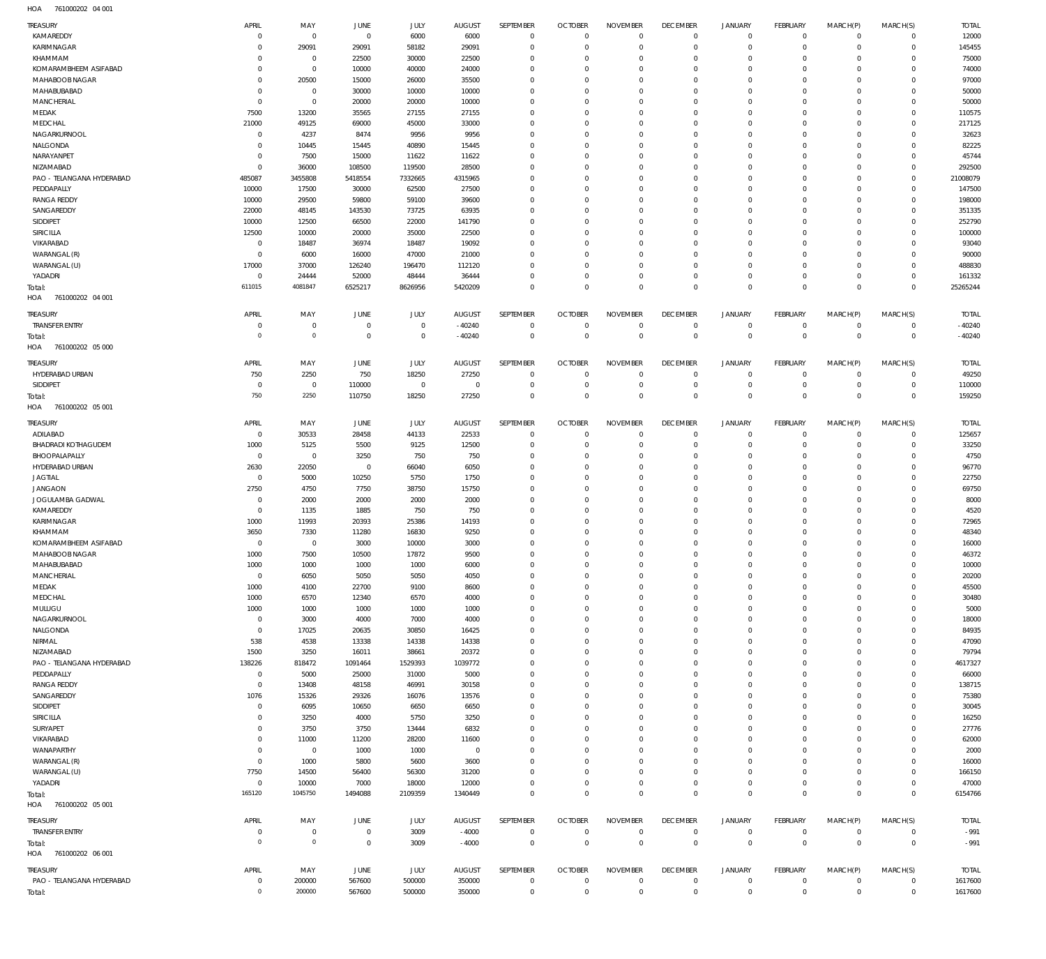HOA 761000202 04 001

| TREASURY | APRIL | MAY | JUNE | JULY | AUGUST | SEPTEMBER | OCTOBER | NOVEMBER | DECEMBER | JANUARY | FEBRUARY | MARCH(P) | MARCH(S) | TOTAL |
|---|---|---|---|---|---|---|---|---|---|---|---|---|---|---|
| KAMAREDDY | 0 | 0 | 0 | 6000 | 6000 | 0 | 0 | 0 | 0 | 0 | 0 | 0 | 0 | 12000 |
| KARIMNAGAR | 0 | 29091 | 29091 | 58182 | 29091 | 0 | 0 | 0 | 0 | 0 | 0 | 0 | 0 | 145455 |
| KHAMMAM | 0 | 0 | 22500 | 30000 | 22500 | 0 | 0 | 0 | 0 | 0 | 0 | 0 | 0 | 75000 |
| KOMARAMBHEEM ASIFABAD | 0 | 0 | 10000 | 40000 | 24000 | 0 | 0 | 0 | 0 | 0 | 0 | 0 | 0 | 74000 |
| MAHABOOB NAGAR | 0 | 20500 | 15000 | 26000 | 35500 | 0 | 0 | 0 | 0 | 0 | 0 | 0 | 0 | 97000 |
| MAHABUBABAD | 0 | 0 | 30000 | 10000 | 10000 | 0 | 0 | 0 | 0 | 0 | 0 | 0 | 0 | 50000 |
| MANCHERIAL | 0 | 0 | 20000 | 20000 | 10000 | 0 | 0 | 0 | 0 | 0 | 0 | 0 | 0 | 50000 |
| MEDAK | 7500 | 13200 | 35565 | 27155 | 27155 | 0 | 0 | 0 | 0 | 0 | 0 | 0 | 0 | 110575 |
| MEDCHAL | 21000 | 49125 | 69000 | 45000 | 33000 | 0 | 0 | 0 | 0 | 0 | 0 | 0 | 0 | 217125 |
| NAGARKURNOOL | 0 | 4237 | 8474 | 9956 | 9956 | 0 | 0 | 0 | 0 | 0 | 0 | 0 | 0 | 32623 |
| NALGONDA | 0 | 10445 | 15445 | 40890 | 15445 | 0 | 0 | 0 | 0 | 0 | 0 | 0 | 0 | 82225 |
| NARAYANPET | 0 | 7500 | 15000 | 11622 | 11622 | 0 | 0 | 0 | 0 | 0 | 0 | 0 | 0 | 45744 |
| NIZAMABAD | 0 | 36000 | 108500 | 119500 | 28500 | 0 | 0 | 0 | 0 | 0 | 0 | 0 | 0 | 292500 |
| PAO - TELANGANA HYDERABAD | 485087 | 3455808 | 5418554 | 7332665 | 4315965 | 0 | 0 | 0 | 0 | 0 | 0 | 0 | 0 | 21008079 |
| PEDDAPALLY | 10000 | 17500 | 30000 | 62500 | 27500 | 0 | 0 | 0 | 0 | 0 | 0 | 0 | 0 | 147500 |
| RANGA REDDY | 10000 | 29500 | 59800 | 59100 | 39600 | 0 | 0 | 0 | 0 | 0 | 0 | 0 | 0 | 198000 |
| SANGAREDDY | 22000 | 48145 | 143530 | 73725 | 63935 | 0 | 0 | 0 | 0 | 0 | 0 | 0 | 0 | 351335 |
| SIDDIPET | 10000 | 12500 | 66500 | 22000 | 141790 | 0 | 0 | 0 | 0 | 0 | 0 | 0 | 0 | 252790 |
| SIRICILLA | 12500 | 10000 | 20000 | 35000 | 22500 | 0 | 0 | 0 | 0 | 0 | 0 | 0 | 0 | 100000 |
| VIKARABAD | 0 | 18487 | 36974 | 18487 | 19092 | 0 | 0 | 0 | 0 | 0 | 0 | 0 | 0 | 93040 |
| WARANGAL (R) | 0 | 6000 | 16000 | 47000 | 21000 | 0 | 0 | 0 | 0 | 0 | 0 | 0 | 0 | 90000 |
| WARANGAL (U) | 17000 | 37000 | 126240 | 196470 | 112120 | 0 | 0 | 0 | 0 | 0 | 0 | 0 | 0 | 488830 |
| YADADRI | 0 | 24444 | 52000 | 48444 | 36444 | 0 | 0 | 0 | 0 | 0 | 0 | 0 | 0 | 161332 |
| Total: | 611015 | 4081847 | 6525217 | 8626956 | 5420209 | 0 | 0 | 0 | 0 | 0 | 0 | 0 | 0 | 25265244 |

HOA 761000202 04 001

| TREASURY | APRIL | MAY | JUNE | JULY | AUGUST | SEPTEMBER | OCTOBER | NOVEMBER | DECEMBER | JANUARY | FEBRUARY | MARCH(P) | MARCH(S) | TOTAL |
|---|---|---|---|---|---|---|---|---|---|---|---|---|---|---|
| TRANSFER ENTRY | 0 | 0 | 0 | 0 | -40240 | 0 | 0 | 0 | 0 | 0 | 0 | 0 | 0 | -40240 |
| Total: | 0 | 0 | 0 | 0 | -40240 | 0 | 0 | 0 | 0 | 0 | 0 | 0 | 0 | -40240 |

HOA 761000202 05 000

| TREASURY | APRIL | MAY | JUNE | JULY | AUGUST | SEPTEMBER | OCTOBER | NOVEMBER | DECEMBER | JANUARY | FEBRUARY | MARCH(P) | MARCH(S) | TOTAL |
|---|---|---|---|---|---|---|---|---|---|---|---|---|---|---|
| HYDERABAD URBAN | 750 | 2250 | 750 | 18250 | 27250 | 0 | 0 | 0 | 0 | 0 | 0 | 0 | 0 | 49250 |
| SIDDIPET | 0 | 0 | 110000 | 0 | 0 | 0 | 0 | 0 | 0 | 0 | 0 | 0 | 0 | 110000 |
| Total: | 750 | 2250 | 110750 | 18250 | 27250 | 0 | 0 | 0 | 0 | 0 | 0 | 0 | 0 | 159250 |

HOA 761000202 05 001

| TREASURY | APRIL | MAY | JUNE | JULY | AUGUST | SEPTEMBER | OCTOBER | NOVEMBER | DECEMBER | JANUARY | FEBRUARY | MARCH(P) | MARCH(S) | TOTAL |
|---|---|---|---|---|---|---|---|---|---|---|---|---|---|---|
| ADILABAD | 0 | 30533 | 28458 | 44133 | 22533 | 0 | 0 | 0 | 0 | 0 | 0 | 0 | 0 | 125657 |
| BHADRADI KOTHAGUDEM | 1000 | 5125 | 5500 | 9125 | 12500 | 0 | 0 | 0 | 0 | 0 | 0 | 0 | 0 | 33250 |
| BHOOPALAPALLY | 0 | 0 | 3250 | 750 | 750 | 0 | 0 | 0 | 0 | 0 | 0 | 0 | 0 | 4750 |
| HYDERABAD URBAN | 2630 | 22050 | 0 | 66040 | 6050 | 0 | 0 | 0 | 0 | 0 | 0 | 0 | 0 | 96770 |
| JAGTIAL | 0 | 5000 | 10250 | 5750 | 1750 | 0 | 0 | 0 | 0 | 0 | 0 | 0 | 0 | 22750 |
| JANGAON | 2750 | 4750 | 7750 | 38750 | 15750 | 0 | 0 | 0 | 0 | 0 | 0 | 0 | 0 | 69750 |
| JOGULAMBA GADWAL | 0 | 2000 | 2000 | 2000 | 2000 | 0 | 0 | 0 | 0 | 0 | 0 | 0 | 0 | 8000 |
| KAMAREDDY | 0 | 1135 | 1885 | 750 | 750 | 0 | 0 | 0 | 0 | 0 | 0 | 0 | 0 | 4520 |
| KARIMNAGAR | 1000 | 11993 | 20393 | 25386 | 14193 | 0 | 0 | 0 | 0 | 0 | 0 | 0 | 0 | 72965 |
| KHAMMAM | 3650 | 7330 | 11280 | 16830 | 9250 | 0 | 0 | 0 | 0 | 0 | 0 | 0 | 0 | 48340 |
| KOMARAMBHEEM ASIFABAD | 0 | 0 | 3000 | 10000 | 3000 | 0 | 0 | 0 | 0 | 0 | 0 | 0 | 0 | 16000 |
| MAHABOOB NAGAR | 1000 | 7500 | 10500 | 17872 | 9500 | 0 | 0 | 0 | 0 | 0 | 0 | 0 | 0 | 46372 |
| MAHABUBABAD | 1000 | 1000 | 1000 | 1000 | 6000 | 0 | 0 | 0 | 0 | 0 | 0 | 0 | 0 | 10000 |
| MANCHERIAL | 0 | 6050 | 5050 | 5050 | 4050 | 0 | 0 | 0 | 0 | 0 | 0 | 0 | 0 | 20200 |
| MEDAK | 1000 | 4100 | 22700 | 9100 | 8600 | 0 | 0 | 0 | 0 | 0 | 0 | 0 | 0 | 45500 |
| MEDCHAL | 1000 | 6570 | 12340 | 6570 | 4000 | 0 | 0 | 0 | 0 | 0 | 0 | 0 | 0 | 30480 |
| MULUGU | 1000 | 1000 | 1000 | 1000 | 1000 | 0 | 0 | 0 | 0 | 0 | 0 | 0 | 0 | 5000 |
| NAGARKURNOOL | 0 | 3000 | 4000 | 7000 | 4000 | 0 | 0 | 0 | 0 | 0 | 0 | 0 | 0 | 18000 |
| NALGONDA | 0 | 17025 | 20635 | 30850 | 16425 | 0 | 0 | 0 | 0 | 0 | 0 | 0 | 0 | 84935 |
| NIRMAL | 538 | 4538 | 13338 | 14338 | 14338 | 0 | 0 | 0 | 0 | 0 | 0 | 0 | 0 | 47090 |
| NIZAMABAD | 1500 | 3250 | 16011 | 38661 | 20372 | 0 | 0 | 0 | 0 | 0 | 0 | 0 | 0 | 79794 |
| PAO - TELANGANA HYDERABAD | 138226 | 818472 | 1091464 | 1529393 | 1039772 | 0 | 0 | 0 | 0 | 0 | 0 | 0 | 0 | 4617327 |
| PEDDAPALLY | 0 | 5000 | 25000 | 31000 | 5000 | 0 | 0 | 0 | 0 | 0 | 0 | 0 | 0 | 66000 |
| RANGA REDDY | 0 | 13408 | 48158 | 46991 | 30158 | 0 | 0 | 0 | 0 | 0 | 0 | 0 | 0 | 138715 |
| SANGAREDDY | 1076 | 15326 | 29326 | 16076 | 13576 | 0 | 0 | 0 | 0 | 0 | 0 | 0 | 0 | 75380 |
| SIDDIPET | 0 | 6095 | 10650 | 6650 | 6650 | 0 | 0 | 0 | 0 | 0 | 0 | 0 | 0 | 30045 |
| SIRICILLA | 0 | 3250 | 4000 | 5750 | 3250 | 0 | 0 | 0 | 0 | 0 | 0 | 0 | 0 | 16250 |
| SURYAPET | 0 | 3750 | 3750 | 13444 | 6832 | 0 | 0 | 0 | 0 | 0 | 0 | 0 | 0 | 27776 |
| VIKARABAD | 0 | 11000 | 11200 | 28200 | 11600 | 0 | 0 | 0 | 0 | 0 | 0 | 0 | 0 | 62000 |
| WANAPARTHY | 0 | 0 | 1000 | 1000 | 0 | 0 | 0 | 0 | 0 | 0 | 0 | 0 | 0 | 2000 |
| WARANGAL (R) | 0 | 1000 | 5800 | 5600 | 3600 | 0 | 0 | 0 | 0 | 0 | 0 | 0 | 0 | 16000 |
| WARANGAL (U) | 7750 | 14500 | 56400 | 56300 | 31200 | 0 | 0 | 0 | 0 | 0 | 0 | 0 | 0 | 166150 |
| YADADRI | 0 | 10000 | 7000 | 18000 | 12000 | 0 | 0 | 0 | 0 | 0 | 0 | 0 | 0 | 47000 |
| Total: | 165120 | 1045750 | 1494088 | 2109359 | 1340449 | 0 | 0 | 0 | 0 | 0 | 0 | 0 | 0 | 6154766 |

HOA 761000202 05 001

| TREASURY | APRIL | MAY | JUNE | JULY | AUGUST | SEPTEMBER | OCTOBER | NOVEMBER | DECEMBER | JANUARY | FEBRUARY | MARCH(P) | MARCH(S) | TOTAL |
|---|---|---|---|---|---|---|---|---|---|---|---|---|---|---|
| TRANSFER ENTRY | 0 | 0 | 0 | 3009 | -4000 | 0 | 0 | 0 | 0 | 0 | 0 | 0 | 0 | -991 |
| Total: | 0 | 0 | 0 | 3009 | -4000 | 0 | 0 | 0 | 0 | 0 | 0 | 0 | 0 | -991 |

HOA 761000202 06 001

| TREASURY | APRIL | MAY | JUNE | JULY | AUGUST | SEPTEMBER | OCTOBER | NOVEMBER | DECEMBER | JANUARY | FEBRUARY | MARCH(P) | MARCH(S) | TOTAL |
|---|---|---|---|---|---|---|---|---|---|---|---|---|---|---|
| PAO - TELANGANA HYDERABAD | 0 | 200000 | 567600 | 500000 | 350000 | 0 | 0 | 0 | 0 | 0 | 0 | 0 | 0 | 1617600 |
| Total: | 0 | 200000 | 567600 | 500000 | 350000 | 0 | 0 | 0 | 0 | 0 | 0 | 0 | 0 | 1617600 |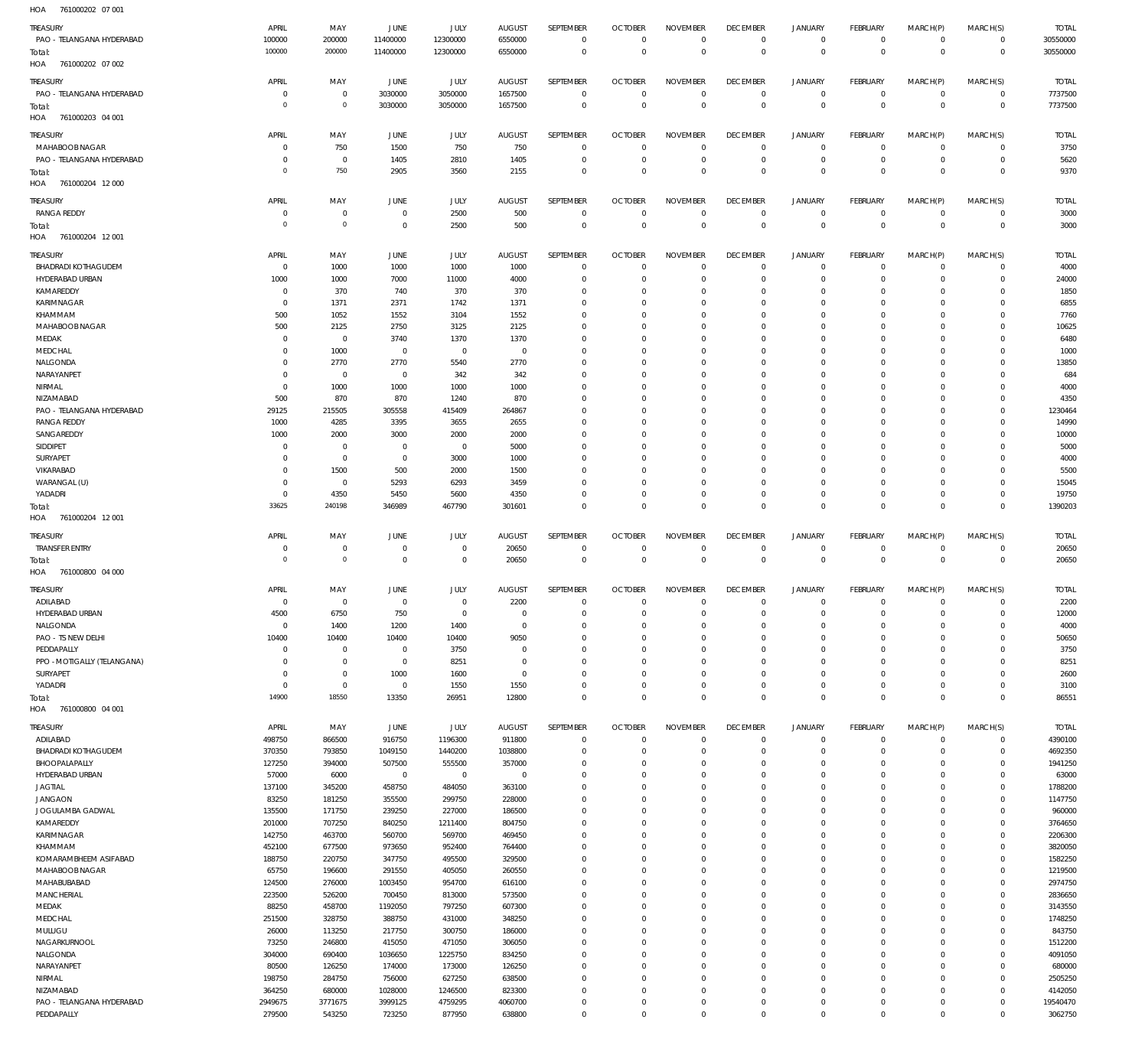HOA 761000202 07 001

| TREASURY | APRIL | MAY | JUNE | JULY | AUGUST | SEPTEMBER | OCTOBER | NOVEMBER | DECEMBER | JANUARY | FEBRUARY | MARCH(P) | MARCH(S) | TOTAL |
|---|---|---|---|---|---|---|---|---|---|---|---|---|---|---|
| PAO - TELANGANA HYDERABAD | 100000 | 200000 | 11400000 | 12300000 | 6550000 | 0 | 0 | 0 | 0 | 0 | 0 | 0 | 0 | 30550000 |
| Total: | 100000 | 200000 | 11400000 | 12300000 | 6550000 | 0 | 0 | 0 | 0 | 0 | 0 | 0 | 0 | 30550000 |

HOA 761000202 07 002

| TREASURY | APRIL | MAY | JUNE | JULY | AUGUST | SEPTEMBER | OCTOBER | NOVEMBER | DECEMBER | JANUARY | FEBRUARY | MARCH(P) | MARCH(S) | TOTAL |
|---|---|---|---|---|---|---|---|---|---|---|---|---|---|---|
| PAO - TELANGANA HYDERABAD | 0 | 0 | 3030000 | 3050000 | 1657500 | 0 | 0 | 0 | 0 | 0 | 0 | 0 | 0 | 7737500 |
| Total: | 0 | 0 | 3030000 | 3050000 | 1657500 | 0 | 0 | 0 | 0 | 0 | 0 | 0 | 0 | 7737500 |

HOA 761000203 04 001

| TREASURY | APRIL | MAY | JUNE | JULY | AUGUST | SEPTEMBER | OCTOBER | NOVEMBER | DECEMBER | JANUARY | FEBRUARY | MARCH(P) | MARCH(S) | TOTAL |
|---|---|---|---|---|---|---|---|---|---|---|---|---|---|---|
| MAHABOOBNAGAR | 0 | 750 | 1500 | 750 | 750 | 0 | 0 | 0 | 0 | 0 | 0 | 0 | 0 | 3750 |
| PAO - TELANGANA HYDERABAD | 0 | 0 | 1405 | 2810 | 1405 | 0 | 0 | 0 | 0 | 0 | 0 | 0 | 0 | 5620 |
| Total: | 0 | 750 | 2905 | 3560 | 2155 | 0 | 0 | 0 | 0 | 0 | 0 | 0 | 0 | 9370 |

HOA 761000204 12 000

| TREASURY | APRIL | MAY | JUNE | JULY | AUGUST | SEPTEMBER | OCTOBER | NOVEMBER | DECEMBER | JANUARY | FEBRUARY | MARCH(P) | MARCH(S) | TOTAL |
|---|---|---|---|---|---|---|---|---|---|---|---|---|---|---|
| RANGA REDDY | 0 | 0 | 0 | 2500 | 500 | 0 | 0 | 0 | 0 | 0 | 0 | 0 | 0 | 3000 |
| Total: | 0 | 0 | 0 | 2500 | 500 | 0 | 0 | 0 | 0 | 0 | 0 | 0 | 0 | 3000 |

HOA 761000204 12 001

| TREASURY | APRIL | MAY | JUNE | JULY | AUGUST | SEPTEMBER | OCTOBER | NOVEMBER | DECEMBER | JANUARY | FEBRUARY | MARCH(P) | MARCH(S) | TOTAL |
|---|---|---|---|---|---|---|---|---|---|---|---|---|---|---|
| BHADRADI KOTHAGUDEM | 0 | 1000 | 1000 | 1000 | 1000 | 0 | 0 | 0 | 0 | 0 | 0 | 0 | 0 | 4000 |
| HYDERABAD URBAN | 1000 | 1000 | 7000 | 11000 | 4000 | 0 | 0 | 0 | 0 | 0 | 0 | 0 | 0 | 24000 |
| KAMAREDDY | 0 | 370 | 740 | 370 | 370 | 0 | 0 | 0 | 0 | 0 | 0 | 0 | 0 | 1850 |
| KARIMNAGAR | 0 | 1371 | 2371 | 1742 | 1371 | 0 | 0 | 0 | 0 | 0 | 0 | 0 | 0 | 6855 |
| KHAMMAM | 500 | 1052 | 1552 | 3104 | 1552 | 0 | 0 | 0 | 0 | 0 | 0 | 0 | 0 | 7760 |
| MAHABOOBNAGAR | 500 | 2125 | 2750 | 3125 | 2125 | 0 | 0 | 0 | 0 | 0 | 0 | 0 | 0 | 10625 |
| MEDAK | 0 | 0 | 3740 | 1370 | 1370 | 0 | 0 | 0 | 0 | 0 | 0 | 0 | 0 | 6480 |
| MEDCHAL | 0 | 1000 | 0 | 0 | 0 | 0 | 0 | 0 | 0 | 0 | 0 | 0 | 0 | 1000 |
| NALGONDA | 0 | 2770 | 2770 | 5540 | 2770 | 0 | 0 | 0 | 0 | 0 | 0 | 0 | 0 | 13850 |
| NARAYANPET | 0 | 0 | 0 | 342 | 342 | 0 | 0 | 0 | 0 | 0 | 0 | 0 | 0 | 684 |
| NIRMAL | 0 | 1000 | 1000 | 1000 | 1000 | 0 | 0 | 0 | 0 | 0 | 0 | 0 | 0 | 4000 |
| NIZAMABAD | 500 | 870 | 870 | 1240 | 870 | 0 | 0 | 0 | 0 | 0 | 0 | 0 | 0 | 4350 |
| PAO - TELANGANA HYDERABAD | 29125 | 215505 | 305558 | 415409 | 264867 | 0 | 0 | 0 | 0 | 0 | 0 | 0 | 0 | 1230464 |
| RANGA REDDY | 1000 | 4285 | 3395 | 3655 | 2655 | 0 | 0 | 0 | 0 | 0 | 0 | 0 | 0 | 14990 |
| SANGAREDDY | 1000 | 2000 | 3000 | 2000 | 2000 | 0 | 0 | 0 | 0 | 0 | 0 | 0 | 0 | 10000 |
| SIDDIPET | 0 | 0 | 0 | 0 | 5000 | 0 | 0 | 0 | 0 | 0 | 0 | 0 | 0 | 5000 |
| SURYAPET | 0 | 0 | 0 | 3000 | 1000 | 0 | 0 | 0 | 0 | 0 | 0 | 0 | 0 | 4000 |
| VIKARABAD | 0 | 1500 | 500 | 2000 | 1500 | 0 | 0 | 0 | 0 | 0 | 0 | 0 | 0 | 5500 |
| WARANGAL (U) | 0 | 0 | 5293 | 6293 | 3459 | 0 | 0 | 0 | 0 | 0 | 0 | 0 | 0 | 15045 |
| YADADRI | 0 | 4350 | 5450 | 5600 | 4350 | 0 | 0 | 0 | 0 | 0 | 0 | 0 | 0 | 19750 |
| Total: | 33625 | 240198 | 346989 | 467790 | 301601 | 0 | 0 | 0 | 0 | 0 | 0 | 0 | 0 | 1390203 |

HOA 761000204 12 001

| TREASURY | APRIL | MAY | JUNE | JULY | AUGUST | SEPTEMBER | OCTOBER | NOVEMBER | DECEMBER | JANUARY | FEBRUARY | MARCH(P) | MARCH(S) | TOTAL |
|---|---|---|---|---|---|---|---|---|---|---|---|---|---|---|
| TRANSFER ENTRY | 0 | 0 | 0 | 0 | 20650 | 0 | 0 | 0 | 0 | 0 | 0 | 0 | 0 | 20650 |
| Total: | 0 | 0 | 0 | 0 | 20650 | 0 | 0 | 0 | 0 | 0 | 0 | 0 | 0 | 20650 |

HOA 761000800 04 000

| TREASURY | APRIL | MAY | JUNE | JULY | AUGUST | SEPTEMBER | OCTOBER | NOVEMBER | DECEMBER | JANUARY | FEBRUARY | MARCH(P) | MARCH(S) | TOTAL |
|---|---|---|---|---|---|---|---|---|---|---|---|---|---|---|
| ADILABAD | 0 | 0 | 0 | 0 | 2200 | 0 | 0 | 0 | 0 | 0 | 0 | 0 | 0 | 2200 |
| HYDERABAD URBAN | 4500 | 6750 | 750 | 0 | 0 | 0 | 0 | 0 | 0 | 0 | 0 | 0 | 0 | 12000 |
| NALGONDA | 0 | 1400 | 1200 | 1400 | 0 | 0 | 0 | 0 | 0 | 0 | 0 | 0 | 0 | 4000 |
| PAO - TS NEW DELHI | 10400 | 10400 | 10400 | 10400 | 9050 | 0 | 0 | 0 | 0 | 0 | 0 | 0 | 0 | 50650 |
| PEDDAPALLY | 0 | 0 | 0 | 3750 | 0 | 0 | 0 | 0 | 0 | 0 | 0 | 0 | 0 | 3750 |
| PPO - MOTIGALLY (TELANGANA) | 0 | 0 | 0 | 8251 | 0 | 0 | 0 | 0 | 0 | 0 | 0 | 0 | 0 | 8251 |
| SURYAPET | 0 | 0 | 1000 | 1600 | 0 | 0 | 0 | 0 | 0 | 0 | 0 | 0 | 0 | 2600 |
| YADADRI | 0 | 0 | 0 | 1550 | 1550 | 0 | 0 | 0 | 0 | 0 | 0 | 0 | 0 | 3100 |
| Total: | 14900 | 18550 | 13350 | 26951 | 12800 | 0 | 0 | 0 | 0 | 0 | 0 | 0 | 0 | 86551 |

HOA 761000800 04 001

| TREASURY | APRIL | MAY | JUNE | JULY | AUGUST | SEPTEMBER | OCTOBER | NOVEMBER | DECEMBER | JANUARY | FEBRUARY | MARCH(P) | MARCH(S) | TOTAL |
|---|---|---|---|---|---|---|---|---|---|---|---|---|---|---|
| ADILABAD | 498750 | 866500 | 916750 | 1196300 | 911800 | 0 | 0 | 0 | 0 | 0 | 0 | 0 | 0 | 4390100 |
| BHADRADI KOTHAGUDEM | 370350 | 793850 | 1049150 | 1440200 | 1038800 | 0 | 0 | 0 | 0 | 0 | 0 | 0 | 0 | 4692350 |
| BHOOPALAPALLY | 127250 | 394000 | 507500 | 555500 | 357000 | 0 | 0 | 0 | 0 | 0 | 0 | 0 | 0 | 1941250 |
| HYDERABAD URBAN | 57000 | 6000 | 0 | 0 | 0 | 0 | 0 | 0 | 0 | 0 | 0 | 0 | 0 | 63000 |
| JAGTIAL | 137100 | 345200 | 458750 | 484050 | 363100 | 0 | 0 | 0 | 0 | 0 | 0 | 0 | 0 | 1788200 |
| JANGAON | 83250 | 181250 | 355500 | 299750 | 228000 | 0 | 0 | 0 | 0 | 0 | 0 | 0 | 0 | 1147750 |
| JOGULAMBA GADWAL | 135500 | 171750 | 239250 | 227000 | 186500 | 0 | 0 | 0 | 0 | 0 | 0 | 0 | 0 | 960000 |
| KAMAREDDY | 201000 | 707250 | 840250 | 1211400 | 804750 | 0 | 0 | 0 | 0 | 0 | 0 | 0 | 0 | 3764650 |
| KARIMNAGAR | 142750 | 463700 | 560700 | 569700 | 469450 | 0 | 0 | 0 | 0 | 0 | 0 | 0 | 0 | 2206300 |
| KHAMMAM | 452100 | 677500 | 973650 | 952400 | 764400 | 0 | 0 | 0 | 0 | 0 | 0 | 0 | 0 | 3820050 |
| KOMARAMBHEEM ASIFABAD | 188750 | 220750 | 347750 | 495500 | 329500 | 0 | 0 | 0 | 0 | 0 | 0 | 0 | 0 | 1582250 |
| MAHABOOBNAGAR | 65750 | 196600 | 291550 | 405050 | 260550 | 0 | 0 | 0 | 0 | 0 | 0 | 0 | 0 | 1219500 |
| MAHABUBABAD | 124500 | 276000 | 1003450 | 954700 | 616100 | 0 | 0 | 0 | 0 | 0 | 0 | 0 | 0 | 2974750 |
| MANCHERIAL | 223500 | 526200 | 700450 | 813000 | 573500 | 0 | 0 | 0 | 0 | 0 | 0 | 0 | 0 | 2836650 |
| MEDAK | 88250 | 458700 | 1192050 | 797250 | 607300 | 0 | 0 | 0 | 0 | 0 | 0 | 0 | 0 | 3143550 |
| MEDCHAL | 251500 | 328750 | 388750 | 431000 | 348250 | 0 | 0 | 0 | 0 | 0 | 0 | 0 | 0 | 1748250 |
| MULUGU | 26000 | 113250 | 217750 | 300750 | 186000 | 0 | 0 | 0 | 0 | 0 | 0 | 0 | 0 | 843750 |
| NAGARKURNOOL | 73250 | 246800 | 415050 | 471050 | 306050 | 0 | 0 | 0 | 0 | 0 | 0 | 0 | 0 | 1512200 |
| NALGONDA | 304000 | 690400 | 1036650 | 1225750 | 834250 | 0 | 0 | 0 | 0 | 0 | 0 | 0 | 0 | 4091050 |
| NARAYANPET | 80500 | 126250 | 174000 | 173000 | 126250 | 0 | 0 | 0 | 0 | 0 | 0 | 0 | 0 | 680000 |
| NIRMAL | 198750 | 284750 | 756000 | 627250 | 638500 | 0 | 0 | 0 | 0 | 0 | 0 | 0 | 0 | 2505250 |
| NIZAMABAD | 364250 | 680000 | 1028000 | 1246500 | 823300 | 0 | 0 | 0 | 0 | 0 | 0 | 0 | 0 | 4142050 |
| PAO - TELANGANA HYDERABAD | 2949675 | 3771675 | 3999125 | 4759295 | 4060700 | 0 | 0 | 0 | 0 | 0 | 0 | 0 | 0 | 19540470 |
| PEDDAPALLY | 279500 | 543250 | 723250 | 877950 | 638800 | 0 | 0 | 0 | 0 | 0 | 0 | 0 | 0 | 3062750 |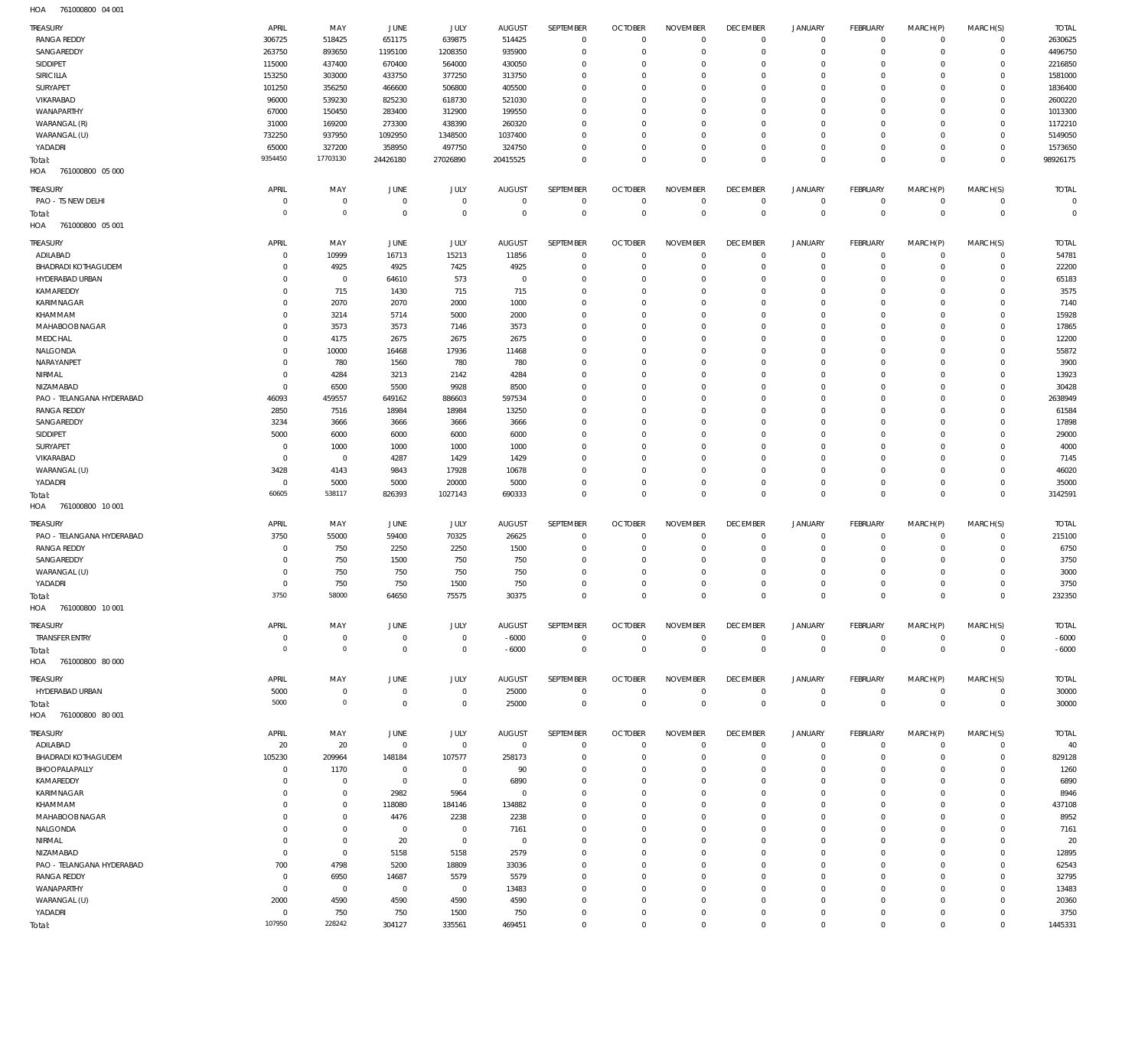HOA 761000800 04 001

| TREASURY | APRIL | MAY | JUNE | JULY | AUGUST | SEPTEMBER | OCTOBER | NOVEMBER | DECEMBER | JANUARY | FEBRUARY | MARCH(P) | MARCH(S) | TOTAL |
|---|---|---|---|---|---|---|---|---|---|---|---|---|---|---|
| RANGA REDDY | 306725 | 518425 | 651175 | 639875 | 514425 | 0 | 0 | 0 | 0 | 0 | 0 | 0 | 0 | 2630625 |
| SANGAREDDY | 263750 | 893650 | 1195100 | 1208350 | 935900 | 0 | 0 | 0 | 0 | 0 | 0 | 0 | 0 | 4496750 |
| SIDDIPET | 115000 | 437400 | 670400 | 564000 | 430050 | 0 | 0 | 0 | 0 | 0 | 0 | 0 | 0 | 2216850 |
| SIRICILLA | 153250 | 303000 | 433750 | 377250 | 313750 | 0 | 0 | 0 | 0 | 0 | 0 | 0 | 0 | 1581000 |
| SURYAPET | 101250 | 356250 | 466600 | 506800 | 405500 | 0 | 0 | 0 | 0 | 0 | 0 | 0 | 0 | 1836400 |
| VIKARABAD | 96000 | 539230 | 825230 | 618730 | 521030 | 0 | 0 | 0 | 0 | 0 | 0 | 0 | 0 | 2600220 |
| WANAPARTHY | 67000 | 150450 | 283400 | 312900 | 199550 | 0 | 0 | 0 | 0 | 0 | 0 | 0 | 0 | 1013300 |
| WARANGAL (R) | 31000 | 169200 | 273300 | 438390 | 260320 | 0 | 0 | 0 | 0 | 0 | 0 | 0 | 0 | 1172210 |
| WARANGAL (U) | 732250 | 937950 | 1092950 | 1348500 | 1037400 | 0 | 0 | 0 | 0 | 0 | 0 | 0 | 0 | 5149050 |
| YADADRI | 65000 | 327200 | 358950 | 497750 | 324750 | 0 | 0 | 0 | 0 | 0 | 0 | 0 | 0 | 1573650 |
| Total: | 9354450 | 17703130 | 24426180 | 27026890 | 20415525 | 0 | 0 | 0 | 0 | 0 | 0 | 0 | 0 | 98926175 |

HOA 761000800 05 000

| TREASURY | APRIL | MAY | JUNE | JULY | AUGUST | SEPTEMBER | OCTOBER | NOVEMBER | DECEMBER | JANUARY | FEBRUARY | MARCH(P) | MARCH(S) | TOTAL |
|---|---|---|---|---|---|---|---|---|---|---|---|---|---|---|
| PAO - TS NEW DELHI | 0 | 0 | 0 | 0 | 0 | 0 | 0 | 0 | 0 | 0 | 0 | 0 | 0 | 0 |
| Total: | 0 | 0 | 0 | 0 | 0 | 0 | 0 | 0 | 0 | 0 | 0 | 0 | 0 | 0 |

HOA 761000800 05 001

| TREASURY | APRIL | MAY | JUNE | JULY | AUGUST | SEPTEMBER | OCTOBER | NOVEMBER | DECEMBER | JANUARY | FEBRUARY | MARCH(P) | MARCH(S) | TOTAL |
|---|---|---|---|---|---|---|---|---|---|---|---|---|---|---|
| ADILABAD | 0 | 10999 | 16713 | 15213 | 11856 | 0 | 0 | 0 | 0 | 0 | 0 | 0 | 0 | 54781 |
| BHADRADI KOTHAGUDEM | 0 | 4925 | 4925 | 7425 | 4925 | 0 | 0 | 0 | 0 | 0 | 0 | 0 | 0 | 22200 |
| HYDERABAD URBAN | 0 | 0 | 64610 | 573 | 0 | 0 | 0 | 0 | 0 | 0 | 0 | 0 | 0 | 65183 |
| KAMAREDDY | 0 | 715 | 1430 | 715 | 715 | 0 | 0 | 0 | 0 | 0 | 0 | 0 | 0 | 3575 |
| KARIMNAGAR | 0 | 2070 | 2070 | 2000 | 1000 | 0 | 0 | 0 | 0 | 0 | 0 | 0 | 0 | 7140 |
| KHAMMAM | 0 | 3214 | 5714 | 5000 | 2000 | 0 | 0 | 0 | 0 | 0 | 0 | 0 | 0 | 15928 |
| MAHABOOB NAGAR | 0 | 3573 | 3573 | 7146 | 3573 | 0 | 0 | 0 | 0 | 0 | 0 | 0 | 0 | 17865 |
| MEDCHAL | 0 | 4175 | 2675 | 2675 | 2675 | 0 | 0 | 0 | 0 | 0 | 0 | 0 | 0 | 12200 |
| NALGONDA | 0 | 10000 | 16468 | 17936 | 11468 | 0 | 0 | 0 | 0 | 0 | 0 | 0 | 0 | 55872 |
| NARAYANPET | 0 | 780 | 1560 | 780 | 780 | 0 | 0 | 0 | 0 | 0 | 0 | 0 | 0 | 3900 |
| NIRMAL | 0 | 4284 | 3213 | 2142 | 4284 | 0 | 0 | 0 | 0 | 0 | 0 | 0 | 0 | 13923 |
| NIZAMABAD | 0 | 6500 | 5500 | 9928 | 8500 | 0 | 0 | 0 | 0 | 0 | 0 | 0 | 0 | 30428 |
| PAO - TELANGANA HYDERABAD | 46093 | 459557 | 649162 | 886603 | 597534 | 0 | 0 | 0 | 0 | 0 | 0 | 0 | 0 | 2638949 |
| RANGA REDDY | 2850 | 7516 | 18984 | 18984 | 13250 | 0 | 0 | 0 | 0 | 0 | 0 | 0 | 0 | 61584 |
| SANGAREDDY | 3234 | 3666 | 3666 | 3666 | 3666 | 0 | 0 | 0 | 0 | 0 | 0 | 0 | 0 | 17898 |
| SIDDIPET | 5000 | 6000 | 6000 | 6000 | 6000 | 0 | 0 | 0 | 0 | 0 | 0 | 0 | 0 | 29000 |
| SURYAPET | 0 | 1000 | 1000 | 1000 | 1000 | 0 | 0 | 0 | 0 | 0 | 0 | 0 | 0 | 4000 |
| VIKARABAD | 0 | 0 | 4287 | 1429 | 1429 | 0 | 0 | 0 | 0 | 0 | 0 | 0 | 0 | 7145 |
| WARANGAL (U) | 3428 | 4143 | 9843 | 17928 | 10678 | 0 | 0 | 0 | 0 | 0 | 0 | 0 | 0 | 46020 |
| YADADRI | 0 | 5000 | 5000 | 20000 | 5000 | 0 | 0 | 0 | 0 | 0 | 0 | 0 | 0 | 35000 |
| Total: | 60605 | 538117 | 826393 | 1027143 | 690333 | 0 | 0 | 0 | 0 | 0 | 0 | 0 | 0 | 3142591 |

HOA 761000800 10 001

| TREASURY | APRIL | MAY | JUNE | JULY | AUGUST | SEPTEMBER | OCTOBER | NOVEMBER | DECEMBER | JANUARY | FEBRUARY | MARCH(P) | MARCH(S) | TOTAL |
|---|---|---|---|---|---|---|---|---|---|---|---|---|---|---|
| PAO - TELANGANA HYDERABAD | 3750 | 55000 | 59400 | 70325 | 26625 | 0 | 0 | 0 | 0 | 0 | 0 | 0 | 0 | 215100 |
| RANGA REDDY | 0 | 750 | 2250 | 2250 | 1500 | 0 | 0 | 0 | 0 | 0 | 0 | 0 | 0 | 6750 |
| SANGAREDDY | 0 | 750 | 1500 | 750 | 750 | 0 | 0 | 0 | 0 | 0 | 0 | 0 | 0 | 3750 |
| WARANGAL (U) | 0 | 750 | 750 | 750 | 750 | 0 | 0 | 0 | 0 | 0 | 0 | 0 | 0 | 3000 |
| YADADRI | 0 | 750 | 750 | 1500 | 750 | 0 | 0 | 0 | 0 | 0 | 0 | 0 | 0 | 3750 |
| Total: | 3750 | 58000 | 64650 | 75575 | 30375 | 0 | 0 | 0 | 0 | 0 | 0 | 0 | 0 | 232350 |

HOA 761000800 10 001

| TREASURY | APRIL | MAY | JUNE | JULY | AUGUST | SEPTEMBER | OCTOBER | NOVEMBER | DECEMBER | JANUARY | FEBRUARY | MARCH(P) | MARCH(S) | TOTAL |
|---|---|---|---|---|---|---|---|---|---|---|---|---|---|---|
| TRANSFER ENTRY | 0 | 0 | 0 | 0 | - 6000 | 0 | 0 | 0 | 0 | 0 | 0 | 0 | 0 | - 6000 |
| Total: | 0 | 0 | 0 | 0 | - 6000 | 0 | 0 | 0 | 0 | 0 | 0 | 0 | 0 | - 6000 |

HOA 761000800 80 000

| TREASURY | APRIL | MAY | JUNE | JULY | AUGUST | SEPTEMBER | OCTOBER | NOVEMBER | DECEMBER | JANUARY | FEBRUARY | MARCH(P) | MARCH(S) | TOTAL |
|---|---|---|---|---|---|---|---|---|---|---|---|---|---|---|
| HYDERABAD URBAN | 5000 | 0 | 0 | 0 | 25000 | 0 | 0 | 0 | 0 | 0 | 0 | 0 | 0 | 30000 |
| Total: | 5000 | 0 | 0 | 0 | 25000 | 0 | 0 | 0 | 0 | 0 | 0 | 0 | 0 | 30000 |

HOA 761000800 80 001

| TREASURY | APRIL | MAY | JUNE | JULY | AUGUST | SEPTEMBER | OCTOBER | NOVEMBER | DECEMBER | JANUARY | FEBRUARY | MARCH(P) | MARCH(S) | TOTAL |
|---|---|---|---|---|---|---|---|---|---|---|---|---|---|---|
| ADILABAD | 20 | 20 | 0 | 0 | 0 | 0 | 0 | 0 | 0 | 0 | 0 | 0 | 0 | 40 |
| BHADRADI KOTHAGUDEM | 105230 | 209964 | 148184 | 107577 | 258173 | 0 | 0 | 0 | 0 | 0 | 0 | 0 | 0 | 829128 |
| BHOOPALAPALLY | 0 | 1170 | 0 | 0 | 90 | 0 | 0 | 0 | 0 | 0 | 0 | 0 | 0 | 1260 |
| KAMAREDDY | 0 | 0 | 0 | 0 | 6890 | 0 | 0 | 0 | 0 | 0 | 0 | 0 | 0 | 6890 |
| KARIMNAGAR | 0 | 0 | 2982 | 5964 | 0 | 0 | 0 | 0 | 0 | 0 | 0 | 0 | 0 | 8946 |
| KHAMMAM | 0 | 0 | 118080 | 184146 | 134882 | 0 | 0 | 0 | 0 | 0 | 0 | 0 | 0 | 437108 |
| MAHABOOB NAGAR | 0 | 0 | 4476 | 2238 | 2238 | 0 | 0 | 0 | 0 | 0 | 0 | 0 | 0 | 8952 |
| NALGONDA | 0 | 0 | 0 | 0 | 7161 | 0 | 0 | 0 | 0 | 0 | 0 | 0 | 0 | 7161 |
| NIRMAL | 0 | 0 | 20 | 0 | 0 | 0 | 0 | 0 | 0 | 0 | 0 | 0 | 0 | 20 |
| NIZAMABAD | 0 | 0 | 5158 | 5158 | 2579 | 0 | 0 | 0 | 0 | 0 | 0 | 0 | 0 | 12895 |
| PAO - TELANGANA HYDERABAD | 700 | 4798 | 5200 | 18809 | 33036 | 0 | 0 | 0 | 0 | 0 | 0 | 0 | 0 | 62543 |
| RANGA REDDY | 0 | 6950 | 14687 | 5579 | 5579 | 0 | 0 | 0 | 0 | 0 | 0 | 0 | 0 | 32795 |
| WANAPARTHY | 0 | 0 | 0 | 0 | 13483 | 0 | 0 | 0 | 0 | 0 | 0 | 0 | 0 | 13483 |
| WARANGAL (U) | 2000 | 4590 | 4590 | 4590 | 4590 | 0 | 0 | 0 | 0 | 0 | 0 | 0 | 0 | 20360 |
| YADADRI | 0 | 750 | 750 | 1500 | 750 | 0 | 0 | 0 | 0 | 0 | 0 | 0 | 0 | 3750 |
| Total: | 107950 | 228242 | 304127 | 335561 | 469451 | 0 | 0 | 0 | 0 | 0 | 0 | 0 | 0 | 1445331 |